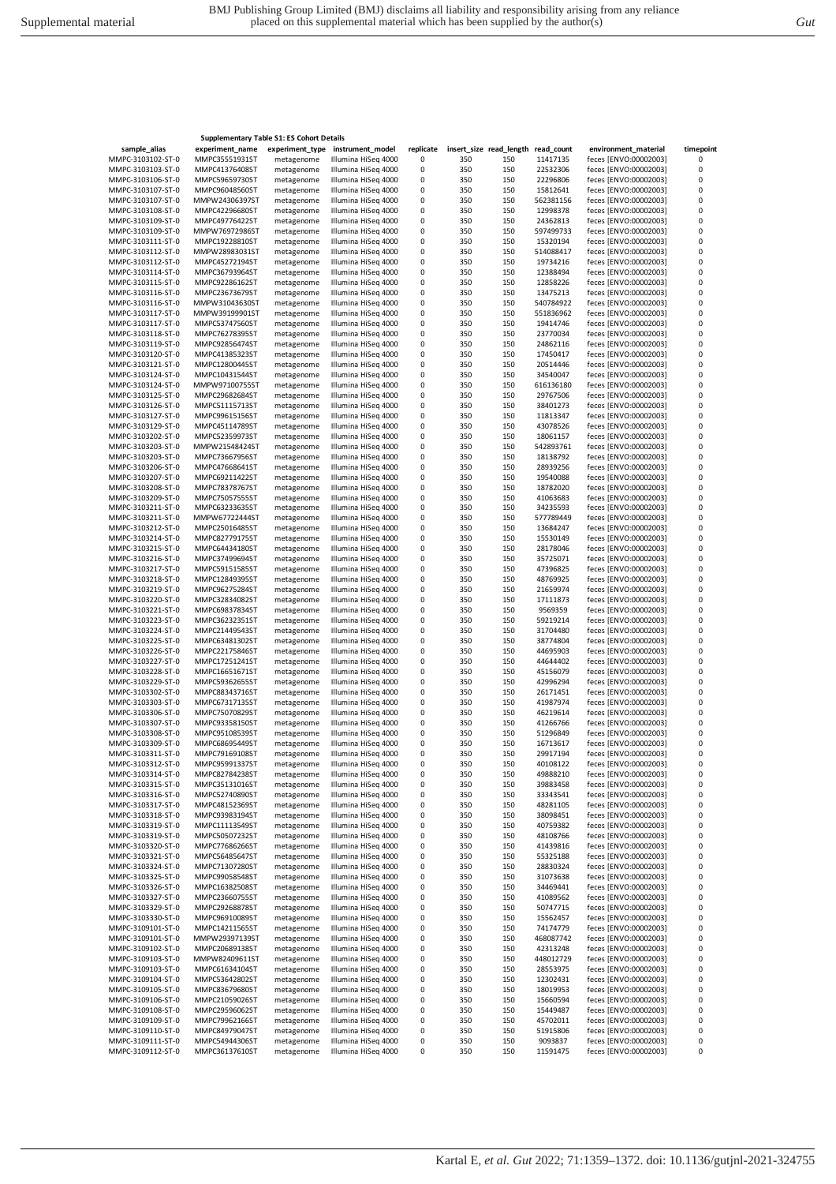**Supplementary Table S1: ES Cohort Details**

| sample_alias | experiment_name | experiment_type | instrument_model | replicate | insert_size | read_length | read_count | environment_material | timepoint |
|---|---|---|---|---|---|---|---|---|---|
| MMPC-3103102-ST-0 | MMPC35551931ST | metagenome | Illumina HiSeq 4000 | 0 | 350 | 150 | 11417135 | feces [ENVO:00002003] | 0 |
| MMPC-3103103-ST-0 | MMPC41376408ST | metagenome | Illumina HiSeq 4000 | 0 | 350 | 150 | 22532306 | feces [ENVO:00002003] | 0 |
| MMPC-3103106-ST-0 | MMPC59659730ST | metagenome | Illumina HiSeq 4000 | 0 | 350 | 150 | 22296806 | feces [ENVO:00002003] | 0 |
| MMPC-3103107-ST-0 | MMPC96048560ST | metagenome | Illumina HiSeq 4000 | 0 | 350 | 150 | 15812641 | feces [ENVO:00002003] | 0 |
| MMPC-3103107-ST-0 | MMPW24306397ST | metagenome | Illumina HiSeq 4000 | 0 | 350 | 150 | 562381156 | feces [ENVO:00002003] | 0 |
| MMPC-3103108-ST-0 | MMPC42296680ST | metagenome | Illumina HiSeq 4000 | 0 | 350 | 150 | 12998378 | feces [ENVO:00002003] | 0 |
| MMPC-3103109-ST-0 | MMPC49776422ST | metagenome | Illumina HiSeq 4000 | 0 | 350 | 150 | 24362813 | feces [ENVO:00002003] | 0 |
| MMPC-3103109-ST-0 | MMPW76972986ST | metagenome | Illumina HiSeq 4000 | 0 | 350 | 150 | 597499733 | feces [ENVO:00002003] | 0 |
| MMPC-3103111-ST-0 | MMPC19228810ST | metagenome | Illumina HiSeq 4000 | 0 | 350 | 150 | 15320194 | feces [ENVO:00002003] | 0 |
| MMPC-3103112-ST-0 | MMPW28983031ST | metagenome | Illumina HiSeq 4000 | 0 | 350 | 150 | 514088417 | feces [ENVO:00002003] | 0 |
| MMPC-3103112-ST-0 | MMPC45272194ST | metagenome | Illumina HiSeq 4000 | 0 | 350 | 150 | 19734216 | feces [ENVO:00002003] | 0 |
| MMPC-3103114-ST-0 | MMPC36793964ST | metagenome | Illumina HiSeq 4000 | 0 | 350 | 150 | 12388494 | feces [ENVO:00002003] | 0 |
| MMPC-3103115-ST-0 | MMPC92286162ST | metagenome | Illumina HiSeq 4000 | 0 | 350 | 150 | 12858226 | feces [ENVO:00002003] | 0 |
| MMPC-3103116-ST-0 | MMPC23673679ST | metagenome | Illumina HiSeq 4000 | 0 | 350 | 150 | 13475213 | feces [ENVO:00002003] | 0 |
| MMPC-3103116-ST-0 | MMPW31043630ST | metagenome | Illumina HiSeq 4000 | 0 | 350 | 150 | 540784922 | feces [ENVO:00002003] | 0 |
| MMPC-3103117-ST-0 | MMPW39199901ST | metagenome | Illumina HiSeq 4000 | 0 | 350 | 150 | 551836962 | feces [ENVO:00002003] | 0 |
| MMPC-3103117-ST-0 | MMPC53747560ST | metagenome | Illumina HiSeq 4000 | 0 | 350 | 150 | 19414746 | feces [ENVO:00002003] | 0 |
| MMPC-3103118-ST-0 | MMPC76278395ST | metagenome | Illumina HiSeq 4000 | 0 | 350 | 150 | 23770034 | feces [ENVO:00002003] | 0 |
| MMPC-3103119-ST-0 | MMPC92856474ST | metagenome | Illumina HiSeq 4000 | 0 | 350 | 150 | 24862116 | feces [ENVO:00002003] | 0 |
| MMPC-3103120-ST-0 | MMPC41385323ST | metagenome | Illumina HiSeq 4000 | 0 | 350 | 150 | 17450417 | feces [ENVO:00002003] | 0 |
| MMPC-3103121-ST-0 | MMPC12800445ST | metagenome | Illumina HiSeq 4000 | 0 | 350 | 150 | 20514446 | feces [ENVO:00002003] | 0 |
| MMPC-3103124-ST-0 | MMPC10431544ST | metagenome | Illumina HiSeq 4000 | 0 | 350 | 150 | 34540047 | feces [ENVO:00002003] | 0 |
| MMPC-3103124-ST-0 | MMPW97100755ST | metagenome | Illumina HiSeq 4000 | 0 | 350 | 150 | 616136180 | feces [ENVO:00002003] | 0 |
| MMPC-3103125-ST-0 | MMPC29682684ST | metagenome | Illumina HiSeq 4000 | 0 | 350 | 150 | 29767506 | feces [ENVO:00002003] | 0 |
| MMPC-3103126-ST-0 | MMPC51115713ST | metagenome | Illumina HiSeq 4000 | 0 | 350 | 150 | 38401273 | feces [ENVO:00002003] | 0 |
| MMPC-3103127-ST-0 | MMPC99615156ST | metagenome | Illumina HiSeq 4000 | 0 | 350 | 150 | 11813347 | feces [ENVO:00002003] | 0 |
| MMPC-3103129-ST-0 | MMPC45114789ST | metagenome | Illumina HiSeq 4000 | 0 | 350 | 150 | 43078526 | feces [ENVO:00002003] | 0 |
| MMPC-3103202-ST-0 | MMPC52359973ST | metagenome | Illumina HiSeq 4000 | 0 | 350 | 150 | 18061157 | feces [ENVO:00002003] | 0 |
| MMPC-3103203-ST-0 | MMPW21548424ST | metagenome | Illumina HiSeq 4000 | 0 | 350 | 150 | 542893761 | feces [ENVO:00002003] | 0 |
| MMPC-3103203-ST-0 | MMPC73667956ST | metagenome | Illumina HiSeq 4000 | 0 | 350 | 150 | 18138792 | feces [ENVO:00002003] | 0 |
| MMPC-3103206-ST-0 | MMPC47668641ST | metagenome | Illumina HiSeq 4000 | 0 | 350 | 150 | 28939256 | feces [ENVO:00002003] | 0 |
| MMPC-3103207-ST-0 | MMPC69211422ST | metagenome | Illumina HiSeq 4000 | 0 | 350 | 150 | 19540088 | feces [ENVO:00002003] | 0 |
| MMPC-3103208-ST-0 | MMPC78378767ST | metagenome | Illumina HiSeq 4000 | 0 | 350 | 150 | 18782020 | feces [ENVO:00002003] | 0 |
| MMPC-3103209-ST-0 | MMPC75057555ST | metagenome | Illumina HiSeq 4000 | 0 | 350 | 150 | 41063683 | feces [ENVO:00002003] | 0 |
| MMPC-3103211-ST-0 | MMPC63233635ST | metagenome | Illumina HiSeq 4000 | 0 | 350 | 150 | 34235593 | feces [ENVO:00002003] | 0 |
| MMPC-3103211-ST-0 | MMPW67722444ST | metagenome | Illumina HiSeq 4000 | 0 | 350 | 150 | 577789449 | feces [ENVO:00002003] | 0 |
| MMPC-3103212-ST-0 | MMPC25016485ST | metagenome | Illumina HiSeq 4000 | 0 | 350 | 150 | 13684247 | feces [ENVO:00002003] | 0 |
| MMPC-3103214-ST-0 | MMPC82779175ST | metagenome | Illumina HiSeq 4000 | 0 | 350 | 150 | 15530149 | feces [ENVO:00002003] | 0 |
| MMPC-3103215-ST-0 | MMPC64434180ST | metagenome | Illumina HiSeq 4000 | 0 | 350 | 150 | 28178046 | feces [ENVO:00002003] | 0 |
| MMPC-3103216-ST-0 | MMPC37499694ST | metagenome | Illumina HiSeq 4000 | 0 | 350 | 150 | 35725071 | feces [ENVO:00002003] | 0 |
| MMPC-3103217-ST-0 | MMPC59151585ST | metagenome | Illumina HiSeq 4000 | 0 | 350 | 150 | 47396825 | feces [ENVO:00002003] | 0 |
| MMPC-3103218-ST-0 | MMPC12849395ST | metagenome | Illumina HiSeq 4000 | 0 | 350 | 150 | 48769925 | feces [ENVO:00002003] | 0 |
| MMPC-3103219-ST-0 | MMPC96275284ST | metagenome | Illumina HiSeq 4000 | 0 | 350 | 150 | 21659974 | feces [ENVO:00002003] | 0 |
| MMPC-3103220-ST-0 | MMPC32834082ST | metagenome | Illumina HiSeq 4000 | 0 | 350 | 150 | 17111873 | feces [ENVO:00002003] | 0 |
| MMPC-3103221-ST-0 | MMPC69837834ST | metagenome | Illumina HiSeq 4000 | 0 | 350 | 150 | 9569359 | feces [ENVO:00002003] | 0 |
| MMPC-3103223-ST-0 | MMPC36232351ST | metagenome | Illumina HiSeq 4000 | 0 | 350 | 150 | 59219214 | feces [ENVO:00002003] | 0 |
| MMPC-3103224-ST-0 | MMPC21449543ST | metagenome | Illumina HiSeq 4000 | 0 | 350 | 150 | 31704480 | feces [ENVO:00002003] | 0 |
| MMPC-3103225-ST-0 | MMPC63481302ST | metagenome | Illumina HiSeq 4000 | 0 | 350 | 150 | 38774804 | feces [ENVO:00002003] | 0 |
| MMPC-3103226-ST-0 | MMPC22175846ST | metagenome | Illumina HiSeq 4000 | 0 | 350 | 150 | 44695903 | feces [ENVO:00002003] | 0 |
| MMPC-3103227-ST-0 | MMPC17251241ST | metagenome | Illumina HiSeq 4000 | 0 | 350 | 150 | 44644402 | feces [ENVO:00002003] | 0 |
| MMPC-3103228-ST-0 | MMPC16651671ST | metagenome | Illumina HiSeq 4000 | 0 | 350 | 150 | 45156079 | feces [ENVO:00002003] | 0 |
| MMPC-3103229-ST-0 | MMPC59362655ST | metagenome | Illumina HiSeq 4000 | 0 | 350 | 150 | 42996294 | feces [ENVO:00002003] | 0 |
| MMPC-3103302-ST-0 | MMPC88343716ST | metagenome | Illumina HiSeq 4000 | 0 | 350 | 150 | 26171451 | feces [ENVO:00002003] | 0 |
| MMPC-3103303-ST-0 | MMPC67317135ST | metagenome | Illumina HiSeq 4000 | 0 | 350 | 150 | 41987974 | feces [ENVO:00002003] | 0 |
| MMPC-3103306-ST-0 | MMPC75070829ST | metagenome | Illumina HiSeq 4000 | 0 | 350 | 150 | 46219614 | feces [ENVO:00002003] | 0 |
| MMPC-3103307-ST-0 | MMPC93358150ST | metagenome | Illumina HiSeq 4000 | 0 | 350 | 150 | 41266766 | feces [ENVO:00002003] | 0 |
| MMPC-3103308-ST-0 | MMPC95108539ST | metagenome | Illumina HiSeq 4000 | 0 | 350 | 150 | 51296849 | feces [ENVO:00002003] | 0 |
| MMPC-3103309-ST-0 | MMPC68695449ST | metagenome | Illumina HiSeq 4000 | 0 | 350 | 150 | 16713617 | feces [ENVO:00002003] | 0 |
| MMPC-3103311-ST-0 | MMPC79169108ST | metagenome | Illumina HiSeq 4000 | 0 | 350 | 150 | 29917194 | feces [ENVO:00002003] | 0 |
| MMPC-3103312-ST-0 | MMPC95991337ST | metagenome | Illumina HiSeq 4000 | 0 | 350 | 150 | 40108122 | feces [ENVO:00002003] | 0 |
| MMPC-3103314-ST-0 | MMPC82784238ST | metagenome | Illumina HiSeq 4000 | 0 | 350 | 150 | 49888210 | feces [ENVO:00002003] | 0 |
| MMPC-3103315-ST-0 | MMPC35131016ST | metagenome | Illumina HiSeq 4000 | 0 | 350 | 150 | 39883458 | feces [ENVO:00002003] | 0 |
| MMPC-3103316-ST-0 | MMPC52740890ST | metagenome | Illumina HiSeq 4000 | 0 | 350 | 150 | 33343541 | feces [ENVO:00002003] | 0 |
| MMPC-3103317-ST-0 | MMPC48152369ST | metagenome | Illumina HiSeq 4000 | 0 | 350 | 150 | 48281105 | feces [ENVO:00002003] | 0 |
| MMPC-3103318-ST-0 | MMPC93983194ST | metagenome | Illumina HiSeq 4000 | 0 | 350 | 150 | 38098451 | feces [ENVO:00002003] | 0 |
| MMPC-3103319-ST-0 | MMPC11113549ST | metagenome | Illumina HiSeq 4000 | 0 | 350 | 150 | 40759382 | feces [ENVO:00002003] | 0 |
| MMPC-3103319-ST-0 | MMPC50507232ST | metagenome | Illumina HiSeq 4000 | 0 | 350 | 150 | 48108766 | feces [ENVO:00002003] | 0 |
| MMPC-3103320-ST-0 | MMPC77686266ST | metagenome | Illumina HiSeq 4000 | 0 | 350 | 150 | 41439816 | feces [ENVO:00002003] | 0 |
| MMPC-3103321-ST-0 | MMPC56485647ST | metagenome | Illumina HiSeq 4000 | 0 | 350 | 150 | 55325188 | feces [ENVO:00002003] | 0 |
| MMPC-3103324-ST-0 | MMPC71307280ST | metagenome | Illumina HiSeq 4000 | 0 | 350 | 150 | 28830324 | feces [ENVO:00002003] | 0 |
| MMPC-3103325-ST-0 | MMPC99058548ST | metagenome | Illumina HiSeq 4000 | 0 | 350 | 150 | 31073638 | feces [ENVO:00002003] | 0 |
| MMPC-3103326-ST-0 | MMPC16382508ST | metagenome | Illumina HiSeq 4000 | 0 | 350 | 150 | 34469441 | feces [ENVO:00002003] | 0 |
| MMPC-3103327-ST-0 | MMPC23660755ST | metagenome | Illumina HiSeq 4000 | 0 | 350 | 150 | 41089562 | feces [ENVO:00002003] | 0 |
| MMPC-3103329-ST-0 | MMPC29268878ST | metagenome | Illumina HiSeq 4000 | 0 | 350 | 150 | 50747715 | feces [ENVO:00002003] | 0 |
| MMPC-3103330-ST-0 | MMPC96910089ST | metagenome | Illumina HiSeq 4000 | 0 | 350 | 150 | 15562457 | feces [ENVO:00002003] | 0 |
| MMPC-3109101-ST-0 | MMPC14211565ST | metagenome | Illumina HiSeq 4000 | 0 | 350 | 150 | 74174779 | feces [ENVO:00002003] | 0 |
| MMPC-3109101-ST-0 | MMPW29397139ST | metagenome | Illumina HiSeq 4000 | 0 | 350 | 150 | 468087742 | feces [ENVO:00002003] | 0 |
| MMPC-3109102-ST-0 | MMPC20689138ST | metagenome | Illumina HiSeq 4000 | 0 | 350 | 150 | 42313248 | feces [ENVO:00002003] | 0 |
| MMPC-3109103-ST-0 | MMPW82409611ST | metagenome | Illumina HiSeq 4000 | 0 | 350 | 150 | 448012729 | feces [ENVO:00002003] | 0 |
| MMPC-3109103-ST-0 | MMPC61634104ST | metagenome | Illumina HiSeq 4000 | 0 | 350 | 150 | 28553975 | feces [ENVO:00002003] | 0 |
| MMPC-3109104-ST-0 | MMPC53642802ST | metagenome | Illumina HiSeq 4000 | 0 | 350 | 150 | 12302431 | feces [ENVO:00002003] | 0 |
| MMPC-3109105-ST-0 | MMPC83679680ST | metagenome | Illumina HiSeq 4000 | 0 | 350 | 150 | 18019953 | feces [ENVO:00002003] | 0 |
| MMPC-3109106-ST-0 | MMPC21059026ST | metagenome | Illumina HiSeq 4000 | 0 | 350 | 150 | 15660594 | feces [ENVO:00002003] | 0 |
| MMPC-3109108-ST-0 | MMPC29596062ST | metagenome | Illumina HiSeq 4000 | 0 | 350 | 150 | 15449487 | feces [ENVO:00002003] | 0 |
| MMPC-3109109-ST-0 | MMPC79962166ST | metagenome | Illumina HiSeq 4000 | 0 | 350 | 150 | 45702011 | feces [ENVO:00002003] | 0 |
| MMPC-3109110-ST-0 | MMPC84979047ST | metagenome | Illumina HiSeq 4000 | 0 | 350 | 150 | 51915806 | feces [ENVO:00002003] | 0 |
| MMPC-3109111-ST-0 | MMPC54944306ST | metagenome | Illumina HiSeq 4000 | 0 | 350 | 150 | 9093837 | feces [ENVO:00002003] | 0 |
| MMPC-3109112-ST-0 | MMPC36137610ST | metagenome | Illumina HiSeq 4000 | 0 | 350 | 150 | 11591475 | feces [ENVO:00002003] | 0 |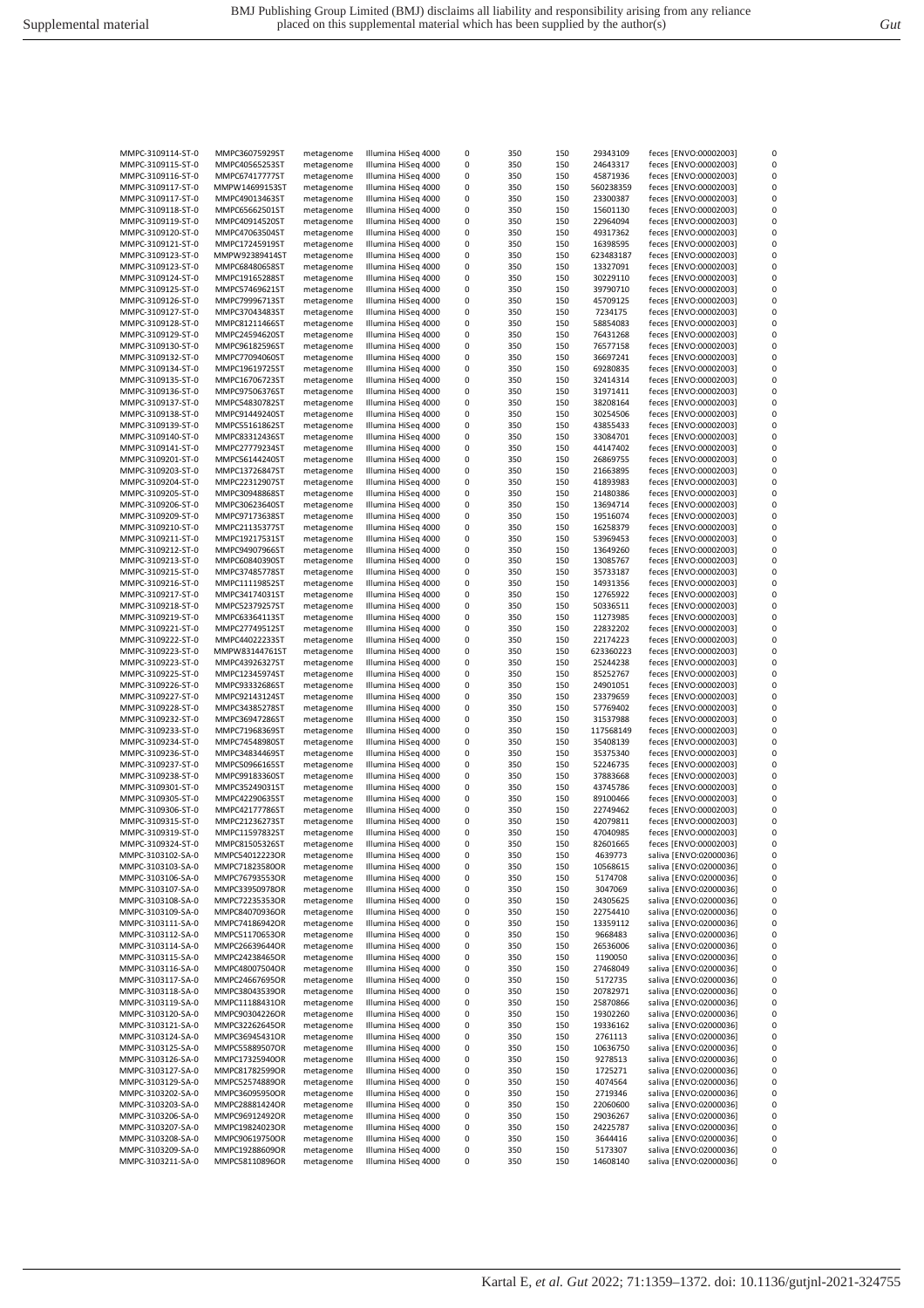| | | | | | | | | | |
|---|---|---|---|---|---|---|---|---|---|
| MMPC-3109114-ST-0 | MMPC36075929ST | metagenome | Illumina HiSeq 4000 | 0 | 350 | 150 | 29343109 | feces [ENVO:00002003] | 0 |
| MMPC-3109115-ST-0 | MMPC40565253ST | metagenome | Illumina HiSeq 4000 | 0 | 350 | 150 | 24643317 | feces [ENVO:00002003] | 0 |
| MMPC-3109116-ST-0 | MMPC67417777ST | metagenome | Illumina HiSeq 4000 | 0 | 350 | 150 | 45871936 | feces [ENVO:00002003] | 0 |
| MMPC-3109117-ST-0 | MMPW14699153ST | metagenome | Illumina HiSeq 4000 | 0 | 350 | 150 | 560238359 | feces [ENVO:00002003] | 0 |
| MMPC-3109117-ST-0 | MMPC49013463ST | metagenome | Illumina HiSeq 4000 | 0 | 350 | 150 | 23300387 | feces [ENVO:00002003] | 0 |
| MMPC-3109118-ST-0 | MMPC65662501ST | metagenome | Illumina HiSeq 4000 | 0 | 350 | 150 | 15601130 | feces [ENVO:00002003] | 0 |
| MMPC-3109119-ST-0 | MMPC40914520ST | metagenome | Illumina HiSeq 4000 | 0 | 350 | 150 | 22964094 | feces [ENVO:00002003] | 0 |
| MMPC-3109120-ST-0 | MMPC47063504ST | metagenome | Illumina HiSeq 4000 | 0 | 350 | 150 | 49317362 | feces [ENVO:00002003] | 0 |
| MMPC-3109121-ST-0 | MMPC17245919ST | metagenome | Illumina HiSeq 4000 | 0 | 350 | 150 | 16398595 | feces [ENVO:00002003] | 0 |
| MMPC-3109123-ST-0 | MMPW92389414ST | metagenome | Illumina HiSeq 4000 | 0 | 350 | 150 | 623483187 | feces [ENVO:00002003] | 0 |
| MMPC-3109123-ST-0 | MMPC68480658ST | metagenome | Illumina HiSeq 4000 | 0 | 350 | 150 | 13327091 | feces [ENVO:00002003] | 0 |
| MMPC-3109124-ST-0 | MMPC19165288ST | metagenome | Illumina HiSeq 4000 | 0 | 350 | 150 | 30229110 | feces [ENVO:00002003] | 0 |
| MMPC-3109125-ST-0 | MMPC57469621ST | metagenome | Illumina HiSeq 4000 | 0 | 350 | 150 | 39790710 | feces [ENVO:00002003] | 0 |
| MMPC-3109126-ST-0 | MMPC79996713ST | metagenome | Illumina HiSeq 4000 | 0 | 350 | 150 | 45709125 | feces [ENVO:00002003] | 0 |
| MMPC-3109127-ST-0 | MMPC37043483ST | metagenome | Illumina HiSeq 4000 | 0 | 350 | 150 | 7234175 | feces [ENVO:00002003] | 0 |
| MMPC-3109128-ST-0 | MMPC81211466ST | metagenome | Illumina HiSeq 4000 | 0 | 350 | 150 | 58854083 | feces [ENVO:00002003] | 0 |
| MMPC-3109129-ST-0 | MMPC24594620ST | metagenome | Illumina HiSeq 4000 | 0 | 350 | 150 | 76431268 | feces [ENVO:00002003] | 0 |
| MMPC-3109130-ST-0 | MMPC96182596ST | metagenome | Illumina HiSeq 4000 | 0 | 350 | 150 | 76577158 | feces [ENVO:00002003] | 0 |
| MMPC-3109132-ST-0 | MMPC77094060ST | metagenome | Illumina HiSeq 4000 | 0 | 350 | 150 | 36697241 | feces [ENVO:00002003] | 0 |
| MMPC-3109134-ST-0 | MMPC19619725ST | metagenome | Illumina HiSeq 4000 | 0 | 350 | 150 | 69280835 | feces [ENVO:00002003] | 0 |
| MMPC-3109135-ST-0 | MMPC16706723ST | metagenome | Illumina HiSeq 4000 | 0 | 350 | 150 | 32414314 | feces [ENVO:00002003] | 0 |
| MMPC-3109136-ST-0 | MMPC97506376ST | metagenome | Illumina HiSeq 4000 | 0 | 350 | 150 | 31971411 | feces [ENVO:00002003] | 0 |
| MMPC-3109137-ST-0 | MMPC54830782ST | metagenome | Illumina HiSeq 4000 | 0 | 350 | 150 | 38208164 | feces [ENVO:00002003] | 0 |
| MMPC-3109138-ST-0 | MMPC91449240ST | metagenome | Illumina HiSeq 4000 | 0 | 350 | 150 | 30254506 | feces [ENVO:00002003] | 0 |
| MMPC-3109139-ST-0 | MMPC55161862ST | metagenome | Illumina HiSeq 4000 | 0 | 350 | 150 | 43855433 | feces [ENVO:00002003] | 0 |
| MMPC-3109140-ST-0 | MMPC83312436ST | metagenome | Illumina HiSeq 4000 | 0 | 350 | 150 | 33084701 | feces [ENVO:00002003] | 0 |
| MMPC-3109141-ST-0 | MMPC27779234ST | metagenome | Illumina HiSeq 4000 | 0 | 350 | 150 | 44147402 | feces [ENVO:00002003] | 0 |
| MMPC-3109201-ST-0 | MMPC56144240ST | metagenome | Illumina HiSeq 4000 | 0 | 350 | 150 | 26869755 | feces [ENVO:00002003] | 0 |
| MMPC-3109203-ST-0 | MMPC13726847ST | metagenome | Illumina HiSeq 4000 | 0 | 350 | 150 | 21663895 | feces [ENVO:00002003] | 0 |
| MMPC-3109204-ST-0 | MMPC22312907ST | metagenome | Illumina HiSeq 4000 | 0 | 350 | 150 | 41893983 | feces [ENVO:00002003] | 0 |
| MMPC-3109205-ST-0 | MMPC30948868ST | metagenome | Illumina HiSeq 4000 | 0 | 350 | 150 | 21480386 | feces [ENVO:00002003] | 0 |
| MMPC-3109206-ST-0 | MMPC30623640ST | metagenome | Illumina HiSeq 4000 | 0 | 350 | 150 | 13694714 | feces [ENVO:00002003] | 0 |
| MMPC-3109209-ST-0 | MMPC97173638ST | metagenome | Illumina HiSeq 4000 | 0 | 350 | 150 | 19516074 | feces [ENVO:00002003] | 0 |
| MMPC-3109210-ST-0 | MMPC21135377ST | metagenome | Illumina HiSeq 4000 | 0 | 350 | 150 | 16258379 | feces [ENVO:00002003] | 0 |
| MMPC-3109211-ST-0 | MMPC19217531ST | metagenome | Illumina HiSeq 4000 | 0 | 350 | 150 | 53969453 | feces [ENVO:00002003] | 0 |
| MMPC-3109212-ST-0 | MMPC94907966ST | metagenome | Illumina HiSeq 4000 | 0 | 350 | 150 | 13649260 | feces [ENVO:00002003] | 0 |
| MMPC-3109213-ST-0 | MMPC60840390ST | metagenome | Illumina HiSeq 4000 | 0 | 350 | 150 | 13085767 | feces [ENVO:00002003] | 0 |
| MMPC-3109215-ST-0 | MMPC37485778ST | metagenome | Illumina HiSeq 4000 | 0 | 350 | 150 | 35733187 | feces [ENVO:00002003] | 0 |
| MMPC-3109216-ST-0 | MMPC11119852ST | metagenome | Illumina HiSeq 4000 | 0 | 350 | 150 | 14931356 | feces [ENVO:00002003] | 0 |
| MMPC-3109217-ST-0 | MMPC34174031ST | metagenome | Illumina HiSeq 4000 | 0 | 350 | 150 | 12765922 | feces [ENVO:00002003] | 0 |
| MMPC-3109218-ST-0 | MMPC52379257ST | metagenome | Illumina HiSeq 4000 | 0 | 350 | 150 | 50336511 | feces [ENVO:00002003] | 0 |
| MMPC-3109219-ST-0 | MMPC63364113ST | metagenome | Illumina HiSeq 4000 | 0 | 350 | 150 | 11273985 | feces [ENVO:00002003] | 0 |
| MMPC-3109221-ST-0 | MMPC27749512ST | metagenome | Illumina HiSeq 4000 | 0 | 350 | 150 | 22832202 | feces [ENVO:00002003] | 0 |
| MMPC-3109222-ST-0 | MMPC44022233ST | metagenome | Illumina HiSeq 4000 | 0 | 350 | 150 | 22174223 | feces [ENVO:00002003] | 0 |
| MMPC-3109223-ST-0 | MMPW83144761ST | metagenome | Illumina HiSeq 4000 | 0 | 350 | 150 | 623360223 | feces [ENVO:00002003] | 0 |
| MMPC-3109223-ST-0 | MMPC43926327ST | metagenome | Illumina HiSeq 4000 | 0 | 350 | 150 | 25244238 | feces [ENVO:00002003] | 0 |
| MMPC-3109225-ST-0 | MMPC12345974ST | metagenome | Illumina HiSeq 4000 | 0 | 350 | 150 | 85252767 | feces [ENVO:00002003] | 0 |
| MMPC-3109226-ST-0 | MMPC93332686ST | metagenome | Illumina HiSeq 4000 | 0 | 350 | 150 | 24901051 | feces [ENVO:00002003] | 0 |
| MMPC-3109227-ST-0 | MMPC92143124ST | metagenome | Illumina HiSeq 4000 | 0 | 350 | 150 | 23379659 | feces [ENVO:00002003] | 0 |
| MMPC-3109228-ST-0 | MMPC34385278ST | metagenome | Illumina HiSeq 4000 | 0 | 350 | 150 | 57769402 | feces [ENVO:00002003] | 0 |
| MMPC-3109232-ST-0 | MMPC36947286ST | metagenome | Illumina HiSeq 4000 | 0 | 350 | 150 | 31537988 | feces [ENVO:00002003] | 0 |
| MMPC-3109233-ST-0 | MMPC71968369ST | metagenome | Illumina HiSeq 4000 | 0 | 350 | 150 | 117568149 | feces [ENVO:00002003] | 0 |
| MMPC-3109234-ST-0 | MMPC74548980ST | metagenome | Illumina HiSeq 4000 | 0 | 350 | 150 | 35408139 | feces [ENVO:00002003] | 0 |
| MMPC-3109236-ST-0 | MMPC34834469ST | metagenome | Illumina HiSeq 4000 | 0 | 350 | 150 | 35375340 | feces [ENVO:00002003] | 0 |
| MMPC-3109237-ST-0 | MMPC50966165ST | metagenome | Illumina HiSeq 4000 | 0 | 350 | 150 | 52246735 | feces [ENVO:00002003] | 0 |
| MMPC-3109238-ST-0 | MMPC99183360ST | metagenome | Illumina HiSeq 4000 | 0 | 350 | 150 | 37883668 | feces [ENVO:00002003] | 0 |
| MMPC-3109301-ST-0 | MMPC35249031ST | metagenome | Illumina HiSeq 4000 | 0 | 350 | 150 | 43745786 | feces [ENVO:00002003] | 0 |
| MMPC-3109305-ST-0 | MMPC42290635ST | metagenome | Illumina HiSeq 4000 | 0 | 350 | 150 | 89100466 | feces [ENVO:00002003] | 0 |
| MMPC-3109306-ST-0 | MMPC42177786ST | metagenome | Illumina HiSeq 4000 | 0 | 350 | 150 | 22749462 | feces [ENVO:00002003] | 0 |
| MMPC-3109315-ST-0 | MMPC21236273ST | metagenome | Illumina HiSeq 4000 | 0 | 350 | 150 | 42079811 | feces [ENVO:00002003] | 0 |
| MMPC-3109319-ST-0 | MMPC11597832ST | metagenome | Illumina HiSeq 4000 | 0 | 350 | 150 | 47040985 | feces [ENVO:00002003] | 0 |
| MMPC-3109324-ST-0 | MMPC81505326ST | metagenome | Illumina HiSeq 4000 | 0 | 350 | 150 | 82601665 | feces [ENVO:00002003] | 0 |
| MMPC-3103102-SA-0 | MMPC54012223OR | metagenome | Illumina HiSeq 4000 | 0 | 350 | 150 | 4639773 | saliva [ENVO:02000036] | 0 |
| MMPC-3103103-SA-0 | MMPC71823580OR | metagenome | Illumina HiSeq 4000 | 0 | 350 | 150 | 10568615 | saliva [ENVO:02000036] | 0 |
| MMPC-3103106-SA-0 | MMPC76793553OR | metagenome | Illumina HiSeq 4000 | 0 | 350 | 150 | 5174708 | saliva [ENVO:02000036] | 0 |
| MMPC-3103107-SA-0 | MMPC33950978OR | metagenome | Illumina HiSeq 4000 | 0 | 350 | 150 | 3047069 | saliva [ENVO:02000036] | 0 |
| MMPC-3103108-SA-0 | MMPC72235353OR | metagenome | Illumina HiSeq 4000 | 0 | 350 | 150 | 24305625 | saliva [ENVO:02000036] | 0 |
| MMPC-3103109-SA-0 | MMPC84070936OR | metagenome | Illumina HiSeq 4000 | 0 | 350 | 150 | 22754410 | saliva [ENVO:02000036] | 0 |
| MMPC-3103111-SA-0 | MMPC74186942OR | metagenome | Illumina HiSeq 4000 | 0 | 350 | 150 | 13359112 | saliva [ENVO:02000036] | 0 |
| MMPC-3103112-SA-0 | MMPC51170653OR | metagenome | Illumina HiSeq 4000 | 0 | 350 | 150 | 9668483 | saliva [ENVO:02000036] | 0 |
| MMPC-3103114-SA-0 | MMPC26639644OR | metagenome | Illumina HiSeq 4000 | 0 | 350 | 150 | 26536006 | saliva [ENVO:02000036] | 0 |
| MMPC-3103115-SA-0 | MMPC24238465OR | metagenome | Illumina HiSeq 4000 | 0 | 350 | 150 | 1190050 | saliva [ENVO:02000036] | 0 |
| MMPC-3103116-SA-0 | MMPC48007504OR | metagenome | Illumina HiSeq 4000 | 0 | 350 | 150 | 27468049 | saliva [ENVO:02000036] | 0 |
| MMPC-3103117-SA-0 | MMPC24667695OR | metagenome | Illumina HiSeq 4000 | 0 | 350 | 150 | 5172735 | saliva [ENVO:02000036] | 0 |
| MMPC-3103118-SA-0 | MMPC38043539OR | metagenome | Illumina HiSeq 4000 | 0 | 350 | 150 | 20782971 | saliva [ENVO:02000036] | 0 |
| MMPC-3103119-SA-0 | MMPC11188431OR | metagenome | Illumina HiSeq 4000 | 0 | 350 | 150 | 25870866 | saliva [ENVO:02000036] | 0 |
| MMPC-3103120-SA-0 | MMPC90304226OR | metagenome | Illumina HiSeq 4000 | 0 | 350 | 150 | 19302260 | saliva [ENVO:02000036] | 0 |
| MMPC-3103121-SA-0 | MMPC32262645OR | metagenome | Illumina HiSeq 4000 | 0 | 350 | 150 | 19336162 | saliva [ENVO:02000036] | 0 |
| MMPC-3103124-SA-0 | MMPC36945431OR | metagenome | Illumina HiSeq 4000 | 0 | 350 | 150 | 2761113 | saliva [ENVO:02000036] | 0 |
| MMPC-3103125-SA-0 | MMPC55889507OR | metagenome | Illumina HiSeq 4000 | 0 | 350 | 150 | 10636750 | saliva [ENVO:02000036] | 0 |
| MMPC-3103126-SA-0 | MMPC17325940OR | metagenome | Illumina HiSeq 4000 | 0 | 350 | 150 | 9278513 | saliva [ENVO:02000036] | 0 |
| MMPC-3103127-SA-0 | MMPC81782599OR | metagenome | Illumina HiSeq 4000 | 0 | 350 | 150 | 1725271 | saliva [ENVO:02000036] | 0 |
| MMPC-3103129-SA-0 | MMPC52574889OR | metagenome | Illumina HiSeq 4000 | 0 | 350 | 150 | 4074564 | saliva [ENVO:02000036] | 0 |
| MMPC-3103202-SA-0 | MMPC36095950OR | metagenome | Illumina HiSeq 4000 | 0 | 350 | 150 | 2719346 | saliva [ENVO:02000036] | 0 |
| MMPC-3103203-SA-0 | MMPC28881424OR | metagenome | Illumina HiSeq 4000 | 0 | 350 | 150 | 22060600 | saliva [ENVO:02000036] | 0 |
| MMPC-3103206-SA-0 | MMPC96912492OR | metagenome | Illumina HiSeq 4000 | 0 | 350 | 150 | 29036267 | saliva [ENVO:02000036] | 0 |
| MMPC-3103207-SA-0 | MMPC19824023OR | metagenome | Illumina HiSeq 4000 | 0 | 350 | 150 | 24225787 | saliva [ENVO:02000036] | 0 |
| MMPC-3103208-SA-0 | MMPC90619750OR | metagenome | Illumina HiSeq 4000 | 0 | 350 | 150 | 3644416 | saliva [ENVO:02000036] | 0 |
| MMPC-3103209-SA-0 | MMPC19288609OR | metagenome | Illumina HiSeq 4000 | 0 | 350 | 150 | 5173307 | saliva [ENVO:02000036] | 0 |
| MMPC-3103211-SA-0 | MMPC58110896OR | metagenome | Illumina HiSeq 4000 | 0 | 350 | 150 | 14608140 | saliva [ENVO:02000036] | 0 |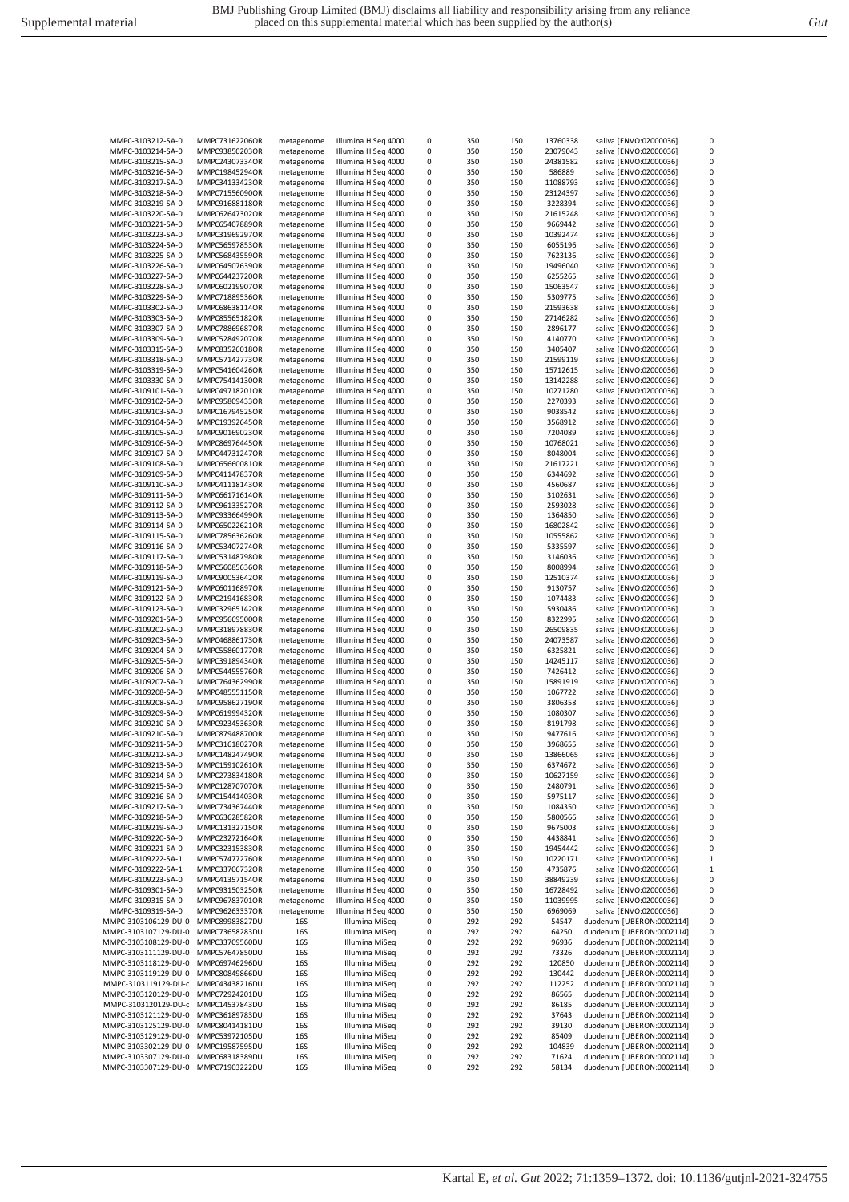| | | | | | | | | | |
|---|---|---|---|---|---|---|---|---|---|
| MMPC-3103212-SA-0 | MMPC73162206OR | metagenome | Illumina HiSeq 4000 | 0 | 350 | 150 | 13760338 | saliva [ENVO:02000036] | 0 |
| MMPC-3103214-SA-0 | MMPC93850203OR | metagenome | Illumina HiSeq 4000 | 0 | 350 | 150 | 23079043 | saliva [ENVO:02000036] | 0 |
| MMPC-3103215-SA-0 | MMPC24307334OR | metagenome | Illumina HiSeq 4000 | 0 | 350 | 150 | 24381582 | saliva [ENVO:02000036] | 0 |
| MMPC-3103216-SA-0 | MMPC19845294OR | metagenome | Illumina HiSeq 4000 | 0 | 350 | 150 | 586889 | saliva [ENVO:02000036] | 0 |
| MMPC-3103217-SA-0 | MMPC34133423OR | metagenome | Illumina HiSeq 4000 | 0 | 350 | 150 | 11088793 | saliva [ENVO:02000036] | 0 |
| MMPC-3103218-SA-0 | MMPC71556090OR | metagenome | Illumina HiSeq 4000 | 0 | 350 | 150 | 23124397 | saliva [ENVO:02000036] | 0 |
| MMPC-3103219-SA-0 | MMPC91688118OR | metagenome | Illumina HiSeq 4000 | 0 | 350 | 150 | 3228394 | saliva [ENVO:02000036] | 0 |
| MMPC-3103220-SA-0 | MMPC62647302OR | metagenome | Illumina HiSeq 4000 | 0 | 350 | 150 | 21615248 | saliva [ENVO:02000036] | 0 |
| MMPC-3103221-SA-0 | MMPC65407889OR | metagenome | Illumina HiSeq 4000 | 0 | 350 | 150 | 9669442 | saliva [ENVO:02000036] | 0 |
| MMPC-3103223-SA-0 | MMPC31969297OR | metagenome | Illumina HiSeq 4000 | 0 | 350 | 150 | 10392474 | saliva [ENVO:02000036] | 0 |
| MMPC-3103224-SA-0 | MMPC56597853OR | metagenome | Illumina HiSeq 4000 | 0 | 350 | 150 | 6055196 | saliva [ENVO:02000036] | 0 |
| MMPC-3103225-SA-0 | MMPC56843559OR | metagenome | Illumina HiSeq 4000 | 0 | 350 | 150 | 7623136 | saliva [ENVO:02000036] | 0 |
| MMPC-3103226-SA-0 | MMPC64507639OR | metagenome | Illumina HiSeq 4000 | 0 | 350 | 150 | 19496040 | saliva [ENVO:02000036] | 0 |
| MMPC-3103227-SA-0 | MMPC64423720OR | metagenome | Illumina HiSeq 4000 | 0 | 350 | 150 | 6255265 | saliva [ENVO:02000036] | 0 |
| MMPC-3103228-SA-0 | MMPC60219907OR | metagenome | Illumina HiSeq 4000 | 0 | 350 | 150 | 15063547 | saliva [ENVO:02000036] | 0 |
| MMPC-3103229-SA-0 | MMPC71889536OR | metagenome | Illumina HiSeq 4000 | 0 | 350 | 150 | 5309775 | saliva [ENVO:02000036] | 0 |
| MMPC-3103302-SA-0 | MMPC68638114OR | metagenome | Illumina HiSeq 4000 | 0 | 350 | 150 | 21593638 | saliva [ENVO:02000036] | 0 |
| MMPC-3103303-SA-0 | MMPC85565182OR | metagenome | Illumina HiSeq 4000 | 0 | 350 | 150 | 27146282 | saliva [ENVO:02000036] | 0 |
| MMPC-3103307-SA-0 | MMPC78869687OR | metagenome | Illumina HiSeq 4000 | 0 | 350 | 150 | 2896177 | saliva [ENVO:02000036] | 0 |
| MMPC-3103309-SA-0 | MMPC52849207OR | metagenome | Illumina HiSeq 4000 | 0 | 350 | 150 | 4140770 | saliva [ENVO:02000036] | 0 |
| MMPC-3103315-SA-0 | MMPC83526018OR | metagenome | Illumina HiSeq 4000 | 0 | 350 | 150 | 3405407 | saliva [ENVO:02000036] | 0 |
| MMPC-3103318-SA-0 | MMPC57142773OR | metagenome | Illumina HiSeq 4000 | 0 | 350 | 150 | 21599119 | saliva [ENVO:02000036] | 0 |
| MMPC-3103319-SA-0 | MMPC54160426OR | metagenome | Illumina HiSeq 4000 | 0 | 350 | 150 | 15712615 | saliva [ENVO:02000036] | 0 |
| MMPC-3103330-SA-0 | MMPC75414130OR | metagenome | Illumina HiSeq 4000 | 0 | 350 | 150 | 13142288 | saliva [ENVO:02000036] | 0 |
| MMPC-3109101-SA-0 | MMPC49718201OR | metagenome | Illumina HiSeq 4000 | 0 | 350 | 150 | 10271280 | saliva [ENVO:02000036] | 0 |
| MMPC-3109102-SA-0 | MMPC95809433OR | metagenome | Illumina HiSeq 4000 | 0 | 350 | 150 | 2270393 | saliva [ENVO:02000036] | 0 |
| MMPC-3109103-SA-0 | MMPC16794525OR | metagenome | Illumina HiSeq 4000 | 0 | 350 | 150 | 9038542 | saliva [ENVO:02000036] | 0 |
| MMPC-3109104-SA-0 | MMPC19392645OR | metagenome | Illumina HiSeq 4000 | 0 | 350 | 150 | 3568912 | saliva [ENVO:02000036] | 0 |
| MMPC-3109105-SA-0 | MMPC90169023OR | metagenome | Illumina HiSeq 4000 | 0 | 350 | 150 | 7204089 | saliva [ENVO:02000036] | 0 |
| MMPC-3109106-SA-0 | MMPC86976445OR | metagenome | Illumina HiSeq 4000 | 0 | 350 | 150 | 10768021 | saliva [ENVO:02000036] | 0 |
| MMPC-3109107-SA-0 | MMPC44731247OR | metagenome | Illumina HiSeq 4000 | 0 | 350 | 150 | 8048004 | saliva [ENVO:02000036] | 0 |
| MMPC-3109108-SA-0 | MMPC65660081OR | metagenome | Illumina HiSeq 4000 | 0 | 350 | 150 | 21617221 | saliva [ENVO:02000036] | 0 |
| MMPC-3109109-SA-0 | MMPC41147837OR | metagenome | Illumina HiSeq 4000 | 0 | 350 | 150 | 6344692 | saliva [ENVO:02000036] | 0 |
| MMPC-3109110-SA-0 | MMPC41118143OR | metagenome | Illumina HiSeq 4000 | 0 | 350 | 150 | 4560687 | saliva [ENVO:02000036] | 0 |
| MMPC-3109111-SA-0 | MMPC66171614OR | metagenome | Illumina HiSeq 4000 | 0 | 350 | 150 | 3102631 | saliva [ENVO:02000036] | 0 |
| MMPC-3109112-SA-0 | MMPC96133527OR | metagenome | Illumina HiSeq 4000 | 0 | 350 | 150 | 2593028 | saliva [ENVO:02000036] | 0 |
| MMPC-3109113-SA-0 | MMPC93366499OR | metagenome | Illumina HiSeq 4000 | 0 | 350 | 150 | 1364850 | saliva [ENVO:02000036] | 0 |
| MMPC-3109114-SA-0 | MMPC65022621OR | metagenome | Illumina HiSeq 4000 | 0 | 350 | 150 | 16802842 | saliva [ENVO:02000036] | 0 |
| MMPC-3109115-SA-0 | MMPC78563626OR | metagenome | Illumina HiSeq 4000 | 0 | 350 | 150 | 10555862 | saliva [ENVO:02000036] | 0 |
| MMPC-3109116-SA-0 | MMPC53407274OR | metagenome | Illumina HiSeq 4000 | 0 | 350 | 150 | 5335597 | saliva [ENVO:02000036] | 0 |
| MMPC-3109117-SA-0 | MMPC53148798OR | metagenome | Illumina HiSeq 4000 | 0 | 350 | 150 | 3146036 | saliva [ENVO:02000036] | 0 |
| MMPC-3109118-SA-0 | MMPC56085636OR | metagenome | Illumina HiSeq 4000 | 0 | 350 | 150 | 8008994 | saliva [ENVO:02000036] | 0 |
| MMPC-3109119-SA-0 | MMPC90053642OR | metagenome | Illumina HiSeq 4000 | 0 | 350 | 150 | 12510374 | saliva [ENVO:02000036] | 0 |
| MMPC-3109121-SA-0 | MMPC60116897OR | metagenome | Illumina HiSeq 4000 | 0 | 350 | 150 | 9130757 | saliva [ENVO:02000036] | 0 |
| MMPC-3109122-SA-0 | MMPC21941683OR | metagenome | Illumina HiSeq 4000 | 0 | 350 | 150 | 1074483 | saliva [ENVO:02000036] | 0 |
| MMPC-3109123-SA-0 | MMPC32965142OR | metagenome | Illumina HiSeq 4000 | 0 | 350 | 150 | 5930486 | saliva [ENVO:02000036] | 0 |
| MMPC-3109201-SA-0 | MMPC95669500OR | metagenome | Illumina HiSeq 4000 | 0 | 350 | 150 | 8322995 | saliva [ENVO:02000036] | 0 |
| MMPC-3109202-SA-0 | MMPC31897883OR | metagenome | Illumina HiSeq 4000 | 0 | 350 | 150 | 26509835 | saliva [ENVO:02000036] | 0 |
| MMPC-3109203-SA-0 | MMPC46886173OR | metagenome | Illumina HiSeq 4000 | 0 | 350 | 150 | 24073587 | saliva [ENVO:02000036] | 0 |
| MMPC-3109204-SA-0 | MMPC55860177OR | metagenome | Illumina HiSeq 4000 | 0 | 350 | 150 | 6325821 | saliva [ENVO:02000036] | 0 |
| MMPC-3109205-SA-0 | MMPC39189434OR | metagenome | Illumina HiSeq 4000 | 0 | 350 | 150 | 14245117 | saliva [ENVO:02000036] | 0 |
| MMPC-3109206-SA-0 | MMPC54455576OR | metagenome | Illumina HiSeq 4000 | 0 | 350 | 150 | 7426412 | saliva [ENVO:02000036] | 0 |
| MMPC-3109207-SA-0 | MMPC76436299OR | metagenome | Illumina HiSeq 4000 | 0 | 350 | 150 | 15891919 | saliva [ENVO:02000036] | 0 |
| MMPC-3109208-SA-0 | MMPC48555115OR | metagenome | Illumina HiSeq 4000 | 0 | 350 | 150 | 1067722 | saliva [ENVO:02000036] | 0 |
| MMPC-3109208-SA-0 | MMPC95862719OR | metagenome | Illumina HiSeq 4000 | 0 | 350 | 150 | 3806358 | saliva [ENVO:02000036] | 0 |
| MMPC-3109209-SA-0 | MMPC61999432OR | metagenome | Illumina HiSeq 4000 | 0 | 350 | 150 | 1080307 | saliva [ENVO:02000036] | 0 |
| MMPC-3109210-SA-0 | MMPC92345363OR | metagenome | Illumina HiSeq 4000 | 0 | 350 | 150 | 8191798 | saliva [ENVO:02000036] | 0 |
| MMPC-3109210-SA-0 | MMPC87948870OR | metagenome | Illumina HiSeq 4000 | 0 | 350 | 150 | 9477616 | saliva [ENVO:02000036] | 0 |
| MMPC-3109211-SA-0 | MMPC31618027OR | metagenome | Illumina HiSeq 4000 | 0 | 350 | 150 | 3968655 | saliva [ENVO:02000036] | 0 |
| MMPC-3109212-SA-0 | MMPC14824749OR | metagenome | Illumina HiSeq 4000 | 0 | 350 | 150 | 13866065 | saliva [ENVO:02000036] | 0 |
| MMPC-3109213-SA-0 | MMPC15910261OR | metagenome | Illumina HiSeq 4000 | 0 | 350 | 150 | 6374672 | saliva [ENVO:02000036] | 0 |
| MMPC-3109214-SA-0 | MMPC27383418OR | metagenome | Illumina HiSeq 4000 | 0 | 350 | 150 | 10627159 | saliva [ENVO:02000036] | 0 |
| MMPC-3109215-SA-0 | MMPC12870707OR | metagenome | Illumina HiSeq 4000 | 0 | 350 | 150 | 2480791 | saliva [ENVO:02000036] | 0 |
| MMPC-3109216-SA-0 | MMPC15441403OR | metagenome | Illumina HiSeq 4000 | 0 | 350 | 150 | 5975117 | saliva [ENVO:02000036] | 0 |
| MMPC-3109217-SA-0 | MMPC73436744OR | metagenome | Illumina HiSeq 4000 | 0 | 350 | 150 | 1084350 | saliva [ENVO:02000036] | 0 |
| MMPC-3109218-SA-0 | MMPC63628582OR | metagenome | Illumina HiSeq 4000 | 0 | 350 | 150 | 5800566 | saliva [ENVO:02000036] | 0 |
| MMPC-3109219-SA-0 | MMPC13132715OR | metagenome | Illumina HiSeq 4000 | 0 | 350 | 150 | 9675003 | saliva [ENVO:02000036] | 0 |
| MMPC-3109220-SA-0 | MMPC23272164OR | metagenome | Illumina HiSeq 4000 | 0 | 350 | 150 | 4438841 | saliva [ENVO:02000036] | 0 |
| MMPC-3109221-SA-0 | MMPC32315383OR | metagenome | Illumina HiSeq 4000 | 0 | 350 | 150 | 19454442 | saliva [ENVO:02000036] | 0 |
| MMPC-3109222-SA-1 | MMPC57477276OR | metagenome | Illumina HiSeq 4000 | 0 | 350 | 150 | 10220171 | saliva [ENVO:02000036] | 1 |
| MMPC-3109222-SA-1 | MMPC33706732OR | metagenome | Illumina HiSeq 4000 | 0 | 350 | 150 | 4735876 | saliva [ENVO:02000036] | 1 |
| MMPC-3109223-SA-0 | MMPC41357154OR | metagenome | Illumina HiSeq 4000 | 0 | 350 | 150 | 38849239 | saliva [ENVO:02000036] | 0 |
| MMPC-3109301-SA-0 | MMPC93150325OR | metagenome | Illumina HiSeq 4000 | 0 | 350 | 150 | 16728492 | saliva [ENVO:02000036] | 0 |
| MMPC-3109315-SA-0 | MMPC96783701OR | metagenome | Illumina HiSeq 4000 | 0 | 350 | 150 | 11039995 | saliva [ENVO:02000036] | 0 |
| MMPC-3109319-SA-0 | MMPC96263337OR | metagenome | Illumina HiSeq 4000 | 0 | 350 | 150 | 6969069 | saliva [ENVO:02000036] | 0 |
| MMPC-3103106129-DU-0 | MMPC89983827DU | 16S | Illumina MiSeq | 0 | 292 | 292 | 54547 | duodenum [UBERON:0002114] | 0 |
| MMPC-3103107129-DU-0 | MMPC73658283DU | 16S | Illumina MiSeq | 0 | 292 | 292 | 64250 | duodenum [UBERON:0002114] | 0 |
| MMPC-3103108129-DU-0 | MMPC33709560DU | 16S | Illumina MiSeq | 0 | 292 | 292 | 96936 | duodenum [UBERON:0002114] | 0 |
| MMPC-3103111129-DU-0 | MMPC57647850DU | 16S | Illumina MiSeq | 0 | 292 | 292 | 73326 | duodenum [UBERON:0002114] | 0 |
| MMPC-3103118129-DU-0 | MMPC69746296DU | 16S | Illumina MiSeq | 0 | 292 | 292 | 120850 | duodenum [UBERON:0002114] | 0 |
| MMPC-3103119129-DU-0 | MMPC80849866DU | 16S | Illumina MiSeq | 0 | 292 | 292 | 130442 | duodenum [UBERON:0002114] | 0 |
| MMPC-3103119129-DU-c | MMPC43438216DU | 16S | Illumina MiSeq | 0 | 292 | 292 | 112252 | duodenum [UBERON:0002114] | 0 |
| MMPC-3103120129-DU-0 | MMPC72924201DU | 16S | Illumina MiSeq | 0 | 292 | 292 | 86565 | duodenum [UBERON:0002114] | 0 |
| MMPC-3103120129-DU-c | MMPC14537843DU | 16S | Illumina MiSeq | 0 | 292 | 292 | 86185 | duodenum [UBERON:0002114] | 0 |
| MMPC-3103121129-DU-0 | MMPC36189783DU | 16S | Illumina MiSeq | 0 | 292 | 292 | 37643 | duodenum [UBERON:0002114] | 0 |
| MMPC-3103125129-DU-0 | MMPC80414181DU | 16S | Illumina MiSeq | 0 | 292 | 292 | 39130 | duodenum [UBERON:0002114] | 0 |
| MMPC-3103129129-DU-0 | MMPC53972105DU | 16S | Illumina MiSeq | 0 | 292 | 292 | 85409 | duodenum [UBERON:0002114] | 0 |
| MMPC-3103302129-DU-0 | MMPC19587595DU | 16S | Illumina MiSeq | 0 | 292 | 292 | 104839 | duodenum [UBERON:0002114] | 0 |
| MMPC-3103307129-DU-0 | MMPC68318389DU | 16S | Illumina MiSeq | 0 | 292 | 292 | 71624 | duodenum [UBERON:0002114] | 0 |
| MMPC-3103307129-DU-0 | MMPC71903222DU | 16S | Illumina MiSeq | 0 | 292 | 292 | 58134 | duodenum [UBERON:0002114] | 0 |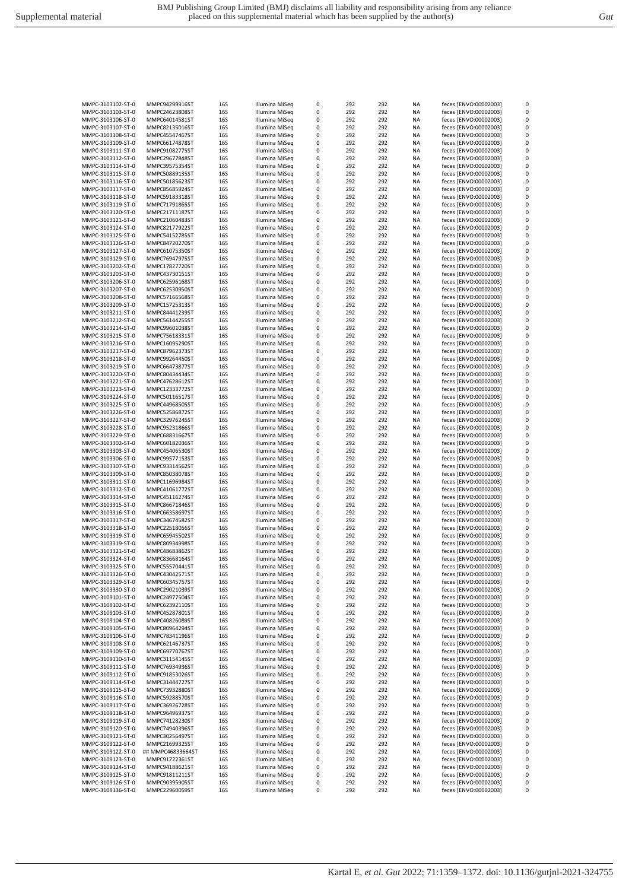| | | | | | | | | | |
|---|---|---|---|---|---|---|---|---|---|
| MMPC-3103102-ST-0 | MMPC94299916ST | 16S | Illumina MiSeq | 0 | 292 | 292 | NA | feces [ENVO:00002003] | 0 |
| MMPC-3103103-ST-0 | MMPC24623808ST | 16S | Illumina MiSeq | 0 | 292 | 292 | NA | feces [ENVO:00002003] | 0 |
| MMPC-3103106-ST-0 | MMPC64014581ST | 16S | Illumina MiSeq | 0 | 292 | 292 | NA | feces [ENVO:00002003] | 0 |
| MMPC-3103107-ST-0 | MMPC82135016ST | 16S | Illumina MiSeq | 0 | 292 | 292 | NA | feces [ENVO:00002003] | 0 |
| MMPC-3103108-ST-0 | MMPC45547467ST | 16S | Illumina MiSeq | 0 | 292 | 292 | NA | feces [ENVO:00002003] | 0 |
| MMPC-3103109-ST-0 | MMPC66174878ST | 16S | Illumina MiSeq | 0 | 292 | 292 | NA | feces [ENVO:00002003] | 0 |
| MMPC-3103111-ST-0 | MMPC91082775ST | 16S | Illumina MiSeq | 0 | 292 | 292 | NA | feces [ENVO:00002003] | 0 |
| MMPC-3103112-ST-0 | MMPC29677848ST | 16S | Illumina MiSeq | 0 | 292 | 292 | NA | feces [ENVO:00002003] | 0 |
| MMPC-3103114-ST-0 | MMPC39575354ST | 16S | Illumina MiSeq | 0 | 292 | 292 | NA | feces [ENVO:00002003] | 0 |
| MMPC-3103115-ST-0 | MMPC50889135ST | 16S | Illumina MiSeq | 0 | 292 | 292 | NA | feces [ENVO:00002003] | 0 |
| MMPC-3103116-ST-0 | MMPC50185623ST | 16S | Illumina MiSeq | 0 | 292 | 292 | NA | feces [ENVO:00002003] | 0 |
| MMPC-3103117-ST-0 | MMPC85685924ST | 16S | Illumina MiSeq | 0 | 292 | 292 | NA | feces [ENVO:00002003] | 0 |
| MMPC-3103118-ST-0 | MMPC59183318ST | 16S | Illumina MiSeq | 0 | 292 | 292 | NA | feces [ENVO:00002003] | 0 |
| MMPC-3103119-ST-0 | MMPC71791865ST | 16S | Illumina MiSeq | 0 | 292 | 292 | NA | feces [ENVO:00002003] | 0 |
| MMPC-3103120-ST-0 | MMPC21711187ST | 16S | Illumina MiSeq | 0 | 292 | 292 | NA | feces [ENVO:00002003] | 0 |
| MMPC-3103121-ST-0 | MMPC21060483ST | 16S | Illumina MiSeq | 0 | 292 | 292 | NA | feces [ENVO:00002003] | 0 |
| MMPC-3103124-ST-0 | MMPC82177922ST | 16S | Illumina MiSeq | 0 | 292 | 292 | NA | feces [ENVO:00002003] | 0 |
| MMPC-3103125-ST-0 | MMPC54152785ST | 16S | Illumina MiSeq | 0 | 292 | 292 | NA | feces [ENVO:00002003] | 0 |
| MMPC-3103126-ST-0 | MMPC84720270ST | 16S | Illumina MiSeq | 0 | 292 | 292 | NA | feces [ENVO:00002003] | 0 |
| MMPC-3103127-ST-0 | MMPC61075350ST | 16S | Illumina MiSeq | 0 | 292 | 292 | NA | feces [ENVO:00002003] | 0 |
| MMPC-3103129-ST-0 | MMPC76947975ST | 16S | Illumina MiSeq | 0 | 292 | 292 | NA | feces [ENVO:00002003] | 0 |
| MMPC-3103202-ST-0 | MMPC17827720ST | 16S | Illumina MiSeq | 0 | 292 | 292 | NA | feces [ENVO:00002003] | 0 |
| MMPC-3103203-ST-0 | MMPC43730151ST | 16S | Illumina MiSeq | 0 | 292 | 292 | NA | feces [ENVO:00002003] | 0 |
| MMPC-3103206-ST-0 | MMPC62596168ST | 16S | Illumina MiSeq | 0 | 292 | 292 | NA | feces [ENVO:00002003] | 0 |
| MMPC-3103207-ST-0 | MMPC62530950ST | 16S | Illumina MiSeq | 0 | 292 | 292 | NA | feces [ENVO:00002003] | 0 |
| MMPC-3103208-ST-0 | MMPC57166568ST | 16S | Illumina MiSeq | 0 | 292 | 292 | NA | feces [ENVO:00002003] | 0 |
| MMPC-3103209-ST-0 | MMPC15725313ST | 16S | Illumina MiSeq | 0 | 292 | 292 | NA | feces [ENVO:00002003] | 0 |
| MMPC-3103211-ST-0 | MMPC84441239ST | 16S | Illumina MiSeq | 0 | 292 | 292 | NA | feces [ENVO:00002003] | 0 |
| MMPC-3103212-ST-0 | MMPC56144255ST | 16S | Illumina MiSeq | 0 | 292 | 292 | NA | feces [ENVO:00002003] | 0 |
| MMPC-3103214-ST-0 | MMPC99601038ST | 16S | Illumina MiSeq | 0 | 292 | 292 | NA | feces [ENVO:00002003] | 0 |
| MMPC-3103215-ST-0 | MMPC75618331ST | 16S | Illumina MiSeq | 0 | 292 | 292 | NA | feces [ENVO:00002003] | 0 |
| MMPC-3103216-ST-0 | MMPC16095290ST | 16S | Illumina MiSeq | 0 | 292 | 292 | NA | feces [ENVO:00002003] | 0 |
| MMPC-3103217-ST-0 | MMPC87962373ST | 16S | Illumina MiSeq | 0 | 292 | 292 | NA | feces [ENVO:00002003] | 0 |
| MMPC-3103218-ST-0 | MMPC99264450ST | 16S | Illumina MiSeq | 0 | 292 | 292 | NA | feces [ENVO:00002003] | 0 |
| MMPC-3103219-ST-0 | MMPC66473877ST | 16S | Illumina MiSeq | 0 | 292 | 292 | NA | feces [ENVO:00002003] | 0 |
| MMPC-3103220-ST-0 | MMPC80434434ST | 16S | Illumina MiSeq | 0 | 292 | 292 | NA | feces [ENVO:00002003] | 0 |
| MMPC-3103221-ST-0 | MMPC47628612ST | 16S | Illumina MiSeq | 0 | 292 | 292 | NA | feces [ENVO:00002003] | 0 |
| MMPC-3103223-ST-0 | MMPC12333772ST | 16S | Illumina MiSeq | 0 | 292 | 292 | NA | feces [ENVO:00002003] | 0 |
| MMPC-3103224-ST-0 | MMPC50116517ST | 16S | Illumina MiSeq | 0 | 292 | 292 | NA | feces [ENVO:00002003] | 0 |
| MMPC-3103225-ST-0 | MMPC44968505ST | 16S | Illumina MiSeq | 0 | 292 | 292 | NA | feces [ENVO:00002003] | 0 |
| MMPC-3103226-ST-0 | MMPC52586872ST | 16S | Illumina MiSeq | 0 | 292 | 292 | NA | feces [ENVO:00002003] | 0 |
| MMPC-3103227-ST-0 | MMPC32976245ST | 16S | Illumina MiSeq | 0 | 292 | 292 | NA | feces [ENVO:00002003] | 0 |
| MMPC-3103228-ST-0 | MMPC95231866ST | 16S | Illumina MiSeq | 0 | 292 | 292 | NA | feces [ENVO:00002003] | 0 |
| MMPC-3103229-ST-0 | MMPC68831667ST | 16S | Illumina MiSeq | 0 | 292 | 292 | NA | feces [ENVO:00002003] | 0 |
| MMPC-3103302-ST-0 | MMPC60182036ST | 16S | Illumina MiSeq | 0 | 292 | 292 | NA | feces [ENVO:00002003] | 0 |
| MMPC-3103303-ST-0 | MMPC45406530ST | 16S | Illumina MiSeq | 0 | 292 | 292 | NA | feces [ENVO:00002003] | 0 |
| MMPC-3103306-ST-0 | MMPC99577153ST | 16S | Illumina MiSeq | 0 | 292 | 292 | NA | feces [ENVO:00002003] | 0 |
| MMPC-3103307-ST-0 | MMPC93314562ST | 16S | Illumina MiSeq | 0 | 292 | 292 | NA | feces [ENVO:00002003] | 0 |
| MMPC-3103309-ST-0 | MMPC85038078ST | 16S | Illumina MiSeq | 0 | 292 | 292 | NA | feces [ENVO:00002003] | 0 |
| MMPC-3103311-ST-0 | MMPC11696984ST | 16S | Illumina MiSeq | 0 | 292 | 292 | NA | feces [ENVO:00002003] | 0 |
| MMPC-3103312-ST-0 | MMPC41061772ST | 16S | Illumina MiSeq | 0 | 292 | 292 | NA | feces [ENVO:00002003] | 0 |
| MMPC-3103314-ST-0 | MMPC45116274ST | 16S | Illumina MiSeq | 0 | 292 | 292 | NA | feces [ENVO:00002003] | 0 |
| MMPC-3103315-ST-0 | MMPC86671846ST | 16S | Illumina MiSeq | 0 | 292 | 292 | NA | feces [ENVO:00002003] | 0 |
| MMPC-3103316-ST-0 | MMPC66358697ST | 16S | Illumina MiSeq | 0 | 292 | 292 | NA | feces [ENVO:00002003] | 0 |
| MMPC-3103317-ST-0 | MMPC34674582ST | 16S | Illumina MiSeq | 0 | 292 | 292 | NA | feces [ENVO:00002003] | 0 |
| MMPC-3103318-ST-0 | MMPC22518056ST | 16S | Illumina MiSeq | 0 | 292 | 292 | NA | feces [ENVO:00002003] | 0 |
| MMPC-3103319-ST-0 | MMPC65945502ST | 16S | Illumina MiSeq | 0 | 292 | 292 | NA | feces [ENVO:00002003] | 0 |
| MMPC-3103319-ST-0 | MMPC80934998ST | 16S | Illumina MiSeq | 0 | 292 | 292 | NA | feces [ENVO:00002003] | 0 |
| MMPC-3103321-ST-0 | MMPC48638862ST | 16S | Illumina MiSeq | 0 | 292 | 292 | NA | feces [ENVO:00002003] | 0 |
| MMPC-3103324-ST-0 | MMPC83668164ST | 16S | Illumina MiSeq | 0 | 292 | 292 | NA | feces [ENVO:00002003] | 0 |
| MMPC-3103325-ST-0 | MMPC55570441ST | 16S | Illumina MiSeq | 0 | 292 | 292 | NA | feces [ENVO:00002003] | 0 |
| MMPC-3103326-ST-0 | MMPC43042571ST | 16S | Illumina MiSeq | 0 | 292 | 292 | NA | feces [ENVO:00002003] | 0 |
| MMPC-3103329-ST-0 | MMPC60345757ST | 16S | Illumina MiSeq | 0 | 292 | 292 | NA | feces [ENVO:00002003] | 0 |
| MMPC-3103330-ST-0 | MMPC29021039ST | 16S | Illumina MiSeq | 0 | 292 | 292 | NA | feces [ENVO:00002003] | 0 |
| MMPC-3109101-ST-0 | MMPC24977504ST | 16S | Illumina MiSeq | 0 | 292 | 292 | NA | feces [ENVO:00002003] | 0 |
| MMPC-3109102-ST-0 | MMPC62392110ST | 16S | Illumina MiSeq | 0 | 292 | 292 | NA | feces [ENVO:00002003] | 0 |
| MMPC-3109103-ST-0 | MMPC45287801ST | 16S | Illumina MiSeq | 0 | 292 | 292 | NA | feces [ENVO:00002003] | 0 |
| MMPC-3109104-ST-0 | MMPC40826089ST | 16S | Illumina MiSeq | 0 | 292 | 292 | NA | feces [ENVO:00002003] | 0 |
| MMPC-3109105-ST-0 | MMPC80964294ST | 16S | Illumina MiSeq | 0 | 292 | 292 | NA | feces [ENVO:00002003] | 0 |
| MMPC-3109106-ST-0 | MMPC78341196ST | 16S | Illumina MiSeq | 0 | 292 | 292 | NA | feces [ENVO:00002003] | 0 |
| MMPC-3109108-ST-0 | MMPC62146737ST | 16S | Illumina MiSeq | 0 | 292 | 292 | NA | feces [ENVO:00002003] | 0 |
| MMPC-3109109-ST-0 | MMPC69770767ST | 16S | Illumina MiSeq | 0 | 292 | 292 | NA | feces [ENVO:00002003] | 0 |
| MMPC-3109110-ST-0 | MMPC31154145ST | 16S | Illumina MiSeq | 0 | 292 | 292 | NA | feces [ENVO:00002003] | 0 |
| MMPC-3109111-ST-0 | MMPC76934936ST | 16S | Illumina MiSeq | 0 | 292 | 292 | NA | feces [ENVO:00002003] | 0 |
| MMPC-3109112-ST-0 | MMPC91853026ST | 16S | Illumina MiSeq | 0 | 292 | 292 | NA | feces [ENVO:00002003] | 0 |
| MMPC-3109114-ST-0 | MMPC31444727ST | 16S | Illumina MiSeq | 0 | 292 | 292 | NA | feces [ENVO:00002003] | 0 |
| MMPC-3109115-ST-0 | MMPC73932880ST | 16S | Illumina MiSeq | 0 | 292 | 292 | NA | feces [ENVO:00002003] | 0 |
| MMPC-3109116-ST-0 | MMPC59288570ST | 16S | Illumina MiSeq | 0 | 292 | 292 | NA | feces [ENVO:00002003] | 0 |
| MMPC-3109117-ST-0 | MMPC36926728ST | 16S | Illumina MiSeq | 0 | 292 | 292 | NA | feces [ENVO:00002003] | 0 |
| MMPC-3109118-ST-0 | MMPC96496937ST | 16S | Illumina MiSeq | 0 | 292 | 292 | NA | feces [ENVO:00002003] | 0 |
| MMPC-3109119-ST-0 | MMPC74128230ST | 16S | Illumina MiSeq | 0 | 292 | 292 | NA | feces [ENVO:00002003] | 0 |
| MMPC-3109120-ST-0 | MMPC74940396ST | 16S | Illumina MiSeq | 0 | 292 | 292 | NA | feces [ENVO:00002003] | 0 |
| MMPC-3109121-ST-0 | MMPC30256497ST | 16S | Illumina MiSeq | 0 | 292 | 292 | NA | feces [ENVO:00002003] | 0 |
| MMPC-3109122-ST-0 | MMPC21699325ST | 16S | Illumina MiSeq | 0 | 292 | 292 | NA | feces [ENVO:00002003] | 0 |
| MMPC-3109122-ST-0 | ## MMPC46833664ST | 16S | Illumina MiSeq | 0 | 292 | 292 | NA | feces [ENVO:00002003] | 0 |
| MMPC-3109123-ST-0 | MMPC91722361ST | 16S | Illumina MiSeq | 0 | 292 | 292 | NA | feces [ENVO:00002003] | 0 |
| MMPC-3109124-ST-0 | MMPC94188621ST | 16S | Illumina MiSeq | 0 | 292 | 292 | NA | feces [ENVO:00002003] | 0 |
| MMPC-3109125-ST-0 | MMPC91811211ST | 16S | Illumina MiSeq | 0 | 292 | 292 | NA | feces [ENVO:00002003] | 0 |
| MMPC-3109126-ST-0 | MMPC90395905ST | 16S | Illumina MiSeq | 0 | 292 | 292 | NA | feces [ENVO:00002003] | 0 |
| MMPC-3109136-ST-0 | MMPC22960059ST | 16S | Illumina MiSeq | 0 | 292 | 292 | NA | feces [ENVO:00002003] | 0 |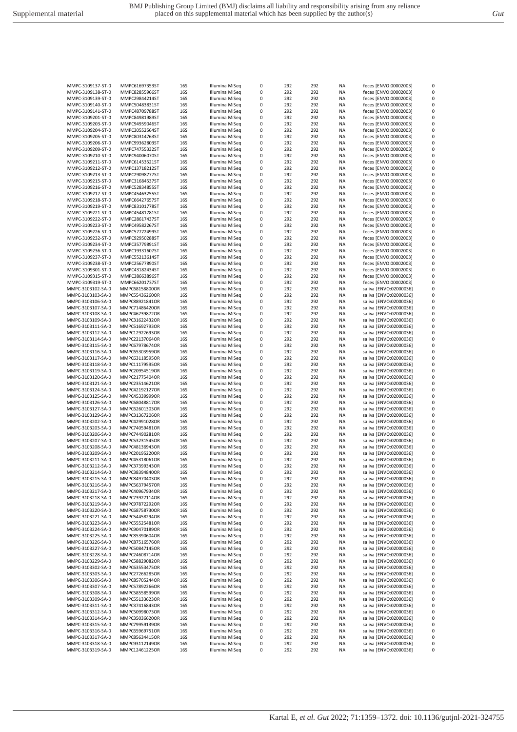| | | | | | | | | | |
|---|---|---|---|---|---|---|---|---|---|
| MMPC-3109137-ST-0 | MMPC61697353ST | 16S | Illumina MiSeq | 0 | 292 | 292 | NA | feces [ENVO:00002003] | 0 |
| MMPC-3109138-ST-0 | MMPC82855966ST | 16S | Illumina MiSeq | 0 | 292 | 292 | NA | feces [ENVO:00002003] | 0 |
| MMPC-3109139-ST-0 | MMPC29844214ST | 16S | Illumina MiSeq | 0 | 292 | 292 | NA | feces [ENVO:00002003] | 0 |
| MMPC-3109140-ST-0 | MMPC50483831ST | 16S | Illumina MiSeq | 0 | 292 | 292 | NA | feces [ENVO:00002003] | 0 |
| MMPC-3109141-ST-0 | MMPC48709788ST | 16S | Illumina MiSeq | 0 | 292 | 292 | NA | feces [ENVO:00002003] | 0 |
| MMPC-3109201-ST-0 | MMPC84981989ST | 16S | Illumina MiSeq | 0 | 292 | 292 | NA | feces [ENVO:00002003] | 0 |
| MMPC-3109203-ST-0 | MMPC94959046ST | 16S | Illumina MiSeq | 0 | 292 | 292 | NA | feces [ENVO:00002003] | 0 |
| MMPC-3109204-ST-0 | MMPC30552564ST | 16S | Illumina MiSeq | 0 | 292 | 292 | NA | feces [ENVO:00002003] | 0 |
| MMPC-3109205-ST-0 | MMPC80314763ST | 16S | Illumina MiSeq | 0 | 292 | 292 | NA | feces [ENVO:00002003] | 0 |
| MMPC-3109206-ST-0 | MMPC99362803ST | 16S | Illumina MiSeq | 0 | 292 | 292 | NA | feces [ENVO:00002003] | 0 |
| MMPC-3109209-ST-0 | MMPC74755332ST | 16S | Illumina MiSeq | 0 | 292 | 292 | NA | feces [ENVO:00002003] | 0 |
| MMPC-3109210-ST-0 | MMPC94006070ST | 16S | Illumina MiSeq | 0 | 292 | 292 | NA | feces [ENVO:00002003] | 0 |
| MMPC-3109211-ST-0 | MMPC61453521ST | 16S | Illumina MiSeq | 0 | 292 | 292 | NA | feces [ENVO:00002003] | 0 |
| MMPC-3109212-ST-0 | MMPC13718212ST | 16S | Illumina MiSeq | 0 | 292 | 292 | NA | feces [ENVO:00002003] | 0 |
| MMPC-3109213-ST-0 | MMPC29098777ST | 16S | Illumina MiSeq | 0 | 292 | 292 | NA | feces [ENVO:00002003] | 0 |
| MMPC-3109215-ST-0 | MMPC31684537ST | 16S | Illumina MiSeq | 0 | 292 | 292 | NA | feces [ENVO:00002003] | 0 |
| MMPC-3109216-ST-0 | MMPC52834855ST | 16S | Illumina MiSeq | 0 | 292 | 292 | NA | feces [ENVO:00002003] | 0 |
| MMPC-3109217-ST-0 | MMPC45463255ST | 16S | Illumina MiSeq | 0 | 292 | 292 | NA | feces [ENVO:00002003] | 0 |
| MMPC-3109218-ST-0 | MMPC66427657ST | 16S | Illumina MiSeq | 0 | 292 | 292 | NA | feces [ENVO:00002003] | 0 |
| MMPC-3109219-ST-0 | MMPC83101778ST | 16S | Illumina MiSeq | 0 | 292 | 292 | NA | feces [ENVO:00002003] | 0 |
| MMPC-3109221-ST-0 | MMPC45481781ST | 16S | Illumina MiSeq | 0 | 292 | 292 | NA | feces [ENVO:00002003] | 0 |
| MMPC-3109222-ST-0 | MMPC28617437ST | 16S | Illumina MiSeq | 0 | 292 | 292 | NA | feces [ENVO:00002003] | 0 |
| MMPC-3109223-ST-0 | MMPC49582267ST | 16S | Illumina MiSeq | 0 | 292 | 292 | NA | feces [ENVO:00002003] | 0 |
| MMPC-3109226-ST-0 | MMPC57772499ST | 16S | Illumina MiSeq | 0 | 292 | 292 | NA | feces [ENVO:00002003] | 0 |
| MMPC-3109232-ST-0 | MMPC92950288ST | 16S | Illumina MiSeq | 0 | 292 | 292 | NA | feces [ENVO:00002003] | 0 |
| MMPC-3109234-ST-0 | MMPC35779891ST | 16S | Illumina MiSeq | 0 | 292 | 292 | NA | feces [ENVO:00002003] | 0 |
| MMPC-3109236-ST-0 | MMPC19331607ST | 16S | Illumina MiSeq | 0 | 292 | 292 | NA | feces [ENVO:00002003] | 0 |
| MMPC-3109237-ST-0 | MMPC55213614ST | 16S | Illumina MiSeq | 0 | 292 | 292 | NA | feces [ENVO:00002003] | 0 |
| MMPC-3109238-ST-0 | MMPC25677890ST | 16S | Illumina MiSeq | 0 | 292 | 292 | NA | feces [ENVO:00002003] | 0 |
| MMPC-3109301-ST-0 | MMPC43182434ST | 16S | Illumina MiSeq | 0 | 292 | 292 | NA | feces [ENVO:00002003] | 0 |
| MMPC-3109315-ST-0 | MMPC38663896ST | 16S | Illumina MiSeq | 0 | 292 | 292 | NA | feces [ENVO:00002003] | 0 |
| MMPC-3109319-ST-0 | MMPC66201737ST | 16S | Illumina MiSeq | 0 | 292 | 292 | NA | feces [ENVO:00002003] | 0 |
| MMPC-3103102-SA-0 | MMPC68158800OR | 16S | Illumina MiSeq | 0 | 292 | 292 | NA | saliva [ENVO:02000036] | 0 |
| MMPC-3103103-SA-0 | MMPC55436260OR | 16S | Illumina MiSeq | 0 | 292 | 292 | NA | saliva [ENVO:02000036] | 0 |
| MMPC-3103106-SA-0 | MMPC88921841OR | 16S | Illumina MiSeq | 0 | 292 | 292 | NA | saliva [ENVO:02000036] | 0 |
| MMPC-3103107-SA-0 | MMPC71486420OR | 16S | Illumina MiSeq | 0 | 292 | 292 | NA | saliva [ENVO:02000036] | 0 |
| MMPC-3103108-SA-0 | MMPC46739872OR | 16S | Illumina MiSeq | 0 | 292 | 292 | NA | saliva [ENVO:02000036] | 0 |
| MMPC-3103109-SA-0 | MMPC31622432OR | 16S | Illumina MiSeq | 0 | 292 | 292 | NA | saliva [ENVO:02000036] | 0 |
| MMPC-3103111-SA-0 | MMPC51692793OR | 16S | Illumina MiSeq | 0 | 292 | 292 | NA | saliva [ENVO:02000036] | 0 |
| MMPC-3103112-SA-0 | MMPC12922693OR | 16S | Illumina MiSeq | 0 | 292 | 292 | NA | saliva [ENVO:02000036] | 0 |
| MMPC-3103114-SA-0 | MMPC22137064OR | 16S | Illumina MiSeq | 0 | 292 | 292 | NA | saliva [ENVO:02000036] | 0 |
| MMPC-3103115-SA-0 | MMPC67978674OR | 16S | Illumina MiSeq | 0 | 292 | 292 | NA | saliva [ENVO:02000036] | 0 |
| MMPC-3103116-SA-0 | MMPC65303959OR | 16S | Illumina MiSeq | 0 | 292 | 292 | NA | saliva [ENVO:02000036] | 0 |
| MMPC-3103117-SA-0 | MMPC63118595OR | 16S | Illumina MiSeq | 0 | 292 | 292 | NA | saliva [ENVO:02000036] | 0 |
| MMPC-3103118-SA-0 | MMPC11179595OR | 16S | Illumina MiSeq | 0 | 292 | 292 | NA | saliva [ENVO:02000036] | 0 |
| MMPC-3103119-SA-0 | MMPC20954519OR | 16S | Illumina MiSeq | 0 | 292 | 292 | NA | saliva [ENVO:02000036] | 0 |
| MMPC-3103120-SA-0 | MMPC21775404OR | 16S | Illumina MiSeq | 0 | 292 | 292 | NA | saliva [ENVO:02000036] | 0 |
| MMPC-3103121-SA-0 | MMPC23514621OR | 16S | Illumina MiSeq | 0 | 292 | 292 | NA | saliva [ENVO:02000036] | 0 |
| MMPC-3103124-SA-0 | MMPC42192127OR | 16S | Illumina MiSeq | 0 | 292 | 292 | NA | saliva [ENVO:02000036] | 0 |
| MMPC-3103125-SA-0 | MMPC45339999OR | 16S | Illumina MiSeq | 0 | 292 | 292 | NA | saliva [ENVO:02000036] | 0 |
| MMPC-3103126-SA-0 | MMPC68048817OR | 16S | Illumina MiSeq | 0 | 292 | 292 | NA | saliva [ENVO:02000036] | 0 |
| MMPC-3103127-SA-0 | MMPC62601303OR | 16S | Illumina MiSeq | 0 | 292 | 292 | NA | saliva [ENVO:02000036] | 0 |
| MMPC-3103129-SA-0 | MMPC31367206OR | 16S | Illumina MiSeq | 0 | 292 | 292 | NA | saliva [ENVO:02000036] | 0 |
| MMPC-3103202-SA-0 | MMPC42991028OR | 16S | Illumina MiSeq | 0 | 292 | 292 | NA | saliva [ENVO:02000036] | 0 |
| MMPC-3103203-SA-0 | MMPC74059481OR | 16S | Illumina MiSeq | 0 | 292 | 292 | NA | saliva [ENVO:02000036] | 0 |
| MMPC-3103206-SA-0 | MMPC74490281OR | 16S | Illumina MiSeq | 0 | 292 | 292 | NA | saliva [ENVO:02000036] | 0 |
| MMPC-3103207-SA-0 | MMPC53231545OR | 16S | Illumina MiSeq | 0 | 292 | 292 | NA | saliva [ENVO:02000036] | 0 |
| MMPC-3103208-SA-0 | MMPC48136943OR | 16S | Illumina MiSeq | 0 | 292 | 292 | NA | saliva [ENVO:02000036] | 0 |
| MMPC-3103209-SA-0 | MMPC20195220OR | 16S | Illumina MiSeq | 0 | 292 | 292 | NA | saliva [ENVO:02000036] | 0 |
| MMPC-3103211-SA-0 | MMPC45318061OR | 16S | Illumina MiSeq | 0 | 292 | 292 | NA | saliva [ENVO:02000036] | 0 |
| MMPC-3103212-SA-0 | MMPC37399343OR | 16S | Illumina MiSeq | 0 | 292 | 292 | NA | saliva [ENVO:02000036] | 0 |
| MMPC-3103214-SA-0 | MMPC38394840OR | 16S | Illumina MiSeq | 0 | 292 | 292 | NA | saliva [ENVO:02000036] | 0 |
| MMPC-3103215-SA-0 | MMPC84970403OR | 16S | Illumina MiSeq | 0 | 292 | 292 | NA | saliva [ENVO:02000036] | 0 |
| MMPC-3103216-SA-0 | MMPC56379457OR | 16S | Illumina MiSeq | 0 | 292 | 292 | NA | saliva [ENVO:02000036] | 0 |
| MMPC-3103217-SA-0 | MMPC40967934OR | 16S | Illumina MiSeq | 0 | 292 | 292 | NA | saliva [ENVO:02000036] | 0 |
| MMPC-3103218-SA-0 | MMPC73927114OR | 16S | Illumina MiSeq | 0 | 292 | 292 | NA | saliva [ENVO:02000036] | 0 |
| MMPC-3103219-SA-0 | MMPC97872292OR | 16S | Illumina MiSeq | 0 | 292 | 292 | NA | saliva [ENVO:02000036] | 0 |
| MMPC-3103220-SA-0 | MMPC68758730OR | 16S | Illumina MiSeq | 0 | 292 | 292 | NA | saliva [ENVO:02000036] | 0 |
| MMPC-3103221-SA-0 | MMPC54458294OR | 16S | Illumina MiSeq | 0 | 292 | 292 | NA | saliva [ENVO:02000036] | 0 |
| MMPC-3103223-SA-0 | MMPC55525481OR | 16S | Illumina MiSeq | 0 | 292 | 292 | NA | saliva [ENVO:02000036] | 0 |
| MMPC-3103224-SA-0 | MMPC90470189OR | 16S | Illumina MiSeq | 0 | 292 | 292 | NA | saliva [ENVO:02000036] | 0 |
| MMPC-3103225-SA-0 | MMPC85390604OR | 16S | Illumina MiSeq | 0 | 292 | 292 | NA | saliva [ENVO:02000036] | 0 |
| MMPC-3103226-SA-0 | MMPC87516576OR | 16S | Illumina MiSeq | 0 | 292 | 292 | NA | saliva [ENVO:02000036] | 0 |
| MMPC-3103227-SA-0 | MMPC50847145OR | 16S | Illumina MiSeq | 0 | 292 | 292 | NA | saliva [ENVO:02000036] | 0 |
| MMPC-3103228-SA-0 | MMPC24608714OR | 16S | Illumina MiSeq | 0 | 292 | 292 | NA | saliva [ENVO:02000036] | 0 |
| MMPC-3103229-SA-0 | MMPC58829082OR | 16S | Illumina MiSeq | 0 | 292 | 292 | NA | saliva [ENVO:02000036] | 0 |
| MMPC-3103302-SA-0 | MMPC63553475OR | 16S | Illumina MiSeq | 0 | 292 | 292 | NA | saliva [ENVO:02000036] | 0 |
| MMPC-3103303-SA-0 | MMPC27266285OR | 16S | Illumina MiSeq | 0 | 292 | 292 | NA | saliva [ENVO:02000036] | 0 |
| MMPC-3103306-SA-0 | MMPC85705244OR | 16S | Illumina MiSeq | 0 | 292 | 292 | NA | saliva [ENVO:02000036] | 0 |
| MMPC-3103307-SA-0 | MMPC57892266OR | 16S | Illumina MiSeq | 0 | 292 | 292 | NA | saliva [ENVO:02000036] | 0 |
| MMPC-3103308-SA-0 | MMPC58558599OR | 16S | Illumina MiSeq | 0 | 292 | 292 | NA | saliva [ENVO:02000036] | 0 |
| MMPC-3103309-SA-0 | MMPC55133623OR | 16S | Illumina MiSeq | 0 | 292 | 292 | NA | saliva [ENVO:02000036] | 0 |
| MMPC-3103311-SA-0 | MMPC37416843OR | 16S | Illumina MiSeq | 0 | 292 | 292 | NA | saliva [ENVO:02000036] | 0 |
| MMPC-3103312-SA-0 | MMPC50998073OR | 16S | Illumina MiSeq | 0 | 292 | 292 | NA | saliva [ENVO:02000036] | 0 |
| MMPC-3103314-SA-0 | MMPC35036620OR | 16S | Illumina MiSeq | 0 | 292 | 292 | NA | saliva [ENVO:02000036] | 0 |
| MMPC-3103315-SA-0 | MMPC79959139OR | 16S | Illumina MiSeq | 0 | 292 | 292 | NA | saliva [ENVO:02000036] | 0 |
| MMPC-3103316-SA-0 | MMPC65969751OR | 16S | Illumina MiSeq | 0 | 292 | 292 | NA | saliva [ENVO:02000036] | 0 |
| MMPC-3103317-SA-0 | MMPC85634415OR | 16S | Illumina MiSeq | 0 | 292 | 292 | NA | saliva [ENVO:02000036] | 0 |
| MMPC-3103318-SA-0 | MMPC93112149OR | 16S | Illumina MiSeq | 0 | 292 | 292 | NA | saliva [ENVO:02000036] | 0 |
| MMPC-3103319-SA-0 | MMPC12461225OR | 16S | Illumina MiSeq | 0 | 292 | 292 | NA | saliva [ENVO:02000036] | 0 |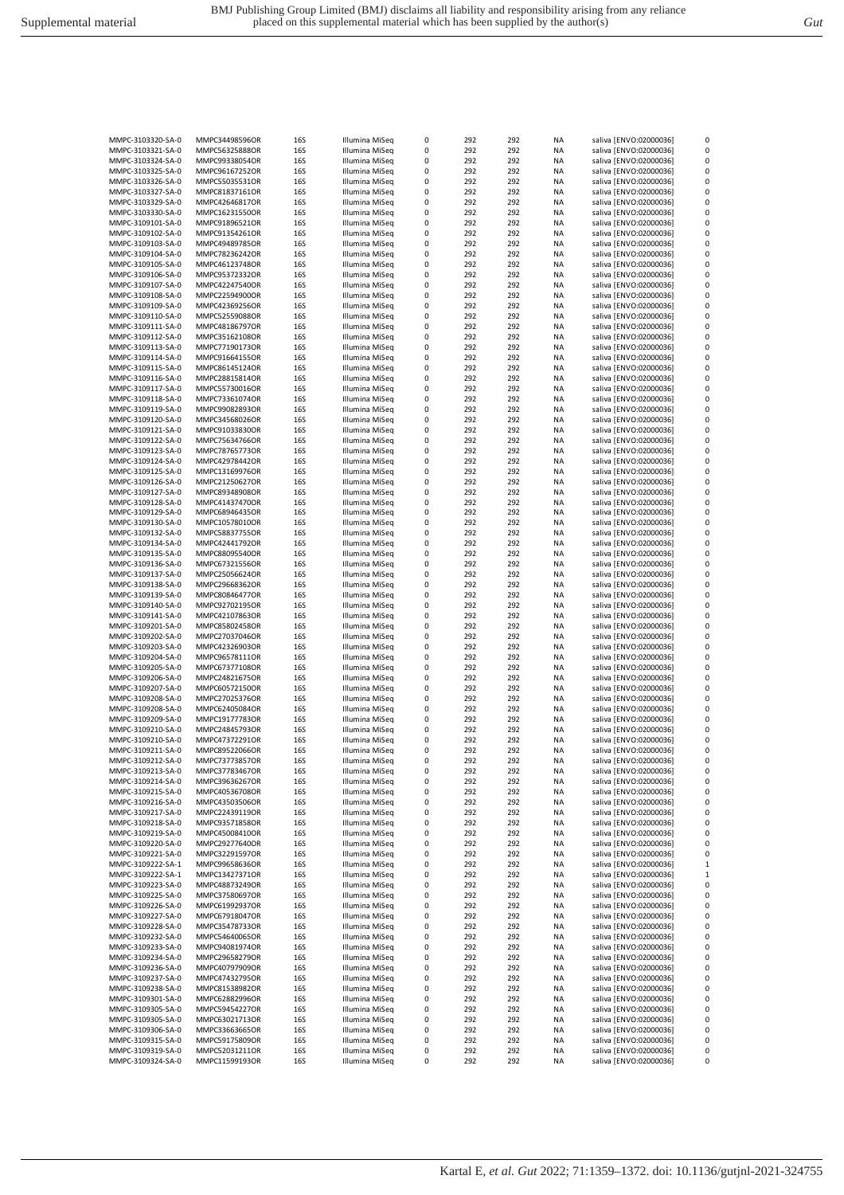| | | | | | | | | | |
|---|---|---|---|---|---|---|---|---|---|
| MMPC-3103320-SA-0 | MMPC34498596OR | 16S | Illumina MiSeq | 0 | 292 | 292 | NA | saliva [ENVO:02000036] | 0 |
| MMPC-3103321-SA-0 | MMPC56325888OR | 16S | Illumina MiSeq | 0 | 292 | 292 | NA | saliva [ENVO:02000036] | 0 |
| MMPC-3103324-SA-0 | MMPC99338054OR | 16S | Illumina MiSeq | 0 | 292 | 292 | NA | saliva [ENVO:02000036] | 0 |
| MMPC-3103325-SA-0 | MMPC96167252OR | 16S | Illumina MiSeq | 0 | 292 | 292 | NA | saliva [ENVO:02000036] | 0 |
| MMPC-3103326-SA-0 | MMPC55035531OR | 16S | Illumina MiSeq | 0 | 292 | 292 | NA | saliva [ENVO:02000036] | 0 |
| MMPC-3103327-SA-0 | MMPC81837161OR | 16S | Illumina MiSeq | 0 | 292 | 292 | NA | saliva [ENVO:02000036] | 0 |
| MMPC-3103329-SA-0 | MMPC42646817OR | 16S | Illumina MiSeq | 0 | 292 | 292 | NA | saliva [ENVO:02000036] | 0 |
| MMPC-3103330-SA-0 | MMPC16231550OR | 16S | Illumina MiSeq | 0 | 292 | 292 | NA | saliva [ENVO:02000036] | 0 |
| MMPC-3109101-SA-0 | MMPC91896521OR | 16S | Illumina MiSeq | 0 | 292 | 292 | NA | saliva [ENVO:02000036] | 0 |
| MMPC-3109102-SA-0 | MMPC91354261OR | 16S | Illumina MiSeq | 0 | 292 | 292 | NA | saliva [ENVO:02000036] | 0 |
| MMPC-3109103-SA-0 | MMPC49489785OR | 16S | Illumina MiSeq | 0 | 292 | 292 | NA | saliva [ENVO:02000036] | 0 |
| MMPC-3109104-SA-0 | MMPC78236242OR | 16S | Illumina MiSeq | 0 | 292 | 292 | NA | saliva [ENVO:02000036] | 0 |
| MMPC-3109105-SA-0 | MMPC46123748OR | 16S | Illumina MiSeq | 0 | 292 | 292 | NA | saliva [ENVO:02000036] | 0 |
| MMPC-3109106-SA-0 | MMPC95372332OR | 16S | Illumina MiSeq | 0 | 292 | 292 | NA | saliva [ENVO:02000036] | 0 |
| MMPC-3109107-SA-0 | MMPC42247540OR | 16S | Illumina MiSeq | 0 | 292 | 292 | NA | saliva [ENVO:02000036] | 0 |
| MMPC-3109108-SA-0 | MMPC22594900OR | 16S | Illumina MiSeq | 0 | 292 | 292 | NA | saliva [ENVO:02000036] | 0 |
| MMPC-3109109-SA-0 | MMPC42369256OR | 16S | Illumina MiSeq | 0 | 292 | 292 | NA | saliva [ENVO:02000036] | 0 |
| MMPC-3109110-SA-0 | MMPC52559088OR | 16S | Illumina MiSeq | 0 | 292 | 292 | NA | saliva [ENVO:02000036] | 0 |
| MMPC-3109111-SA-0 | MMPC48186797OR | 16S | Illumina MiSeq | 0 | 292 | 292 | NA | saliva [ENVO:02000036] | 0 |
| MMPC-3109112-SA-0 | MMPC35162108OR | 16S | Illumina MiSeq | 0 | 292 | 292 | NA | saliva [ENVO:02000036] | 0 |
| MMPC-3109113-SA-0 | MMPC77190173OR | 16S | Illumina MiSeq | 0 | 292 | 292 | NA | saliva [ENVO:02000036] | 0 |
| MMPC-3109114-SA-0 | MMPC91664155OR | 16S | Illumina MiSeq | 0 | 292 | 292 | NA | saliva [ENVO:02000036] | 0 |
| MMPC-3109115-SA-0 | MMPC86145124OR | 16S | Illumina MiSeq | 0 | 292 | 292 | NA | saliva [ENVO:02000036] | 0 |
| MMPC-3109116-SA-0 | MMPC28815814OR | 16S | Illumina MiSeq | 0 | 292 | 292 | NA | saliva [ENVO:02000036] | 0 |
| MMPC-3109117-SA-0 | MMPC55730016OR | 16S | Illumina MiSeq | 0 | 292 | 292 | NA | saliva [ENVO:02000036] | 0 |
| MMPC-3109118-SA-0 | MMPC73361074OR | 16S | Illumina MiSeq | 0 | 292 | 292 | NA | saliva [ENVO:02000036] | 0 |
| MMPC-3109119-SA-0 | MMPC99082893OR | 16S | Illumina MiSeq | 0 | 292 | 292 | NA | saliva [ENVO:02000036] | 0 |
| MMPC-3109120-SA-0 | MMPC34568026OR | 16S | Illumina MiSeq | 0 | 292 | 292 | NA | saliva [ENVO:02000036] | 0 |
| MMPC-3109121-SA-0 | MMPC91033830OR | 16S | Illumina MiSeq | 0 | 292 | 292 | NA | saliva [ENVO:02000036] | 0 |
| MMPC-3109122-SA-0 | MMPC75634766OR | 16S | Illumina MiSeq | 0 | 292 | 292 | NA | saliva [ENVO:02000036] | 0 |
| MMPC-3109123-SA-0 | MMPC78765773OR | 16S | Illumina MiSeq | 0 | 292 | 292 | NA | saliva [ENVO:02000036] | 0 |
| MMPC-3109124-SA-0 | MMPC42978442OR | 16S | Illumina MiSeq | 0 | 292 | 292 | NA | saliva [ENVO:02000036] | 0 |
| MMPC-3109125-SA-0 | MMPC13169976OR | 16S | Illumina MiSeq | 0 | 292 | 292 | NA | saliva [ENVO:02000036] | 0 |
| MMPC-3109126-SA-0 | MMPC21250627OR | 16S | Illumina MiSeq | 0 | 292 | 292 | NA | saliva [ENVO:02000036] | 0 |
| MMPC-3109127-SA-0 | MMPC89348908OR | 16S | Illumina MiSeq | 0 | 292 | 292 | NA | saliva [ENVO:02000036] | 0 |
| MMPC-3109128-SA-0 | MMPC41437470OR | 16S | Illumina MiSeq | 0 | 292 | 292 | NA | saliva [ENVO:02000036] | 0 |
| MMPC-3109129-SA-0 | MMPC68946435OR | 16S | Illumina MiSeq | 0 | 292 | 292 | NA | saliva [ENVO:02000036] | 0 |
| MMPC-3109130-SA-0 | MMPC10578010OR | 16S | Illumina MiSeq | 0 | 292 | 292 | NA | saliva [ENVO:02000036] | 0 |
| MMPC-3109132-SA-0 | MMPC58837755OR | 16S | Illumina MiSeq | 0 | 292 | 292 | NA | saliva [ENVO:02000036] | 0 |
| MMPC-3109134-SA-0 | MMPC42441792OR | 16S | Illumina MiSeq | 0 | 292 | 292 | NA | saliva [ENVO:02000036] | 0 |
| MMPC-3109135-SA-0 | MMPC88095540OR | 16S | Illumina MiSeq | 0 | 292 | 292 | NA | saliva [ENVO:02000036] | 0 |
| MMPC-3109136-SA-0 | MMPC67321556OR | 16S | Illumina MiSeq | 0 | 292 | 292 | NA | saliva [ENVO:02000036] | 0 |
| MMPC-3109137-SA-0 | MMPC25056624OR | 16S | Illumina MiSeq | 0 | 292 | 292 | NA | saliva [ENVO:02000036] | 0 |
| MMPC-3109138-SA-0 | MMPC29668362OR | 16S | Illumina MiSeq | 0 | 292 | 292 | NA | saliva [ENVO:02000036] | 0 |
| MMPC-3109139-SA-0 | MMPC80846477OR | 16S | Illumina MiSeq | 0 | 292 | 292 | NA | saliva [ENVO:02000036] | 0 |
| MMPC-3109140-SA-0 | MMPC92702195OR | 16S | Illumina MiSeq | 0 | 292 | 292 | NA | saliva [ENVO:02000036] | 0 |
| MMPC-3109141-SA-0 | MMPC42107863OR | 16S | Illumina MiSeq | 0 | 292 | 292 | NA | saliva [ENVO:02000036] | 0 |
| MMPC-3109201-SA-0 | MMPC85802458OR | 16S | Illumina MiSeq | 0 | 292 | 292 | NA | saliva [ENVO:02000036] | 0 |
| MMPC-3109202-SA-0 | MMPC27037046OR | 16S | Illumina MiSeq | 0 | 292 | 292 | NA | saliva [ENVO:02000036] | 0 |
| MMPC-3109203-SA-0 | MMPC42326903OR | 16S | Illumina MiSeq | 0 | 292 | 292 | NA | saliva [ENVO:02000036] | 0 |
| MMPC-3109204-SA-0 | MMPC96578111OR | 16S | Illumina MiSeq | 0 | 292 | 292 | NA | saliva [ENVO:02000036] | 0 |
| MMPC-3109205-SA-0 | MMPC67377108OR | 16S | Illumina MiSeq | 0 | 292 | 292 | NA | saliva [ENVO:02000036] | 0 |
| MMPC-3109206-SA-0 | MMPC24821675OR | 16S | Illumina MiSeq | 0 | 292 | 292 | NA | saliva [ENVO:02000036] | 0 |
| MMPC-3109207-SA-0 | MMPC60572150OR | 16S | Illumina MiSeq | 0 | 292 | 292 | NA | saliva [ENVO:02000036] | 0 |
| MMPC-3109208-SA-0 | MMPC27025376OR | 16S | Illumina MiSeq | 0 | 292 | 292 | NA | saliva [ENVO:02000036] | 0 |
| MMPC-3109208-SA-0 | MMPC62405084OR | 16S | Illumina MiSeq | 0 | 292 | 292 | NA | saliva [ENVO:02000036] | 0 |
| MMPC-3109209-SA-0 | MMPC19177783OR | 16S | Illumina MiSeq | 0 | 292 | 292 | NA | saliva [ENVO:02000036] | 0 |
| MMPC-3109210-SA-0 | MMPC24845793OR | 16S | Illumina MiSeq | 0 | 292 | 292 | NA | saliva [ENVO:02000036] | 0 |
| MMPC-3109210-SA-0 | MMPC47372291OR | 16S | Illumina MiSeq | 0 | 292 | 292 | NA | saliva [ENVO:02000036] | 0 |
| MMPC-3109211-SA-0 | MMPC89522066OR | 16S | Illumina MiSeq | 0 | 292 | 292 | NA | saliva [ENVO:02000036] | 0 |
| MMPC-3109212-SA-0 | MMPC73773857OR | 16S | Illumina MiSeq | 0 | 292 | 292 | NA | saliva [ENVO:02000036] | 0 |
| MMPC-3109213-SA-0 | MMPC37783467OR | 16S | Illumina MiSeq | 0 | 292 | 292 | NA | saliva [ENVO:02000036] | 0 |
| MMPC-3109214-SA-0 | MMPC39636267OR | 16S | Illumina MiSeq | 0 | 292 | 292 | NA | saliva [ENVO:02000036] | 0 |
| MMPC-3109215-SA-0 | MMPC40536708OR | 16S | Illumina MiSeq | 0 | 292 | 292 | NA | saliva [ENVO:02000036] | 0 |
| MMPC-3109216-SA-0 | MMPC43503506OR | 16S | Illumina MiSeq | 0 | 292 | 292 | NA | saliva [ENVO:02000036] | 0 |
| MMPC-3109217-SA-0 | MMPC22439119OR | 16S | Illumina MiSeq | 0 | 292 | 292 | NA | saliva [ENVO:02000036] | 0 |
| MMPC-3109218-SA-0 | MMPC93571858OR | 16S | Illumina MiSeq | 0 | 292 | 292 | NA | saliva [ENVO:02000036] | 0 |
| MMPC-3109219-SA-0 | MMPC45008410OR | 16S | Illumina MiSeq | 0 | 292 | 292 | NA | saliva [ENVO:02000036] | 0 |
| MMPC-3109220-SA-0 | MMPC29277640OR | 16S | Illumina MiSeq | 0 | 292 | 292 | NA | saliva [ENVO:02000036] | 0 |
| MMPC-3109221-SA-0 | MMPC32291597OR | 16S | Illumina MiSeq | 0 | 292 | 292 | NA | saliva [ENVO:02000036] | 0 |
| MMPC-3109222-SA-1 | MMPC99658636OR | 16S | Illumina MiSeq | 0 | 292 | 292 | NA | saliva [ENVO:02000036] | 1 |
| MMPC-3109222-SA-1 | MMPC13427371OR | 16S | Illumina MiSeq | 0 | 292 | 292 | NA | saliva [ENVO:02000036] | 1 |
| MMPC-3109223-SA-0 | MMPC48873249OR | 16S | Illumina MiSeq | 0 | 292 | 292 | NA | saliva [ENVO:02000036] | 0 |
| MMPC-3109225-SA-0 | MMPC37580697OR | 16S | Illumina MiSeq | 0 | 292 | 292 | NA | saliva [ENVO:02000036] | 0 |
| MMPC-3109226-SA-0 | MMPC61992937OR | 16S | Illumina MiSeq | 0 | 292 | 292 | NA | saliva [ENVO:02000036] | 0 |
| MMPC-3109227-SA-0 | MMPC67918047OR | 16S | Illumina MiSeq | 0 | 292 | 292 | NA | saliva [ENVO:02000036] | 0 |
| MMPC-3109228-SA-0 | MMPC35478733OR | 16S | Illumina MiSeq | 0 | 292 | 292 | NA | saliva [ENVO:02000036] | 0 |
| MMPC-3109232-SA-0 | MMPC54640065OR | 16S | Illumina MiSeq | 0 | 292 | 292 | NA | saliva [ENVO:02000036] | 0 |
| MMPC-3109233-SA-0 | MMPC94081974OR | 16S | Illumina MiSeq | 0 | 292 | 292 | NA | saliva [ENVO:02000036] | 0 |
| MMPC-3109234-SA-0 | MMPC29658279OR | 16S | Illumina MiSeq | 0 | 292 | 292 | NA | saliva [ENVO:02000036] | 0 |
| MMPC-3109236-SA-0 | MMPC40797909OR | 16S | Illumina MiSeq | 0 | 292 | 292 | NA | saliva [ENVO:02000036] | 0 |
| MMPC-3109237-SA-0 | MMPC47432795OR | 16S | Illumina MiSeq | 0 | 292 | 292 | NA | saliva [ENVO:02000036] | 0 |
| MMPC-3109238-SA-0 | MMPC81538982OR | 16S | Illumina MiSeq | 0 | 292 | 292 | NA | saliva [ENVO:02000036] | 0 |
| MMPC-3109301-SA-0 | MMPC62882996OR | 16S | Illumina MiSeq | 0 | 292 | 292 | NA | saliva [ENVO:02000036] | 0 |
| MMPC-3109305-SA-0 | MMPC59454227OR | 16S | Illumina MiSeq | 0 | 292 | 292 | NA | saliva [ENVO:02000036] | 0 |
| MMPC-3109305-SA-0 | MMPC63021713OR | 16S | Illumina MiSeq | 0 | 292 | 292 | NA | saliva [ENVO:02000036] | 0 |
| MMPC-3109306-SA-0 | MMPC33663665OR | 16S | Illumina MiSeq | 0 | 292 | 292 | NA | saliva [ENVO:02000036] | 0 |
| MMPC-3109315-SA-0 | MMPC59175809OR | 16S | Illumina MiSeq | 0 | 292 | 292 | NA | saliva [ENVO:02000036] | 0 |
| MMPC-3109319-SA-0 | MMPC52031211OR | 16S | Illumina MiSeq | 0 | 292 | 292 | NA | saliva [ENVO:02000036] | 0 |
| MMPC-3109324-SA-0 | MMPC11599193OR | 16S | Illumina MiSeq | 0 | 292 | 292 | NA | saliva [ENVO:02000036] | 0 |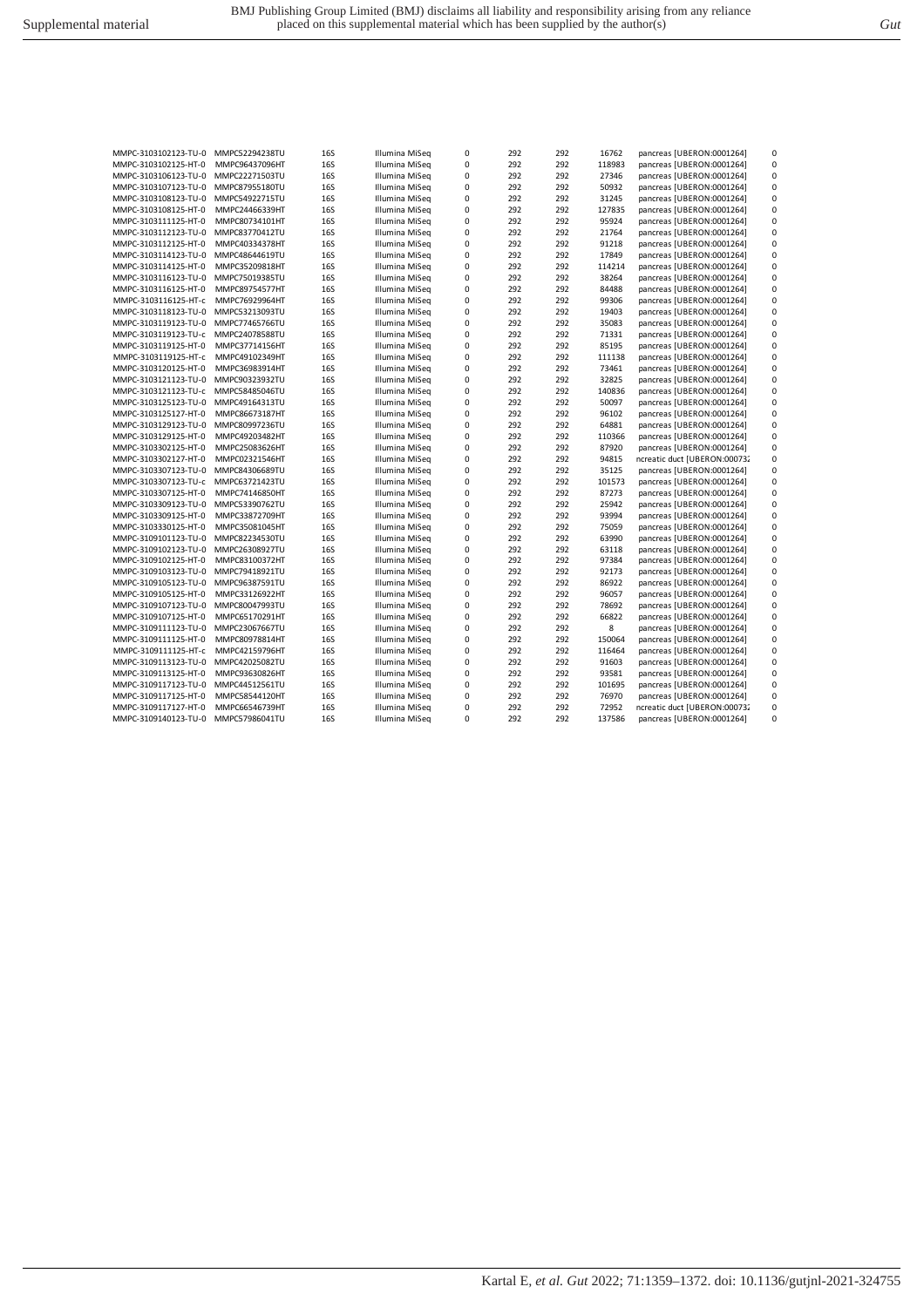| | | | | | | | | | |
|---|---|---|---|---|---|---|---|---|---|
| MMPC-3103102123-TU-0 | MMPC52294238TU | 16S | Illumina MiSeq | 0 | 292 | 292 | 16762 | pancreas [UBERON:0001264] | 0 |
| MMPC-3103102125-HT-0 | MMPC96437096HT | 16S | Illumina MiSeq | 0 | 292 | 292 | 118983 | pancreas [UBERON:0001264] | 0 |
| MMPC-3103106123-TU-0 | MMPC22271503TU | 16S | Illumina MiSeq | 0 | 292 | 292 | 27346 | pancreas [UBERON:0001264] | 0 |
| MMPC-3103107123-TU-0 | MMPC87955180TU | 16S | Illumina MiSeq | 0 | 292 | 292 | 50932 | pancreas [UBERON:0001264] | 0 |
| MMPC-3103108123-TU-0 | MMPC54922715TU | 16S | Illumina MiSeq | 0 | 292 | 292 | 31245 | pancreas [UBERON:0001264] | 0 |
| MMPC-3103108125-HT-0 | MMPC24466339HT | 16S | Illumina MiSeq | 0 | 292 | 292 | 127835 | pancreas [UBERON:0001264] | 0 |
| MMPC-3103111125-HT-0 | MMPC80734101HT | 16S | Illumina MiSeq | 0 | 292 | 292 | 95924 | pancreas [UBERON:0001264] | 0 |
| MMPC-3103112123-TU-0 | MMPC83770412TU | 16S | Illumina MiSeq | 0 | 292 | 292 | 21764 | pancreas [UBERON:0001264] | 0 |
| MMPC-3103112125-HT-0 | MMPC40334378HT | 16S | Illumina MiSeq | 0 | 292 | 292 | 91218 | pancreas [UBERON:0001264] | 0 |
| MMPC-3103114123-TU-0 | MMPC48644619TU | 16S | Illumina MiSeq | 0 | 292 | 292 | 17849 | pancreas [UBERON:0001264] | 0 |
| MMPC-3103114125-HT-0 | MMPC35209818HT | 16S | Illumina MiSeq | 0 | 292 | 292 | 114214 | pancreas [UBERON:0001264] | 0 |
| MMPC-3103116123-TU-0 | MMPC75019385TU | 16S | Illumina MiSeq | 0 | 292 | 292 | 38264 | pancreas [UBERON:0001264] | 0 |
| MMPC-3103116125-HT-0 | MMPC89754577HT | 16S | Illumina MiSeq | 0 | 292 | 292 | 84488 | pancreas [UBERON:0001264] | 0 |
| MMPC-3103116125-HT-c | MMPC76929964HT | 16S | Illumina MiSeq | 0 | 292 | 292 | 99306 | pancreas [UBERON:0001264] | 0 |
| MMPC-3103118123-TU-0 | MMPC53213093TU | 16S | Illumina MiSeq | 0 | 292 | 292 | 19403 | pancreas [UBERON:0001264] | 0 |
| MMPC-3103119123-TU-0 | MMPC77465766TU | 16S | Illumina MiSeq | 0 | 292 | 292 | 35083 | pancreas [UBERON:0001264] | 0 |
| MMPC-3103119123-TU-c | MMPC24078588TU | 16S | Illumina MiSeq | 0 | 292 | 292 | 71331 | pancreas [UBERON:0001264] | 0 |
| MMPC-3103119125-HT-0 | MMPC37714156HT | 16S | Illumina MiSeq | 0 | 292 | 292 | 85195 | pancreas [UBERON:0001264] | 0 |
| MMPC-3103119125-HT-c | MMPC49102349HT | 16S | Illumina MiSeq | 0 | 292 | 292 | 111138 | pancreas [UBERON:0001264] | 0 |
| MMPC-3103120125-HT-0 | MMPC36983914HT | 16S | Illumina MiSeq | 0 | 292 | 292 | 73461 | pancreas [UBERON:0001264] | 0 |
| MMPC-3103121123-TU-0 | MMPC90323932TU | 16S | Illumina MiSeq | 0 | 292 | 292 | 32825 | pancreas [UBERON:0001264] | 0 |
| MMPC-3103121123-TU-c | MMPC58485046TU | 16S | Illumina MiSeq | 0 | 292 | 292 | 140836 | pancreas [UBERON:0001264] | 0 |
| MMPC-3103125123-TU-0 | MMPC49164313TU | 16S | Illumina MiSeq | 0 | 292 | 292 | 50097 | pancreas [UBERON:0001264] | 0 |
| MMPC-3103125127-HT-0 | MMPC86673187HT | 16S | Illumina MiSeq | 0 | 292 | 292 | 96102 | pancreas [UBERON:0001264] | 0 |
| MMPC-3103129123-TU-0 | MMPC80997236TU | 16S | Illumina MiSeq | 0 | 292 | 292 | 64881 | pancreas [UBERON:0001264] | 0 |
| MMPC-3103129125-HT-0 | MMPC49203482HT | 16S | Illumina MiSeq | 0 | 292 | 292 | 110366 | pancreas [UBERON:0001264] | 0 |
| MMPC-3103302125-HT-0 | MMPC25083626HT | 16S | Illumina MiSeq | 0 | 292 | 292 | 87920 | pancreas [UBERON:0001264] | 0 |
| MMPC-3103302127-HT-0 | MMPC02321546HT | 16S | Illumina MiSeq | 0 | 292 | 292 | 94815 | ncreatic duct [UBERON:00073 | 0 |
| MMPC-3103307123-TU-0 | MMPC84306689TU | 16S | Illumina MiSeq | 0 | 292 | 292 | 35125 | pancreas [UBERON:0001264] | 0 |
| MMPC-3103307123-TU-c | MMPC63721423TU | 16S | Illumina MiSeq | 0 | 292 | 292 | 101573 | pancreas [UBERON:0001264] | 0 |
| MMPC-3103307125-HT-0 | MMPC74146850HT | 16S | Illumina MiSeq | 0 | 292 | 292 | 87273 | pancreas [UBERON:0001264] | 0 |
| MMPC-3103309123-TU-0 | MMPC53390762TU | 16S | Illumina MiSeq | 0 | 292 | 292 | 25942 | pancreas [UBERON:0001264] | 0 |
| MMPC-3103309125-HT-0 | MMPC33872709HT | 16S | Illumina MiSeq | 0 | 292 | 292 | 93994 | pancreas [UBERON:0001264] | 0 |
| MMPC-3103330125-HT-0 | MMPC35081045HT | 16S | Illumina MiSeq | 0 | 292 | 292 | 75059 | pancreas [UBERON:0001264] | 0 |
| MMPC-3109101123-TU-0 | MMPC82234530TU | 16S | Illumina MiSeq | 0 | 292 | 292 | 63990 | pancreas [UBERON:0001264] | 0 |
| MMPC-3109102123-TU-0 | MMPC26308927TU | 16S | Illumina MiSeq | 0 | 292 | 292 | 63118 | pancreas [UBERON:0001264] | 0 |
| MMPC-3109102125-HT-0 | MMPC83100372HT | 16S | Illumina MiSeq | 0 | 292 | 292 | 97384 | pancreas [UBERON:0001264] | 0 |
| MMPC-3109103123-TU-0 | MMPC79418921TU | 16S | Illumina MiSeq | 0 | 292 | 292 | 92173 | pancreas [UBERON:0001264] | 0 |
| MMPC-3109105123-TU-0 | MMPC96387591TU | 16S | Illumina MiSeq | 0 | 292 | 292 | 86922 | pancreas [UBERON:0001264] | 0 |
| MMPC-3109105125-HT-0 | MMPC33126922HT | 16S | Illumina MiSeq | 0 | 292 | 292 | 96057 | pancreas [UBERON:0001264] | 0 |
| MMPC-3109107123-TU-0 | MMPC80047993TU | 16S | Illumina MiSeq | 0 | 292 | 292 | 78692 | pancreas [UBERON:0001264] | 0 |
| MMPC-3109107125-HT-0 | MMPC65170291HT | 16S | Illumina MiSeq | 0 | 292 | 292 | 66822 | pancreas [UBERON:0001264] | 0 |
| MMPC-3109111123-TU-0 | MMPC23067667TU | 16S | Illumina MiSeq | 0 | 292 | 292 | 8 | pancreas [UBERON:0001264] | 0 |
| MMPC-3109111125-HT-0 | MMPC80978814HT | 16S | Illumina MiSeq | 0 | 292 | 292 | 150064 | pancreas [UBERON:0001264] | 0 |
| MMPC-3109111125-HT-c | MMPC42159796HT | 16S | Illumina MiSeq | 0 | 292 | 292 | 116464 | pancreas [UBERON:0001264] | 0 |
| MMPC-3109113123-TU-0 | MMPC42025082TU | 16S | Illumina MiSeq | 0 | 292 | 292 | 91603 | pancreas [UBERON:0001264] | 0 |
| MMPC-3109113125-HT-0 | MMPC93630826HT | 16S | Illumina MiSeq | 0 | 292 | 292 | 93581 | pancreas [UBERON:0001264] | 0 |
| MMPC-3109117123-TU-0 | MMPC44512561TU | 16S | Illumina MiSeq | 0 | 292 | 292 | 101695 | pancreas [UBERON:0001264] | 0 |
| MMPC-3109117125-HT-0 | MMPC58544120HT | 16S | Illumina MiSeq | 0 | 292 | 292 | 76970 | pancreas [UBERON:0001264] | 0 |
| MMPC-3109117127-HT-0 | MMPC66546739HT | 16S | Illumina MiSeq | 0 | 292 | 292 | 72952 | ncreatic duct [UBERON:00073 | 0 |
| MMPC-3109140123-TU-0 | MMPC57986041TU | 16S | Illumina MiSeq | 0 | 292 | 292 | 137586 | pancreas [UBERON:0001264] | 0 |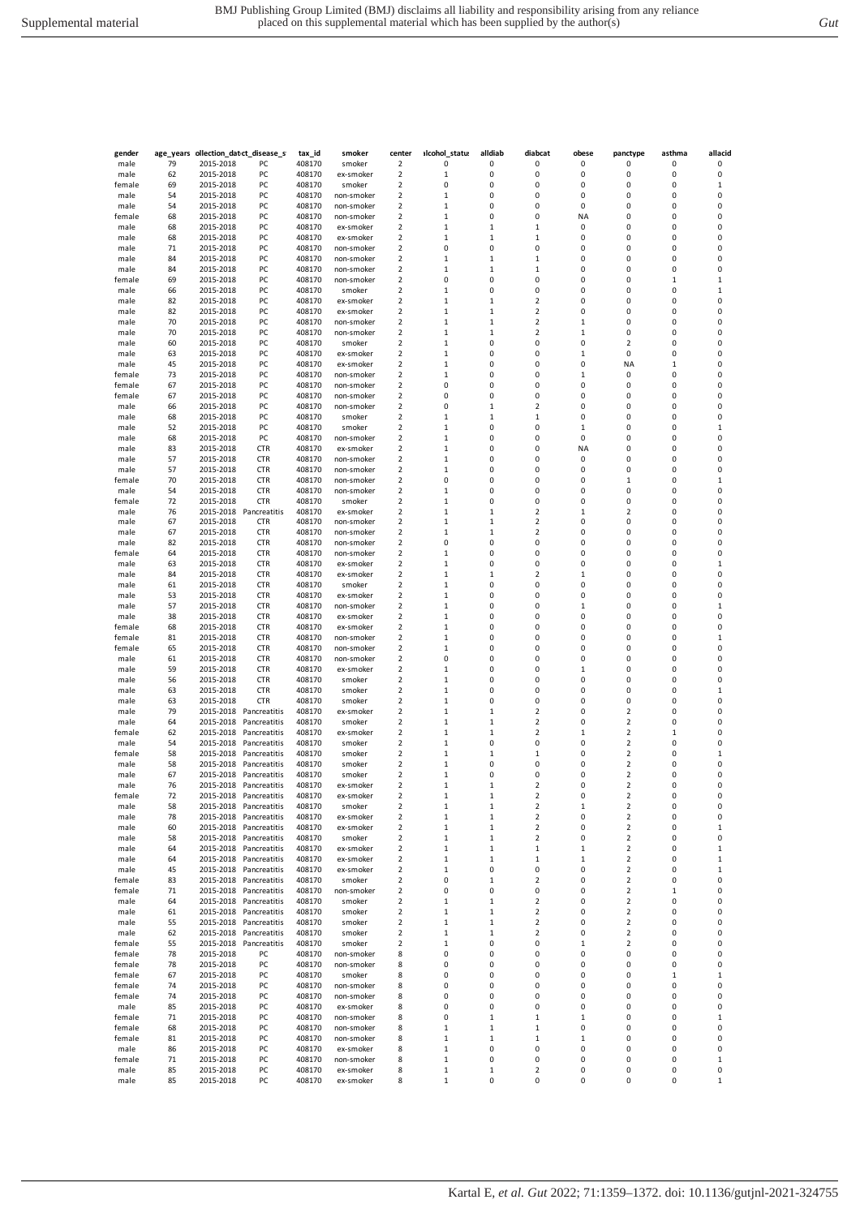| gender | age_years | collection_date | ct_disease_s | tax_id | smoker | center | alcohol_status | alldiab | diabcat | obese | panctype | asthma | allacid |
|---|---|---|---|---|---|---|---|---|---|---|---|---|---|
| male | 79 | 2015-2018 | PC | 408170 | smoker | 2 | 0 | 0 | 0 | 0 | 0 | 0 | 0 |
| male | 62 | 2015-2018 | PC | 408170 | ex-smoker | 2 | 1 | 0 | 0 | 0 | 0 | 0 | 0 |
| female | 69 | 2015-2018 | PC | 408170 | smoker | 2 | 0 | 0 | 0 | 0 | 0 | 0 | 1 |
| male | 54 | 2015-2018 | PC | 408170 | non-smoker | 2 | 1 | 0 | 0 | 0 | 0 | 0 | 0 |
| male | 54 | 2015-2018 | PC | 408170 | non-smoker | 2 | 1 | 0 | 0 | 0 | 0 | 0 | 0 |
| female | 68 | 2015-2018 | PC | 408170 | non-smoker | 2 | 1 | 0 | 0 | NA | 0 | 0 | 0 |
| male | 68 | 2015-2018 | PC | 408170 | ex-smoker | 2 | 1 | 1 | 1 | 0 | 0 | 0 | 0 |
| male | 68 | 2015-2018 | PC | 408170 | ex-smoker | 2 | 1 | 1 | 1 | 0 | 0 | 0 | 0 |
| male | 71 | 2015-2018 | PC | 408170 | non-smoker | 2 | 0 | 0 | 0 | 0 | 0 | 0 | 0 |
| male | 84 | 2015-2018 | PC | 408170 | non-smoker | 2 | 1 | 1 | 1 | 0 | 0 | 0 | 0 |
| male | 84 | 2015-2018 | PC | 408170 | non-smoker | 2 | 1 | 1 | 1 | 0 | 0 | 0 | 0 |
| female | 69 | 2015-2018 | PC | 408170 | non-smoker | 2 | 0 | 0 | 0 | 0 | 0 | 1 | 1 |
| male | 66 | 2015-2018 | PC | 408170 | smoker | 2 | 1 | 0 | 0 | 0 | 0 | 0 | 1 |
| male | 82 | 2015-2018 | PC | 408170 | ex-smoker | 2 | 1 | 1 | 2 | 0 | 0 | 0 | 0 |
| male | 82 | 2015-2018 | PC | 408170 | ex-smoker | 2 | 1 | 1 | 2 | 0 | 0 | 0 | 0 |
| male | 70 | 2015-2018 | PC | 408170 | non-smoker | 2 | 1 | 1 | 2 | 1 | 0 | 0 | 0 |
| male | 70 | 2015-2018 | PC | 408170 | non-smoker | 2 | 1 | 1 | 2 | 1 | 0 | 0 | 0 |
| male | 60 | 2015-2018 | PC | 408170 | smoker | 2 | 1 | 0 | 0 | 0 | 2 | 0 | 0 |
| male | 63 | 2015-2018 | PC | 408170 | ex-smoker | 2 | 1 | 0 | 0 | 1 | 0 | 0 | 0 |
| male | 45 | 2015-2018 | PC | 408170 | ex-smoker | 2 | 1 | 0 | 0 | 0 | NA | 1 | 0 |
| female | 73 | 2015-2018 | PC | 408170 | non-smoker | 2 | 1 | 0 | 0 | 1 | 0 | 0 | 0 |
| female | 67 | 2015-2018 | PC | 408170 | non-smoker | 2 | 0 | 0 | 0 | 0 | 0 | 0 | 0 |
| female | 67 | 2015-2018 | PC | 408170 | non-smoker | 2 | 0 | 0 | 0 | 0 | 0 | 0 | 0 |
| male | 66 | 2015-2018 | PC | 408170 | non-smoker | 2 | 0 | 1 | 2 | 0 | 0 | 0 | 0 |
| male | 68 | 2015-2018 | PC | 408170 | smoker | 2 | 1 | 1 | 1 | 0 | 0 | 0 | 0 |
| male | 52 | 2015-2018 | PC | 408170 | smoker | 2 | 1 | 0 | 0 | 1 | 0 | 0 | 1 |
| male | 68 | 2015-2018 | PC | 408170 | non-smoker | 2 | 1 | 0 | 0 | 0 | 0 | 0 | 0 |
| male | 83 | 2015-2018 | CTR | 408170 | ex-smoker | 2 | 1 | 0 | 0 | NA | 0 | 0 | 0 |
| male | 57 | 2015-2018 | CTR | 408170 | non-smoker | 2 | 1 | 0 | 0 | 0 | 0 | 0 | 0 |
| male | 57 | 2015-2018 | CTR | 408170 | non-smoker | 2 | 1 | 0 | 0 | 0 | 0 | 0 | 0 |
| female | 70 | 2015-2018 | CTR | 408170 | non-smoker | 2 | 0 | 0 | 0 | 0 | 1 | 0 | 1 |
| male | 54 | 2015-2018 | CTR | 408170 | non-smoker | 2 | 1 | 0 | 0 | 0 | 0 | 0 | 0 |
| female | 72 | 2015-2018 | CTR | 408170 | smoker | 2 | 1 | 0 | 0 | 0 | 0 | 0 | 0 |
| male | 76 | 2015-2018 | Pancreatitis | 408170 | ex-smoker | 2 | 1 | 1 | 2 | 1 | 2 | 0 | 0 |
| male | 67 | 2015-2018 | CTR | 408170 | non-smoker | 2 | 1 | 1 | 2 | 0 | 0 | 0 | 0 |
| male | 67 | 2015-2018 | CTR | 408170 | non-smoker | 2 | 1 | 1 | 2 | 0 | 0 | 0 | 0 |
| male | 82 | 2015-2018 | CTR | 408170 | non-smoker | 2 | 0 | 0 | 0 | 0 | 0 | 0 | 0 |
| female | 64 | 2015-2018 | CTR | 408170 | non-smoker | 2 | 1 | 0 | 0 | 0 | 0 | 0 | 0 |
| male | 63 | 2015-2018 | CTR | 408170 | ex-smoker | 2 | 1 | 0 | 0 | 0 | 0 | 0 | 1 |
| male | 84 | 2015-2018 | CTR | 408170 | ex-smoker | 2 | 1 | 1 | 2 | 1 | 0 | 0 | 0 |
| male | 61 | 2015-2018 | CTR | 408170 | smoker | 2 | 1 | 0 | 0 | 0 | 0 | 0 | 0 |
| male | 53 | 2015-2018 | CTR | 408170 | ex-smoker | 2 | 1 | 0 | 0 | 0 | 0 | 0 | 0 |
| male | 57 | 2015-2018 | CTR | 408170 | non-smoker | 2 | 1 | 0 | 0 | 1 | 0 | 0 | 1 |
| male | 38 | 2015-2018 | CTR | 408170 | ex-smoker | 2 | 1 | 0 | 0 | 0 | 0 | 0 | 0 |
| female | 68 | 2015-2018 | CTR | 408170 | ex-smoker | 2 | 1 | 0 | 0 | 0 | 0 | 0 | 0 |
| female | 81 | 2015-2018 | CTR | 408170 | non-smoker | 2 | 1 | 0 | 0 | 0 | 0 | 0 | 1 |
| female | 65 | 2015-2018 | CTR | 408170 | non-smoker | 2 | 1 | 0 | 0 | 0 | 0 | 0 | 0 |
| male | 61 | 2015-2018 | CTR | 408170 | non-smoker | 2 | 0 | 0 | 0 | 0 | 0 | 0 | 0 |
| male | 59 | 2015-2018 | CTR | 408170 | ex-smoker | 2 | 1 | 0 | 0 | 1 | 0 | 0 | 0 |
| male | 56 | 2015-2018 | CTR | 408170 | smoker | 2 | 1 | 0 | 0 | 0 | 0 | 0 | 0 |
| male | 63 | 2015-2018 | CTR | 408170 | smoker | 2 | 1 | 0 | 0 | 0 | 0 | 0 | 1 |
| male | 63 | 2015-2018 | CTR | 408170 | smoker | 2 | 1 | 0 | 0 | 0 | 0 | 0 | 0 |
| male | 79 | 2015-2018 | Pancreatitis | 408170 | ex-smoker | 2 | 1 | 1 | 2 | 0 | 2 | 0 | 0 |
| male | 64 | 2015-2018 | Pancreatitis | 408170 | smoker | 2 | 1 | 1 | 2 | 0 | 2 | 0 | 0 |
| female | 62 | 2015-2018 | Pancreatitis | 408170 | ex-smoker | 2 | 1 | 1 | 2 | 1 | 2 | 1 | 0 |
| male | 54 | 2015-2018 | Pancreatitis | 408170 | smoker | 2 | 1 | 0 | 0 | 0 | 2 | 0 | 0 |
| female | 58 | 2015-2018 | Pancreatitis | 408170 | smoker | 2 | 1 | 1 | 1 | 0 | 2 | 0 | 1 |
| male | 58 | 2015-2018 | Pancreatitis | 408170 | smoker | 2 | 1 | 0 | 0 | 0 | 2 | 0 | 0 |
| male | 67 | 2015-2018 | Pancreatitis | 408170 | smoker | 2 | 1 | 0 | 0 | 0 | 2 | 0 | 0 |
| male | 76 | 2015-2018 | Pancreatitis | 408170 | ex-smoker | 2 | 1 | 1 | 2 | 0 | 2 | 0 | 0 |
| female | 72 | 2015-2018 | Pancreatitis | 408170 | ex-smoker | 2 | 1 | 1 | 2 | 0 | 2 | 0 | 0 |
| male | 58 | 2015-2018 | Pancreatitis | 408170 | smoker | 2 | 1 | 1 | 2 | 1 | 2 | 0 | 0 |
| male | 78 | 2015-2018 | Pancreatitis | 408170 | ex-smoker | 2 | 1 | 1 | 2 | 0 | 2 | 0 | 0 |
| male | 60 | 2015-2018 | Pancreatitis | 408170 | ex-smoker | 2 | 1 | 1 | 2 | 0 | 2 | 0 | 1 |
| male | 58 | 2015-2018 | Pancreatitis | 408170 | smoker | 2 | 1 | 1 | 2 | 0 | 2 | 0 | 0 |
| male | 64 | 2015-2018 | Pancreatitis | 408170 | ex-smoker | 2 | 1 | 1 | 1 | 1 | 2 | 0 | 1 |
| male | 64 | 2015-2018 | Pancreatitis | 408170 | ex-smoker | 2 | 1 | 1 | 1 | 1 | 2 | 0 | 1 |
| male | 45 | 2015-2018 | Pancreatitis | 408170 | ex-smoker | 2 | 1 | 0 | 0 | 0 | 2 | 0 | 1 |
| female | 83 | 2015-2018 | Pancreatitis | 408170 | smoker | 2 | 0 | 1 | 2 | 0 | 2 | 0 | 0 |
| female | 71 | 2015-2018 | Pancreatitis | 408170 | non-smoker | 2 | 0 | 0 | 0 | 0 | 2 | 1 | 0 |
| male | 64 | 2015-2018 | Pancreatitis | 408170 | smoker | 2 | 1 | 1 | 2 | 0 | 2 | 0 | 0 |
| male | 61 | 2015-2018 | Pancreatitis | 408170 | smoker | 2 | 1 | 1 | 2 | 0 | 2 | 0 | 0 |
| male | 55 | 2015-2018 | Pancreatitis | 408170 | smoker | 2 | 1 | 1 | 2 | 0 | 2 | 0 | 0 |
| male | 62 | 2015-2018 | Pancreatitis | 408170 | smoker | 2 | 1 | 1 | 2 | 0 | 2 | 0 | 0 |
| female | 55 | 2015-2018 | Pancreatitis | 408170 | smoker | 2 | 1 | 0 | 0 | 1 | 2 | 0 | 0 |
| female | 78 | 2015-2018 | PC | 408170 | non-smoker | 8 | 0 | 0 | 0 | 0 | 0 | 0 | 0 |
| female | 78 | 2015-2018 | PC | 408170 | non-smoker | 8 | 0 | 0 | 0 | 0 | 0 | 0 | 0 |
| female | 67 | 2015-2018 | PC | 408170 | smoker | 8 | 0 | 0 | 0 | 0 | 0 | 1 | 1 |
| female | 74 | 2015-2018 | PC | 408170 | non-smoker | 8 | 0 | 0 | 0 | 0 | 0 | 0 | 0 |
| female | 74 | 2015-2018 | PC | 408170 | non-smoker | 8 | 0 | 0 | 0 | 0 | 0 | 0 | 0 |
| male | 85 | 2015-2018 | PC | 408170 | ex-smoker | 8 | 0 | 0 | 0 | 0 | 0 | 0 | 0 |
| female | 71 | 2015-2018 | PC | 408170 | non-smoker | 8 | 0 | 1 | 1 | 1 | 0 | 0 | 1 |
| female | 68 | 2015-2018 | PC | 408170 | non-smoker | 8 | 1 | 1 | 1 | 0 | 0 | 0 | 0 |
| female | 81 | 2015-2018 | PC | 408170 | non-smoker | 8 | 1 | 1 | 1 | 1 | 0 | 0 | 0 |
| male | 86 | 2015-2018 | PC | 408170 | ex-smoker | 8 | 1 | 0 | 0 | 0 | 0 | 0 | 0 |
| female | 71 | 2015-2018 | PC | 408170 | non-smoker | 8 | 1 | 0 | 0 | 0 | 0 | 0 | 1 |
| male | 85 | 2015-2018 | PC | 408170 | ex-smoker | 8 | 1 | 1 | 2 | 0 | 0 | 0 | 0 |
| male | 85 | 2015-2018 | PC | 408170 | ex-smoker | 8 | 1 | 0 | 0 | 0 | 0 | 0 | 1 |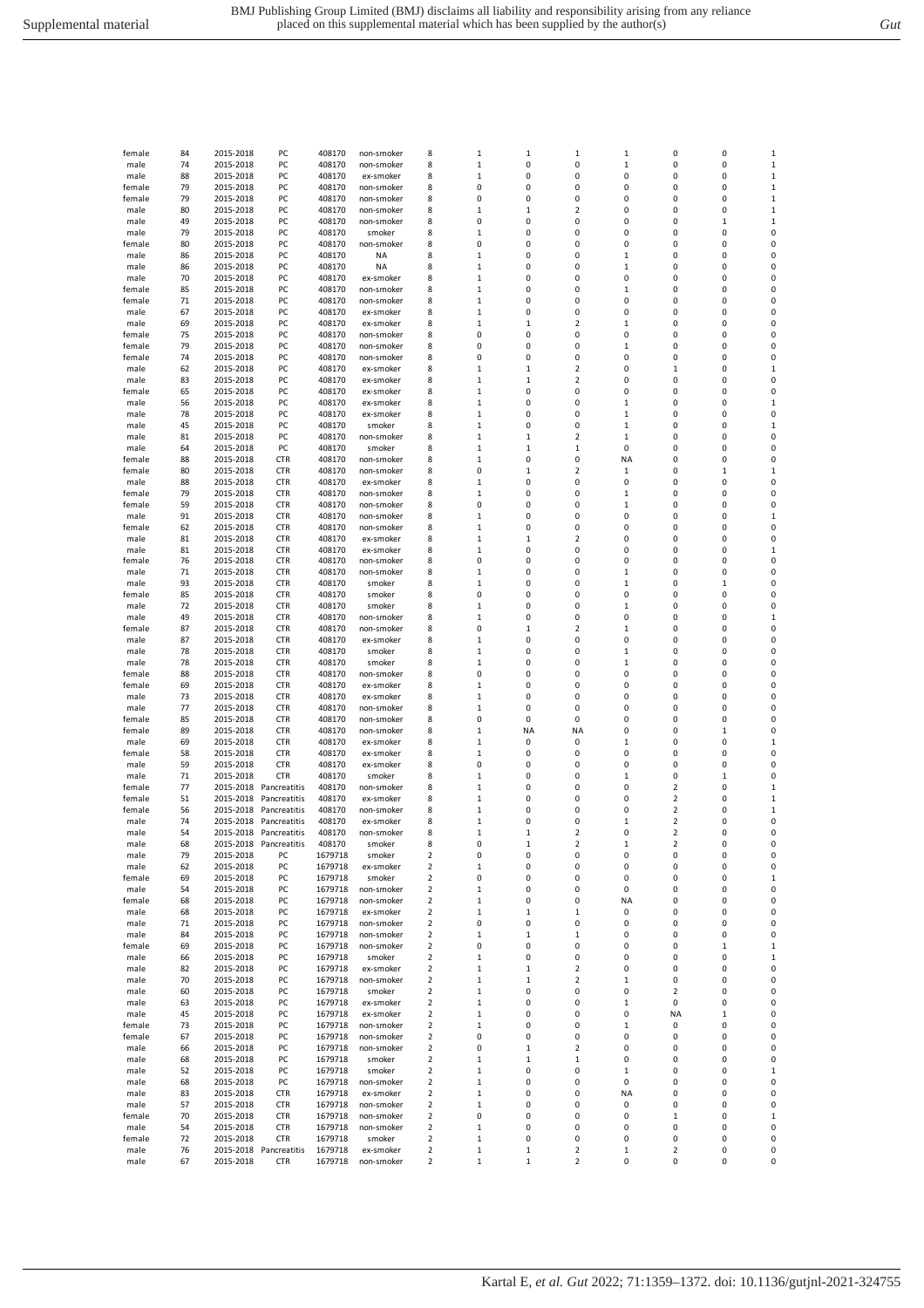| | | | | | | | | | | | | | |
|---|---|---|---|---|---|---|---|---|---|---|---|---|---|
| female | 84 | 2015-2018 | PC | 408170 | non-smoker | 8 | 1 | 1 | 1 | 1 | 0 | 0 | 1 |
| male | 74 | 2015-2018 | PC | 408170 | non-smoker | 8 | 1 | 0 | 0 | 1 | 0 | 0 | 1 |
| male | 88 | 2015-2018 | PC | 408170 | ex-smoker | 8 | 1 | 0 | 0 | 0 | 0 | 0 | 1 |
| female | 79 | 2015-2018 | PC | 408170 | non-smoker | 8 | 0 | 0 | 0 | 0 | 0 | 0 | 1 |
| female | 79 | 2015-2018 | PC | 408170 | non-smoker | 8 | 0 | 0 | 0 | 0 | 0 | 0 | 1 |
| male | 80 | 2015-2018 | PC | 408170 | non-smoker | 8 | 1 | 1 | 2 | 0 | 0 | 0 | 1 |
| male | 49 | 2015-2018 | PC | 408170 | non-smoker | 8 | 0 | 0 | 0 | 0 | 0 | 1 | 1 |
| male | 79 | 2015-2018 | PC | 408170 | smoker | 8 | 1 | 0 | 0 | 0 | 0 | 0 | 0 |
| female | 80 | 2015-2018 | PC | 408170 | non-smoker | 8 | 0 | 0 | 0 | 0 | 0 | 0 | 0 |
| male | 86 | 2015-2018 | PC | 408170 | NA | 8 | 1 | 0 | 0 | 1 | 0 | 0 | 0 |
| male | 86 | 2015-2018 | PC | 408170 | NA | 8 | 1 | 0 | 0 | 1 | 0 | 0 | 0 |
| male | 70 | 2015-2018 | PC | 408170 | ex-smoker | 8 | 1 | 0 | 0 | 0 | 0 | 0 | 0 |
| female | 85 | 2015-2018 | PC | 408170 | non-smoker | 8 | 1 | 0 | 0 | 1 | 0 | 0 | 0 |
| female | 71 | 2015-2018 | PC | 408170 | non-smoker | 8 | 1 | 0 | 0 | 0 | 0 | 0 | 0 |
| male | 67 | 2015-2018 | PC | 408170 | ex-smoker | 8 | 1 | 0 | 0 | 0 | 0 | 0 | 0 |
| male | 69 | 2015-2018 | PC | 408170 | ex-smoker | 8 | 1 | 1 | 2 | 1 | 0 | 0 | 0 |
| female | 75 | 2015-2018 | PC | 408170 | non-smoker | 8 | 0 | 0 | 0 | 0 | 0 | 0 | 0 |
| female | 79 | 2015-2018 | PC | 408170 | non-smoker | 8 | 0 | 0 | 0 | 1 | 0 | 0 | 0 |
| female | 74 | 2015-2018 | PC | 408170 | non-smoker | 8 | 0 | 0 | 0 | 0 | 0 | 0 | 0 |
| male | 62 | 2015-2018 | PC | 408170 | ex-smoker | 8 | 1 | 1 | 2 | 0 | 1 | 0 | 1 |
| male | 83 | 2015-2018 | PC | 408170 | ex-smoker | 8 | 1 | 1 | 2 | 0 | 0 | 0 | 0 |
| female | 65 | 2015-2018 | PC | 408170 | ex-smoker | 8 | 1 | 0 | 0 | 0 | 0 | 0 | 0 |
| male | 56 | 2015-2018 | PC | 408170 | ex-smoker | 8 | 1 | 0 | 0 | 1 | 0 | 0 | 1 |
| male | 78 | 2015-2018 | PC | 408170 | ex-smoker | 8 | 1 | 0 | 0 | 1 | 0 | 0 | 0 |
| male | 45 | 2015-2018 | PC | 408170 | smoker | 8 | 1 | 0 | 0 | 1 | 0 | 0 | 1 |
| male | 81 | 2015-2018 | PC | 408170 | non-smoker | 8 | 1 | 1 | 2 | 1 | 0 | 0 | 0 |
| male | 64 | 2015-2018 | PC | 408170 | smoker | 8 | 1 | 1 | 1 | 0 | 0 | 0 | 0 |
| female | 88 | 2015-2018 | CTR | 408170 | non-smoker | 8 | 1 | 0 | 0 | NA | 0 | 0 | 0 |
| female | 80 | 2015-2018 | CTR | 408170 | non-smoker | 8 | 0 | 1 | 2 | 1 | 0 | 1 | 1 |
| male | 88 | 2015-2018 | CTR | 408170 | ex-smoker | 8 | 1 | 0 | 0 | 0 | 0 | 0 | 0 |
| female | 79 | 2015-2018 | CTR | 408170 | non-smoker | 8 | 1 | 0 | 0 | 1 | 0 | 0 | 0 |
| female | 59 | 2015-2018 | CTR | 408170 | non-smoker | 8 | 0 | 0 | 0 | 1 | 0 | 0 | 0 |
| male | 91 | 2015-2018 | CTR | 408170 | non-smoker | 8 | 1 | 0 | 0 | 0 | 0 | 0 | 1 |
| female | 62 | 2015-2018 | CTR | 408170 | non-smoker | 8 | 1 | 0 | 0 | 0 | 0 | 0 | 0 |
| male | 81 | 2015-2018 | CTR | 408170 | ex-smoker | 8 | 1 | 1 | 2 | 0 | 0 | 0 | 0 |
| male | 81 | 2015-2018 | CTR | 408170 | ex-smoker | 8 | 1 | 0 | 0 | 0 | 0 | 0 | 1 |
| female | 76 | 2015-2018 | CTR | 408170 | non-smoker | 8 | 0 | 0 | 0 | 0 | 0 | 0 | 0 |
| male | 71 | 2015-2018 | CTR | 408170 | non-smoker | 8 | 1 | 0 | 0 | 1 | 0 | 0 | 0 |
| male | 93 | 2015-2018 | CTR | 408170 | smoker | 8 | 1 | 0 | 0 | 1 | 0 | 1 | 0 |
| female | 85 | 2015-2018 | CTR | 408170 | smoker | 8 | 0 | 0 | 0 | 0 | 0 | 0 | 0 |
| male | 72 | 2015-2018 | CTR | 408170 | smoker | 8 | 1 | 0 | 0 | 1 | 0 | 0 | 0 |
| male | 49 | 2015-2018 | CTR | 408170 | non-smoker | 8 | 1 | 0 | 0 | 0 | 0 | 0 | 1 |
| female | 87 | 2015-2018 | CTR | 408170 | non-smoker | 8 | 0 | 1 | 2 | 1 | 0 | 0 | 0 |
| male | 87 | 2015-2018 | CTR | 408170 | ex-smoker | 8 | 1 | 0 | 0 | 0 | 0 | 0 | 0 |
| male | 78 | 2015-2018 | CTR | 408170 | smoker | 8 | 1 | 0 | 0 | 1 | 0 | 0 | 0 |
| male | 78 | 2015-2018 | CTR | 408170 | smoker | 8 | 1 | 0 | 0 | 1 | 0 | 0 | 0 |
| female | 88 | 2015-2018 | CTR | 408170 | non-smoker | 8 | 0 | 0 | 0 | 0 | 0 | 0 | 0 |
| female | 69 | 2015-2018 | CTR | 408170 | ex-smoker | 8 | 1 | 0 | 0 | 0 | 0 | 0 | 0 |
| male | 73 | 2015-2018 | CTR | 408170 | ex-smoker | 8 | 1 | 0 | 0 | 0 | 0 | 0 | 0 |
| male | 77 | 2015-2018 | CTR | 408170 | non-smoker | 8 | 1 | 0 | 0 | 0 | 0 | 0 | 0 |
| female | 85 | 2015-2018 | CTR | 408170 | non-smoker | 8 | 0 | 0 | 0 | 0 | 0 | 0 | 0 |
| female | 89 | 2015-2018 | CTR | 408170 | non-smoker | 8 | 1 | NA | NA | 0 | 0 | 1 | 0 |
| male | 69 | 2015-2018 | CTR | 408170 | ex-smoker | 8 | 1 | 0 | 0 | 1 | 0 | 0 | 1 |
| female | 58 | 2015-2018 | CTR | 408170 | ex-smoker | 8 | 1 | 0 | 0 | 0 | 0 | 0 | 0 |
| male | 59 | 2015-2018 | CTR | 408170 | ex-smoker | 8 | 0 | 0 | 0 | 0 | 0 | 0 | 0 |
| male | 71 | 2015-2018 | CTR | 408170 | smoker | 8 | 1 | 0 | 0 | 1 | 0 | 1 | 0 |
| female | 77 | 2015-2018 | Pancreatitis | 408170 | non-smoker | 8 | 1 | 0 | 0 | 0 | 2 | 0 | 1 |
| female | 51 | 2015-2018 | Pancreatitis | 408170 | ex-smoker | 8 | 1 | 0 | 0 | 0 | 2 | 0 | 1 |
| female | 56 | 2015-2018 | Pancreatitis | 408170 | non-smoker | 8 | 1 | 0 | 0 | 0 | 2 | 0 | 1 |
| male | 74 | 2015-2018 | Pancreatitis | 408170 | ex-smoker | 8 | 1 | 0 | 0 | 1 | 2 | 0 | 0 |
| male | 54 | 2015-2018 | Pancreatitis | 408170 | non-smoker | 8 | 1 | 1 | 2 | 0 | 2 | 0 | 0 |
| male | 68 | 2015-2018 | Pancreatitis | 408170 | smoker | 8 | 0 | 1 | 2 | 1 | 2 | 0 | 0 |
| male | 79 | 2015-2018 | PC | 1679718 | smoker | 2 | 0 | 0 | 0 | 0 | 0 | 0 | 0 |
| male | 62 | 2015-2018 | PC | 1679718 | ex-smoker | 2 | 1 | 0 | 0 | 0 | 0 | 0 | 0 |
| female | 69 | 2015-2018 | PC | 1679718 | smoker | 2 | 0 | 0 | 0 | 0 | 0 | 0 | 1 |
| male | 54 | 2015-2018 | PC | 1679718 | non-smoker | 2 | 1 | 0 | 0 | 0 | 0 | 0 | 0 |
| female | 68 | 2015-2018 | PC | 1679718 | non-smoker | 2 | 1 | 0 | 0 | NA | 0 | 0 | 0 |
| male | 68 | 2015-2018 | PC | 1679718 | ex-smoker | 2 | 1 | 1 | 1 | 0 | 0 | 0 | 0 |
| male | 71 | 2015-2018 | PC | 1679718 | non-smoker | 2 | 0 | 0 | 0 | 0 | 0 | 0 | 0 |
| male | 84 | 2015-2018 | PC | 1679718 | non-smoker | 2 | 1 | 1 | 1 | 0 | 0 | 0 | 0 |
| female | 69 | 2015-2018 | PC | 1679718 | non-smoker | 2 | 0 | 0 | 0 | 0 | 0 | 1 | 1 |
| male | 66 | 2015-2018 | PC | 1679718 | smoker | 2 | 1 | 0 | 0 | 0 | 0 | 0 | 1 |
| male | 82 | 2015-2018 | PC | 1679718 | ex-smoker | 2 | 1 | 1 | 2 | 0 | 0 | 0 | 0 |
| male | 70 | 2015-2018 | PC | 1679718 | non-smoker | 2 | 1 | 1 | 2 | 1 | 0 | 0 | 0 |
| male | 60 | 2015-2018 | PC | 1679718 | smoker | 2 | 1 | 0 | 0 | 0 | 2 | 0 | 0 |
| male | 63 | 2015-2018 | PC | 1679718 | ex-smoker | 2 | 1 | 0 | 0 | 1 | 0 | 0 | 0 |
| male | 45 | 2015-2018 | PC | 1679718 | ex-smoker | 2 | 1 | 0 | 0 | 0 | NA | 1 | 0 |
| female | 73 | 2015-2018 | PC | 1679718 | non-smoker | 2 | 1 | 0 | 0 | 1 | 0 | 0 | 0 |
| female | 67 | 2015-2018 | PC | 1679718 | non-smoker | 2 | 0 | 0 | 0 | 0 | 0 | 0 | 0 |
| male | 66 | 2015-2018 | PC | 1679718 | non-smoker | 2 | 0 | 1 | 2 | 0 | 0 | 0 | 0 |
| male | 68 | 2015-2018 | PC | 1679718 | smoker | 2 | 1 | 1 | 1 | 0 | 0 | 0 | 0 |
| male | 52 | 2015-2018 | PC | 1679718 | smoker | 2 | 1 | 0 | 0 | 1 | 0 | 0 | 1 |
| male | 68 | 2015-2018 | PC | 1679718 | non-smoker | 2 | 1 | 0 | 0 | 0 | 0 | 0 | 0 |
| male | 83 | 2015-2018 | CTR | 1679718 | ex-smoker | 2 | 1 | 0 | 0 | NA | 0 | 0 | 0 |
| male | 57 | 2015-2018 | CTR | 1679718 | non-smoker | 2 | 1 | 0 | 0 | 0 | 0 | 0 | 0 |
| female | 70 | 2015-2018 | CTR | 1679718 | non-smoker | 2 | 0 | 0 | 0 | 0 | 1 | 0 | 1 |
| male | 54 | 2015-2018 | CTR | 1679718 | non-smoker | 2 | 1 | 0 | 0 | 0 | 0 | 0 | 0 |
| female | 72 | 2015-2018 | CTR | 1679718 | smoker | 2 | 1 | 0 | 0 | 0 | 0 | 0 | 0 |
| male | 76 | 2015-2018 | Pancreatitis | 1679718 | ex-smoker | 2 | 1 | 1 | 2 | 1 | 2 | 0 | 0 |
| male | 67 | 2015-2018 | CTR | 1679718 | non-smoker | 2 | 1 | 1 | 2 | 0 | 0 | 0 | 0 |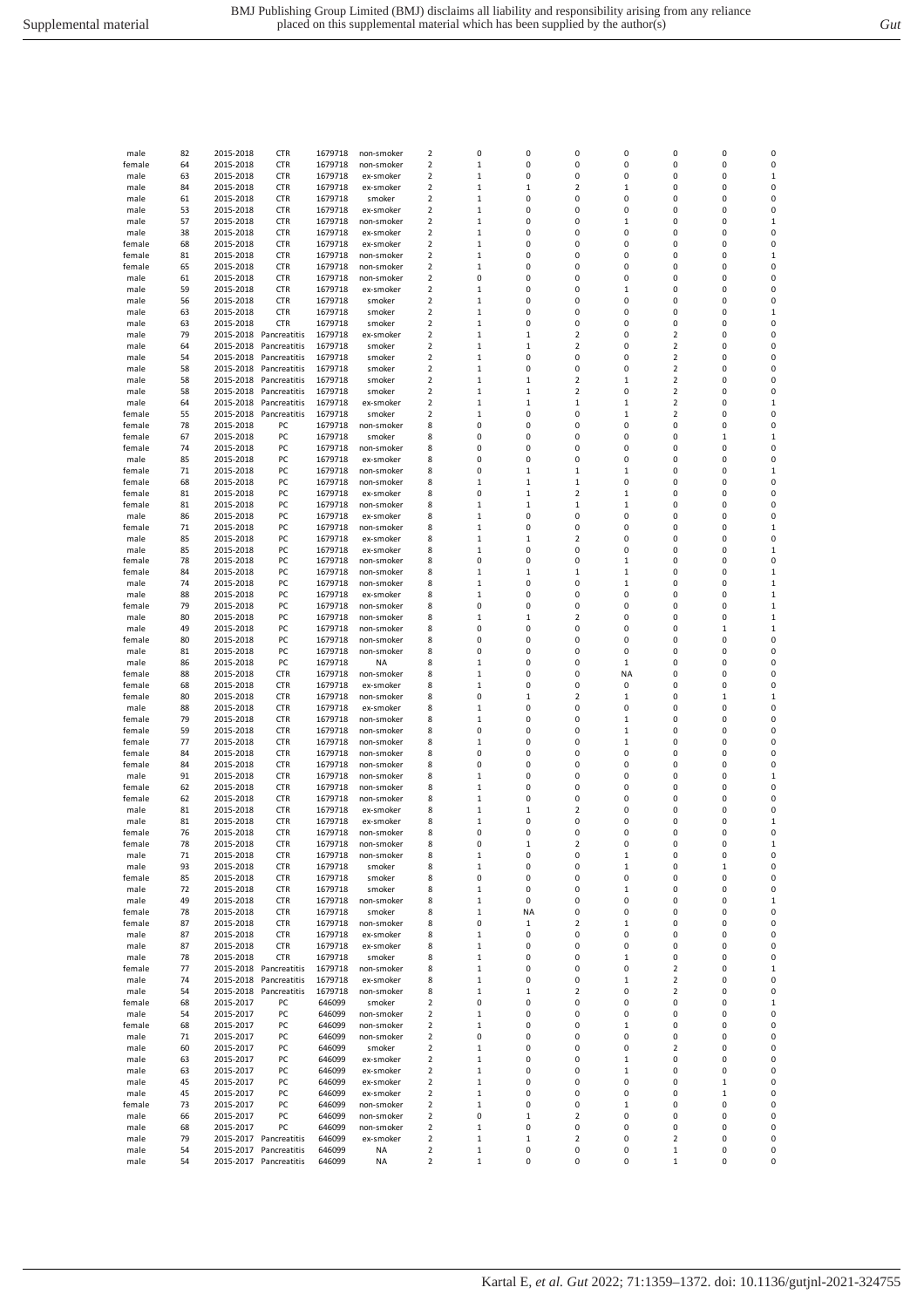| | | | | | | | | | | | | | |
|---|---|---|---|---|---|---|---|---|---|---|---|---|---|
| male | 82 | 2015-2018 | CTR | 1679718 | non-smoker | 2 | 0 | 0 | 0 | 0 | 0 | 0 | 0 |
| female | 64 | 2015-2018 | CTR | 1679718 | non-smoker | 2 | 1 | 0 | 0 | 0 | 0 | 0 | 0 |
| male | 63 | 2015-2018 | CTR | 1679718 | ex-smoker | 2 | 1 | 0 | 0 | 0 | 0 | 0 | 1 |
| male | 84 | 2015-2018 | CTR | 1679718 | ex-smoker | 2 | 1 | 1 | 2 | 1 | 0 | 0 | 0 |
| male | 61 | 2015-2018 | CTR | 1679718 | smoker | 2 | 1 | 0 | 0 | 0 | 0 | 0 | 0 |
| male | 53 | 2015-2018 | CTR | 1679718 | ex-smoker | 2 | 1 | 0 | 0 | 0 | 0 | 0 | 0 |
| male | 57 | 2015-2018 | CTR | 1679718 | non-smoker | 2 | 1 | 0 | 0 | 1 | 0 | 0 | 1 |
| male | 38 | 2015-2018 | CTR | 1679718 | ex-smoker | 2 | 1 | 0 | 0 | 0 | 0 | 0 | 0 |
| female | 68 | 2015-2018 | CTR | 1679718 | ex-smoker | 2 | 1 | 0 | 0 | 0 | 0 | 0 | 0 |
| female | 81 | 2015-2018 | CTR | 1679718 | non-smoker | 2 | 1 | 0 | 0 | 0 | 0 | 0 | 1 |
| female | 65 | 2015-2018 | CTR | 1679718 | non-smoker | 2 | 1 | 0 | 0 | 0 | 0 | 0 | 0 |
| male | 61 | 2015-2018 | CTR | 1679718 | non-smoker | 2 | 0 | 0 | 0 | 0 | 0 | 0 | 0 |
| male | 59 | 2015-2018 | CTR | 1679718 | ex-smoker | 2 | 1 | 0 | 0 | 1 | 0 | 0 | 0 |
| male | 56 | 2015-2018 | CTR | 1679718 | smoker | 2 | 1 | 0 | 0 | 0 | 0 | 0 | 0 |
| male | 63 | 2015-2018 | CTR | 1679718 | smoker | 2 | 1 | 0 | 0 | 0 | 0 | 0 | 1 |
| male | 63 | 2015-2018 | CTR | 1679718 | smoker | 2 | 1 | 0 | 0 | 0 | 0 | 0 | 0 |
| male | 79 | 2015-2018 | Pancreatitis | 1679718 | ex-smoker | 2 | 1 | 1 | 2 | 0 | 2 | 0 | 0 |
| male | 64 | 2015-2018 | Pancreatitis | 1679718 | smoker | 2 | 1 | 1 | 2 | 0 | 2 | 0 | 0 |
| male | 54 | 2015-2018 | Pancreatitis | 1679718 | smoker | 2 | 1 | 0 | 0 | 0 | 2 | 0 | 0 |
| male | 58 | 2015-2018 | Pancreatitis | 1679718 | smoker | 2 | 1 | 0 | 0 | 0 | 2 | 0 | 0 |
| male | 58 | 2015-2018 | Pancreatitis | 1679718 | smoker | 2 | 1 | 1 | 2 | 1 | 2 | 0 | 0 |
| male | 58 | 2015-2018 | Pancreatitis | 1679718 | smoker | 2 | 1 | 1 | 2 | 0 | 2 | 0 | 0 |
| male | 64 | 2015-2018 | Pancreatitis | 1679718 | ex-smoker | 2 | 1 | 1 | 1 | 1 | 2 | 0 | 1 |
| female | 55 | 2015-2018 | Pancreatitis | 1679718 | smoker | 2 | 1 | 0 | 0 | 1 | 2 | 0 | 0 |
| female | 78 | 2015-2018 | PC | 1679718 | non-smoker | 8 | 0 | 0 | 0 | 0 | 0 | 0 | 0 |
| female | 67 | 2015-2018 | PC | 1679718 | smoker | 8 | 0 | 0 | 0 | 0 | 0 | 1 | 1 |
| female | 74 | 2015-2018 | PC | 1679718 | non-smoker | 8 | 0 | 0 | 0 | 0 | 0 | 0 | 0 |
| male | 85 | 2015-2018 | PC | 1679718 | ex-smoker | 8 | 0 | 0 | 0 | 0 | 0 | 0 | 0 |
| female | 71 | 2015-2018 | PC | 1679718 | non-smoker | 8 | 0 | 1 | 1 | 1 | 0 | 0 | 1 |
| female | 68 | 2015-2018 | PC | 1679718 | non-smoker | 8 | 1 | 1 | 1 | 0 | 0 | 0 | 0 |
| female | 81 | 2015-2018 | PC | 1679718 | ex-smoker | 8 | 0 | 1 | 2 | 1 | 0 | 0 | 0 |
| female | 81 | 2015-2018 | PC | 1679718 | non-smoker | 8 | 1 | 1 | 1 | 1 | 0 | 0 | 0 |
| male | 86 | 2015-2018 | PC | 1679718 | ex-smoker | 8 | 1 | 0 | 0 | 0 | 0 | 0 | 0 |
| female | 71 | 2015-2018 | PC | 1679718 | non-smoker | 8 | 1 | 0 | 0 | 0 | 0 | 0 | 1 |
| male | 85 | 2015-2018 | PC | 1679718 | ex-smoker | 8 | 1 | 1 | 2 | 0 | 0 | 0 | 0 |
| male | 85 | 2015-2018 | PC | 1679718 | ex-smoker | 8 | 1 | 0 | 0 | 0 | 0 | 0 | 1 |
| female | 78 | 2015-2018 | PC | 1679718 | non-smoker | 8 | 0 | 0 | 0 | 1 | 0 | 0 | 0 |
| female | 84 | 2015-2018 | PC | 1679718 | non-smoker | 8 | 1 | 1 | 1 | 1 | 0 | 0 | 1 |
| male | 74 | 2015-2018 | PC | 1679718 | non-smoker | 8 | 1 | 0 | 0 | 1 | 0 | 0 | 1 |
| male | 88 | 2015-2018 | PC | 1679718 | ex-smoker | 8 | 1 | 0 | 0 | 0 | 0 | 0 | 1 |
| female | 79 | 2015-2018 | PC | 1679718 | non-smoker | 8 | 0 | 0 | 0 | 0 | 0 | 0 | 1 |
| male | 80 | 2015-2018 | PC | 1679718 | non-smoker | 8 | 1 | 1 | 2 | 0 | 0 | 0 | 1 |
| male | 49 | 2015-2018 | PC | 1679718 | non-smoker | 8 | 0 | 0 | 0 | 0 | 0 | 1 | 1 |
| female | 80 | 2015-2018 | PC | 1679718 | non-smoker | 8 | 0 | 0 | 0 | 0 | 0 | 0 | 0 |
| male | 81 | 2015-2018 | PC | 1679718 | non-smoker | 8 | 0 | 0 | 0 | 0 | 0 | 0 | 0 |
| male | 86 | 2015-2018 | PC | 1679718 | NA | 8 | 1 | 0 | 0 | 1 | 0 | 0 | 0 |
| female | 88 | 2015-2018 | CTR | 1679718 | non-smoker | 8 | 1 | 0 | 0 | NA | 0 | 0 | 0 |
| female | 68 | 2015-2018 | CTR | 1679718 | ex-smoker | 8 | 1 | 0 | 0 | 0 | 0 | 0 | 0 |
| female | 80 | 2015-2018 | CTR | 1679718 | non-smoker | 8 | 0 | 1 | 2 | 1 | 0 | 1 | 1 |
| male | 88 | 2015-2018 | CTR | 1679718 | ex-smoker | 8 | 1 | 0 | 0 | 0 | 0 | 0 | 0 |
| female | 79 | 2015-2018 | CTR | 1679718 | non-smoker | 8 | 1 | 0 | 0 | 1 | 0 | 0 | 0 |
| female | 59 | 2015-2018 | CTR | 1679718 | non-smoker | 8 | 0 | 0 | 0 | 1 | 0 | 0 | 0 |
| female | 77 | 2015-2018 | CTR | 1679718 | non-smoker | 8 | 1 | 0 | 0 | 1 | 0 | 0 | 0 |
| female | 84 | 2015-2018 | CTR | 1679718 | non-smoker | 8 | 0 | 0 | 0 | 0 | 0 | 0 | 0 |
| female | 84 | 2015-2018 | CTR | 1679718 | non-smoker | 8 | 0 | 0 | 0 | 0 | 0 | 0 | 0 |
| male | 91 | 2015-2018 | CTR | 1679718 | non-smoker | 8 | 1 | 0 | 0 | 0 | 0 | 0 | 1 |
| female | 62 | 2015-2018 | CTR | 1679718 | non-smoker | 8 | 1 | 0 | 0 | 0 | 0 | 0 | 0 |
| female | 62 | 2015-2018 | CTR | 1679718 | non-smoker | 8 | 1 | 0 | 0 | 0 | 0 | 0 | 0 |
| male | 81 | 2015-2018 | CTR | 1679718 | ex-smoker | 8 | 1 | 1 | 2 | 0 | 0 | 0 | 0 |
| male | 81 | 2015-2018 | CTR | 1679718 | ex-smoker | 8 | 1 | 0 | 0 | 0 | 0 | 0 | 1 |
| female | 76 | 2015-2018 | CTR | 1679718 | non-smoker | 8 | 0 | 0 | 0 | 0 | 0 | 0 | 0 |
| female | 78 | 2015-2018 | CTR | 1679718 | non-smoker | 8 | 0 | 1 | 2 | 0 | 0 | 0 | 1 |
| male | 71 | 2015-2018 | CTR | 1679718 | non-smoker | 8 | 1 | 0 | 0 | 1 | 0 | 0 | 0 |
| male | 93 | 2015-2018 | CTR | 1679718 | smoker | 8 | 1 | 0 | 0 | 1 | 0 | 1 | 0 |
| female | 85 | 2015-2018 | CTR | 1679718 | smoker | 8 | 0 | 0 | 0 | 0 | 0 | 0 | 0 |
| male | 72 | 2015-2018 | CTR | 1679718 | smoker | 8 | 1 | 0 | 0 | 1 | 0 | 0 | 0 |
| male | 49 | 2015-2018 | CTR | 1679718 | non-smoker | 8 | 1 | 0 | 0 | 0 | 0 | 0 | 1 |
| female | 78 | 2015-2018 | CTR | 1679718 | smoker | 8 | 1 | NA | 0 | 0 | 0 | 0 | 0 |
| female | 87 | 2015-2018 | CTR | 1679718 | non-smoker | 8 | 0 | 1 | 2 | 1 | 0 | 0 | 0 |
| male | 87 | 2015-2018 | CTR | 1679718 | ex-smoker | 8 | 1 | 0 | 0 | 0 | 0 | 0 | 0 |
| male | 87 | 2015-2018 | CTR | 1679718 | ex-smoker | 8 | 1 | 0 | 0 | 0 | 0 | 0 | 0 |
| male | 78 | 2015-2018 | CTR | 1679718 | smoker | 8 | 1 | 0 | 0 | 1 | 0 | 0 | 0 |
| female | 77 | 2015-2018 | Pancreatitis | 1679718 | non-smoker | 8 | 1 | 0 | 0 | 0 | 2 | 0 | 1 |
| male | 74 | 2015-2018 | Pancreatitis | 1679718 | ex-smoker | 8 | 1 | 0 | 0 | 1 | 2 | 0 | 0 |
| male | 54 | 2015-2018 | Pancreatitis | 1679718 | non-smoker | 8 | 1 | 1 | 2 | 0 | 2 | 0 | 0 |
| female | 68 | 2015-2017 | PC | 646099 | smoker | 2 | 0 | 0 | 0 | 0 | 0 | 0 | 1 |
| male | 54 | 2015-2017 | PC | 646099 | non-smoker | 2 | 1 | 0 | 0 | 0 | 0 | 0 | 0 |
| female | 68 | 2015-2017 | PC | 646099 | non-smoker | 2 | 1 | 0 | 0 | 1 | 0 | 0 | 0 |
| male | 71 | 2015-2017 | PC | 646099 | non-smoker | 2 | 0 | 0 | 0 | 0 | 0 | 0 | 0 |
| male | 60 | 2015-2017 | PC | 646099 | smoker | 2 | 1 | 0 | 0 | 0 | 2 | 0 | 0 |
| male | 63 | 2015-2017 | PC | 646099 | ex-smoker | 2 | 1 | 0 | 0 | 1 | 0 | 0 | 0 |
| male | 63 | 2015-2017 | PC | 646099 | ex-smoker | 2 | 1 | 0 | 0 | 1 | 0 | 0 | 0 |
| male | 45 | 2015-2017 | PC | 646099 | ex-smoker | 2 | 1 | 0 | 0 | 0 | 0 | 1 | 0 |
| male | 45 | 2015-2017 | PC | 646099 | ex-smoker | 2 | 1 | 0 | 0 | 0 | 0 | 1 | 0 |
| female | 73 | 2015-2017 | PC | 646099 | non-smoker | 2 | 1 | 0 | 0 | 1 | 0 | 0 | 0 |
| male | 66 | 2015-2017 | PC | 646099 | non-smoker | 2 | 0 | 1 | 2 | 0 | 0 | 0 | 0 |
| male | 68 | 2015-2017 | PC | 646099 | non-smoker | 2 | 1 | 0 | 0 | 0 | 0 | 0 | 0 |
| male | 79 | 2015-2017 | Pancreatitis | 646099 | ex-smoker | 2 | 1 | 1 | 2 | 0 | 2 | 0 | 0 |
| male | 54 | 2015-2017 | Pancreatitis | 646099 | NA | 2 | 1 | 0 | 0 | 0 | 1 | 0 | 0 |
| male | 54 | 2015-2017 | Pancreatitis | 646099 | NA | 2 | 1 | 0 | 0 | 0 | 1 | 0 | 0 |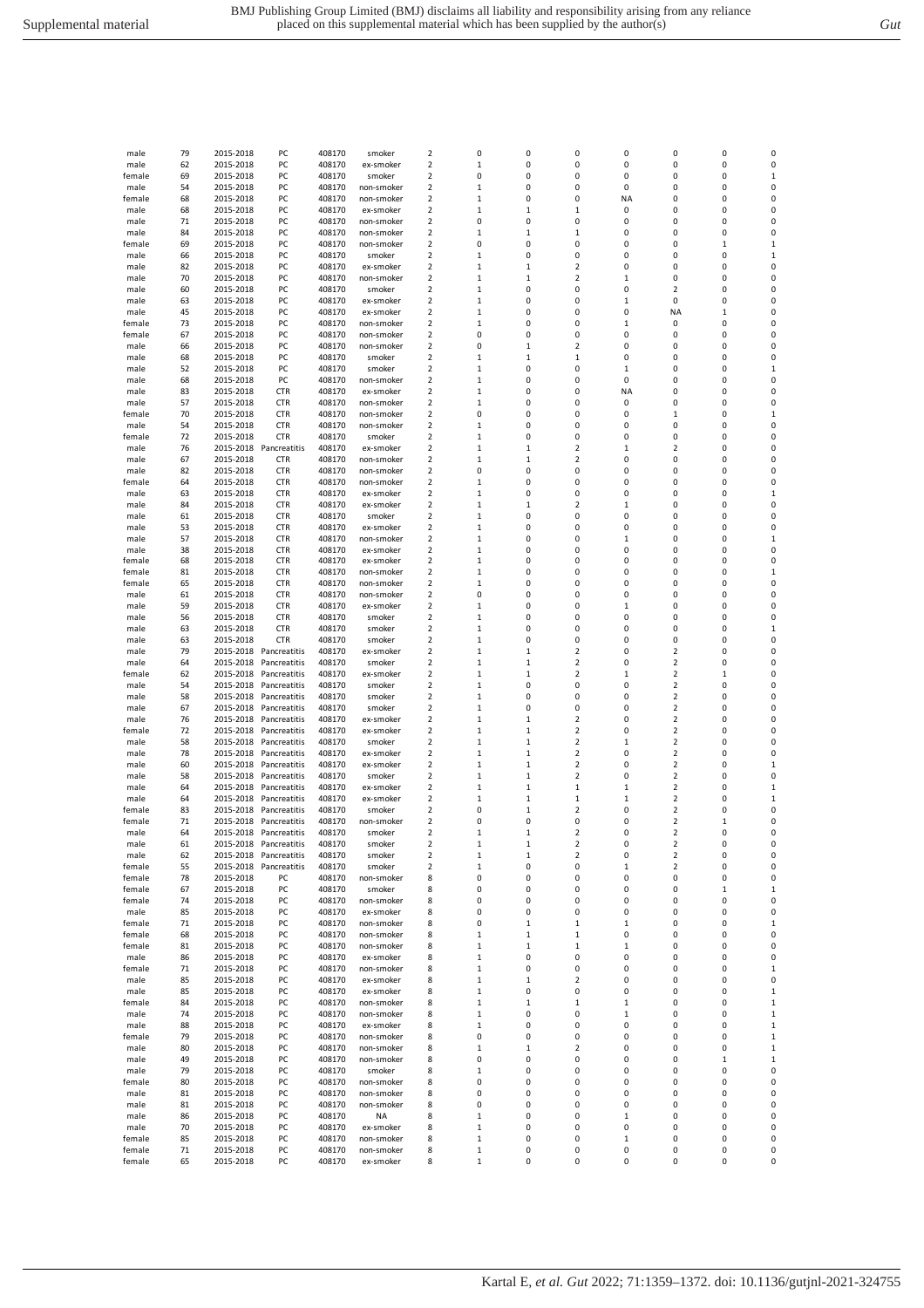| | | | | | | | | | | | | | |
|---|---|---|---|---|---|---|---|---|---|---|---|---|---|
| male | 79 | 2015-2018 | PC | 408170 | smoker | 2 | 0 | 0 | 0 | 0 | 0 | 0 | 0 |
| male | 62 | 2015-2018 | PC | 408170 | ex-smoker | 2 | 1 | 0 | 0 | 0 | 0 | 0 | 0 |
| female | 69 | 2015-2018 | PC | 408170 | smoker | 2 | 0 | 0 | 0 | 0 | 0 | 0 | 1 |
| male | 54 | 2015-2018 | PC | 408170 | non-smoker | 2 | 1 | 0 | 0 | 0 | 0 | 0 | 0 |
| female | 68 | 2015-2018 | PC | 408170 | non-smoker | 2 | 1 | 0 | 0 | NA | 0 | 0 | 0 |
| male | 68 | 2015-2018 | PC | 408170 | ex-smoker | 2 | 1 | 1 | 1 | 0 | 0 | 0 | 0 |
| male | 71 | 2015-2018 | PC | 408170 | non-smoker | 2 | 0 | 0 | 0 | 0 | 0 | 0 | 0 |
| male | 84 | 2015-2018 | PC | 408170 | non-smoker | 2 | 1 | 1 | 1 | 0 | 0 | 0 | 0 |
| female | 69 | 2015-2018 | PC | 408170 | non-smoker | 2 | 0 | 0 | 0 | 0 | 0 | 1 | 1 |
| male | 66 | 2015-2018 | PC | 408170 | smoker | 2 | 1 | 0 | 0 | 0 | 0 | 0 | 1 |
| male | 82 | 2015-2018 | PC | 408170 | ex-smoker | 2 | 1 | 1 | 2 | 0 | 0 | 0 | 0 |
| male | 70 | 2015-2018 | PC | 408170 | non-smoker | 2 | 1 | 1 | 2 | 1 | 0 | 0 | 0 |
| male | 60 | 2015-2018 | PC | 408170 | smoker | 2 | 1 | 0 | 0 | 0 | 2 | 0 | 0 |
| male | 63 | 2015-2018 | PC | 408170 | ex-smoker | 2 | 1 | 0 | 0 | 1 | 0 | 0 | 0 |
| male | 45 | 2015-2018 | PC | 408170 | ex-smoker | 2 | 1 | 0 | 0 | 0 | NA | 1 | 0 |
| female | 73 | 2015-2018 | PC | 408170 | non-smoker | 2 | 1 | 0 | 0 | 1 | 0 | 0 | 0 |
| female | 67 | 2015-2018 | PC | 408170 | non-smoker | 2 | 0 | 0 | 0 | 0 | 0 | 0 | 0 |
| male | 66 | 2015-2018 | PC | 408170 | non-smoker | 2 | 0 | 1 | 2 | 0 | 0 | 0 | 0 |
| male | 68 | 2015-2018 | PC | 408170 | smoker | 2 | 1 | 1 | 1 | 0 | 0 | 0 | 0 |
| male | 52 | 2015-2018 | PC | 408170 | smoker | 2 | 1 | 0 | 0 | 1 | 0 | 0 | 1 |
| male | 68 | 2015-2018 | PC | 408170 | non-smoker | 2 | 1 | 0 | 0 | 0 | 0 | 0 | 0 |
| male | 83 | 2015-2018 | CTR | 408170 | ex-smoker | 2 | 1 | 0 | 0 | NA | 0 | 0 | 0 |
| male | 57 | 2015-2018 | CTR | 408170 | non-smoker | 2 | 1 | 0 | 0 | 0 | 0 | 0 | 0 |
| female | 70 | 2015-2018 | CTR | 408170 | non-smoker | 2 | 0 | 0 | 0 | 0 | 1 | 0 | 1 |
| male | 54 | 2015-2018 | CTR | 408170 | non-smoker | 2 | 1 | 0 | 0 | 0 | 0 | 0 | 0 |
| female | 72 | 2015-2018 | CTR | 408170 | smoker | 2 | 1 | 0 | 0 | 0 | 0 | 0 | 0 |
| male | 76 | 2015-2018 | Pancreatitis | 408170 | ex-smoker | 2 | 1 | 1 | 2 | 1 | 2 | 0 | 0 |
| male | 67 | 2015-2018 | CTR | 408170 | non-smoker | 2 | 1 | 1 | 2 | 0 | 0 | 0 | 0 |
| male | 82 | 2015-2018 | CTR | 408170 | non-smoker | 2 | 0 | 0 | 0 | 0 | 0 | 0 | 0 |
| female | 64 | 2015-2018 | CTR | 408170 | non-smoker | 2 | 1 | 0 | 0 | 0 | 0 | 0 | 0 |
| male | 63 | 2015-2018 | CTR | 408170 | ex-smoker | 2 | 1 | 0 | 0 | 0 | 0 | 0 | 1 |
| male | 84 | 2015-2018 | CTR | 408170 | ex-smoker | 2 | 1 | 1 | 2 | 1 | 0 | 0 | 0 |
| male | 61 | 2015-2018 | CTR | 408170 | smoker | 2 | 1 | 0 | 0 | 0 | 0 | 0 | 0 |
| male | 53 | 2015-2018 | CTR | 408170 | ex-smoker | 2 | 1 | 0 | 0 | 0 | 0 | 0 | 0 |
| male | 57 | 2015-2018 | CTR | 408170 | non-smoker | 2 | 1 | 0 | 0 | 1 | 0 | 0 | 1 |
| male | 38 | 2015-2018 | CTR | 408170 | ex-smoker | 2 | 1 | 0 | 0 | 0 | 0 | 0 | 0 |
| female | 68 | 2015-2018 | CTR | 408170 | ex-smoker | 2 | 1 | 0 | 0 | 0 | 0 | 0 | 0 |
| female | 81 | 2015-2018 | CTR | 408170 | non-smoker | 2 | 1 | 0 | 0 | 0 | 0 | 0 | 1 |
| female | 65 | 2015-2018 | CTR | 408170 | non-smoker | 2 | 1 | 0 | 0 | 0 | 0 | 0 | 0 |
| male | 61 | 2015-2018 | CTR | 408170 | non-smoker | 2 | 0 | 0 | 0 | 0 | 0 | 0 | 0 |
| male | 59 | 2015-2018 | CTR | 408170 | ex-smoker | 2 | 1 | 0 | 0 | 1 | 0 | 0 | 0 |
| male | 56 | 2015-2018 | CTR | 408170 | smoker | 2 | 1 | 0 | 0 | 0 | 0 | 0 | 0 |
| male | 63 | 2015-2018 | CTR | 408170 | smoker | 2 | 1 | 0 | 0 | 0 | 0 | 0 | 1 |
| male | 63 | 2015-2018 | CTR | 408170 | smoker | 2 | 1 | 0 | 0 | 0 | 0 | 0 | 0 |
| male | 79 | 2015-2018 | Pancreatitis | 408170 | ex-smoker | 2 | 1 | 1 | 2 | 0 | 2 | 0 | 0 |
| male | 64 | 2015-2018 | Pancreatitis | 408170 | smoker | 2 | 1 | 1 | 2 | 0 | 2 | 0 | 0 |
| female | 62 | 2015-2018 | Pancreatitis | 408170 | ex-smoker | 2 | 1 | 1 | 2 | 1 | 2 | 1 | 0 |
| male | 54 | 2015-2018 | Pancreatitis | 408170 | smoker | 2 | 1 | 0 | 0 | 0 | 2 | 0 | 0 |
| male | 58 | 2015-2018 | Pancreatitis | 408170 | smoker | 2 | 1 | 0 | 0 | 0 | 2 | 0 | 0 |
| male | 67 | 2015-2018 | Pancreatitis | 408170 | smoker | 2 | 1 | 0 | 0 | 0 | 2 | 0 | 0 |
| male | 76 | 2015-2018 | Pancreatitis | 408170 | ex-smoker | 2 | 1 | 1 | 2 | 0 | 2 | 0 | 0 |
| female | 72 | 2015-2018 | Pancreatitis | 408170 | ex-smoker | 2 | 1 | 1 | 2 | 0 | 2 | 0 | 0 |
| male | 58 | 2015-2018 | Pancreatitis | 408170 | smoker | 2 | 1 | 1 | 2 | 1 | 2 | 0 | 0 |
| male | 78 | 2015-2018 | Pancreatitis | 408170 | ex-smoker | 2 | 1 | 1 | 2 | 0 | 2 | 0 | 0 |
| male | 60 | 2015-2018 | Pancreatitis | 408170 | ex-smoker | 2 | 1 | 1 | 2 | 0 | 2 | 0 | 1 |
| male | 58 | 2015-2018 | Pancreatitis | 408170 | smoker | 2 | 1 | 1 | 2 | 0 | 2 | 0 | 0 |
| male | 64 | 2015-2018 | Pancreatitis | 408170 | ex-smoker | 2 | 1 | 1 | 1 | 1 | 2 | 0 | 1 |
| male | 64 | 2015-2018 | Pancreatitis | 408170 | ex-smoker | 2 | 1 | 1 | 1 | 1 | 2 | 0 | 1 |
| female | 83 | 2015-2018 | Pancreatitis | 408170 | smoker | 2 | 0 | 1 | 2 | 0 | 2 | 0 | 0 |
| female | 71 | 2015-2018 | Pancreatitis | 408170 | non-smoker | 2 | 0 | 0 | 0 | 0 | 2 | 1 | 0 |
| male | 64 | 2015-2018 | Pancreatitis | 408170 | smoker | 2 | 1 | 1 | 2 | 0 | 2 | 0 | 0 |
| male | 61 | 2015-2018 | Pancreatitis | 408170 | smoker | 2 | 1 | 1 | 2 | 0 | 2 | 0 | 0 |
| male | 62 | 2015-2018 | Pancreatitis | 408170 | smoker | 2 | 1 | 1 | 2 | 0 | 2 | 0 | 0 |
| female | 55 | 2015-2018 | Pancreatitis | 408170 | smoker | 2 | 1 | 0 | 0 | 1 | 2 | 0 | 0 |
| female | 78 | 2015-2018 | PC | 408170 | non-smoker | 8 | 0 | 0 | 0 | 0 | 0 | 0 | 0 |
| female | 67 | 2015-2018 | PC | 408170 | smoker | 8 | 0 | 0 | 0 | 0 | 0 | 1 | 1 |
| female | 74 | 2015-2018 | PC | 408170 | non-smoker | 8 | 0 | 0 | 0 | 0 | 0 | 0 | 0 |
| male | 85 | 2015-2018 | PC | 408170 | ex-smoker | 8 | 0 | 0 | 0 | 0 | 0 | 0 | 0 |
| female | 71 | 2015-2018 | PC | 408170 | non-smoker | 8 | 0 | 1 | 1 | 1 | 0 | 0 | 1 |
| female | 68 | 2015-2018 | PC | 408170 | non-smoker | 8 | 1 | 1 | 1 | 0 | 0 | 0 | 0 |
| female | 81 | 2015-2018 | PC | 408170 | non-smoker | 8 | 1 | 1 | 1 | 1 | 0 | 0 | 0 |
| male | 86 | 2015-2018 | PC | 408170 | ex-smoker | 8 | 1 | 0 | 0 | 0 | 0 | 0 | 0 |
| female | 71 | 2015-2018 | PC | 408170 | non-smoker | 8 | 1 | 0 | 0 | 0 | 0 | 0 | 1 |
| male | 85 | 2015-2018 | PC | 408170 | ex-smoker | 8 | 1 | 1 | 2 | 0 | 0 | 0 | 0 |
| male | 85 | 2015-2018 | PC | 408170 | ex-smoker | 8 | 1 | 0 | 0 | 0 | 0 | 0 | 1 |
| female | 84 | 2015-2018 | PC | 408170 | non-smoker | 8 | 1 | 1 | 1 | 1 | 0 | 0 | 1 |
| male | 74 | 2015-2018 | PC | 408170 | non-smoker | 8 | 1 | 0 | 0 | 1 | 0 | 0 | 1 |
| male | 88 | 2015-2018 | PC | 408170 | ex-smoker | 8 | 1 | 0 | 0 | 0 | 0 | 0 | 1 |
| female | 79 | 2015-2018 | PC | 408170 | non-smoker | 8 | 0 | 0 | 0 | 0 | 0 | 0 | 1 |
| male | 80 | 2015-2018 | PC | 408170 | non-smoker | 8 | 1 | 1 | 2 | 0 | 0 | 0 | 1 |
| male | 49 | 2015-2018 | PC | 408170 | non-smoker | 8 | 0 | 0 | 0 | 0 | 0 | 1 | 1 |
| male | 79 | 2015-2018 | PC | 408170 | smoker | 8 | 1 | 0 | 0 | 0 | 0 | 0 | 0 |
| female | 80 | 2015-2018 | PC | 408170 | non-smoker | 8 | 0 | 0 | 0 | 0 | 0 | 0 | 0 |
| male | 81 | 2015-2018 | PC | 408170 | non-smoker | 8 | 0 | 0 | 0 | 0 | 0 | 0 | 0 |
| male | 81 | 2015-2018 | PC | 408170 | non-smoker | 8 | 0 | 0 | 0 | 0 | 0 | 0 | 0 |
| male | 86 | 2015-2018 | PC | 408170 | NA | 8 | 1 | 0 | 0 | 1 | 0 | 0 | 0 |
| male | 70 | 2015-2018 | PC | 408170 | ex-smoker | 8 | 1 | 0 | 0 | 0 | 0 | 0 | 0 |
| female | 85 | 2015-2018 | PC | 408170 | non-smoker | 8 | 1 | 0 | 0 | 1 | 0 | 0 | 0 |
| female | 71 | 2015-2018 | PC | 408170 | non-smoker | 8 | 1 | 0 | 0 | 0 | 0 | 0 | 0 |
| female | 65 | 2015-2018 | PC | 408170 | ex-smoker | 8 | 1 | 0 | 0 | 0 | 0 | 0 | 0 |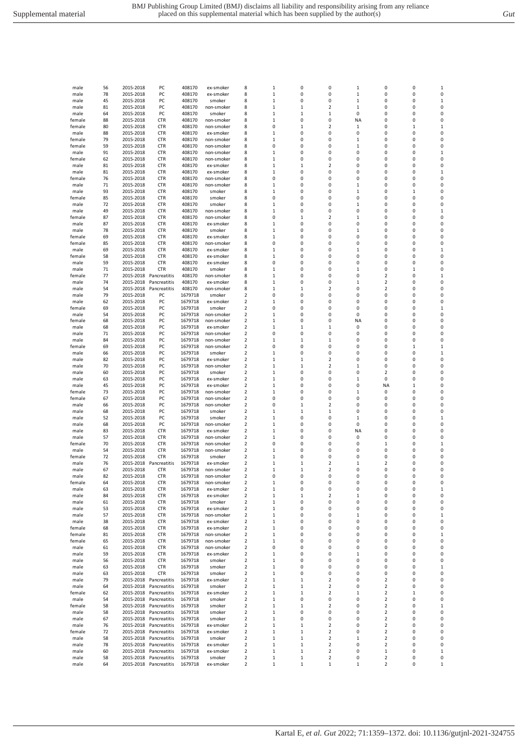| | | | | | | | | | | | | | | |
|---|---|---|---|---|---|---|---|---|---|---|---|---|---|---|
| male | 56 | 2015-2018 | PC | 408170 | ex-smoker | 8 | 1 | 0 | 0 | 1 | 0 | 0 | 1 |
| male | 78 | 2015-2018 | PC | 408170 | ex-smoker | 8 | 1 | 0 | 0 | 1 | 0 | 0 | 0 |
| male | 45 | 2015-2018 | PC | 408170 | smoker | 8 | 1 | 0 | 0 | 1 | 0 | 0 | 1 |
| male | 81 | 2015-2018 | PC | 408170 | non-smoker | 8 | 1 | 1 | 2 | 1 | 0 | 0 | 0 |
| male | 64 | 2015-2018 | PC | 408170 | smoker | 8 | 1 | 1 | 1 | 0 | 0 | 0 | 0 |
| female | 88 | 2015-2018 | CTR | 408170 | non-smoker | 8 | 1 | 0 | 0 | NA | 0 | 0 | 0 |
| female | 80 | 2015-2018 | CTR | 408170 | non-smoker | 8 | 0 | 1 | 2 | 1 | 0 | 1 | 1 |
| male | 88 | 2015-2018 | CTR | 408170 | ex-smoker | 8 | 1 | 0 | 0 | 0 | 0 | 0 | 0 |
| female | 79 | 2015-2018 | CTR | 408170 | non-smoker | 8 | 1 | 0 | 0 | 1 | 0 | 0 | 0 |
| female | 59 | 2015-2018 | CTR | 408170 | non-smoker | 8 | 0 | 0 | 0 | 1 | 0 | 0 | 0 |
| male | 91 | 2015-2018 | CTR | 408170 | non-smoker | 8 | 1 | 0 | 0 | 0 | 0 | 0 | 1 |
| female | 62 | 2015-2018 | CTR | 408170 | non-smoker | 8 | 1 | 0 | 0 | 0 | 0 | 0 | 0 |
| male | 81 | 2015-2018 | CTR | 408170 | ex-smoker | 8 | 1 | 1 | 2 | 0 | 0 | 0 | 0 |
| male | 81 | 2015-2018 | CTR | 408170 | ex-smoker | 8 | 1 | 0 | 0 | 0 | 0 | 0 | 1 |
| female | 76 | 2015-2018 | CTR | 408170 | non-smoker | 8 | 0 | 0 | 0 | 0 | 0 | 0 | 0 |
| male | 71 | 2015-2018 | CTR | 408170 | non-smoker | 8 | 1 | 0 | 0 | 1 | 0 | 0 | 0 |
| male | 93 | 2015-2018 | CTR | 408170 | smoker | 8 | 1 | 0 | 0 | 1 | 0 | 1 | 0 |
| female | 85 | 2015-2018 | CTR | 408170 | smoker | 8 | 0 | 0 | 0 | 0 | 0 | 0 | 0 |
| male | 72 | 2015-2018 | CTR | 408170 | smoker | 8 | 1 | 0 | 0 | 1 | 0 | 0 | 0 |
| male | 49 | 2015-2018 | CTR | 408170 | non-smoker | 8 | 1 | 0 | 0 | 0 | 0 | 0 | 1 |
| female | 87 | 2015-2018 | CTR | 408170 | non-smoker | 8 | 0 | 1 | 2 | 1 | 0 | 0 | 0 |
| male | 87 | 2015-2018 | CTR | 408170 | ex-smoker | 8 | 1 | 0 | 0 | 0 | 0 | 0 | 0 |
| male | 78 | 2015-2018 | CTR | 408170 | smoker | 8 | 1 | 0 | 0 | 1 | 0 | 0 | 0 |
| female | 69 | 2015-2018 | CTR | 408170 | ex-smoker | 8 | 1 | 0 | 0 | 0 | 0 | 0 | 0 |
| female | 85 | 2015-2018 | CTR | 408170 | non-smoker | 8 | 0 | 0 | 0 | 0 | 0 | 0 | 0 |
| male | 69 | 2015-2018 | CTR | 408170 | ex-smoker | 8 | 1 | 0 | 0 | 1 | 0 | 0 | 1 |
| female | 58 | 2015-2018 | CTR | 408170 | ex-smoker | 8 | 1 | 0 | 0 | 0 | 0 | 0 | 0 |
| male | 59 | 2015-2018 | CTR | 408170 | ex-smoker | 8 | 0 | 0 | 0 | 0 | 0 | 0 | 0 |
| male | 71 | 2015-2018 | CTR | 408170 | smoker | 8 | 1 | 0 | 0 | 1 | 0 | 1 | 0 |
| female | 77 | 2015-2018 | Pancreatitis | 408170 | non-smoker | 8 | 1 | 0 | 0 | 0 | 2 | 0 | 1 |
| male | 74 | 2015-2018 | Pancreatitis | 408170 | ex-smoker | 8 | 1 | 0 | 0 | 1 | 2 | 0 | 0 |
| male | 54 | 2015-2018 | Pancreatitis | 408170 | non-smoker | 8 | 1 | 1 | 2 | 0 | 2 | 0 | 0 |
| male | 79 | 2015-2018 | PC | 1679718 | smoker | 2 | 0 | 0 | 0 | 0 | 0 | 0 | 0 |
| male | 62 | 2015-2018 | PC | 1679718 | ex-smoker | 2 | 1 | 0 | 0 | 0 | 0 | 0 | 0 |
| female | 69 | 2015-2018 | PC | 1679718 | smoker | 2 | 0 | 0 | 0 | 0 | 0 | 0 | 1 |
| male | 54 | 2015-2018 | PC | 1679718 | non-smoker | 2 | 1 | 0 | 0 | 0 | 0 | 0 | 0 |
| female | 68 | 2015-2018 | PC | 1679718 | non-smoker | 2 | 1 | 0 | 0 | NA | 0 | 0 | 0 |
| male | 68 | 2015-2018 | PC | 1679718 | ex-smoker | 2 | 1 | 1 | 1 | 0 | 0 | 0 | 0 |
| male | 71 | 2015-2018 | PC | 1679718 | non-smoker | 2 | 0 | 0 | 0 | 0 | 0 | 0 | 0 |
| male | 84 | 2015-2018 | PC | 1679718 | non-smoker | 2 | 1 | 1 | 1 | 0 | 0 | 0 | 0 |
| female | 69 | 2015-2018 | PC | 1679718 | non-smoker | 2 | 0 | 0 | 0 | 0 | 0 | 1 | 1 |
| male | 66 | 2015-2018 | PC | 1679718 | smoker | 2 | 1 | 0 | 0 | 0 | 0 | 0 | 1 |
| male | 82 | 2015-2018 | PC | 1679718 | ex-smoker | 2 | 1 | 1 | 2 | 0 | 0 | 0 | 0 |
| male | 70 | 2015-2018 | PC | 1679718 | non-smoker | 2 | 1 | 1 | 2 | 1 | 0 | 0 | 0 |
| male | 60 | 2015-2018 | PC | 1679718 | smoker | 2 | 1 | 0 | 0 | 0 | 2 | 0 | 0 |
| male | 63 | 2015-2018 | PC | 1679718 | ex-smoker | 2 | 1 | 0 | 0 | 1 | 0 | 0 | 0 |
| male | 45 | 2015-2018 | PC | 1679718 | ex-smoker | 2 | 1 | 0 | 0 | 0 | NA | 1 | 0 |
| female | 73 | 2015-2018 | PC | 1679718 | non-smoker | 2 | 1 | 0 | 0 | 1 | 0 | 0 | 0 |
| female | 67 | 2015-2018 | PC | 1679718 | non-smoker | 2 | 0 | 0 | 0 | 0 | 0 | 0 | 0 |
| male | 66 | 2015-2018 | PC | 1679718 | non-smoker | 2 | 0 | 1 | 2 | 0 | 0 | 0 | 0 |
| male | 68 | 2015-2018 | PC | 1679718 | smoker | 2 | 1 | 1 | 1 | 0 | 0 | 0 | 0 |
| male | 52 | 2015-2018 | PC | 1679718 | smoker | 2 | 1 | 0 | 0 | 1 | 0 | 0 | 1 |
| male | 68 | 2015-2018 | PC | 1679718 | non-smoker | 2 | 1 | 0 | 0 | 0 | 0 | 0 | 0 |
| male | 83 | 2015-2018 | CTR | 1679718 | ex-smoker | 2 | 1 | 0 | 0 | NA | 0 | 0 | 0 |
| male | 57 | 2015-2018 | CTR | 1679718 | non-smoker | 2 | 1 | 0 | 0 | 0 | 0 | 0 | 0 |
| female | 70 | 2015-2018 | CTR | 1679718 | non-smoker | 2 | 0 | 0 | 0 | 0 | 1 | 0 | 1 |
| male | 54 | 2015-2018 | CTR | 1679718 | non-smoker | 2 | 1 | 0 | 0 | 0 | 0 | 0 | 0 |
| female | 72 | 2015-2018 | CTR | 1679718 | smoker | 2 | 1 | 0 | 0 | 0 | 0 | 0 | 0 |
| male | 76 | 2015-2018 | Pancreatitis | 1679718 | ex-smoker | 2 | 1 | 1 | 2 | 1 | 2 | 0 | 0 |
| male | 67 | 2015-2018 | CTR | 1679718 | non-smoker | 2 | 1 | 1 | 2 | 0 | 0 | 0 | 0 |
| male | 82 | 2015-2018 | CTR | 1679718 | non-smoker | 2 | 0 | 0 | 0 | 0 | 0 | 0 | 0 |
| female | 64 | 2015-2018 | CTR | 1679718 | non-smoker | 2 | 1 | 0 | 0 | 0 | 0 | 0 | 0 |
| male | 63 | 2015-2018 | CTR | 1679718 | ex-smoker | 2 | 1 | 0 | 0 | 0 | 0 | 0 | 1 |
| male | 84 | 2015-2018 | CTR | 1679718 | ex-smoker | 2 | 1 | 1 | 2 | 1 | 0 | 0 | 0 |
| male | 61 | 2015-2018 | CTR | 1679718 | smoker | 2 | 1 | 0 | 0 | 0 | 0 | 0 | 0 |
| male | 53 | 2015-2018 | CTR | 1679718 | ex-smoker | 2 | 1 | 0 | 0 | 0 | 0 | 0 | 0 |
| male | 57 | 2015-2018 | CTR | 1679718 | non-smoker | 2 | 1 | 0 | 0 | 1 | 0 | 0 | 1 |
| male | 38 | 2015-2018 | CTR | 1679718 | ex-smoker | 2 | 1 | 0 | 0 | 0 | 0 | 0 | 0 |
| female | 68 | 2015-2018 | CTR | 1679718 | ex-smoker | 2 | 1 | 0 | 0 | 0 | 0 | 0 | 0 |
| female | 81 | 2015-2018 | CTR | 1679718 | non-smoker | 2 | 1 | 0 | 0 | 0 | 0 | 0 | 1 |
| female | 65 | 2015-2018 | CTR | 1679718 | non-smoker | 2 | 1 | 0 | 0 | 0 | 0 | 0 | 0 |
| male | 61 | 2015-2018 | CTR | 1679718 | non-smoker | 2 | 0 | 0 | 0 | 0 | 0 | 0 | 0 |
| male | 59 | 2015-2018 | CTR | 1679718 | ex-smoker | 2 | 1 | 0 | 0 | 1 | 0 | 0 | 0 |
| male | 56 | 2015-2018 | CTR | 1679718 | smoker | 2 | 1 | 0 | 0 | 0 | 0 | 0 | 0 |
| male | 63 | 2015-2018 | CTR | 1679718 | smoker | 2 | 1 | 0 | 0 | 0 | 0 | 0 | 1 |
| male | 63 | 2015-2018 | CTR | 1679718 | smoker | 2 | 1 | 0 | 0 | 0 | 0 | 0 | 0 |
| male | 79 | 2015-2018 | Pancreatitis | 1679718 | ex-smoker | 2 | 1 | 1 | 2 | 0 | 2 | 0 | 0 |
| male | 64 | 2015-2018 | Pancreatitis | 1679718 | smoker | 2 | 1 | 1 | 2 | 0 | 2 | 0 | 0 |
| female | 62 | 2015-2018 | Pancreatitis | 1679718 | ex-smoker | 2 | 1 | 1 | 2 | 1 | 2 | 1 | 0 |
| male | 54 | 2015-2018 | Pancreatitis | 1679718 | smoker | 2 | 1 | 0 | 0 | 0 | 2 | 0 | 0 |
| female | 58 | 2015-2018 | Pancreatitis | 1679718 | smoker | 2 | 1 | 1 | 2 | 0 | 2 | 0 | 1 |
| male | 58 | 2015-2018 | Pancreatitis | 1679718 | smoker | 2 | 1 | 0 | 0 | 0 | 2 | 0 | 0 |
| male | 67 | 2015-2018 | Pancreatitis | 1679718 | smoker | 2 | 1 | 0 | 0 | 0 | 2 | 0 | 0 |
| male | 76 | 2015-2018 | Pancreatitis | 1679718 | ex-smoker | 2 | 1 | 1 | 2 | 0 | 2 | 0 | 0 |
| female | 72 | 2015-2018 | Pancreatitis | 1679718 | ex-smoker | 2 | 1 | 1 | 2 | 0 | 2 | 0 | 0 |
| male | 58 | 2015-2018 | Pancreatitis | 1679718 | smoker | 2 | 1 | 1 | 2 | 1 | 2 | 0 | 0 |
| male | 78 | 2015-2018 | Pancreatitis | 1679718 | ex-smoker | 2 | 1 | 1 | 2 | 0 | 2 | 0 | 0 |
| male | 60 | 2015-2018 | Pancreatitis | 1679718 | ex-smoker | 2 | 1 | 1 | 2 | 0 | 1 | 0 | 1 |
| male | 58 | 2015-2018 | Pancreatitis | 1679718 | smoker | 2 | 1 | 1 | 2 | 0 | 2 | 0 | 0 |
| male | 64 | 2015-2018 | Pancreatitis | 1679718 | ex-smoker | 2 | 1 | 1 | 1 | 1 | 2 | 0 | 1 |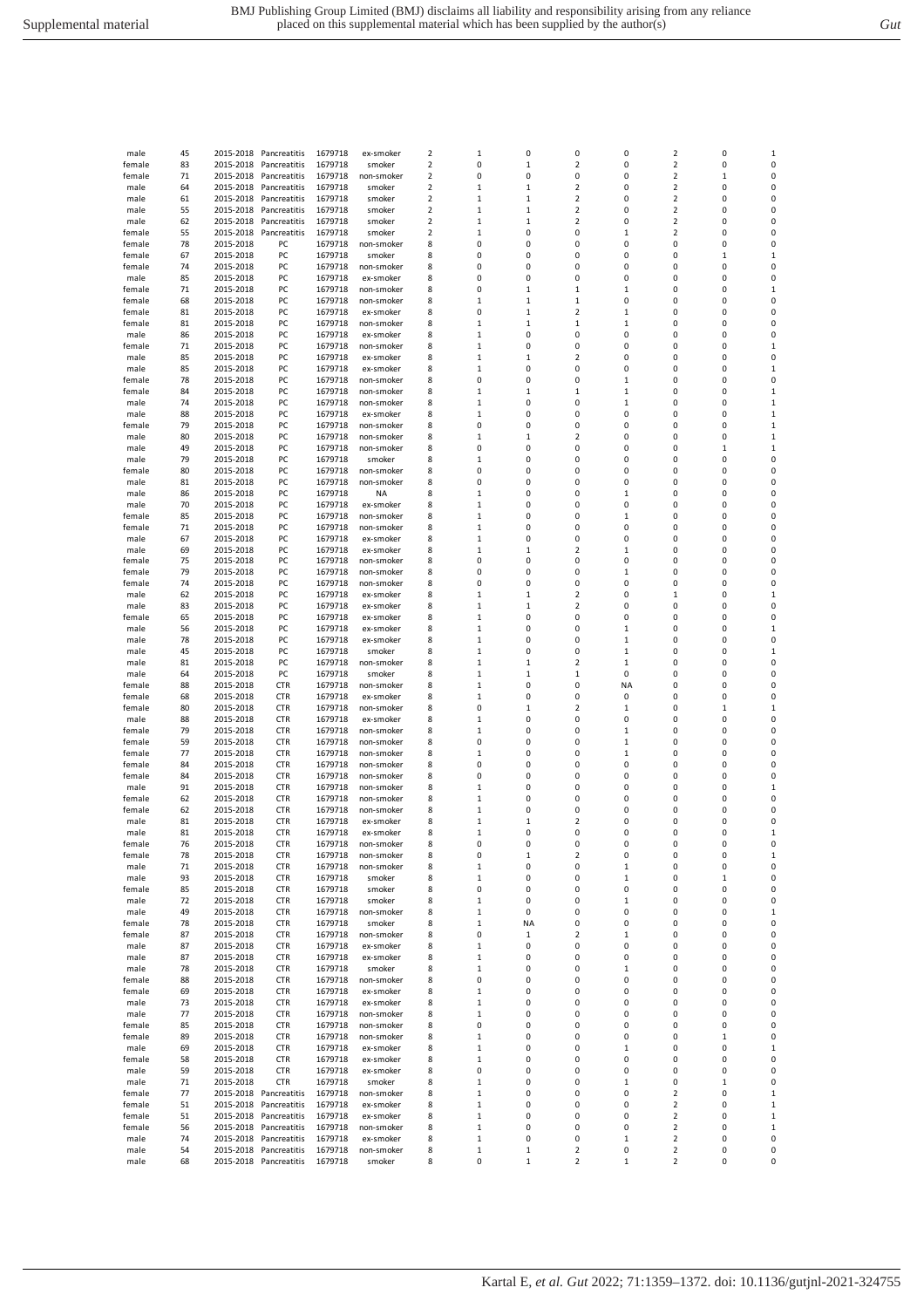| | | | | | | | | | | | | | | |
|---|---|---|---|---|---|---|---|---|---|---|---|---|---|---|
| male | 45 | 2015-2018 | Pancreatitis | 1679718 | ex-smoker | 2 | 1 | 0 | 0 | 0 | 2 | 0 | 1 |
| female | 83 | 2015-2018 | Pancreatitis | 1679718 | smoker | 2 | 0 | 1 | 2 | 0 | 2 | 0 | 0 |
| female | 71 | 2015-2018 | Pancreatitis | 1679718 | non-smoker | 2 | 0 | 0 | 0 | 0 | 2 | 1 | 0 |
| male | 64 | 2015-2018 | Pancreatitis | 1679718 | smoker | 2 | 1 | 1 | 2 | 0 | 2 | 0 | 0 |
| male | 61 | 2015-2018 | Pancreatitis | 1679718 | smoker | 2 | 1 | 1 | 2 | 0 | 2 | 0 | 0 |
| male | 55 | 2015-2018 | Pancreatitis | 1679718 | smoker | 2 | 1 | 1 | 2 | 0 | 2 | 0 | 0 |
| male | 62 | 2015-2018 | Pancreatitis | 1679718 | smoker | 2 | 1 | 1 | 2 | 0 | 2 | 0 | 0 |
| female | 55 | 2015-2018 | Pancreatitis | 1679718 | smoker | 2 | 1 | 0 | 0 | 1 | 2 | 0 | 0 |
| female | 78 | 2015-2018 | PC | 1679718 | non-smoker | 8 | 0 | 0 | 0 | 0 | 0 | 0 | 0 |
| female | 67 | 2015-2018 | PC | 1679718 | smoker | 8 | 0 | 0 | 0 | 0 | 0 | 1 | 1 |
| female | 74 | 2015-2018 | PC | 1679718 | non-smoker | 8 | 0 | 0 | 0 | 0 | 0 | 0 | 0 |
| male | 85 | 2015-2018 | PC | 1679718 | ex-smoker | 8 | 0 | 0 | 0 | 0 | 0 | 0 | 0 |
| female | 71 | 2015-2018 | PC | 1679718 | non-smoker | 8 | 0 | 1 | 1 | 1 | 0 | 0 | 1 |
| female | 68 | 2015-2018 | PC | 1679718 | non-smoker | 8 | 1 | 1 | 1 | 0 | 0 | 0 | 0 |
| female | 81 | 2015-2018 | PC | 1679718 | ex-smoker | 8 | 0 | 1 | 2 | 1 | 0 | 0 | 0 |
| female | 81 | 2015-2018 | PC | 1679718 | non-smoker | 8 | 1 | 1 | 1 | 1 | 0 | 0 | 0 |
| male | 86 | 2015-2018 | PC | 1679718 | ex-smoker | 8 | 1 | 0 | 0 | 0 | 0 | 0 | 0 |
| female | 71 | 2015-2018 | PC | 1679718 | non-smoker | 8 | 1 | 0 | 0 | 0 | 0 | 0 | 1 |
| male | 85 | 2015-2018 | PC | 1679718 | ex-smoker | 8 | 1 | 1 | 2 | 0 | 0 | 0 | 0 |
| male | 85 | 2015-2018 | PC | 1679718 | ex-smoker | 8 | 1 | 0 | 0 | 0 | 0 | 0 | 1 |
| female | 78 | 2015-2018 | PC | 1679718 | non-smoker | 8 | 0 | 0 | 0 | 1 | 0 | 0 | 0 |
| female | 84 | 2015-2018 | PC | 1679718 | non-smoker | 8 | 1 | 1 | 1 | 1 | 0 | 0 | 1 |
| male | 74 | 2015-2018 | PC | 1679718 | non-smoker | 8 | 1 | 0 | 0 | 1 | 0 | 0 | 1 |
| male | 88 | 2015-2018 | PC | 1679718 | ex-smoker | 8 | 1 | 0 | 0 | 0 | 0 | 0 | 1 |
| female | 79 | 2015-2018 | PC | 1679718 | non-smoker | 8 | 0 | 0 | 0 | 0 | 0 | 0 | 1 |
| male | 80 | 2015-2018 | PC | 1679718 | non-smoker | 8 | 1 | 1 | 2 | 0 | 0 | 0 | 1 |
| male | 49 | 2015-2018 | PC | 1679718 | non-smoker | 8 | 0 | 0 | 0 | 0 | 0 | 1 | 1 |
| male | 79 | 2015-2018 | PC | 1679718 | smoker | 8 | 1 | 0 | 0 | 0 | 0 | 0 | 0 |
| female | 80 | 2015-2018 | PC | 1679718 | non-smoker | 8 | 0 | 0 | 0 | 0 | 0 | 0 | 0 |
| male | 81 | 2015-2018 | PC | 1679718 | non-smoker | 8 | 0 | 0 | 0 | 0 | 0 | 0 | 0 |
| male | 86 | 2015-2018 | PC | 1679718 | NA | 8 | 1 | 0 | 0 | 1 | 0 | 0 | 0 |
| male | 70 | 2015-2018 | PC | 1679718 | ex-smoker | 8 | 1 | 0 | 0 | 0 | 0 | 0 | 0 |
| female | 85 | 2015-2018 | PC | 1679718 | non-smoker | 8 | 1 | 0 | 0 | 1 | 0 | 0 | 0 |
| female | 71 | 2015-2018 | PC | 1679718 | non-smoker | 8 | 1 | 0 | 0 | 0 | 0 | 0 | 0 |
| male | 67 | 2015-2018 | PC | 1679718 | ex-smoker | 8 | 1 | 0 | 0 | 0 | 0 | 0 | 0 |
| male | 69 | 2015-2018 | PC | 1679718 | ex-smoker | 8 | 1 | 1 | 2 | 1 | 0 | 0 | 0 |
| female | 75 | 2015-2018 | PC | 1679718 | non-smoker | 8 | 0 | 0 | 0 | 0 | 0 | 0 | 0 |
| female | 79 | 2015-2018 | PC | 1679718 | non-smoker | 8 | 0 | 0 | 0 | 1 | 0 | 0 | 0 |
| female | 74 | 2015-2018 | PC | 1679718 | non-smoker | 8 | 0 | 0 | 0 | 0 | 0 | 0 | 0 |
| male | 62 | 2015-2018 | PC | 1679718 | ex-smoker | 8 | 1 | 1 | 2 | 0 | 1 | 0 | 1 |
| male | 83 | 2015-2018 | PC | 1679718 | ex-smoker | 8 | 1 | 1 | 2 | 0 | 0 | 0 | 0 |
| female | 65 | 2015-2018 | PC | 1679718 | ex-smoker | 8 | 1 | 0 | 0 | 0 | 0 | 0 | 0 |
| male | 56 | 2015-2018 | PC | 1679718 | ex-smoker | 8 | 1 | 0 | 0 | 1 | 0 | 0 | 1 |
| male | 78 | 2015-2018 | PC | 1679718 | ex-smoker | 8 | 1 | 0 | 0 | 1 | 0 | 0 | 0 |
| male | 45 | 2015-2018 | PC | 1679718 | smoker | 8 | 1 | 0 | 0 | 1 | 0 | 0 | 1 |
| male | 81 | 2015-2018 | PC | 1679718 | non-smoker | 8 | 1 | 1 | 2 | 1 | 0 | 0 | 0 |
| male | 64 | 2015-2018 | PC | 1679718 | smoker | 8 | 1 | 1 | 1 | 0 | 0 | 0 | 0 |
| female | 88 | 2015-2018 | CTR | 1679718 | non-smoker | 8 | 1 | 0 | 0 | NA | 0 | 0 | 0 |
| female | 68 | 2015-2018 | CTR | 1679718 | ex-smoker | 8 | 1 | 0 | 0 | 0 | 0 | 0 | 0 |
| female | 80 | 2015-2018 | CTR | 1679718 | non-smoker | 8 | 0 | 1 | 2 | 1 | 0 | 1 | 1 |
| male | 88 | 2015-2018 | CTR | 1679718 | ex-smoker | 8 | 1 | 0 | 0 | 0 | 0 | 0 | 0 |
| female | 79 | 2015-2018 | CTR | 1679718 | non-smoker | 8 | 1 | 0 | 0 | 1 | 0 | 0 | 0 |
| female | 59 | 2015-2018 | CTR | 1679718 | non-smoker | 8 | 0 | 0 | 0 | 1 | 0 | 0 | 0 |
| female | 77 | 2015-2018 | CTR | 1679718 | non-smoker | 8 | 1 | 0 | 0 | 1 | 0 | 0 | 0 |
| female | 84 | 2015-2018 | CTR | 1679718 | non-smoker | 8 | 0 | 0 | 0 | 0 | 0 | 0 | 0 |
| female | 84 | 2015-2018 | CTR | 1679718 | non-smoker | 8 | 0 | 0 | 0 | 0 | 0 | 0 | 0 |
| male | 91 | 2015-2018 | CTR | 1679718 | non-smoker | 8 | 1 | 0 | 0 | 0 | 0 | 0 | 1 |
| female | 62 | 2015-2018 | CTR | 1679718 | non-smoker | 8 | 1 | 0 | 0 | 0 | 0 | 0 | 0 |
| female | 62 | 2015-2018 | CTR | 1679718 | non-smoker | 8 | 1 | 0 | 0 | 0 | 0 | 0 | 0 |
| male | 81 | 2015-2018 | CTR | 1679718 | ex-smoker | 8 | 1 | 1 | 2 | 0 | 0 | 0 | 0 |
| male | 81 | 2015-2018 | CTR | 1679718 | ex-smoker | 8 | 1 | 0 | 0 | 0 | 0 | 0 | 1 |
| female | 76 | 2015-2018 | CTR | 1679718 | non-smoker | 8 | 0 | 0 | 0 | 0 | 0 | 0 | 0 |
| female | 78 | 2015-2018 | CTR | 1679718 | non-smoker | 8 | 0 | 1 | 2 | 0 | 0 | 0 | 1 |
| male | 71 | 2015-2018 | CTR | 1679718 | non-smoker | 8 | 1 | 0 | 0 | 1 | 0 | 0 | 0 |
| male | 93 | 2015-2018 | CTR | 1679718 | smoker | 8 | 1 | 0 | 0 | 1 | 0 | 1 | 0 |
| female | 85 | 2015-2018 | CTR | 1679718 | smoker | 8 | 0 | 0 | 0 | 0 | 0 | 0 | 0 |
| male | 72 | 2015-2018 | CTR | 1679718 | smoker | 8 | 1 | 0 | 0 | 1 | 0 | 0 | 0 |
| male | 49 | 2015-2018 | CTR | 1679718 | non-smoker | 8 | 1 | 0 | 0 | 0 | 0 | 0 | 1 |
| female | 78 | 2015-2018 | CTR | 1679718 | smoker | 8 | 1 | NA | 0 | 0 | 0 | 0 | 0 |
| female | 87 | 2015-2018 | CTR | 1679718 | non-smoker | 8 | 0 | 1 | 2 | 1 | 0 | 0 | 0 |
| male | 87 | 2015-2018 | CTR | 1679718 | ex-smoker | 8 | 1 | 0 | 0 | 0 | 0 | 0 | 0 |
| male | 87 | 2015-2018 | CTR | 1679718 | ex-smoker | 8 | 1 | 0 | 0 | 0 | 0 | 0 | 0 |
| male | 78 | 2015-2018 | CTR | 1679718 | smoker | 8 | 1 | 0 | 0 | 1 | 0 | 0 | 0 |
| female | 88 | 2015-2018 | CTR | 1679718 | non-smoker | 8 | 0 | 0 | 0 | 0 | 0 | 0 | 0 |
| female | 69 | 2015-2018 | CTR | 1679718 | ex-smoker | 8 | 1 | 0 | 0 | 0 | 0 | 0 | 0 |
| male | 73 | 2015-2018 | CTR | 1679718 | ex-smoker | 8 | 1 | 0 | 0 | 0 | 0 | 0 | 0 |
| male | 77 | 2015-2018 | CTR | 1679718 | non-smoker | 8 | 1 | 0 | 0 | 0 | 0 | 0 | 0 |
| female | 85 | 2015-2018 | CTR | 1679718 | non-smoker | 8 | 0 | 0 | 0 | 0 | 0 | 0 | 0 |
| female | 89 | 2015-2018 | CTR | 1679718 | non-smoker | 8 | 1 | 0 | 0 | 0 | 0 | 1 | 0 |
| male | 69 | 2015-2018 | CTR | 1679718 | ex-smoker | 8 | 1 | 0 | 0 | 1 | 0 | 0 | 1 |
| female | 58 | 2015-2018 | CTR | 1679718 | ex-smoker | 8 | 1 | 0 | 0 | 0 | 0 | 0 | 0 |
| male | 59 | 2015-2018 | CTR | 1679718 | ex-smoker | 8 | 0 | 0 | 0 | 0 | 0 | 0 | 0 |
| male | 71 | 2015-2018 | CTR | 1679718 | smoker | 8 | 1 | 0 | 0 | 1 | 0 | 1 | 0 |
| female | 77 | 2015-2018 | Pancreatitis | 1679718 | non-smoker | 8 | 1 | 0 | 0 | 0 | 2 | 0 | 1 |
| female | 51 | 2015-2018 | Pancreatitis | 1679718 | ex-smoker | 8 | 1 | 0 | 0 | 0 | 2 | 0 | 1 |
| female | 51 | 2015-2018 | Pancreatitis | 1679718 | ex-smoker | 8 | 1 | 0 | 0 | 0 | 2 | 0 | 1 |
| female | 56 | 2015-2018 | Pancreatitis | 1679718 | non-smoker | 8 | 1 | 0 | 0 | 0 | 2 | 0 | 1 |
| male | 74 | 2015-2018 | Pancreatitis | 1679718 | ex-smoker | 8 | 1 | 0 | 0 | 1 | 2 | 0 | 0 |
| male | 54 | 2015-2018 | Pancreatitis | 1679718 | non-smoker | 8 | 1 | 1 | 2 | 0 | 2 | 0 | 0 |
| male | 68 | 2015-2018 | Pancreatitis | 1679718 | smoker | 8 | 0 | 1 | 2 | 1 | 2 | 0 | 0 |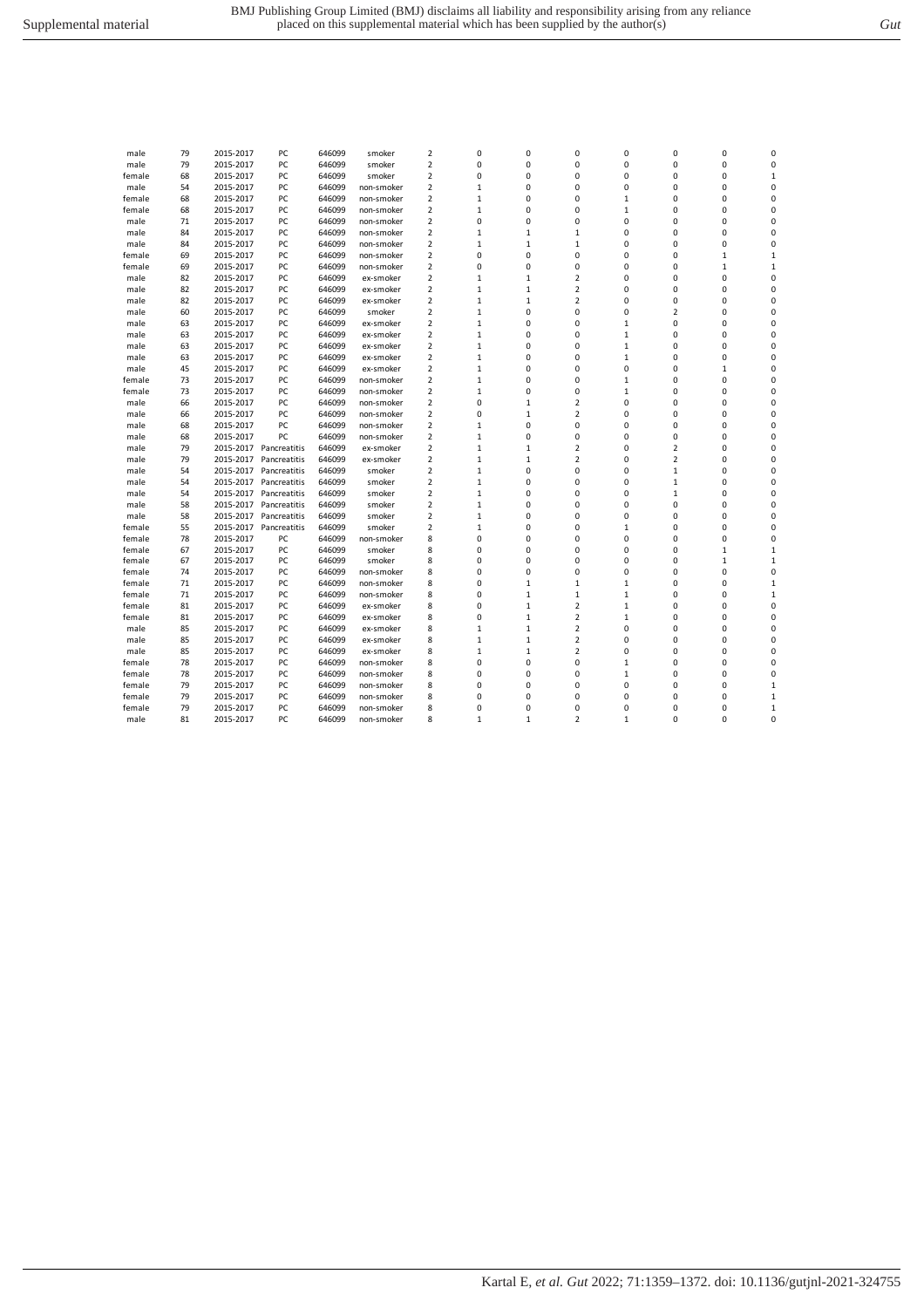| | | | | | | | | | | | | | |
|---|---|---|---|---|---|---|---|---|---|---|---|---|---|
| male | 79 | 2015-2017 | PC | 646099 | smoker | 2 | 0 | 0 | 0 | 0 | 0 | 0 | 0 |
| male | 79 | 2015-2017 | PC | 646099 | smoker | 2 | 0 | 0 | 0 | 0 | 0 | 0 | 0 |
| female | 68 | 2015-2017 | PC | 646099 | smoker | 2 | 0 | 0 | 0 | 0 | 0 | 0 | 1 |
| male | 54 | 2015-2017 | PC | 646099 | non-smoker | 2 | 1 | 0 | 0 | 0 | 0 | 0 | 0 |
| female | 68 | 2015-2017 | PC | 646099 | non-smoker | 2 | 1 | 0 | 0 | 1 | 0 | 0 | 0 |
| female | 68 | 2015-2017 | PC | 646099 | non-smoker | 2 | 1 | 0 | 0 | 1 | 0 | 0 | 0 |
| male | 71 | 2015-2017 | PC | 646099 | non-smoker | 2 | 0 | 0 | 0 | 0 | 0 | 0 | 0 |
| male | 84 | 2015-2017 | PC | 646099 | non-smoker | 2 | 1 | 1 | 1 | 0 | 0 | 0 | 0 |
| male | 84 | 2015-2017 | PC | 646099 | non-smoker | 2 | 1 | 1 | 1 | 0 | 0 | 0 | 0 |
| female | 69 | 2015-2017 | PC | 646099 | non-smoker | 2 | 0 | 0 | 0 | 0 | 0 | 1 | 1 |
| female | 69 | 2015-2017 | PC | 646099 | non-smoker | 2 | 0 | 0 | 0 | 0 | 0 | 1 | 1 |
| male | 82 | 2015-2017 | PC | 646099 | ex-smoker | 2 | 1 | 1 | 2 | 0 | 0 | 0 | 0 |
| male | 82 | 2015-2017 | PC | 646099 | ex-smoker | 2 | 1 | 1 | 2 | 0 | 0 | 0 | 0 |
| male | 82 | 2015-2017 | PC | 646099 | ex-smoker | 2 | 1 | 1 | 2 | 0 | 0 | 0 | 0 |
| male | 60 | 2015-2017 | PC | 646099 | smoker | 2 | 1 | 0 | 0 | 0 | 2 | 0 | 0 |
| male | 63 | 2015-2017 | PC | 646099 | ex-smoker | 2 | 1 | 0 | 0 | 1 | 0 | 0 | 0 |
| male | 63 | 2015-2017 | PC | 646099 | ex-smoker | 2 | 1 | 0 | 0 | 1 | 0 | 0 | 0 |
| male | 63 | 2015-2017 | PC | 646099 | ex-smoker | 2 | 1 | 0 | 0 | 1 | 0 | 0 | 0 |
| male | 63 | 2015-2017 | PC | 646099 | ex-smoker | 2 | 1 | 0 | 0 | 1 | 0 | 0 | 0 |
| male | 45 | 2015-2017 | PC | 646099 | ex-smoker | 2 | 1 | 0 | 0 | 0 | 0 | 1 | 0 |
| female | 73 | 2015-2017 | PC | 646099 | non-smoker | 2 | 1 | 0 | 0 | 1 | 0 | 0 | 0 |
| female | 73 | 2015-2017 | PC | 646099 | non-smoker | 2 | 1 | 0 | 0 | 1 | 0 | 0 | 0 |
| male | 66 | 2015-2017 | PC | 646099 | non-smoker | 2 | 0 | 1 | 2 | 0 | 0 | 0 | 0 |
| male | 66 | 2015-2017 | PC | 646099 | non-smoker | 2 | 0 | 1 | 2 | 0 | 0 | 0 | 0 |
| male | 68 | 2015-2017 | PC | 646099 | non-smoker | 2 | 1 | 0 | 0 | 0 | 0 | 0 | 0 |
| male | 68 | 2015-2017 | PC | 646099 | non-smoker | 2 | 1 | 0 | 0 | 0 | 0 | 0 | 0 |
| male | 79 | 2015-2017 | Pancreatitis | 646099 | ex-smoker | 2 | 1 | 1 | 2 | 0 | 2 | 0 | 0 |
| male | 79 | 2015-2017 | Pancreatitis | 646099 | ex-smoker | 2 | 1 | 1 | 2 | 0 | 2 | 0 | 0 |
| male | 54 | 2015-2017 | Pancreatitis | 646099 | smoker | 2 | 1 | 0 | 0 | 0 | 1 | 0 | 0 |
| male | 54 | 2015-2017 | Pancreatitis | 646099 | smoker | 2 | 1 | 0 | 0 | 0 | 1 | 0 | 0 |
| male | 54 | 2015-2017 | Pancreatitis | 646099 | smoker | 2 | 1 | 0 | 0 | 0 | 1 | 0 | 0 |
| male | 58 | 2015-2017 | Pancreatitis | 646099 | smoker | 2 | 1 | 0 | 0 | 0 | 0 | 0 | 0 |
| male | 58 | 2015-2017 | Pancreatitis | 646099 | smoker | 2 | 1 | 0 | 0 | 0 | 0 | 0 | 0 |
| female | 55 | 2015-2017 | Pancreatitis | 646099 | smoker | 2 | 1 | 0 | 0 | 1 | 0 | 0 | 0 |
| female | 78 | 2015-2017 | PC | 646099 | non-smoker | 8 | 0 | 0 | 0 | 0 | 0 | 0 | 0 |
| female | 67 | 2015-2017 | PC | 646099 | smoker | 8 | 0 | 0 | 0 | 0 | 0 | 1 | 1 |
| female | 67 | 2015-2017 | PC | 646099 | smoker | 8 | 0 | 0 | 0 | 0 | 0 | 1 | 1 |
| female | 74 | 2015-2017 | PC | 646099 | non-smoker | 8 | 0 | 0 | 0 | 0 | 0 | 0 | 0 |
| female | 71 | 2015-2017 | PC | 646099 | non-smoker | 8 | 0 | 1 | 1 | 1 | 0 | 0 | 1 |
| female | 71 | 2015-2017 | PC | 646099 | non-smoker | 8 | 0 | 1 | 1 | 1 | 0 | 0 | 1 |
| female | 81 | 2015-2017 | PC | 646099 | ex-smoker | 8 | 0 | 1 | 2 | 1 | 0 | 0 | 0 |
| female | 81 | 2015-2017 | PC | 646099 | ex-smoker | 8 | 0 | 1 | 2 | 1 | 0 | 0 | 0 |
| male | 85 | 2015-2017 | PC | 646099 | ex-smoker | 8 | 1 | 1 | 2 | 0 | 0 | 0 | 0 |
| male | 85 | 2015-2017 | PC | 646099 | ex-smoker | 8 | 1 | 1 | 2 | 0 | 0 | 0 | 0 |
| male | 85 | 2015-2017 | PC | 646099 | ex-smoker | 8 | 1 | 1 | 2 | 0 | 0 | 0 | 0 |
| female | 78 | 2015-2017 | PC | 646099 | non-smoker | 8 | 0 | 0 | 0 | 1 | 0 | 0 | 0 |
| female | 78 | 2015-2017 | PC | 646099 | non-smoker | 8 | 0 | 0 | 0 | 1 | 0 | 0 | 0 |
| female | 79 | 2015-2017 | PC | 646099 | non-smoker | 8 | 0 | 0 | 0 | 0 | 0 | 0 | 1 |
| female | 79 | 2015-2017 | PC | 646099 | non-smoker | 8 | 0 | 0 | 0 | 0 | 0 | 0 | 1 |
| female | 79 | 2015-2017 | PC | 646099 | non-smoker | 8 | 0 | 0 | 0 | 0 | 0 | 0 | 1 |
| male | 81 | 2015-2017 | PC | 646099 | non-smoker | 8 | 1 | 1 | 2 | 1 | 0 | 0 | 0 |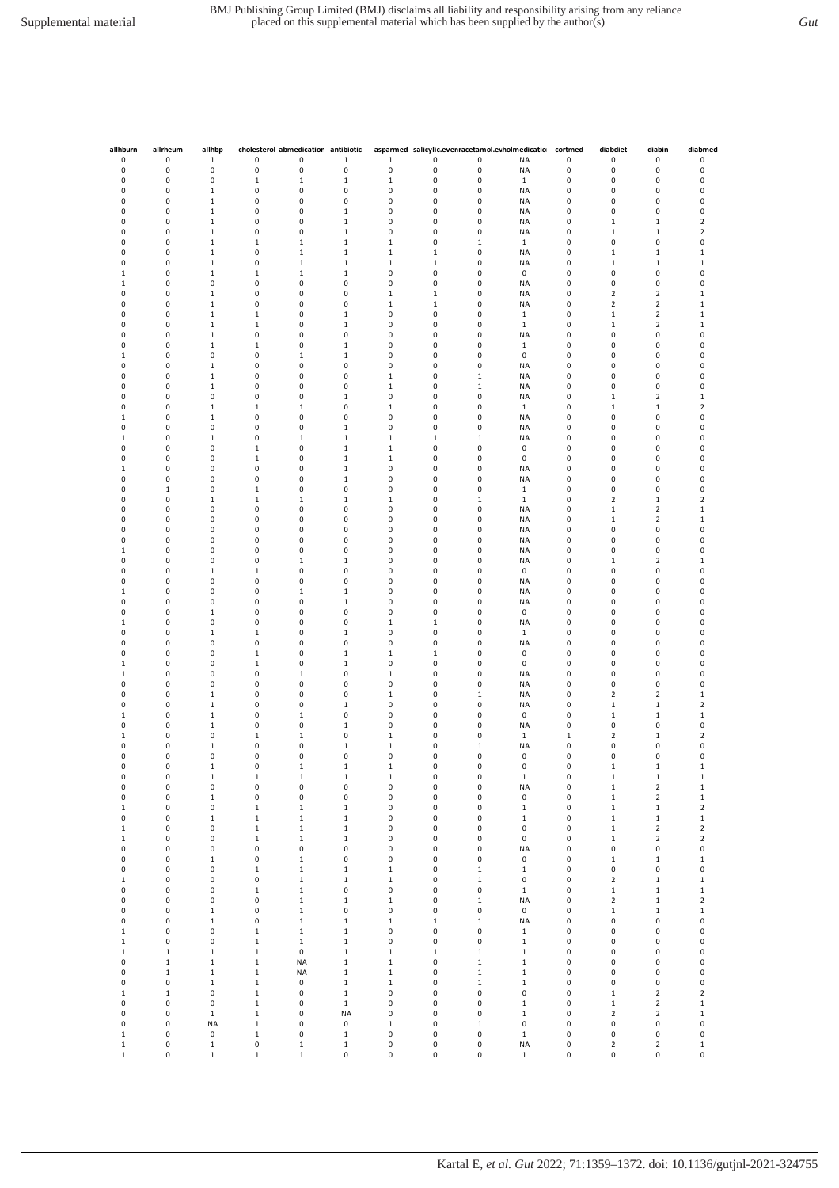| allhburn | allrheum | allhbp | cholesterol | abmedication | antibiotic | asparmed | salicylic.ever | paracetamol.ev | holmedication | cortmed | diabdiet | diabin | diabmed |
|---|---|---|---|---|---|---|---|---|---|---|---|---|---|
| 0 | 0 | 1 | 0 | 0 | 1 | 1 | 0 | 0 | NA | 0 | 0 | 0 | 0 |
| 0 | 0 | 0 | 0 | 0 | 0 | 0 | 0 | 0 | NA | 0 | 0 | 0 | 0 |
| 0 | 0 | 0 | 1 | 1 | 1 | 1 | 0 | 0 | 1 | 0 | 0 | 0 | 0 |
| 0 | 0 | 1 | 0 | 0 | 0 | 0 | 0 | 0 | NA | 0 | 0 | 0 | 0 |
| 0 | 0 | 1 | 0 | 0 | 0 | 0 | 0 | 0 | NA | 0 | 0 | 0 | 0 |
| 0 | 0 | 1 | 0 | 0 | 1 | 0 | 0 | 0 | NA | 0 | 0 | 0 | 0 |
| 0 | 0 | 1 | 0 | 0 | 1 | 0 | 0 | 0 | NA | 0 | 1 | 1 | 2 |
| 0 | 0 | 1 | 0 | 0 | 1 | 0 | 0 | 0 | NA | 0 | 1 | 1 | 2 |
| 0 | 0 | 1 | 1 | 1 | 1 | 1 | 0 | 1 | 1 | 0 | 0 | 0 | 0 |
| 0 | 0 | 1 | 0 | 1 | 1 | 1 | 1 | 0 | NA | 0 | 1 | 1 | 1 |
| 0 | 0 | 1 | 0 | 1 | 1 | 1 | 1 | 0 | NA | 0 | 1 | 1 | 1 |
| 1 | 0 | 1 | 1 | 1 | 1 | 0 | 0 | 0 | 0 | 0 | 0 | 0 | 0 |
| 1 | 0 | 0 | 0 | 0 | 0 | 0 | 0 | 0 | NA | 0 | 0 | 0 | 0 |
| 0 | 0 | 1 | 0 | 0 | 0 | 1 | 1 | 0 | NA | 0 | 2 | 2 | 1 |
| 0 | 0 | 1 | 0 | 0 | 0 | 1 | 1 | 0 | NA | 0 | 2 | 2 | 1 |
| 0 | 0 | 1 | 1 | 0 | 1 | 0 | 0 | 0 | 1 | 0 | 1 | 2 | 1 |
| 0 | 0 | 1 | 1 | 0 | 1 | 0 | 0 | 0 | 1 | 0 | 1 | 2 | 1 |
| 0 | 0 | 1 | 0 | 0 | 0 | 0 | 0 | 0 | NA | 0 | 0 | 0 | 0 |
| 0 | 0 | 1 | 1 | 0 | 1 | 0 | 0 | 0 | 1 | 0 | 0 | 0 | 0 |
| 1 | 0 | 0 | 0 | 1 | 1 | 0 | 0 | 0 | 0 | 0 | 0 | 0 | 0 |
| 0 | 0 | 1 | 0 | 0 | 0 | 0 | 0 | 0 | NA | 0 | 0 | 0 | 0 |
| 0 | 0 | 1 | 0 | 0 | 0 | 1 | 0 | 1 | NA | 0 | 0 | 0 | 0 |
| 0 | 0 | 1 | 0 | 0 | 0 | 1 | 0 | 1 | NA | 0 | 0 | 0 | 0 |
| 0 | 0 | 0 | 0 | 0 | 1 | 0 | 0 | 0 | NA | 0 | 1 | 2 | 1 |
| 0 | 0 | 1 | 1 | 1 | 0 | 1 | 0 | 0 | 1 | 0 | 1 | 1 | 2 |
| 1 | 0 | 1 | 0 | 0 | 0 | 0 | 0 | 0 | NA | 0 | 0 | 0 | 0 |
| 0 | 0 | 0 | 0 | 0 | 1 | 0 | 0 | 0 | NA | 0 | 0 | 0 | 0 |
| 1 | 0 | 1 | 0 | 1 | 1 | 1 | 1 | 1 | NA | 0 | 0 | 0 | 0 |
| 0 | 0 | 0 | 1 | 0 | 1 | 1 | 0 | 0 | 0 | 0 | 0 | 0 | 0 |
| 0 | 0 | 0 | 1 | 0 | 1 | 1 | 0 | 0 | 0 | 0 | 0 | 0 | 0 |
| 1 | 0 | 0 | 0 | 0 | 1 | 0 | 0 | 0 | NA | 0 | 0 | 0 | 0 |
| 0 | 0 | 0 | 0 | 0 | 1 | 0 | 0 | 0 | NA | 0 | 0 | 0 | 0 |
| 0 | 1 | 0 | 1 | 0 | 0 | 0 | 0 | 0 | 1 | 0 | 0 | 0 | 0 |
| 0 | 0 | 1 | 1 | 1 | 1 | 1 | 0 | 1 | 1 | 0 | 2 | 1 | 2 |
| 0 | 0 | 0 | 0 | 0 | 0 | 0 | 0 | 0 | NA | 0 | 1 | 2 | 1 |
| 0 | 0 | 0 | 0 | 0 | 0 | 0 | 0 | 0 | NA | 0 | 1 | 2 | 1 |
| 0 | 0 | 0 | 0 | 0 | 0 | 0 | 0 | 0 | NA | 0 | 0 | 0 | 0 |
| 0 | 0 | 0 | 0 | 0 | 0 | 0 | 0 | 0 | NA | 0 | 0 | 0 | 0 |
| 1 | 0 | 0 | 0 | 0 | 0 | 0 | 0 | 0 | NA | 0 | 0 | 0 | 0 |
| 0 | 0 | 0 | 0 | 1 | 1 | 0 | 0 | 0 | NA | 0 | 1 | 2 | 1 |
| 0 | 0 | 1 | 1 | 0 | 0 | 0 | 0 | 0 | 0 | 0 | 0 | 0 | 0 |
| 0 | 0 | 0 | 0 | 0 | 0 | 0 | 0 | 0 | NA | 0 | 0 | 0 | 0 |
| 1 | 0 | 0 | 0 | 1 | 1 | 0 | 0 | 0 | NA | 0 | 0 | 0 | 0 |
| 0 | 0 | 0 | 0 | 0 | 1 | 0 | 0 | 0 | NA | 0 | 0 | 0 | 0 |
| 0 | 0 | 1 | 0 | 0 | 0 | 0 | 0 | 0 | 0 | 0 | 0 | 0 | 0 |
| 1 | 0 | 0 | 0 | 0 | 0 | 1 | 1 | 0 | NA | 0 | 0 | 0 | 0 |
| 0 | 0 | 1 | 1 | 0 | 1 | 0 | 0 | 0 | 1 | 0 | 0 | 0 | 0 |
| 0 | 0 | 0 | 0 | 0 | 0 | 0 | 0 | 0 | NA | 0 | 0 | 0 | 0 |
| 0 | 0 | 0 | 1 | 0 | 1 | 1 | 1 | 0 | 0 | 0 | 0 | 0 | 0 |
| 1 | 0 | 0 | 1 | 0 | 1 | 0 | 0 | 0 | 0 | 0 | 0 | 0 | 0 |
| 1 | 0 | 0 | 0 | 1 | 0 | 1 | 0 | 0 | NA | 0 | 0 | 0 | 0 |
| 0 | 0 | 0 | 0 | 0 | 0 | 0 | 0 | 0 | NA | 0 | 0 | 0 | 0 |
| 0 | 0 | 1 | 0 | 0 | 0 | 1 | 0 | 1 | NA | 0 | 2 | 2 | 1 |
| 0 | 0 | 1 | 0 | 0 | 1 | 0 | 0 | 0 | NA | 0 | 1 | 1 | 2 |
| 1 | 0 | 1 | 0 | 1 | 0 | 0 | 0 | 0 | 0 | 0 | 1 | 1 | 1 |
| 0 | 0 | 1 | 0 | 0 | 1 | 0 | 0 | 0 | NA | 0 | 0 | 0 | 0 |
| 1 | 0 | 0 | 1 | 1 | 0 | 1 | 0 | 0 | 1 | 1 | 2 | 1 | 2 |
| 0 | 0 | 1 | 0 | 0 | 1 | 1 | 0 | 1 | NA | 0 | 0 | 0 | 0 |
| 0 | 0 | 0 | 0 | 0 | 0 | 0 | 0 | 0 | 0 | 0 | 0 | 0 | 0 |
| 0 | 0 | 1 | 0 | 1 | 1 | 1 | 0 | 0 | 0 | 0 | 1 | 1 | 1 |
| 0 | 0 | 1 | 1 | 1 | 1 | 1 | 0 | 0 | 1 | 0 | 1 | 1 | 1 |
| 0 | 0 | 0 | 0 | 0 | 0 | 0 | 0 | 0 | NA | 0 | 1 | 2 | 1 |
| 0 | 0 | 1 | 0 | 0 | 0 | 0 | 0 | 0 | 0 | 0 | 1 | 2 | 1 |
| 1 | 0 | 0 | 1 | 1 | 1 | 0 | 0 | 0 | 1 | 0 | 1 | 1 | 2 |
| 0 | 0 | 1 | 1 | 1 | 1 | 0 | 0 | 0 | 1 | 0 | 1 | 1 | 1 |
| 1 | 0 | 0 | 1 | 1 | 1 | 0 | 0 | 0 | 0 | 0 | 1 | 2 | 2 |
| 1 | 0 | 0 | 1 | 1 | 1 | 0 | 0 | 0 | 0 | 0 | 1 | 2 | 2 |
| 0 | 0 | 0 | 0 | 0 | 0 | 0 | 0 | 0 | NA | 0 | 0 | 0 | 0 |
| 0 | 0 | 1 | 0 | 1 | 0 | 0 | 0 | 0 | 0 | 0 | 1 | 1 | 1 |
| 0 | 0 | 0 | 1 | 1 | 1 | 1 | 0 | 1 | 1 | 0 | 0 | 0 | 0 |
| 1 | 0 | 0 | 0 | 1 | 1 | 1 | 0 | 1 | 0 | 0 | 2 | 1 | 1 |
| 0 | 0 | 0 | 1 | 1 | 0 | 0 | 0 | 0 | 1 | 0 | 1 | 1 | 1 |
| 0 | 0 | 0 | 0 | 1 | 1 | 1 | 0 | 1 | NA | 0 | 2 | 1 | 2 |
| 0 | 0 | 1 | 0 | 1 | 0 | 0 | 0 | 0 | 0 | 0 | 1 | 1 | 1 |
| 0 | 0 | 1 | 0 | 1 | 1 | 1 | 1 | 1 | NA | 0 | 0 | 0 | 0 |
| 1 | 0 | 0 | 1 | 1 | 1 | 0 | 0 | 0 | 1 | 0 | 0 | 0 | 0 |
| 1 | 0 | 0 | 1 | 1 | 1 | 0 | 0 | 0 | 1 | 0 | 0 | 0 | 0 |
| 1 | 1 | 1 | 1 | 0 | 1 | 1 | 1 | 1 | 1 | 0 | 0 | 0 | 0 |
| 0 | 1 | 1 | 1 | NA | 1 | 1 | 0 | 1 | 1 | 0 | 0 | 0 | 0 |
| 0 | 1 | 1 | 1 | NA | 1 | 1 | 0 | 1 | 1 | 0 | 0 | 0 | 0 |
| 0 | 0 | 1 | 1 | 0 | 1 | 1 | 0 | 1 | 1 | 0 | 0 | 0 | 0 |
| 1 | 1 | 0 | 1 | 0 | 1 | 0 | 0 | 0 | 0 | 0 | 1 | 2 | 2 |
| 0 | 0 | 0 | 1 | 0 | 1 | 0 | 0 | 0 | 1 | 0 | 1 | 2 | 1 |
| 0 | 0 | 1 | 1 | 0 | NA | 0 | 0 | 0 | 1 | 0 | 2 | 2 | 1 |
| 0 | 0 | NA | 1 | 0 | 0 | 1 | 0 | 1 | 0 | 0 | 0 | 0 | 0 |
| 1 | 0 | 0 | 1 | 0 | 1 | 0 | 0 | 0 | 1 | 0 | 0 | 0 | 0 |
| 1 | 0 | 1 | 0 | 1 | 1 | 0 | 0 | 0 | NA | 0 | 2 | 2 | 1 |
| 1 | 0 | 1 | 1 | 1 | 0 | 0 | 0 | 0 | 1 | 0 | 0 | 0 | 0 |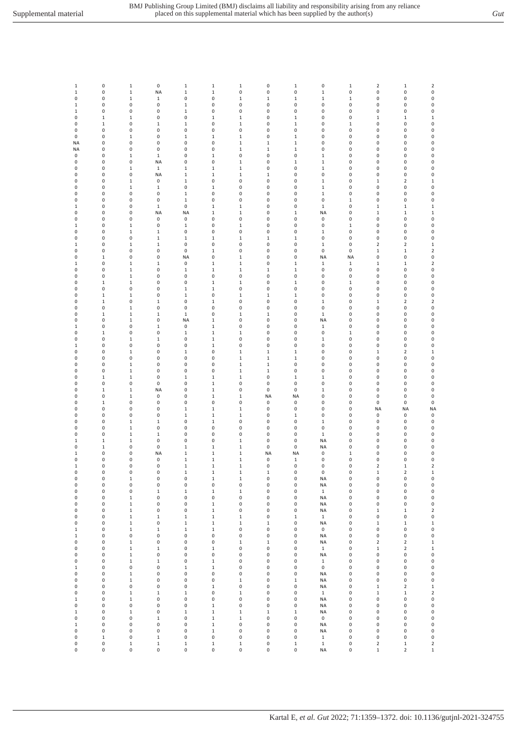| | | | | | | | | | | | | | |
|---|---|---|---|---|---|---|---|---|---|---|---|---|---|
| 1 | 0 | 1 | 0 | 1 | 1 | 1 | 0 | 1 | 0 | 1 | 2 | 1 | 2 |
| 1 | 0 | 1 | NA | 1 | 1 | 0 | 0 | 0 | 1 | 0 | 0 | 0 | 0 |
| 0 | 0 | 1 | 1 | 0 | 0 | 1 | 1 | 1 | 1 | 1 | 0 | 0 | 0 |
| 1 | 0 | 0 | 0 | 1 | 0 | 0 | 0 | 0 | 0 | 0 | 0 | 0 | 0 |
| 1 | 0 | 0 | 0 | 1 | 0 | 0 | 0 | 0 | 0 | 0 | 0 | 0 | 0 |
| 0 | 1 | 1 | 0 | 0 | 1 | 1 | 0 | 1 | 0 | 0 | 1 | 1 | 1 |
| 0 | 1 | 0 | 1 | 1 | 0 | 1 | 0 | 1 | 0 | 1 | 0 | 0 | 0 |
| 0 | 0 | 0 | 0 | 0 | 0 | 0 | 0 | 0 | 0 | 0 | 0 | 0 | 0 |
| 0 | 0 | 1 | 0 | 1 | 1 | 1 | 0 | 1 | 0 | 0 | 0 | 0 | 0 |
| NA | 0 | 0 | 0 | 0 | 0 | 1 | 1 | 1 | 0 | 0 | 0 | 0 | 0 |
| NA | 0 | 0 | 0 | 0 | 0 | 1 | 1 | 1 | 0 | 0 | 0 | 0 | 0 |
| 0 | 0 | 1 | 1 | 0 | 1 | 0 | 0 | 0 | 1 | 0 | 0 | 0 | 0 |
| 0 | 0 | 0 | NA | 0 | 0 | 1 | 0 | 1 | 1 | 0 | 0 | 0 | 0 |
| 0 | 0 | 1 | 1 | 1 | 1 | 1 | 0 | 0 | 1 | 0 | 0 | 0 | 0 |
| 0 | 0 | 0 | NA | 1 | 1 | 1 | 1 | 0 | 0 | 0 | 0 | 0 | 0 |
| 0 | 0 | 1 | 0 | 1 | 0 | 0 | 0 | 0 | 1 | 0 | 1 | 2 | 1 |
| 0 | 0 | 1 | 1 | 0 | 1 | 0 | 0 | 0 | 1 | 0 | 0 | 0 | 0 |
| 0 | 0 | 0 | 0 | 1 | 0 | 0 | 0 | 0 | 1 | 0 | 0 | 0 | 0 |
| 0 | 0 | 0 | 0 | 1 | 0 | 0 | 0 | 0 | 0 | 1 | 0 | 0 | 0 |
| 1 | 0 | 0 | 1 | 0 | 1 | 1 | 0 | 0 | 1 | 0 | 1 | 1 | 1 |
| 0 | 0 | 0 | NA | NA | 1 | 1 | 0 | 1 | NA | 0 | 1 | 1 | 1 |
| 0 | 0 | 0 | 0 | 0 | 0 | 0 | 0 | 0 | 0 | 0 | 0 | 0 | 0 |
| 1 | 0 | 1 | 0 | 1 | 0 | 1 | 0 | 0 | 0 | 1 | 0 | 0 | 0 |
| 0 | 0 | 1 | 1 | 0 | 0 | 0 | 0 | 0 | 1 | 0 | 0 | 0 | 0 |
| 0 | 0 | 0 | 1 | 1 | 1 | 1 | 1 | 1 | 0 | 0 | 0 | 0 | 0 |
| 1 | 0 | 1 | 1 | 0 | 0 | 0 | 0 | 0 | 1 | 0 | 2 | 2 | 1 |
| 0 | 0 | 0 | 0 | 0 | 1 | 0 | 0 | 0 | 0 | 0 | 1 | 1 | 2 |
| 0 | 1 | 0 | 0 | NA | 0 | 1 | 0 | 0 | NA | NA | 0 | 0 | 0 |
| 1 | 0 | 1 | 1 | 0 | 1 | 1 | 0 | 1 | 1 | 1 | 1 | 1 | 2 |
| 0 | 0 | 1 | 0 | 1 | 1 | 1 | 1 | 1 | 0 | 0 | 0 | 0 | 0 |
| 0 | 0 | 1 | 0 | 0 | 0 | 0 | 0 | 0 | 0 | 0 | 0 | 0 | 0 |
| 0 | 1 | 1 | 0 | 0 | 1 | 1 | 0 | 1 | 0 | 1 | 0 | 0 | 0 |
| 0 | 0 | 0 | 0 | 1 | 1 | 0 | 0 | 0 | 0 | 0 | 0 | 0 | 0 |
| 0 | 1 | 1 | 0 | 1 | 0 | 1 | 1 | 1 | 0 | 0 | 0 | 0 | 0 |
| 0 | 1 | 0 | 1 | 0 | 1 | 0 | 0 | 0 | 1 | 0 | 1 | 2 | 2 |
| 0 | 0 | 1 | 0 | 0 | 0 | 0 | 0 | 0 | 0 | 0 | 0 | 0 | 0 |
| 0 | 1 | 1 | 1 | 1 | 0 | 1 | 1 | 0 | 1 | 0 | 0 | 0 | 0 |
| 0 | 0 | 1 | 0 | NA | 1 | 0 | 0 | 0 | NA | 0 | 0 | 0 | 0 |
| 1 | 0 | 0 | 1 | 0 | 1 | 0 | 0 | 0 | 1 | 0 | 0 | 0 | 0 |
| 0 | 1 | 0 | 0 | 1 | 1 | 1 | 0 | 0 | 0 | 1 | 0 | 0 | 0 |
| 0 | 0 | 1 | 1 | 0 | 1 | 0 | 0 | 0 | 1 | 0 | 0 | 0 | 0 |
| 1 | 0 | 0 | 0 | 0 | 1 | 0 | 0 | 0 | 0 | 0 | 0 | 0 | 0 |
| 0 | 0 | 1 | 0 | 1 | 0 | 1 | 1 | 1 | 0 | 0 | 1 | 2 | 1 |
| 0 | 0 | 0 | 0 | 0 | 0 | 1 | 1 | 1 | 0 | 0 | 0 | 0 | 0 |
| 0 | 0 | 1 | 0 | 0 | 0 | 1 | 1 | 0 | 0 | 0 | 0 | 0 | 0 |
| 0 | 0 | 1 | 0 | 0 | 0 | 1 | 1 | 0 | 0 | 0 | 0 | 0 | 0 |
| 0 | 1 | 1 | 0 | 1 | 1 | 1 | 0 | 1 | 1 | 0 | 0 | 0 | 0 |
| 0 | 0 | 0 | 0 | 0 | 1 | 0 | 0 | 0 | 0 | 0 | 0 | 0 | 0 |
| 0 | 1 | 1 | NA | 0 | 1 | 0 | 0 | 0 | 1 | 0 | 0 | 0 | 0 |
| 0 | 0 | 1 | 0 | 0 | 1 | 1 | NA | NA | 0 | 0 | 0 | 0 | 0 |
| 0 | 1 | 0 | 0 | 0 | 0 | 0 | 0 | 0 | 0 | 0 | 0 | 0 | 0 |
| 0 | 0 | 0 | 0 | 1 | 1 | 1 | 0 | 0 | 0 | 0 | NA | NA | NA |
| 0 | 0 | 0 | 0 | 1 | 1 | 1 | 0 | 1 | 0 | 0 | 0 | 0 | 0 |
| 0 | 0 | 1 | 1 | 0 | 1 | 0 | 0 | 0 | 1 | 0 | 0 | 0 | 0 |
| 0 | 0 | 1 | 0 | 0 | 0 | 0 | 0 | 0 | 0 | 0 | 0 | 0 | 0 |
| 0 | 0 | 1 | 1 | 0 | 0 | 0 | 0 | 0 | 1 | 0 | 0 | 0 | 0 |
| 1 | 1 | 1 | 0 | 0 | 0 | 1 | 0 | 0 | NA | 0 | 0 | 0 | 0 |
| 0 | 1 | 0 | 0 | 1 | 1 | 1 | 0 | 0 | NA | 0 | 0 | 0 | 0 |
| 1 | 0 | 0 | NA | 1 | 1 | 1 | NA | NA | 0 | 1 | 0 | 0 | 0 |
| 0 | 0 | 0 | 0 | 1 | 1 | 1 | 0 | 1 | 0 | 0 | 0 | 0 | 0 |
| 1 | 0 | 0 | 0 | 1 | 1 | 1 | 0 | 0 | 0 | 0 | 2 | 1 | 2 |
| 0 | 0 | 0 | 0 | 1 | 1 | 1 | 1 | 0 | 0 | 0 | 1 | 2 | 1 |
| 0 | 0 | 1 | 0 | 0 | 1 | 1 | 0 | 0 | NA | 0 | 0 | 0 | 0 |
| 0 | 0 | 0 | 0 | 0 | 0 | 0 | 0 | 0 | NA | 0 | 0 | 0 | 0 |
| 0 | 0 | 0 | 1 | 1 | 1 | 1 | 0 | 0 | 1 | 0 | 0 | 0 | 0 |
| 0 | 0 | 1 | 0 | 0 | 0 | 0 | 0 | 0 | NA | 0 | 0 | 0 | 0 |
| 0 | 0 | 1 | 0 | 0 | 1 | 0 | 0 | 0 | NA | 0 | 0 | 0 | 0 |
| 0 | 0 | 1 | 0 | 0 | 1 | 0 | 0 | 0 | NA | 0 | 1 | 1 | 2 |
| 0 | 0 | 1 | 1 | 1 | 1 | 1 | 0 | 1 | 1 | 0 | 0 | 0 | 0 |
| 0 | 0 | 1 | 0 | 1 | 1 | 1 | 1 | 0 | NA | 0 | 1 | 1 | 1 |
| 1 | 0 | 1 | 1 | 1 | 1 | 0 | 0 | 0 | 0 | 0 | 0 | 0 | 0 |
| 1 | 0 | 0 | 0 | 0 | 0 | 0 | 0 | 0 | NA | 0 | 0 | 0 | 0 |
| 0 | 0 | 1 | 0 | 0 | 0 | 1 | 1 | 0 | NA | 0 | 2 | 2 | 1 |
| 0 | 0 | 1 | 1 | 0 | 1 | 0 | 0 | 0 | 1 | 0 | 1 | 2 | 1 |
| 0 | 0 | 1 | 0 | 0 | 0 | 0 | 0 | 0 | NA | 0 | 0 | 0 | 0 |
| 0 | 0 | 1 | 1 | 0 | 1 | 0 | 0 | 0 | 1 | 0 | 0 | 0 | 0 |
| 1 | 0 | 0 | 0 | 1 | 1 | 0 | 0 | 0 | 0 | 0 | 0 | 0 | 0 |
| 0 | 0 | 1 | 0 | 0 | 0 | 0 | 0 | 0 | NA | 0 | 0 | 0 | 0 |
| 0 | 0 | 1 | 0 | 0 | 0 | 1 | 0 | 1 | NA | 0 | 0 | 0 | 0 |
| 0 | 0 | 0 | 0 | 0 | 1 | 0 | 0 | 0 | NA | 0 | 1 | 2 | 1 |
| 0 | 0 | 1 | 1 | 1 | 0 | 1 | 0 | 0 | 1 | 0 | 1 | 1 | 2 |
| 1 | 0 | 1 | 0 | 0 | 0 | 0 | 0 | 0 | NA | 0 | 0 | 0 | 0 |
| 0 | 0 | 0 | 0 | 0 | 1 | 0 | 0 | 0 | NA | 0 | 0 | 0 | 0 |
| 1 | 0 | 1 | 0 | 1 | 1 | 1 | 1 | 1 | NA | 0 | 0 | 0 | 0 |
| 0 | 0 | 0 | 1 | 0 | 1 | 1 | 0 | 0 | 0 | 0 | 0 | 0 | 0 |
| 1 | 0 | 0 | 0 | 0 | 1 | 0 | 0 | 0 | NA | 0 | 0 | 0 | 0 |
| 0 | 0 | 0 | 0 | 0 | 1 | 0 | 0 | 0 | NA | 0 | 0 | 0 | 0 |
| 0 | 1 | 0 | 1 | 0 | 0 | 0 | 0 | 0 | 1 | 0 | 0 | 0 | 0 |
| 0 | 0 | 1 | 1 | 1 | 1 | 1 | 0 | 1 | 1 | 0 | 2 | 1 | 2 |
| 0 | 0 | 0 | 0 | 0 | 0 | 0 | 0 | 0 | NA | 0 | 1 | 2 | 1 |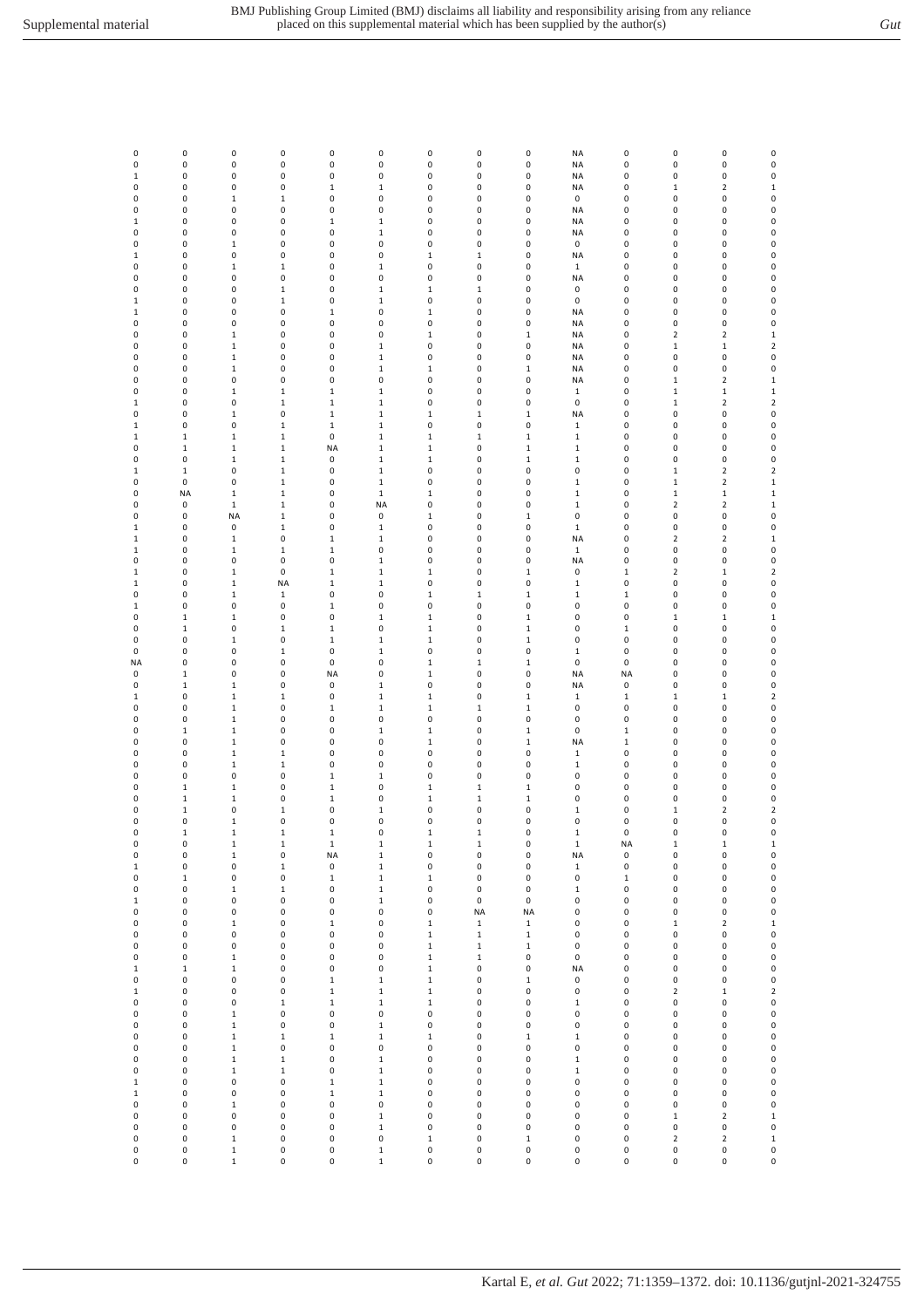| | | | | | | | | | | | | | |
|---|---|---|---|---|---|---|---|---|---|---|---|---|---|
| 0 | 0 | 0 | 0 | 0 | 0 | 0 | 0 | 0 | NA | 0 | 0 | 0 | 0 |
| 0 | 0 | 0 | 0 | 0 | 0 | 0 | 0 | 0 | NA | 0 | 0 | 0 | 0 |
| 1 | 0 | 0 | 0 | 0 | 0 | 0 | 0 | 0 | NA | 0 | 0 | 0 | 0 |
| 0 | 0 | 0 | 0 | 1 | 1 | 0 | 0 | 0 | NA | 0 | 1 | 2 | 1 |
| 0 | 0 | 1 | 1 | 0 | 0 | 0 | 0 | 0 | 0 | 0 | 0 | 0 | 0 |
| 0 | 0 | 0 | 0 | 0 | 0 | 0 | 0 | 0 | NA | 0 | 0 | 0 | 0 |
| 1 | 0 | 0 | 0 | 1 | 1 | 0 | 0 | 0 | NA | 0 | 0 | 0 | 0 |
| 0 | 0 | 0 | 0 | 0 | 1 | 0 | 0 | 0 | NA | 0 | 0 | 0 | 0 |
| 0 | 0 | 1 | 0 | 0 | 0 | 0 | 0 | 0 | 0 | 0 | 0 | 0 | 0 |
| 1 | 0 | 0 | 0 | 0 | 0 | 1 | 1 | 0 | NA | 0 | 0 | 0 | 0 |
| 0 | 0 | 1 | 1 | 0 | 1 | 0 | 0 | 0 | 1 | 0 | 0 | 0 | 0 |
| 0 | 0 | 0 | 0 | 0 | 0 | 0 | 0 | 0 | NA | 0 | 0 | 0 | 0 |
| 0 | 0 | 0 | 1 | 0 | 1 | 1 | 1 | 0 | 0 | 0 | 0 | 0 | 0 |
| 1 | 0 | 0 | 1 | 0 | 1 | 0 | 0 | 0 | 0 | 0 | 0 | 0 | 0 |
| 1 | 0 | 0 | 0 | 1 | 0 | 1 | 0 | 0 | NA | 0 | 0 | 0 | 0 |
| 0 | 0 | 0 | 0 | 0 | 0 | 0 | 0 | 0 | NA | 0 | 0 | 0 | 0 |
| 0 | 0 | 1 | 0 | 0 | 0 | 1 | 0 | 1 | NA | 0 | 2 | 2 | 1 |
| 0 | 0 | 1 | 0 | 0 | 1 | 0 | 0 | 0 | NA | 0 | 1 | 1 | 2 |
| 0 | 0 | 1 | 0 | 0 | 1 | 0 | 0 | 0 | NA | 0 | 0 | 0 | 0 |
| 0 | 0 | 1 | 0 | 0 | 1 | 1 | 0 | 1 | NA | 0 | 0 | 0 | 0 |
| 0 | 0 | 0 | 0 | 0 | 0 | 0 | 0 | 0 | NA | 0 | 1 | 2 | 1 |
| 0 | 0 | 1 | 1 | 1 | 1 | 0 | 0 | 0 | 1 | 0 | 1 | 1 | 1 |
| 1 | 0 | 0 | 1 | 1 | 1 | 0 | 0 | 0 | 0 | 0 | 1 | 2 | 2 |
| 0 | 0 | 1 | 0 | 1 | 1 | 1 | 1 | 1 | NA | 0 | 0 | 0 | 0 |
| 1 | 0 | 0 | 1 | 1 | 1 | 0 | 0 | 0 | 1 | 0 | 0 | 0 | 0 |
| 1 | 1 | 1 | 1 | 0 | 1 | 1 | 1 | 1 | 1 | 0 | 0 | 0 | 0 |
| 0 | 1 | 1 | 1 | NA | 1 | 1 | 0 | 1 | 1 | 0 | 0 | 0 | 0 |
| 0 | 0 | 1 | 1 | 0 | 1 | 1 | 0 | 1 | 1 | 0 | 0 | 0 | 0 |
| 1 | 1 | 0 | 1 | 0 | 1 | 0 | 0 | 0 | 0 | 0 | 1 | 2 | 2 |
| 0 | 0 | 0 | 1 | 0 | 1 | 0 | 0 | 0 | 1 | 0 | 1 | 2 | 1 |
| 0 | NA | 1 | 1 | 0 | 1 | 1 | 0 | 0 | 1 | 0 | 1 | 1 | 1 |
| 0 | 0 | 1 | 1 | 0 | NA | 0 | 0 | 0 | 1 | 0 | 2 | 2 | 1 |
| 0 | 0 | NA | 1 | 0 | 0 | 1 | 0 | 1 | 0 | 0 | 0 | 0 | 0 |
| 1 | 0 | 0 | 1 | 0 | 1 | 0 | 0 | 0 | 1 | 0 | 0 | 0 | 0 |
| 1 | 0 | 1 | 0 | 1 | 1 | 0 | 0 | 0 | NA | 0 | 2 | 2 | 1 |
| 1 | 0 | 1 | 1 | 1 | 0 | 0 | 0 | 0 | 1 | 0 | 0 | 0 | 0 |
| 0 | 0 | 0 | 0 | 0 | 1 | 0 | 0 | 0 | NA | 0 | 0 | 0 | 0 |
| 1 | 0 | 1 | 0 | 1 | 1 | 1 | 0 | 1 | 0 | 1 | 2 | 1 | 2 |
| 1 | 0 | 1 | NA | 1 | 1 | 0 | 0 | 0 | 1 | 0 | 0 | 0 | 0 |
| 0 | 0 | 1 | 1 | 0 | 0 | 1 | 1 | 1 | 1 | 1 | 0 | 0 | 0 |
| 1 | 0 | 0 | 0 | 1 | 0 | 0 | 0 | 0 | 0 | 0 | 0 | 0 | 0 |
| 0 | 1 | 1 | 0 | 0 | 1 | 1 | 0 | 1 | 0 | 0 | 1 | 1 | 1 |
| 0 | 1 | 0 | 1 | 1 | 0 | 1 | 0 | 1 | 0 | 1 | 0 | 0 | 0 |
| 0 | 0 | 1 | 0 | 1 | 1 | 1 | 0 | 1 | 0 | 0 | 0 | 0 | 0 |
| 0 | 0 | 0 | 1 | 0 | 1 | 0 | 0 | 0 | 1 | 0 | 0 | 0 | 0 |
| NA | 0 | 0 | 0 | 0 | 0 | 1 | 1 | 1 | 0 | 0 | 0 | 0 | 0 |
| 0 | 1 | 0 | 0 | NA | 0 | 1 | 0 | 0 | NA | NA | 0 | 0 | 0 |
| 0 | 1 | 1 | 0 | 0 | 1 | 0 | 0 | 0 | NA | 0 | 0 | 0 | 0 |
| 1 | 0 | 1 | 1 | 0 | 1 | 1 | 0 | 1 | 1 | 1 | 1 | 1 | 2 |
| 0 | 0 | 1 | 0 | 1 | 1 | 1 | 1 | 1 | 0 | 0 | 0 | 0 | 0 |
| 0 | 0 | 1 | 0 | 0 | 0 | 0 | 0 | 0 | 0 | 0 | 0 | 0 | 0 |
| 0 | 1 | 1 | 0 | 0 | 1 | 1 | 0 | 1 | 0 | 1 | 0 | 0 | 0 |
| 0 | 0 | 1 | 0 | 0 | 0 | 1 | 0 | 1 | NA | 1 | 0 | 0 | 0 |
| 0 | 0 | 1 | 1 | 0 | 0 | 0 | 0 | 0 | 1 | 0 | 0 | 0 | 0 |
| 0 | 0 | 1 | 1 | 0 | 0 | 0 | 0 | 0 | 1 | 0 | 0 | 0 | 0 |
| 0 | 0 | 0 | 0 | 1 | 1 | 0 | 0 | 0 | 0 | 0 | 0 | 0 | 0 |
| 0 | 1 | 1 | 0 | 1 | 0 | 1 | 1 | 1 | 0 | 0 | 0 | 0 | 0 |
| 0 | 1 | 1 | 0 | 1 | 0 | 1 | 1 | 1 | 0 | 0 | 0 | 0 | 0 |
| 0 | 1 | 0 | 1 | 0 | 1 | 0 | 0 | 0 | 1 | 0 | 1 | 2 | 2 |
| 0 | 0 | 1 | 0 | 0 | 0 | 0 | 0 | 0 | 0 | 0 | 0 | 0 | 0 |
| 0 | 1 | 1 | 1 | 1 | 0 | 1 | 1 | 0 | 1 | 0 | 0 | 0 | 0 |
| 0 | 0 | 1 | 1 | 1 | 1 | 1 | 1 | 0 | 1 | NA | 1 | 1 | 1 |
| 0 | 0 | 1 | 0 | NA | 1 | 0 | 0 | 0 | NA | 0 | 0 | 0 | 0 |
| 1 | 0 | 0 | 1 | 0 | 1 | 0 | 0 | 0 | 1 | 0 | 0 | 0 | 0 |
| 0 | 1 | 0 | 0 | 1 | 1 | 1 | 0 | 0 | 0 | 1 | 0 | 0 | 0 |
| 0 | 0 | 1 | 1 | 0 | 1 | 0 | 0 | 0 | 1 | 0 | 0 | 0 | 0 |
| 1 | 0 | 0 | 0 | 0 | 1 | 0 | 0 | 0 | 0 | 0 | 0 | 0 | 0 |
| 0 | 0 | 0 | 0 | 0 | 0 | 0 | NA | NA | 0 | 0 | 0 | 0 | 0 |
| 0 | 0 | 1 | 0 | 1 | 0 | 1 | 1 | 1 | 0 | 0 | 1 | 2 | 1 |
| 0 | 0 | 0 | 0 | 0 | 0 | 1 | 1 | 1 | 0 | 0 | 0 | 0 | 0 |
| 0 | 0 | 0 | 0 | 0 | 0 | 1 | 1 | 1 | 0 | 0 | 0 | 0 | 0 |
| 0 | 0 | 1 | 0 | 0 | 0 | 1 | 1 | 0 | 0 | 0 | 0 | 0 | 0 |
| 1 | 1 | 1 | 0 | 0 | 0 | 1 | 0 | 0 | NA | 0 | 0 | 0 | 0 |
| 0 | 0 | 0 | 0 | 1 | 1 | 1 | 0 | 1 | 0 | 0 | 0 | 0 | 0 |
| 1 | 0 | 0 | 0 | 1 | 1 | 1 | 0 | 0 | 0 | 0 | 2 | 1 | 2 |
| 0 | 0 | 0 | 1 | 1 | 1 | 1 | 0 | 0 | 1 | 0 | 0 | 0 | 0 |
| 0 | 0 | 1 | 0 | 0 | 0 | 0 | 0 | 0 | 0 | 0 | 0 | 0 | 0 |
| 0 | 0 | 1 | 0 | 0 | 1 | 0 | 0 | 0 | 0 | 0 | 0 | 0 | 0 |
| 0 | 0 | 1 | 1 | 1 | 1 | 1 | 0 | 1 | 1 | 0 | 0 | 0 | 0 |
| 0 | 0 | 1 | 0 | 0 | 0 | 0 | 0 | 0 | 0 | 0 | 0 | 0 | 0 |
| 0 | 0 | 1 | 1 | 0 | 1 | 0 | 0 | 0 | 1 | 0 | 0 | 0 | 0 |
| 0 | 0 | 1 | 1 | 0 | 1 | 0 | 0 | 0 | 1 | 0 | 0 | 0 | 0 |
| 1 | 0 | 0 | 0 | 1 | 1 | 0 | 0 | 0 | 0 | 0 | 0 | 0 | 0 |
| 1 | 0 | 0 | 0 | 1 | 1 | 0 | 0 | 0 | 0 | 0 | 0 | 0 | 0 |
| 0 | 0 | 1 | 0 | 0 | 0 | 0 | 0 | 0 | 0 | 0 | 0 | 0 | 0 |
| 0 | 0 | 0 | 0 | 0 | 1 | 0 | 0 | 0 | 0 | 0 | 1 | 2 | 1 |
| 0 | 0 | 0 | 0 | 0 | 1 | 0 | 0 | 0 | 0 | 0 | 0 | 0 | 0 |
| 0 | 0 | 1 | 0 | 0 | 0 | 1 | 0 | 1 | 0 | 0 | 2 | 2 | 1 |
| 0 | 0 | 1 | 0 | 0 | 1 | 0 | 0 | 0 | 0 | 0 | 0 | 0 | 0 |
| 0 | 0 | 1 | 0 | 0 | 1 | 0 | 0 | 0 | 0 | 0 | 0 | 0 | 0 |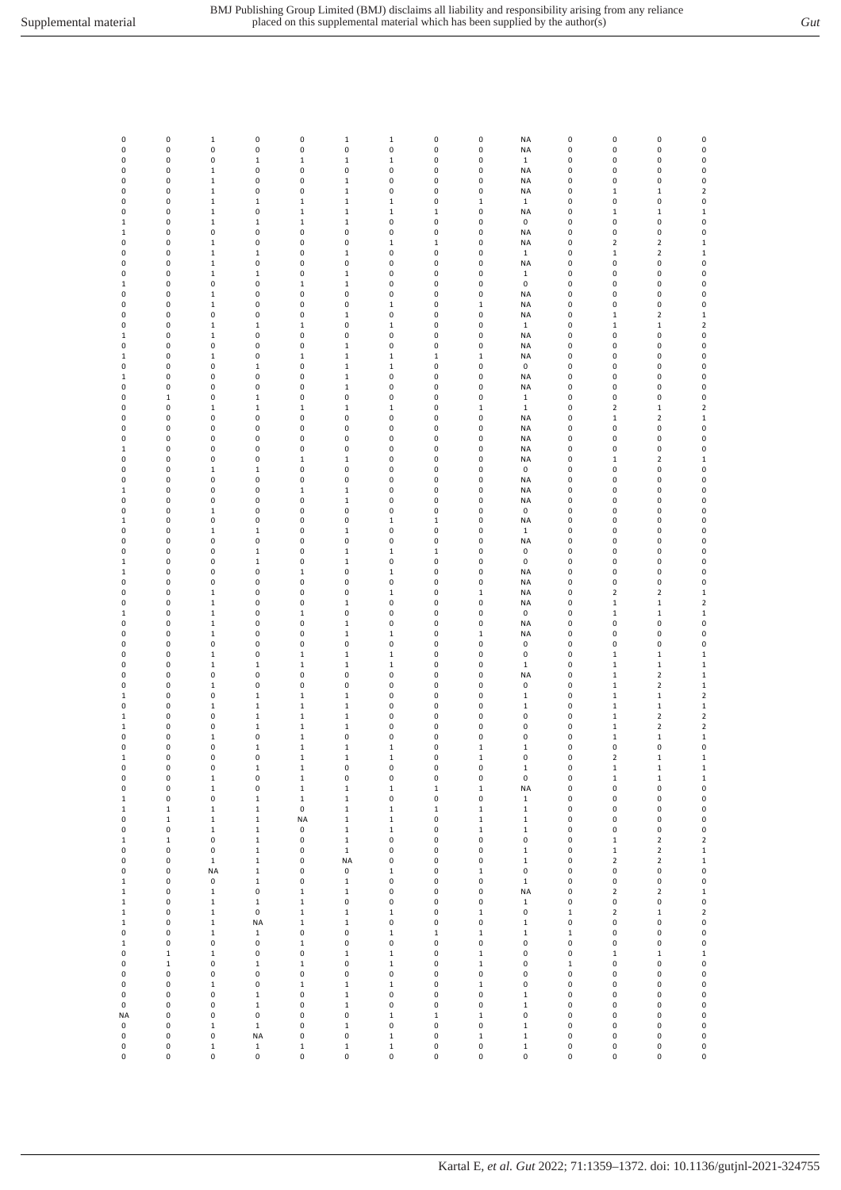| | | | | | | | | | | | | | |
|---|---|---|---|---|---|---|---|---|---|---|---|---|---|
| 0 | 0 | 1 | 0 | 0 | 1 | 1 | 0 | 0 | NA | 0 | 0 | 0 | 0 |
| 0 | 0 | 0 | 0 | 0 | 0 | 0 | 0 | 0 | NA | 0 | 0 | 0 | 0 |
| 0 | 0 | 0 | 1 | 1 | 1 | 1 | 0 | 0 | 1 | 0 | 0 | 0 | 0 |
| 0 | 0 | 1 | 0 | 0 | 0 | 0 | 0 | 0 | NA | 0 | 0 | 0 | 0 |
| 0 | 0 | 1 | 0 | 0 | 1 | 0 | 0 | 0 | NA | 0 | 0 | 0 | 0 |
| 0 | 0 | 1 | 0 | 0 | 1 | 0 | 0 | 0 | NA | 0 | 1 | 1 | 2 |
| 0 | 0 | 1 | 1 | 1 | 1 | 1 | 0 | 1 | 1 | 0 | 0 | 0 | 0 |
| 0 | 0 | 1 | 0 | 1 | 1 | 1 | 1 | 0 | NA | 0 | 1 | 1 | 1 |
| 1 | 0 | 1 | 1 | 1 | 1 | 0 | 0 | 0 | 0 | 0 | 0 | 0 | 0 |
| 1 | 0 | 0 | 0 | 0 | 0 | 0 | 0 | 0 | NA | 0 | 0 | 0 | 0 |
| 0 | 0 | 1 | 0 | 0 | 0 | 1 | 1 | 0 | NA | 0 | 2 | 2 | 1 |
| 0 | 0 | 1 | 1 | 0 | 1 | 0 | 0 | 0 | 1 | 0 | 1 | 2 | 1 |
| 0 | 0 | 1 | 0 | 0 | 0 | 0 | 0 | 0 | NA | 0 | 0 | 0 | 0 |
| 0 | 0 | 1 | 1 | 0 | 1 | 0 | 0 | 0 | 1 | 0 | 0 | 0 | 0 |
| 1 | 0 | 0 | 0 | 1 | 1 | 0 | 0 | 0 | 0 | 0 | 0 | 0 | 0 |
| 0 | 0 | 1 | 0 | 0 | 0 | 0 | 0 | 0 | NA | 0 | 0 | 0 | 0 |
| 0 | 0 | 1 | 0 | 0 | 0 | 1 | 0 | 1 | NA | 0 | 0 | 0 | 0 |
| 0 | 0 | 0 | 0 | 0 | 1 | 0 | 0 | 0 | NA | 0 | 1 | 2 | 1 |
| 0 | 0 | 1 | 1 | 1 | 0 | 1 | 0 | 0 | 1 | 0 | 1 | 1 | 2 |
| 1 | 0 | 1 | 0 | 0 | 0 | 0 | 0 | 0 | NA | 0 | 0 | 0 | 0 |
| 0 | 0 | 0 | 0 | 0 | 1 | 0 | 0 | 0 | NA | 0 | 0 | 0 | 0 |
| 1 | 0 | 1 | 0 | 1 | 1 | 1 | 1 | 1 | NA | 0 | 0 | 0 | 0 |
| 0 | 0 | 0 | 1 | 0 | 1 | 1 | 0 | 0 | 0 | 0 | 0 | 0 | 0 |
| 1 | 0 | 0 | 0 | 0 | 1 | 0 | 0 | 0 | NA | 0 | 0 | 0 | 0 |
| 0 | 0 | 0 | 0 | 0 | 1 | 0 | 0 | 0 | NA | 0 | 0 | 0 | 0 |
| 0 | 1 | 0 | 1 | 0 | 0 | 0 | 0 | 0 | 1 | 0 | 0 | 0 | 0 |
| 0 | 0 | 1 | 1 | 1 | 1 | 1 | 0 | 1 | 1 | 0 | 2 | 1 | 2 |
| 0 | 0 | 0 | 0 | 0 | 0 | 0 | 0 | 0 | NA | 0 | 1 | 2 | 1 |
| 0 | 0 | 0 | 0 | 0 | 0 | 0 | 0 | 0 | NA | 0 | 0 | 0 | 0 |
| 0 | 0 | 0 | 0 | 0 | 0 | 0 | 0 | 0 | NA | 0 | 0 | 0 | 0 |
| 1 | 0 | 0 | 0 | 0 | 0 | 0 | 0 | 0 | NA | 0 | 0 | 0 | 0 |
| 0 | 0 | 0 | 0 | 1 | 1 | 0 | 0 | 0 | NA | 0 | 1 | 2 | 1 |
| 0 | 0 | 1 | 1 | 0 | 0 | 0 | 0 | 0 | 0 | 0 | 0 | 0 | 0 |
| 0 | 0 | 0 | 0 | 0 | 0 | 0 | 0 | 0 | NA | 0 | 0 | 0 | 0 |
| 1 | 0 | 0 | 0 | 1 | 1 | 0 | 0 | 0 | NA | 0 | 0 | 0 | 0 |
| 0 | 0 | 0 | 0 | 0 | 1 | 0 | 0 | 0 | NA | 0 | 0 | 0 | 0 |
| 0 | 0 | 1 | 0 | 0 | 0 | 0 | 0 | 0 | 0 | 0 | 0 | 0 | 0 |
| 1 | 0 | 0 | 0 | 0 | 0 | 1 | 1 | 0 | NA | 0 | 0 | 0 | 0 |
| 0 | 0 | 1 | 1 | 0 | 1 | 0 | 0 | 0 | 1 | 0 | 0 | 0 | 0 |
| 0 | 0 | 0 | 0 | 0 | 0 | 0 | 0 | 0 | NA | 0 | 0 | 0 | 0 |
| 0 | 0 | 0 | 1 | 0 | 1 | 1 | 1 | 0 | 0 | 0 | 0 | 0 | 0 |
| 1 | 0 | 0 | 1 | 0 | 1 | 0 | 0 | 0 | 0 | 0 | 0 | 0 | 0 |
| 1 | 0 | 0 | 0 | 1 | 0 | 1 | 0 | 0 | NA | 0 | 0 | 0 | 0 |
| 0 | 0 | 0 | 0 | 0 | 0 | 0 | 0 | 0 | NA | 0 | 0 | 0 | 0 |
| 0 | 0 | 1 | 0 | 0 | 0 | 1 | 0 | 1 | NA | 0 | 2 | 2 | 1 |
| 0 | 0 | 1 | 0 | 0 | 1 | 0 | 0 | 0 | NA | 0 | 1 | 1 | 2 |
| 1 | 0 | 1 | 0 | 1 | 0 | 0 | 0 | 0 | 0 | 0 | 1 | 1 | 1 |
| 0 | 0 | 1 | 0 | 0 | 1 | 0 | 0 | 0 | NA | 0 | 0 | 0 | 0 |
| 0 | 0 | 1 | 0 | 0 | 1 | 1 | 0 | 1 | NA | 0 | 0 | 0 | 0 |
| 0 | 0 | 0 | 0 | 0 | 0 | 0 | 0 | 0 | 0 | 0 | 0 | 0 | 0 |
| 0 | 0 | 1 | 0 | 1 | 1 | 1 | 0 | 0 | 0 | 0 | 1 | 1 | 1 |
| 0 | 0 | 1 | 1 | 1 | 1 | 1 | 0 | 0 | 1 | 0 | 1 | 1 | 1 |
| 0 | 0 | 0 | 0 | 0 | 0 | 0 | 0 | 0 | NA | 0 | 1 | 2 | 1 |
| 0 | 0 | 1 | 0 | 0 | 0 | 0 | 0 | 0 | 0 | 0 | 1 | 2 | 1 |
| 1 | 0 | 0 | 1 | 1 | 1 | 0 | 0 | 0 | 1 | 0 | 1 | 1 | 2 |
| 0 | 0 | 1 | 1 | 1 | 1 | 0 | 0 | 0 | 1 | 0 | 1 | 1 | 1 |
| 1 | 0 | 0 | 1 | 1 | 1 | 0 | 0 | 0 | 0 | 0 | 1 | 2 | 2 |
| 1 | 0 | 0 | 1 | 1 | 1 | 0 | 0 | 0 | 0 | 0 | 1 | 2 | 2 |
| 0 | 0 | 1 | 0 | 1 | 0 | 0 | 0 | 0 | 0 | 0 | 1 | 1 | 1 |
| 0 | 0 | 0 | 1 | 1 | 1 | 1 | 0 | 1 | 1 | 0 | 0 | 0 | 0 |
| 1 | 0 | 0 | 0 | 1 | 1 | 1 | 0 | 1 | 0 | 0 | 2 | 1 | 1 |
| 0 | 0 | 0 | 1 | 1 | 0 | 0 | 0 | 0 | 1 | 0 | 1 | 1 | 1 |
| 0 | 0 | 1 | 0 | 1 | 0 | 0 | 0 | 0 | 0 | 0 | 1 | 1 | 1 |
| 0 | 0 | 1 | 0 | 1 | 1 | 1 | 1 | 1 | NA | 0 | 0 | 0 | 0 |
| 1 | 0 | 0 | 1 | 1 | 1 | 0 | 0 | 0 | 1 | 0 | 0 | 0 | 0 |
| 1 | 1 | 1 | 1 | 0 | 1 | 1 | 1 | 1 | 1 | 0 | 0 | 0 | 0 |
| 0 | 1 | 1 | 1 | NA | 1 | 1 | 0 | 1 | 1 | 0 | 0 | 0 | 0 |
| 0 | 0 | 1 | 1 | 0 | 1 | 1 | 0 | 1 | 1 | 0 | 0 | 0 | 0 |
| 1 | 1 | 0 | 1 | 0 | 1 | 0 | 0 | 0 | 0 | 0 | 1 | 2 | 2 |
| 0 | 0 | 0 | 1 | 0 | 1 | 0 | 0 | 0 | 1 | 0 | 1 | 2 | 1 |
| 0 | 0 | 1 | 1 | 0 | NA | 0 | 0 | 0 | 1 | 0 | 2 | 2 | 1 |
| 0 | 0 | NA | 1 | 0 | 0 | 1 | 0 | 1 | 0 | 0 | 0 | 0 | 0 |
| 1 | 0 | 0 | 1 | 0 | 1 | 0 | 0 | 0 | 1 | 0 | 0 | 0 | 0 |
| 1 | 0 | 1 | 0 | 1 | 1 | 0 | 0 | 0 | NA | 0 | 2 | 2 | 1 |
| 1 | 0 | 1 | 1 | 1 | 0 | 0 | 0 | 0 | 1 | 0 | 0 | 0 | 0 |
| 1 | 0 | 1 | 0 | 1 | 1 | 1 | 0 | 1 | 0 | 1 | 2 | 1 | 2 |
| 1 | 0 | 1 | NA | 1 | 1 | 0 | 0 | 0 | 1 | 0 | 0 | 0 | 0 |
| 0 | 0 | 1 | 1 | 0 | 0 | 1 | 1 | 1 | 1 | 1 | 0 | 0 | 0 |
| 1 | 0 | 0 | 0 | 1 | 0 | 0 | 0 | 0 | 0 | 0 | 0 | 0 | 0 |
| 0 | 1 | 1 | 0 | 0 | 1 | 1 | 0 | 1 | 0 | 0 | 1 | 1 | 1 |
| 0 | 1 | 0 | 1 | 1 | 0 | 1 | 0 | 1 | 0 | 1 | 0 | 0 | 0 |
| 0 | 0 | 0 | 0 | 0 | 0 | 0 | 0 | 0 | 0 | 0 | 0 | 0 | 0 |
| 0 | 0 | 1 | 0 | 1 | 1 | 1 | 0 | 1 | 0 | 0 | 0 | 0 | 0 |
| 0 | 0 | 0 | 1 | 0 | 1 | 0 | 0 | 0 | 1 | 0 | 0 | 0 | 0 |
| 0 | 0 | 0 | 1 | 0 | 1 | 0 | 0 | 0 | 1 | 0 | 0 | 0 | 0 |
| NA | 0 | 0 | 0 | 0 | 0 | 1 | 1 | 1 | 0 | 0 | 0 | 0 | 0 |
| 0 | 0 | 1 | 1 | 0 | 1 | 0 | 0 | 0 | 1 | 0 | 0 | 0 | 0 |
| 0 | 0 | 0 | NA | 0 | 0 | 1 | 0 | 1 | 1 | 0 | 0 | 0 | 0 |
| 0 | 0 | 1 | 1 | 1 | 1 | 1 | 0 | 0 | 1 | 0 | 0 | 0 | 0 |
| 0 | 0 | 0 | 0 | 0 | 0 | 0 | 0 | 0 | 0 | 0 | 0 | 0 | 0 |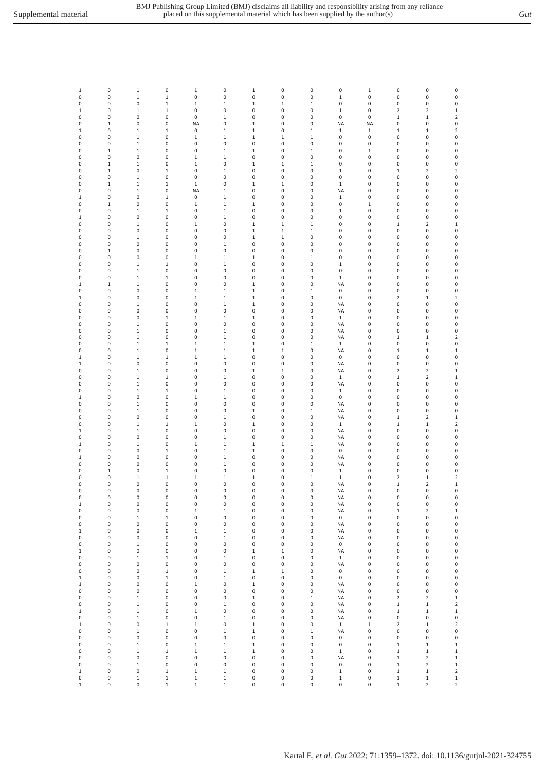| | | | | | | | | | | | | | |
|---|---|---|---|---|---|---|---|---|---|---|---|---|---|
| 1 | 0 | 1 | 0 | 1 | 0 | 1 | 0 | 0 | 0 | 1 | 0 | 0 | 0 |
| 0 | 0 | 1 | 1 | 0 | 0 | 0 | 0 | 0 | 1 | 0 | 0 | 0 | 0 |
| 0 | 0 | 0 | 1 | 1 | 1 | 1 | 1 | 1 | 0 | 0 | 0 | 0 | 0 |
| 1 | 0 | 1 | 1 | 0 | 0 | 0 | 0 | 0 | 1 | 0 | 2 | 2 | 1 |
| 0 | 0 | 0 | 0 | 0 | 1 | 0 | 0 | 0 | 0 | 0 | 1 | 1 | 2 |
| 0 | 1 | 0 | 0 | NA | 0 | 1 | 0 | 0 | NA | NA | 0 | 0 | 0 |
| 1 | 0 | 1 | 1 | 0 | 1 | 1 | 0 | 1 | 1 | 1 | 1 | 1 | 2 |
| 0 | 0 | 1 | 0 | 1 | 1 | 1 | 1 | 1 | 0 | 0 | 0 | 0 | 0 |
| 0 | 0 | 1 | 0 | 0 | 0 | 0 | 0 | 0 | 0 | 0 | 0 | 0 | 0 |
| 0 | 1 | 1 | 0 | 0 | 1 | 1 | 0 | 1 | 0 | 1 | 0 | 0 | 0 |
| 0 | 0 | 0 | 0 | 1 | 1 | 0 | 0 | 0 | 0 | 0 | 0 | 0 | 0 |
| 0 | 1 | 1 | 0 | 1 | 0 | 1 | 1 | 1 | 0 | 0 | 0 | 0 | 0 |
| 0 | 1 | 0 | 1 | 0 | 1 | 0 | 0 | 0 | 1 | 0 | 1 | 2 | 2 |
| 0 | 0 | 1 | 0 | 0 | 0 | 0 | 0 | 0 | 0 | 0 | 0 | 0 | 0 |
| 0 | 1 | 1 | 1 | 1 | 0 | 1 | 1 | 0 | 1 | 0 | 0 | 0 | 0 |
| 0 | 0 | 1 | 0 | NA | 1 | 0 | 0 | 0 | NA | 0 | 0 | 0 | 0 |
| 1 | 0 | 0 | 1 | 0 | 1 | 0 | 0 | 0 | 1 | 0 | 0 | 0 | 0 |
| 0 | 1 | 0 | 0 | 1 | 1 | 1 | 0 | 0 | 0 | 1 | 0 | 0 | 0 |
| 0 | 0 | 1 | 1 | 0 | 1 | 0 | 0 | 0 | 1 | 0 | 0 | 0 | 0 |
| 1 | 0 | 0 | 0 | 0 | 1 | 0 | 0 | 0 | 0 | 0 | 0 | 0 | 0 |
| 0 | 0 | 1 | 0 | 1 | 0 | 1 | 1 | 1 | 0 | 0 | 1 | 2 | 1 |
| 0 | 0 | 0 | 0 | 0 | 0 | 1 | 1 | 1 | 0 | 0 | 0 | 0 | 0 |
| 0 | 0 | 1 | 0 | 0 | 0 | 1 | 1 | 0 | 0 | 0 | 0 | 0 | 0 |
| 0 | 0 | 0 | 0 | 0 | 1 | 0 | 0 | 0 | 0 | 0 | 0 | 0 | 0 |
| 0 | 1 | 0 | 0 | 0 | 0 | 0 | 0 | 0 | 0 | 0 | 0 | 0 | 0 |
| 0 | 0 | 0 | 0 | 1 | 1 | 1 | 0 | 1 | 0 | 0 | 0 | 0 | 0 |
| 0 | 0 | 1 | 1 | 0 | 1 | 0 | 0 | 0 | 1 | 0 | 0 | 0 | 0 |
| 0 | 0 | 1 | 0 | 0 | 0 | 0 | 0 | 0 | 0 | 0 | 0 | 0 | 0 |
| 0 | 0 | 1 | 1 | 0 | 0 | 0 | 0 | 0 | 1 | 0 | 0 | 0 | 0 |
| 1 | 1 | 1 | 0 | 0 | 0 | 1 | 0 | 0 | NA | 0 | 0 | 0 | 0 |
| 0 | 0 | 0 | 0 | 1 | 1 | 1 | 0 | 1 | 0 | 0 | 0 | 0 | 0 |
| 1 | 0 | 0 | 0 | 1 | 1 | 1 | 0 | 0 | 0 | 0 | 2 | 1 | 2 |
| 0 | 0 | 1 | 0 | 0 | 1 | 1 | 0 | 0 | NA | 0 | 0 | 0 | 0 |
| 0 | 0 | 0 | 0 | 0 | 0 | 0 | 0 | 0 | NA | 0 | 0 | 0 | 0 |
| 0 | 0 | 0 | 1 | 1 | 1 | 1 | 0 | 0 | 1 | 0 | 0 | 0 | 0 |
| 0 | 0 | 1 | 0 | 0 | 0 | 0 | 0 | 0 | NA | 0 | 0 | 0 | 0 |
| 0 | 0 | 1 | 0 | 0 | 1 | 0 | 0 | 0 | NA | 0 | 0 | 0 | 0 |
| 0 | 0 | 1 | 0 | 0 | 1 | 0 | 0 | 0 | NA | 0 | 1 | 1 | 2 |
| 0 | 0 | 1 | 1 | 1 | 1 | 1 | 0 | 1 | 1 | 0 | 0 | 0 | 0 |
| 0 | 0 | 1 | 0 | 1 | 1 | 1 | 1 | 0 | NA | 0 | 1 | 1 | 1 |
| 1 | 0 | 1 | 1 | 1 | 1 | 0 | 0 | 0 | 0 | 0 | 0 | 0 | 0 |
| 1 | 0 | 0 | 0 | 0 | 0 | 0 | 0 | 0 | NA | 0 | 0 | 0 | 0 |
| 0 | 0 | 1 | 0 | 0 | 0 | 1 | 1 | 0 | NA | 0 | 2 | 2 | 1 |
| 0 | 0 | 1 | 1 | 0 | 1 | 0 | 0 | 0 | 1 | 0 | 1 | 2 | 1 |
| 0 | 0 | 1 | 0 | 0 | 0 | 0 | 0 | 0 | NA | 0 | 0 | 0 | 0 |
| 0 | 0 | 1 | 1 | 0 | 1 | 0 | 0 | 0 | 1 | 0 | 0 | 0 | 0 |
| 1 | 0 | 0 | 0 | 1 | 1 | 0 | 0 | 0 | 0 | 0 | 0 | 0 | 0 |
| 0 | 0 | 1 | 0 | 0 | 0 | 0 | 0 | 0 | NA | 0 | 0 | 0 | 0 |
| 0 | 0 | 1 | 0 | 0 | 0 | 1 | 0 | 1 | NA | 0 | 0 | 0 | 0 |
| 0 | 0 | 0 | 0 | 0 | 1 | 0 | 0 | 0 | NA | 0 | 1 | 2 | 1 |
| 0 | 0 | 1 | 1 | 1 | 0 | 1 | 0 | 0 | 1 | 0 | 1 | 1 | 2 |
| 1 | 0 | 1 | 0 | 0 | 0 | 0 | 0 | 0 | NA | 0 | 0 | 0 | 0 |
| 0 | 0 | 0 | 0 | 0 | 1 | 0 | 0 | 0 | NA | 0 | 0 | 0 | 0 |
| 1 | 0 | 1 | 0 | 1 | 1 | 1 | 1 | 1 | NA | 0 | 0 | 0 | 0 |
| 0 | 0 | 0 | 1 | 0 | 1 | 1 | 0 | 0 | 0 | 0 | 0 | 0 | 0 |
| 1 | 0 | 0 | 0 | 0 | 1 | 0 | 0 | 0 | NA | 0 | 0 | 0 | 0 |
| 0 | 0 | 0 | 0 | 0 | 1 | 0 | 0 | 0 | NA | 0 | 0 | 0 | 0 |
| 0 | 1 | 0 | 1 | 0 | 0 | 0 | 0 | 0 | 1 | 0 | 0 | 0 | 0 |
| 0 | 0 | 1 | 1 | 1 | 1 | 1 | 0 | 1 | 1 | 0 | 2 | 1 | 2 |
| 0 | 0 | 0 | 0 | 0 | 0 | 0 | 0 | 0 | NA | 0 | 1 | 2 | 1 |
| 0 | 0 | 0 | 0 | 0 | 0 | 0 | 0 | 0 | NA | 0 | 0 | 0 | 0 |
| 0 | 0 | 0 | 0 | 0 | 0 | 0 | 0 | 0 | NA | 0 | 0 | 0 | 0 |
| 1 | 0 | 0 | 0 | 0 | 0 | 0 | 0 | 0 | NA | 0 | 0 | 0 | 0 |
| 0 | 0 | 0 | 0 | 1 | 1 | 0 | 0 | 0 | NA | 0 | 1 | 2 | 1 |
| 0 | 0 | 1 | 1 | 0 | 0 | 0 | 0 | 0 | 0 | 0 | 0 | 0 | 0 |
| 0 | 0 | 0 | 0 | 0 | 0 | 0 | 0 | 0 | NA | 0 | 0 | 0 | 0 |
| 1 | 0 | 0 | 0 | 1 | 1 | 0 | 0 | 0 | NA | 0 | 0 | 0 | 0 |
| 0 | 0 | 0 | 0 | 0 | 1 | 0 | 0 | 0 | NA | 0 | 0 | 0 | 0 |
| 0 | 0 | 1 | 0 | 0 | 0 | 0 | 0 | 0 | 0 | 0 | 0 | 0 | 0 |
| 1 | 0 | 0 | 0 | 0 | 0 | 1 | 1 | 0 | NA | 0 | 0 | 0 | 0 |
| 0 | 0 | 1 | 1 | 0 | 1 | 0 | 0 | 0 | 1 | 0 | 0 | 0 | 0 |
| 0 | 0 | 0 | 0 | 0 | 0 | 0 | 0 | 0 | NA | 0 | 0 | 0 | 0 |
| 0 | 0 | 0 | 1 | 0 | 1 | 1 | 1 | 0 | 0 | 0 | 0 | 0 | 0 |
| 1 | 0 | 0 | 1 | 0 | 1 | 0 | 0 | 0 | 0 | 0 | 0 | 0 | 0 |
| 1 | 0 | 0 | 0 | 1 | 0 | 1 | 0 | 0 | NA | 0 | 0 | 0 | 0 |
| 0 | 0 | 0 | 0 | 0 | 0 | 0 | 0 | 0 | NA | 0 | 0 | 0 | 0 |
| 0 | 0 | 1 | 0 | 0 | 0 | 1 | 0 | 1 | NA | 0 | 2 | 2 | 1 |
| 0 | 0 | 1 | 0 | 0 | 1 | 0 | 0 | 0 | NA | 0 | 1 | 1 | 2 |
| 1 | 0 | 1 | 0 | 1 | 0 | 0 | 0 | 0 | NA | 0 | 1 | 1 | 1 |
| 0 | 0 | 1 | 0 | 0 | 1 | 0 | 0 | 0 | NA | 0 | 0 | 0 | 0 |
| 1 | 0 | 0 | 1 | 1 | 0 | 1 | 0 | 0 | 1 | 1 | 2 | 1 | 2 |
| 0 | 0 | 1 | 0 | 0 | 1 | 1 | 0 | 1 | NA | 0 | 0 | 0 | 0 |
| 0 | 0 | 0 | 0 | 0 | 0 | 0 | 0 | 0 | 0 | 0 | 0 | 0 | 0 |
| 0 | 0 | 1 | 0 | 1 | 1 | 1 | 0 | 0 | 0 | 0 | 1 | 1 | 1 |
| 0 | 0 | 1 | 1 | 1 | 1 | 1 | 0 | 0 | 1 | 0 | 1 | 1 | 1 |
| 0 | 0 | 0 | 0 | 0 | 0 | 0 | 0 | 0 | NA | 0 | 1 | 2 | 1 |
| 0 | 0 | 1 | 0 | 0 | 0 | 0 | 0 | 0 | 0 | 0 | 1 | 2 | 1 |
| 1 | 0 | 0 | 1 | 1 | 1 | 0 | 0 | 0 | 1 | 0 | 1 | 1 | 2 |
| 0 | 0 | 1 | 1 | 1 | 1 | 0 | 0 | 0 | 1 | 0 | 1 | 1 | 1 |
| 1 | 0 | 0 | 1 | 1 | 1 | 0 | 0 | 0 | 0 | 0 | 1 | 2 | 2 |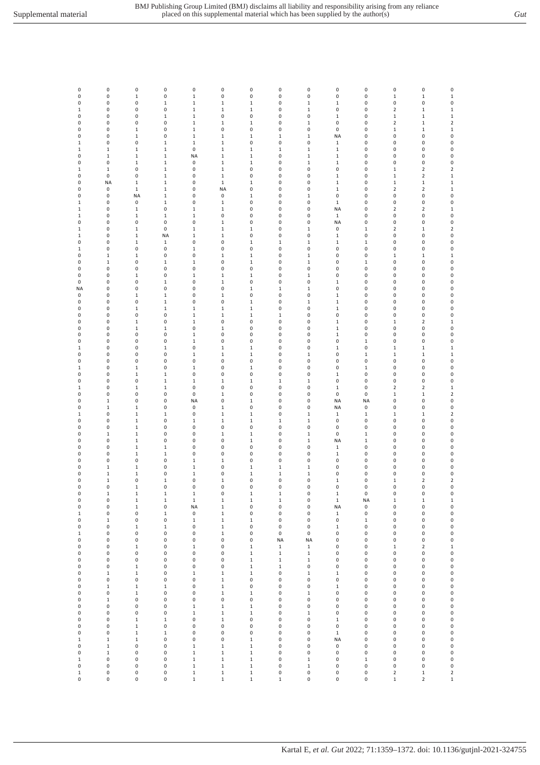| | | | | | | | | | | | | | |
|---|---|---|---|---|---|---|---|---|---|---|---|---|---|
| 0 | 0 | 0 | 0 | 0 | 0 | 0 | 0 | 0 | 0 | 0 | 0 | 0 | 0 |
| 0 | 0 | 1 | 0 | 1 | 0 | 0 | 0 | 0 | 0 | 0 | 1 | 1 | 1 |
| 0 | 0 | 0 | 1 | 1 | 1 | 1 | 0 | 1 | 1 | 0 | 0 | 0 | 0 |
| 1 | 0 | 0 | 0 | 1 | 1 | 1 | 0 | 1 | 0 | 0 | 2 | 1 | 1 |
| 0 | 0 | 0 | 1 | 1 | 0 | 0 | 0 | 0 | 1 | 0 | 1 | 1 | 1 |
| 0 | 0 | 0 | 0 | 1 | 1 | 1 | 0 | 1 | 0 | 0 | 2 | 1 | 2 |
| 0 | 0 | 1 | 0 | 1 | 0 | 0 | 0 | 0 | 0 | 0 | 1 | 1 | 1 |
| 0 | 0 | 1 | 0 | 1 | 1 | 1 | 1 | 1 | NA | 0 | 0 | 0 | 0 |
| 1 | 0 | 0 | 1 | 1 | 1 | 0 | 0 | 0 | 1 | 0 | 0 | 0 | 0 |
| 1 | 1 | 1 | 1 | 0 | 1 | 1 | 1 | 1 | 1 | 0 | 0 | 0 | 0 |
| 0 | 1 | 1 | 1 | NA | 1 | 1 | 0 | 1 | 1 | 0 | 0 | 0 | 0 |
| 0 | 0 | 1 | 1 | 0 | 1 | 1 | 0 | 1 | 1 | 0 | 0 | 0 | 0 |
| 1 | 1 | 0 | 1 | 0 | 1 | 0 | 0 | 0 | 0 | 0 | 1 | 2 | 2 |
| 0 | 0 | 0 | 1 | 0 | 1 | 0 | 0 | 0 | 1 | 0 | 1 | 2 | 1 |
| 0 | NA | 1 | 1 | 0 | 1 | 1 | 0 | 0 | 1 | 0 | 1 | 1 | 1 |
| 0 | 0 | 1 | 1 | 0 | NA | 0 | 0 | 0 | 1 | 0 | 2 | 2 | 1 |
| 0 | 0 | NA | 1 | 0 | 0 | 1 | 0 | 1 | 0 | 0 | 0 | 0 | 0 |
| 1 | 0 | 0 | 1 | 0 | 1 | 0 | 0 | 0 | 1 | 0 | 0 | 0 | 0 |
| 1 | 0 | 1 | 0 | 1 | 1 | 0 | 0 | 0 | NA | 0 | 2 | 2 | 1 |
| 1 | 0 | 1 | 1 | 1 | 0 | 0 | 0 | 0 | 1 | 0 | 0 | 0 | 0 |
| 0 | 0 | 0 | 0 | 0 | 1 | 0 | 0 | 0 | NA | 0 | 0 | 0 | 0 |
| 1 | 0 | 1 | 0 | 1 | 1 | 1 | 0 | 1 | 0 | 1 | 2 | 1 | 2 |
| 1 | 0 | 1 | NA | 1 | 1 | 0 | 0 | 0 | 1 | 0 | 0 | 0 | 0 |
| 0 | 0 | 1 | 1 | 0 | 0 | 1 | 1 | 1 | 1 | 1 | 0 | 0 | 0 |
| 1 | 0 | 0 | 0 | 1 | 0 | 0 | 0 | 0 | 0 | 0 | 0 | 0 | 0 |
| 0 | 1 | 1 | 0 | 0 | 1 | 1 | 0 | 1 | 0 | 0 | 1 | 1 | 1 |
| 0 | 1 | 0 | 1 | 1 | 0 | 1 | 0 | 1 | 0 | 1 | 0 | 0 | 0 |
| 0 | 0 | 0 | 0 | 0 | 0 | 0 | 0 | 0 | 0 | 0 | 0 | 0 | 0 |
| 0 | 0 | 1 | 0 | 1 | 1 | 1 | 0 | 1 | 0 | 0 | 0 | 0 | 0 |
| 0 | 0 | 0 | 1 | 0 | 1 | 0 | 0 | 0 | 1 | 0 | 0 | 0 | 0 |
| NA | 0 | 0 | 0 | 0 | 0 | 1 | 1 | 1 | 0 | 0 | 0 | 0 | 0 |
| 0 | 0 | 1 | 1 | 0 | 1 | 0 | 0 | 0 | 1 | 0 | 0 | 0 | 0 |
| 0 | 0 | 0 | 1 | 0 | 0 | 1 | 0 | 1 | 1 | 0 | 0 | 0 | 0 |
| 0 | 0 | 1 | 1 | 1 | 1 | 1 | 0 | 0 | 1 | 0 | 0 | 0 | 0 |
| 0 | 0 | 0 | 0 | 1 | 1 | 1 | 1 | 0 | 0 | 0 | 0 | 0 | 0 |
| 0 | 0 | 1 | 0 | 1 | 0 | 0 | 0 | 0 | 1 | 0 | 1 | 2 | 1 |
| 0 | 0 | 1 | 1 | 0 | 1 | 0 | 0 | 0 | 1 | 0 | 0 | 0 | 0 |
| 0 | 0 | 0 | 0 | 1 | 0 | 0 | 0 | 0 | 1 | 0 | 0 | 0 | 0 |
| 0 | 0 | 0 | 0 | 1 | 0 | 0 | 0 | 0 | 0 | 1 | 0 | 0 | 0 |
| 1 | 0 | 0 | 1 | 0 | 1 | 1 | 0 | 0 | 1 | 0 | 1 | 1 | 1 |
| 0 | 0 | 0 | 0 | 1 | 1 | 1 | 0 | 1 | 0 | 1 | 1 | 1 | 1 |
| 0 | 0 | 0 | 0 | 0 | 0 | 0 | 0 | 0 | 0 | 0 | 0 | 0 | 0 |
| 1 | 0 | 1 | 0 | 1 | 0 | 1 | 0 | 0 | 0 | 1 | 0 | 0 | 0 |
| 0 | 0 | 1 | 1 | 0 | 0 | 0 | 0 | 0 | 1 | 0 | 0 | 0 | 0 |
| 0 | 0 | 0 | 1 | 1 | 1 | 1 | 1 | 1 | 0 | 0 | 0 | 0 | 0 |
| 1 | 0 | 1 | 1 | 0 | 0 | 0 | 0 | 0 | 1 | 0 | 2 | 2 | 1 |
| 0 | 0 | 0 | 0 | 0 | 1 | 0 | 0 | 0 | 0 | 0 | 1 | 1 | 2 |
| 0 | 1 | 0 | 0 | NA | 0 | 1 | 0 | 0 | NA | NA | 0 | 0 | 0 |
| 0 | 1 | 1 | 0 | 0 | 1 | 0 | 0 | 0 | NA | 0 | 0 | 0 | 0 |
| 1 | 0 | 1 | 1 | 0 | 1 | 1 | 0 | 1 | 1 | 1 | 1 | 1 | 2 |
| 0 | 0 | 1 | 0 | 1 | 1 | 1 | 1 | 1 | 0 | 0 | 0 | 0 | 0 |
| 0 | 0 | 1 | 0 | 0 | 0 | 0 | 0 | 0 | 0 | 0 | 0 | 0 | 0 |
| 0 | 1 | 1 | 0 | 0 | 1 | 1 | 0 | 1 | 0 | 1 | 0 | 0 | 0 |
| 0 | 0 | 1 | 0 | 0 | 0 | 1 | 0 | 1 | NA | 1 | 0 | 0 | 0 |
| 0 | 0 | 1 | 1 | 0 | 0 | 0 | 0 | 0 | 1 | 0 | 0 | 0 | 0 |
| 0 | 0 | 1 | 1 | 0 | 0 | 0 | 0 | 0 | 1 | 0 | 0 | 0 | 0 |
| 0 | 0 | 0 | 0 | 1 | 1 | 0 | 0 | 0 | 0 | 0 | 0 | 0 | 0 |
| 0 | 1 | 1 | 0 | 1 | 0 | 1 | 1 | 1 | 0 | 0 | 0 | 0 | 0 |
| 0 | 1 | 1 | 0 | 1 | 0 | 1 | 1 | 1 | 0 | 0 | 0 | 0 | 0 |
| 0 | 1 | 0 | 1 | 0 | 1 | 0 | 0 | 0 | 1 | 0 | 1 | 2 | 2 |
| 0 | 0 | 1 | 0 | 0 | 0 | 0 | 0 | 0 | 0 | 0 | 0 | 0 | 0 |
| 0 | 1 | 1 | 1 | 1 | 0 | 1 | 1 | 0 | 1 | 0 | 0 | 0 | 0 |
| 0 | 0 | 1 | 1 | 1 | 1 | 1 | 1 | 0 | 1 | NA | 1 | 1 | 1 |
| 0 | 0 | 1 | 0 | NA | 1 | 0 | 0 | 0 | NA | 0 | 0 | 0 | 0 |
| 1 | 0 | 0 | 1 | 0 | 1 | 0 | 0 | 0 | 1 | 0 | 0 | 0 | 0 |
| 0 | 1 | 0 | 0 | 1 | 1 | 1 | 0 | 0 | 0 | 1 | 0 | 0 | 0 |
| 0 | 0 | 1 | 1 | 0 | 1 | 0 | 0 | 0 | 1 | 0 | 0 | 0 | 0 |
| 1 | 0 | 0 | 0 | 0 | 1 | 0 | 0 | 0 | 0 | 0 | 0 | 0 | 0 |
| 0 | 0 | 0 | 0 | 0 | 0 | 0 | NA | NA | 0 | 0 | 0 | 0 | 0 |
| 0 | 0 | 1 | 0 | 1 | 0 | 1 | 1 | 1 | 0 | 0 | 1 | 2 | 1 |
| 0 | 0 | 0 | 0 | 0 | 0 | 1 | 1 | 1 | 0 | 0 | 0 | 0 | 0 |
| 0 | 0 | 0 | 0 | 0 | 0 | 1 | 1 | 1 | 0 | 0 | 0 | 0 | 0 |
| 0 | 0 | 1 | 0 | 0 | 0 | 1 | 1 | 0 | 0 | 0 | 0 | 0 | 0 |
| 0 | 1 | 1 | 0 | 1 | 1 | 1 | 0 | 1 | 1 | 0 | 0 | 0 | 0 |
| 0 | 0 | 0 | 0 | 0 | 1 | 0 | 0 | 0 | 0 | 0 | 0 | 0 | 0 |
| 0 | 1 | 1 | 1 | 0 | 1 | 0 | 0 | 0 | 1 | 0 | 0 | 0 | 0 |
| 0 | 0 | 1 | 0 | 0 | 1 | 1 | 0 | 1 | 0 | 0 | 0 | 0 | 0 |
| 0 | 1 | 0 | 0 | 0 | 0 | 0 | 0 | 0 | 0 | 0 | 0 | 0 | 0 |
| 0 | 0 | 0 | 0 | 1 | 1 | 1 | 0 | 0 | 0 | 0 | 0 | 0 | 0 |
| 0 | 0 | 0 | 0 | 1 | 1 | 1 | 0 | 1 | 0 | 0 | 0 | 0 | 0 |
| 0 | 0 | 1 | 1 | 0 | 1 | 0 | 0 | 0 | 1 | 0 | 0 | 0 | 0 |
| 0 | 0 | 1 | 0 | 0 | 0 | 0 | 0 | 0 | 0 | 0 | 0 | 0 | 0 |
| 0 | 0 | 1 | 1 | 0 | 0 | 0 | 0 | 0 | 1 | 0 | 0 | 0 | 0 |
| 1 | 1 | 1 | 0 | 0 | 0 | 1 | 0 | 0 | NA | 0 | 0 | 0 | 0 |
| 0 | 1 | 0 | 0 | 1 | 1 | 1 | 0 | 0 | 0 | 0 | 0 | 0 | 0 |
| 0 | 1 | 0 | 0 | 1 | 1 | 1 | 0 | 0 | 0 | 0 | 0 | 0 | 0 |
| 1 | 0 | 0 | 0 | 1 | 1 | 1 | 0 | 1 | 0 | 1 | 0 | 0 | 0 |
| 0 | 0 | 0 | 0 | 1 | 1 | 1 | 0 | 1 | 0 | 0 | 0 | 0 | 0 |
| 1 | 0 | 0 | 0 | 1 | 1 | 1 | 0 | 0 | 0 | 0 | 2 | 1 | 2 |
| 0 | 0 | 0 | 0 | 1 | 1 | 1 | 1 | 0 | 0 | 0 | 1 | 2 | 1 |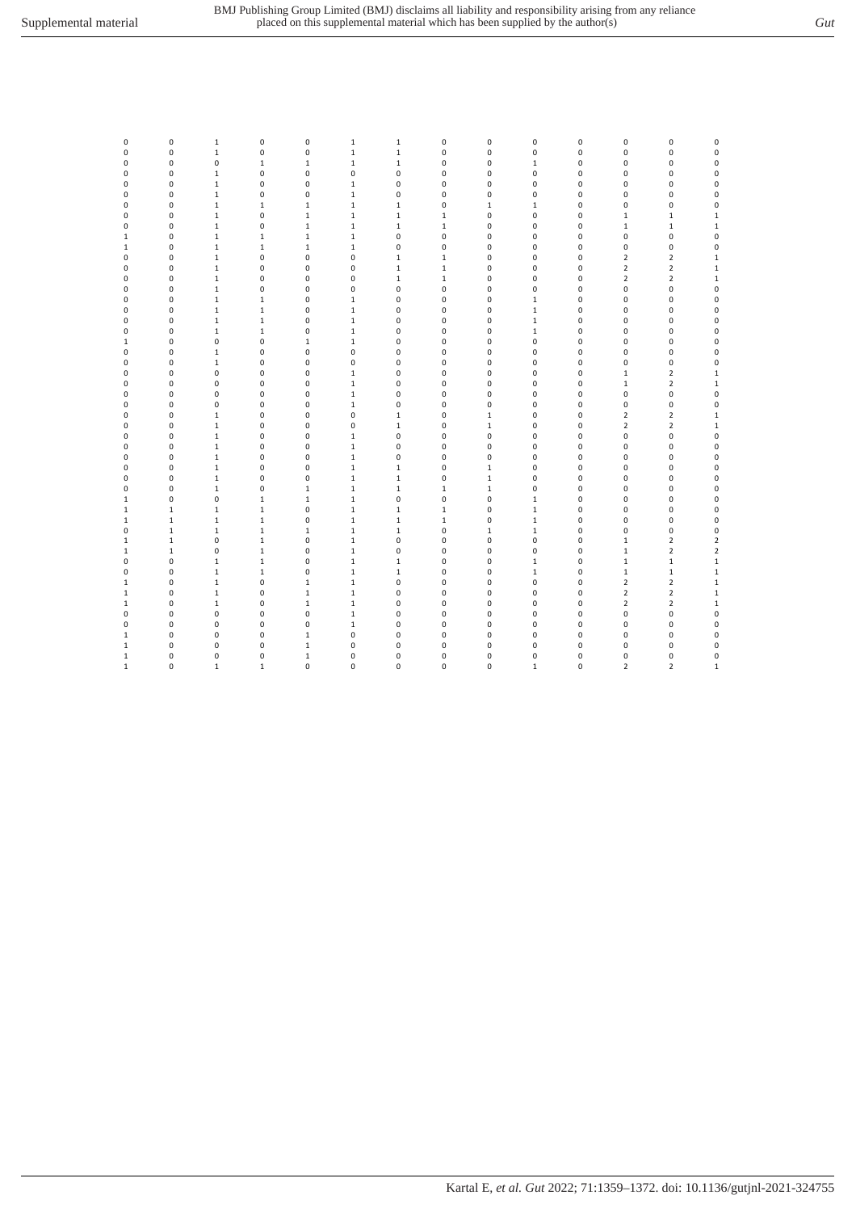| | | | | | | | | | | | | | |
|---|---|---|---|---|---|---|---|---|---|---|---|---|---|
| 0 | 0 | 1 | 0 | 0 | 1 | 1 | 0 | 0 | 0 | 0 | 0 | 0 | 0 |
| 0 | 0 | 1 | 0 | 0 | 1 | 1 | 0 | 0 | 0 | 0 | 0 | 0 | 0 |
| 0 | 0 | 0 | 1 | 1 | 1 | 1 | 0 | 0 | 1 | 0 | 0 | 0 | 0 |
| 0 | 0 | 1 | 0 | 0 | 0 | 0 | 0 | 0 | 0 | 0 | 0 | 0 | 0 |
| 0 | 0 | 1 | 0 | 0 | 1 | 0 | 0 | 0 | 0 | 0 | 0 | 0 | 0 |
| 0 | 0 | 1 | 0 | 0 | 1 | 0 | 0 | 0 | 0 | 0 | 0 | 0 | 0 |
| 0 | 0 | 1 | 1 | 1 | 1 | 1 | 0 | 1 | 1 | 0 | 0 | 0 | 0 |
| 0 | 0 | 1 | 0 | 1 | 1 | 1 | 1 | 0 | 0 | 0 | 1 | 1 | 1 |
| 0 | 0 | 1 | 0 | 1 | 1 | 1 | 1 | 0 | 0 | 0 | 1 | 1 | 1 |
| 1 | 0 | 1 | 1 | 1 | 1 | 0 | 0 | 0 | 0 | 0 | 0 | 0 | 0 |
| 1 | 0 | 1 | 1 | 1 | 1 | 0 | 0 | 0 | 0 | 0 | 0 | 0 | 0 |
| 0 | 0 | 1 | 0 | 0 | 0 | 1 | 1 | 0 | 0 | 0 | 2 | 2 | 1 |
| 0 | 0 | 1 | 0 | 0 | 0 | 1 | 1 | 0 | 0 | 0 | 2 | 2 | 1 |
| 0 | 0 | 1 | 0 | 0 | 0 | 1 | 1 | 0 | 0 | 0 | 2 | 2 | 1 |
| 0 | 0 | 1 | 0 | 0 | 0 | 0 | 0 | 0 | 0 | 0 | 0 | 0 | 0 |
| 0 | 0 | 1 | 1 | 0 | 1 | 0 | 0 | 0 | 1 | 0 | 0 | 0 | 0 |
| 0 | 0 | 1 | 1 | 0 | 1 | 0 | 0 | 0 | 1 | 0 | 0 | 0 | 0 |
| 0 | 0 | 1 | 1 | 0 | 1 | 0 | 0 | 0 | 1 | 0 | 0 | 0 | 0 |
| 0 | 0 | 1 | 1 | 0 | 1 | 0 | 0 | 0 | 1 | 0 | 0 | 0 | 0 |
| 1 | 0 | 0 | 0 | 1 | 1 | 0 | 0 | 0 | 0 | 0 | 0 | 0 | 0 |
| 0 | 0 | 1 | 0 | 0 | 0 | 0 | 0 | 0 | 0 | 0 | 0 | 0 | 0 |
| 0 | 0 | 1 | 0 | 0 | 0 | 0 | 0 | 0 | 0 | 0 | 0 | 0 | 0 |
| 0 | 0 | 0 | 0 | 0 | 1 | 0 | 0 | 0 | 0 | 0 | 1 | 2 | 1 |
| 0 | 0 | 0 | 0 | 0 | 1 | 0 | 0 | 0 | 0 | 0 | 1 | 2 | 1 |
| 0 | 0 | 0 | 0 | 0 | 1 | 0 | 0 | 0 | 0 | 0 | 0 | 0 | 0 |
| 0 | 0 | 0 | 0 | 0 | 1 | 0 | 0 | 0 | 0 | 0 | 0 | 0 | 0 |
| 0 | 0 | 1 | 0 | 0 | 0 | 1 | 0 | 1 | 0 | 0 | 2 | 2 | 1 |
| 0 | 0 | 1 | 0 | 0 | 0 | 1 | 0 | 1 | 0 | 0 | 2 | 2 | 1 |
| 0 | 0 | 1 | 0 | 0 | 1 | 0 | 0 | 0 | 0 | 0 | 0 | 0 | 0 |
| 0 | 0 | 1 | 0 | 0 | 1 | 0 | 0 | 0 | 0 | 0 | 0 | 0 | 0 |
| 0 | 0 | 1 | 0 | 0 | 1 | 0 | 0 | 0 | 0 | 0 | 0 | 0 | 0 |
| 0 | 0 | 1 | 0 | 0 | 1 | 1 | 0 | 1 | 0 | 0 | 0 | 0 | 0 |
| 0 | 0 | 1 | 0 | 0 | 1 | 1 | 0 | 1 | 0 | 0 | 0 | 0 | 0 |
| 0 | 0 | 1 | 0 | 1 | 1 | 1 | 1 | 1 | 0 | 0 | 0 | 0 | 0 |
| 1 | 0 | 0 | 1 | 1 | 1 | 0 | 0 | 0 | 1 | 0 | 0 | 0 | 0 |
| 1 | 1 | 1 | 1 | 0 | 1 | 1 | 1 | 0 | 1 | 0 | 0 | 0 | 0 |
| 1 | 1 | 1 | 1 | 0 | 1 | 1 | 1 | 0 | 1 | 0 | 0 | 0 | 0 |
| 0 | 1 | 1 | 1 | 1 | 1 | 1 | 0 | 1 | 1 | 0 | 0 | 0 | 0 |
| 1 | 1 | 0 | 1 | 0 | 1 | 0 | 0 | 0 | 0 | 0 | 1 | 2 | 2 |
| 1 | 1 | 0 | 1 | 0 | 1 | 0 | 0 | 0 | 0 | 0 | 1 | 2 | 2 |
| 0 | 0 | 1 | 1 | 0 | 1 | 1 | 0 | 0 | 1 | 0 | 1 | 1 | 1 |
| 0 | 0 | 1 | 1 | 0 | 1 | 1 | 0 | 0 | 1 | 0 | 1 | 1 | 1 |
| 1 | 0 | 1 | 0 | 1 | 1 | 0 | 0 | 0 | 0 | 0 | 2 | 2 | 1 |
| 1 | 0 | 1 | 0 | 1 | 1 | 0 | 0 | 0 | 0 | 0 | 2 | 2 | 1 |
| 1 | 0 | 1 | 0 | 1 | 1 | 0 | 0 | 0 | 0 | 0 | 2 | 2 | 1 |
| 0 | 0 | 0 | 0 | 0 | 1 | 0 | 0 | 0 | 0 | 0 | 0 | 0 | 0 |
| 0 | 0 | 0 | 0 | 0 | 1 | 0 | 0 | 0 | 0 | 0 | 0 | 0 | 0 |
| 1 | 0 | 0 | 0 | 1 | 0 | 0 | 0 | 0 | 0 | 0 | 0 | 0 | 0 |
| 1 | 0 | 0 | 0 | 1 | 0 | 0 | 0 | 0 | 0 | 0 | 0 | 0 | 0 |
| 1 | 0 | 0 | 0 | 1 | 0 | 0 | 0 | 0 | 0 | 0 | 0 | 0 | 0 |
| 1 | 0 | 1 | 1 | 0 | 0 | 0 | 0 | 0 | 1 | 0 | 2 | 2 | 1 |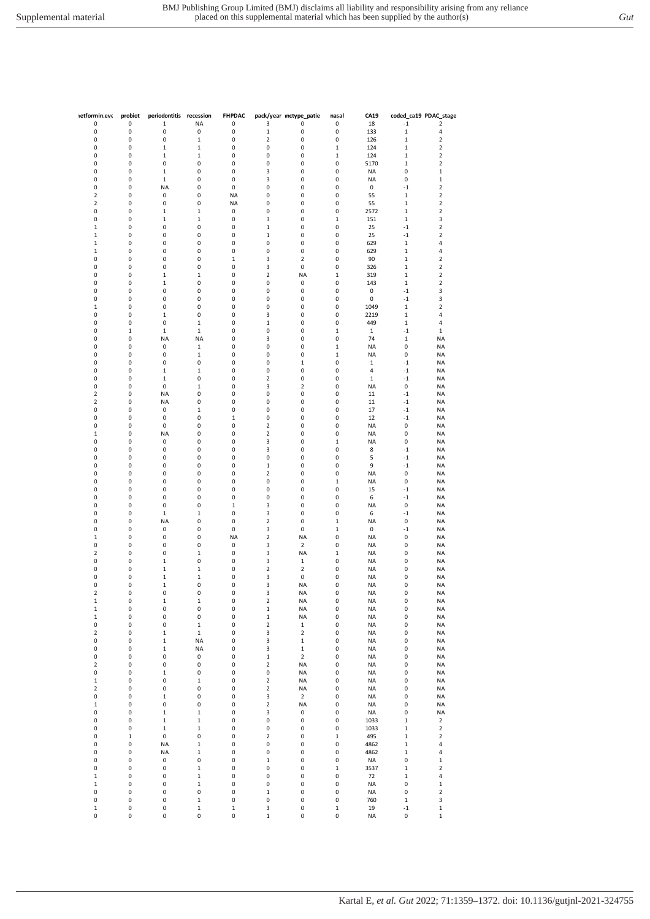| metformin.eve | probiot | periodontitis | recession | FHPDAC | pack/year | inctype_patie | nasal | CA19 | coded_ca19 | PDAC_stage |
|---|---|---|---|---|---|---|---|---|---|---|
| 0 | 0 | 1 | NA | 0 | 3 | 0 | 0 | 18 | -1 | 2 |
| 0 | 0 | 0 | 0 | 0 | 1 | 0 | 0 | 133 | 1 | 4 |
| 0 | 0 | 0 | 1 | 0 | 2 | 0 | 0 | 126 | 1 | 2 |
| 0 | 0 | 1 | 1 | 0 | 0 | 0 | 1 | 124 | 1 | 2 |
| 0 | 0 | 1 | 1 | 0 | 0 | 0 | 1 | 124 | 1 | 2 |
| 0 | 0 | 0 | 0 | 0 | 0 | 0 | 0 | 5170 | 1 | 2 |
| 0 | 0 | 1 | 0 | 0 | 3 | 0 | 0 | NA | 0 | 1 |
| 0 | 0 | 1 | 0 | 0 | 3 | 0 | 0 | NA | 0 | 1 |
| 0 | 0 | NA | 0 | 0 | 0 | 0 | 0 | 0 | -1 | 2 |
| 2 | 0 | 0 | 0 | NA | 0 | 0 | 0 | 55 | 1 | 2 |
| 2 | 0 | 0 | 0 | NA | 0 | 0 | 0 | 55 | 1 | 2 |
| 0 | 0 | 1 | 1 | 0 | 0 | 0 | 0 | 2572 | 1 | 2 |
| 0 | 0 | 1 | 1 | 0 | 3 | 0 | 1 | 151 | 1 | 3 |
| 1 | 0 | 0 | 0 | 0 | 1 | 0 | 0 | 25 | -1 | 2 |
| 1 | 0 | 0 | 0 | 0 | 1 | 0 | 0 | 25 | -1 | 2 |
| 1 | 0 | 0 | 0 | 0 | 0 | 0 | 0 | 629 | 1 | 4 |
| 1 | 0 | 0 | 0 | 0 | 0 | 0 | 0 | 629 | 1 | 4 |
| 0 | 0 | 0 | 0 | 1 | 3 | 2 | 0 | 90 | 1 | 2 |
| 0 | 0 | 0 | 0 | 0 | 3 | 0 | 0 | 326 | 1 | 2 |
| 0 | 0 | 1 | 1 | 0 | 2 | NA | 1 | 319 | 1 | 2 |
| 0 | 0 | 1 | 0 | 0 | 0 | 0 | 0 | 143 | 1 | 2 |
| 0 | 0 | 0 | 0 | 0 | 0 | 0 | 0 | 0 | -1 | 3 |
| 0 | 0 | 0 | 0 | 0 | 0 | 0 | 0 | 0 | -1 | 3 |
| 1 | 0 | 0 | 0 | 0 | 0 | 0 | 0 | 1049 | 1 | 2 |
| 0 | 0 | 1 | 0 | 0 | 3 | 0 | 0 | 2219 | 1 | 4 |
| 0 | 0 | 0 | 1 | 0 | 1 | 0 | 0 | 449 | 1 | 4 |
| 0 | 1 | 1 | 1 | 0 | 0 | 0 | 1 | 1 | -1 | 1 |
| 0 | 0 | NA | NA | 0 | 3 | 0 | 0 | 74 | 1 | NA |
| 0 | 0 | 0 | 1 | 0 | 0 | 0 | 1 | NA | 0 | NA |
| 0 | 0 | 0 | 1 | 0 | 0 | 0 | 1 | NA | 0 | NA |
| 0 | 0 | 0 | 0 | 0 | 0 | 1 | 0 | 1 | -1 | NA |
| 0 | 0 | 1 | 1 | 0 | 0 | 0 | 0 | 4 | -1 | NA |
| 0 | 0 | 1 | 0 | 0 | 2 | 0 | 0 | 1 | -1 | NA |
| 0 | 0 | 0 | 1 | 0 | 3 | 2 | 0 | NA | 0 | NA |
| 2 | 0 | NA | 0 | 0 | 0 | 0 | 0 | 11 | -1 | NA |
| 2 | 0 | NA | 0 | 0 | 0 | 0 | 0 | 11 | -1 | NA |
| 0 | 0 | 0 | 1 | 0 | 0 | 0 | 0 | 17 | -1 | NA |
| 0 | 0 | 0 | 0 | 1 | 0 | 0 | 0 | 12 | -1 | NA |
| 0 | 0 | 0 | 0 | 0 | 2 | 0 | 0 | NA | 0 | NA |
| 1 | 0 | NA | 0 | 0 | 2 | 0 | 0 | NA | 0 | NA |
| 0 | 0 | 0 | 0 | 0 | 3 | 0 | 1 | NA | 0 | NA |
| 0 | 0 | 0 | 0 | 0 | 3 | 0 | 0 | 8 | -1 | NA |
| 0 | 0 | 0 | 0 | 0 | 0 | 0 | 0 | 5 | -1 | NA |
| 0 | 0 | 0 | 0 | 0 | 1 | 0 | 0 | 9 | -1 | NA |
| 0 | 0 | 0 | 0 | 0 | 2 | 0 | 0 | NA | 0 | NA |
| 0 | 0 | 0 | 0 | 0 | 0 | 0 | 1 | NA | 0 | NA |
| 0 | 0 | 0 | 0 | 0 | 0 | 0 | 0 | 15 | -1 | NA |
| 0 | 0 | 0 | 0 | 0 | 0 | 0 | 0 | 6 | -1 | NA |
| 0 | 0 | 0 | 0 | 1 | 3 | 0 | 0 | NA | 0 | NA |
| 0 | 0 | 1 | 1 | 0 | 3 | 0 | 0 | 6 | -1 | NA |
| 0 | 0 | NA | 0 | 0 | 2 | 0 | 1 | NA | 0 | NA |
| 0 | 0 | 0 | 0 | 0 | 3 | 0 | 1 | 0 | -1 | NA |
| 1 | 0 | 0 | 0 | NA | 2 | NA | 0 | NA | 0 | NA |
| 0 | 0 | 0 | 0 | 0 | 3 | 2 | 0 | NA | 0 | NA |
| 2 | 0 | 0 | 1 | 0 | 3 | NA | 1 | NA | 0 | NA |
| 0 | 0 | 1 | 0 | 0 | 3 | 1 | 0 | NA | 0 | NA |
| 0 | 0 | 1 | 1 | 0 | 2 | 2 | 0 | NA | 0 | NA |
| 0 | 0 | 1 | 1 | 0 | 3 | 0 | 0 | NA | 0 | NA |
| 0 | 0 | 1 | 0 | 0 | 3 | NA | 0 | NA | 0 | NA |
| 2 | 0 | 0 | 0 | 0 | 3 | NA | 0 | NA | 0 | NA |
| 1 | 0 | 1 | 1 | 0 | 2 | NA | 0 | NA | 0 | NA |
| 1 | 0 | 0 | 0 | 0 | 1 | NA | 0 | NA | 0 | NA |
| 1 | 0 | 0 | 0 | 0 | 1 | NA | 0 | NA | 0 | NA |
| 0 | 0 | 0 | 1 | 0 | 2 | 1 | 0 | NA | 0 | NA |
| 2 | 0 | 1 | 1 | 0 | 3 | 2 | 0 | NA | 0 | NA |
| 0 | 0 | 1 | NA | 0 | 3 | 1 | 0 | NA | 0 | NA |
| 0 | 0 | 1 | NA | 0 | 3 | 1 | 0 | NA | 0 | NA |
| 0 | 0 | 0 | 0 | 0 | 1 | 2 | 0 | NA | 0 | NA |
| 2 | 0 | 0 | 0 | 0 | 2 | NA | 0 | NA | 0 | NA |
| 0 | 0 | 1 | 0 | 0 | 0 | NA | 0 | NA | 0 | NA |
| 1 | 0 | 0 | 1 | 0 | 2 | NA | 0 | NA | 0 | NA |
| 2 | 0 | 0 | 0 | 0 | 2 | NA | 0 | NA | 0 | NA |
| 0 | 0 | 1 | 0 | 0 | 3 | 2 | 0 | NA | 0 | NA |
| 1 | 0 | 0 | 0 | 0 | 2 | NA | 0 | NA | 0 | NA |
| 0 | 0 | 1 | 1 | 0 | 3 | 0 | 0 | NA | 0 | NA |
| 0 | 0 | 1 | 1 | 0 | 0 | 0 | 0 | 1033 | 1 | 2 |
| 0 | 0 | 1 | 1 | 0 | 0 | 0 | 0 | 1033 | 1 | 2 |
| 0 | 1 | 0 | 0 | 0 | 2 | 0 | 1 | 495 | 1 | 2 |
| 0 | 0 | NA | 1 | 0 | 0 | 0 | 0 | 4862 | 1 | 4 |
| 0 | 0 | NA | 1 | 0 | 0 | 0 | 0 | 4862 | 1 | 4 |
| 0 | 0 | 0 | 0 | 0 | 1 | 0 | 0 | NA | 0 | 1 |
| 0 | 0 | 0 | 1 | 0 | 0 | 0 | 1 | 3537 | 1 | 2 |
| 1 | 0 | 0 | 1 | 0 | 0 | 0 | 0 | 72 | 1 | 4 |
| 1 | 0 | 0 | 1 | 0 | 0 | 0 | 0 | NA | 0 | 1 |
| 0 | 0 | 0 | 0 | 0 | 1 | 0 | 0 | NA | 0 | 2 |
| 0 | 0 | 0 | 1 | 0 | 0 | 0 | 0 | 760 | 1 | 3 |
| 1 | 0 | 0 | 1 | 1 | 3 | 0 | 1 | 19 | -1 | 1 |
| 0 | 0 | 0 | 0 | 0 | 1 | 0 | 0 | NA | 0 | 1 |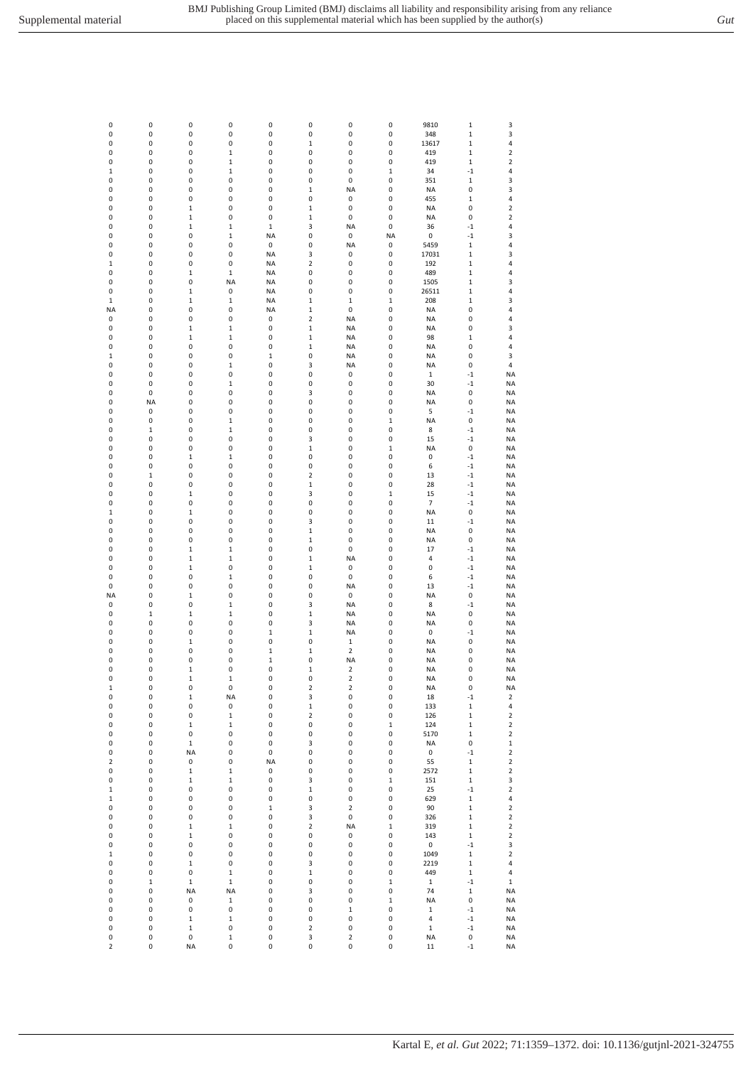| | | | | | | | | | | |
|---|---|---|---|---|---|---|---|---|---|---|
| 0 | 0 | 0 | 0 | 0 | 0 | 0 | 0 | 9810 | 1 | 3 |
| 0 | 0 | 0 | 0 | 0 | 0 | 0 | 0 | 348 | 1 | 3 |
| 0 | 0 | 0 | 0 | 0 | 1 | 0 | 0 | 13617 | 1 | 4 |
| 0 | 0 | 0 | 1 | 0 | 0 | 0 | 0 | 419 | 1 | 2 |
| 0 | 0 | 0 | 1 | 0 | 0 | 0 | 0 | 419 | 1 | 2 |
| 1 | 0 | 0 | 1 | 0 | 0 | 0 | 1 | 34 | -1 | 4 |
| 0 | 0 | 0 | 0 | 0 | 0 | 0 | 0 | 351 | 1 | 3 |
| 0 | 0 | 0 | 0 | 0 | 1 | NA | 0 | NA | 0 | 3 |
| 0 | 0 | 0 | 0 | 0 | 0 | 0 | 0 | 455 | 1 | 4 |
| 0 | 0 | 1 | 0 | 0 | 1 | 0 | 0 | NA | 0 | 2 |
| 0 | 0 | 1 | 0 | 0 | 1 | 0 | 0 | NA | 0 | 2 |
| 0 | 0 | 1 | 1 | 1 | 3 | NA | 0 | 36 | -1 | 4 |
| 0 | 0 | 0 | 1 | NA | 0 | 0 | NA | 0 | -1 | 3 |
| 0 | 0 | 0 | 0 | 0 | 0 | NA | 0 | 5459 | 1 | 4 |
| 0 | 0 | 0 | 0 | NA | 3 | 0 | 0 | 17031 | 1 | 3 |
| 1 | 0 | 0 | 0 | NA | 2 | 0 | 0 | 192 | 1 | 4 |
| 0 | 0 | 1 | 1 | NA | 0 | 0 | 0 | 489 | 1 | 4 |
| 0 | 0 | 0 | NA | NA | 0 | 0 | 0 | 1505 | 1 | 3 |
| 0 | 0 | 1 | 0 | NA | 0 | 0 | 0 | 26511 | 1 | 4 |
| 1 | 0 | 1 | 1 | NA | 1 | 1 | 1 | 208 | 1 | 3 |
| NA | 0 | 0 | 0 | NA | 1 | 0 | 0 | NA | 0 | 4 |
| 0 | 0 | 0 | 0 | 0 | 2 | NA | 0 | NA | 0 | 4 |
| 0 | 0 | 1 | 1 | 0 | 1 | NA | 0 | NA | 0 | 3 |
| 0 | 0 | 1 | 1 | 0 | 1 | NA | 0 | 98 | 1 | 4 |
| 0 | 0 | 0 | 0 | 0 | 1 | NA | 0 | NA | 0 | 4 |
| 1 | 0 | 0 | 0 | 1 | 0 | NA | 0 | NA | 0 | 3 |
| 0 | 0 | 0 | 1 | 0 | 3 | NA | 0 | NA | 0 | 4 |
| 0 | 0 | 0 | 0 | 0 | 0 | 0 | 0 | 1 | -1 | NA |
| 0 | 0 | 0 | 1 | 0 | 0 | 0 | 0 | 30 | -1 | NA |
| 0 | 0 | 0 | 0 | 0 | 3 | 0 | 0 | NA | 0 | NA |
| 0 | NA | 0 | 0 | 0 | 0 | 0 | 0 | NA | 0 | NA |
| 0 | 0 | 0 | 0 | 0 | 0 | 0 | 0 | 5 | -1 | NA |
| 0 | 0 | 0 | 1 | 0 | 0 | 0 | 1 | NA | 0 | NA |
| 0 | 1 | 0 | 1 | 0 | 0 | 0 | 0 | 8 | -1 | NA |
| 0 | 0 | 0 | 0 | 0 | 3 | 0 | 0 | 15 | -1 | NA |
| 0 | 0 | 0 | 0 | 0 | 1 | 0 | 1 | NA | 0 | NA |
| 0 | 0 | 1 | 1 | 0 | 0 | 0 | 0 | 0 | -1 | NA |
| 0 | 0 | 0 | 0 | 0 | 0 | 0 | 0 | 6 | -1 | NA |
| 0 | 1 | 0 | 0 | 0 | 2 | 0 | 0 | 13 | -1 | NA |
| 0 | 0 | 0 | 0 | 0 | 1 | 0 | 0 | 28 | -1 | NA |
| 0 | 0 | 1 | 0 | 0 | 3 | 0 | 1 | 15 | -1 | NA |
| 0 | 0 | 0 | 0 | 0 | 0 | 0 | 0 | 7 | -1 | NA |
| 1 | 0 | 1 | 0 | 0 | 0 | 0 | 0 | NA | 0 | NA |
| 0 | 0 | 0 | 0 | 0 | 3 | 0 | 0 | 11 | -1 | NA |
| 0 | 0 | 0 | 0 | 0 | 1 | 0 | 0 | NA | 0 | NA |
| 0 | 0 | 0 | 0 | 0 | 1 | 0 | 0 | NA | 0 | NA |
| 0 | 0 | 1 | 1 | 0 | 0 | 0 | 0 | 17 | -1 | NA |
| 0 | 0 | 1 | 1 | 0 | 1 | NA | 0 | 4 | -1 | NA |
| 0 | 0 | 1 | 0 | 0 | 1 | 0 | 0 | 0 | -1 | NA |
| 0 | 0 | 0 | 1 | 0 | 0 | 0 | 0 | 6 | -1 | NA |
| 0 | 0 | 0 | 0 | 0 | 0 | NA | 0 | 13 | -1 | NA |
| NA | 0 | 1 | 0 | 0 | 0 | 0 | 0 | NA | 0 | NA |
| 0 | 0 | 0 | 1 | 0 | 3 | NA | 0 | 8 | -1 | NA |
| 0 | 1 | 1 | 1 | 0 | 1 | NA | 0 | NA | 0 | NA |
| 0 | 0 | 0 | 0 | 0 | 3 | NA | 0 | NA | 0 | NA |
| 0 | 0 | 0 | 0 | 1 | 1 | NA | 0 | 0 | -1 | NA |
| 0 | 0 | 1 | 0 | 0 | 0 | 1 | 0 | NA | 0 | NA |
| 0 | 0 | 0 | 0 | 1 | 1 | 2 | 0 | NA | 0 | NA |
| 0 | 0 | 0 | 0 | 1 | 0 | NA | 0 | NA | 0 | NA |
| 0 | 0 | 1 | 0 | 0 | 1 | 2 | 0 | NA | 0 | NA |
| 0 | 0 | 1 | 1 | 0 | 0 | 2 | 0 | NA | 0 | NA |
| 1 | 0 | 0 | 0 | 0 | 2 | 2 | 0 | NA | 0 | NA |
| 0 | 0 | 1 | NA | 0 | 3 | 0 | 0 | 18 | -1 | 2 |
| 0 | 0 | 0 | 0 | 0 | 1 | 0 | 0 | 133 | 1 | 4 |
| 0 | 0 | 0 | 1 | 0 | 2 | 0 | 0 | 126 | 1 | 2 |
| 0 | 0 | 1 | 1 | 0 | 0 | 0 | 1 | 124 | 1 | 2 |
| 0 | 0 | 0 | 0 | 0 | 0 | 0 | 0 | 5170 | 1 | 2 |
| 0 | 0 | 1 | 0 | 0 | 3 | 0 | 0 | NA | 0 | 1 |
| 0 | 0 | NA | 0 | 0 | 0 | 0 | 0 | 0 | -1 | 2 |
| 2 | 0 | 0 | 0 | NA | 0 | 0 | 0 | 55 | 1 | 2 |
| 0 | 0 | 1 | 1 | 0 | 0 | 0 | 0 | 2572 | 1 | 2 |
| 0 | 0 | 1 | 1 | 0 | 3 | 0 | 1 | 151 | 1 | 3 |
| 1 | 0 | 0 | 0 | 0 | 1 | 0 | 0 | 25 | -1 | 2 |
| 1 | 0 | 0 | 0 | 0 | 0 | 0 | 0 | 629 | 1 | 4 |
| 0 | 0 | 0 | 0 | 1 | 3 | 2 | 0 | 90 | 1 | 2 |
| 0 | 0 | 0 | 0 | 0 | 3 | 0 | 0 | 326 | 1 | 2 |
| 0 | 0 | 1 | 1 | 0 | 2 | NA | 1 | 319 | 1 | 2 |
| 0 | 0 | 1 | 0 | 0 | 0 | 0 | 0 | 143 | 1 | 2 |
| 0 | 0 | 0 | 0 | 0 | 0 | 0 | 0 | 0 | -1 | 3 |
| 1 | 0 | 0 | 0 | 0 | 0 | 0 | 0 | 1049 | 1 | 2 |
| 0 | 0 | 1 | 0 | 0 | 3 | 0 | 0 | 2219 | 1 | 4 |
| 0 | 0 | 0 | 1 | 0 | 1 | 0 | 0 | 449 | 1 | 4 |
| 0 | 1 | 1 | 1 | 0 | 0 | 0 | 1 | 1 | -1 | 1 |
| 0 | 0 | NA | NA | 0 | 3 | 0 | 0 | 74 | 1 | NA |
| 0 | 0 | 0 | 1 | 0 | 0 | 0 | 1 | NA | 0 | NA |
| 0 | 0 | 0 | 0 | 0 | 0 | 1 | 0 | 1 | -1 | NA |
| 0 | 0 | 1 | 1 | 0 | 0 | 0 | 0 | 4 | -1 | NA |
| 0 | 0 | 1 | 0 | 0 | 2 | 0 | 0 | 1 | -1 | NA |
| 0 | 0 | 0 | 1 | 0 | 3 | 2 | 0 | NA | 0 | NA |
| 2 | 0 | NA | 0 | 0 | 0 | 0 | 0 | 11 | -1 | NA |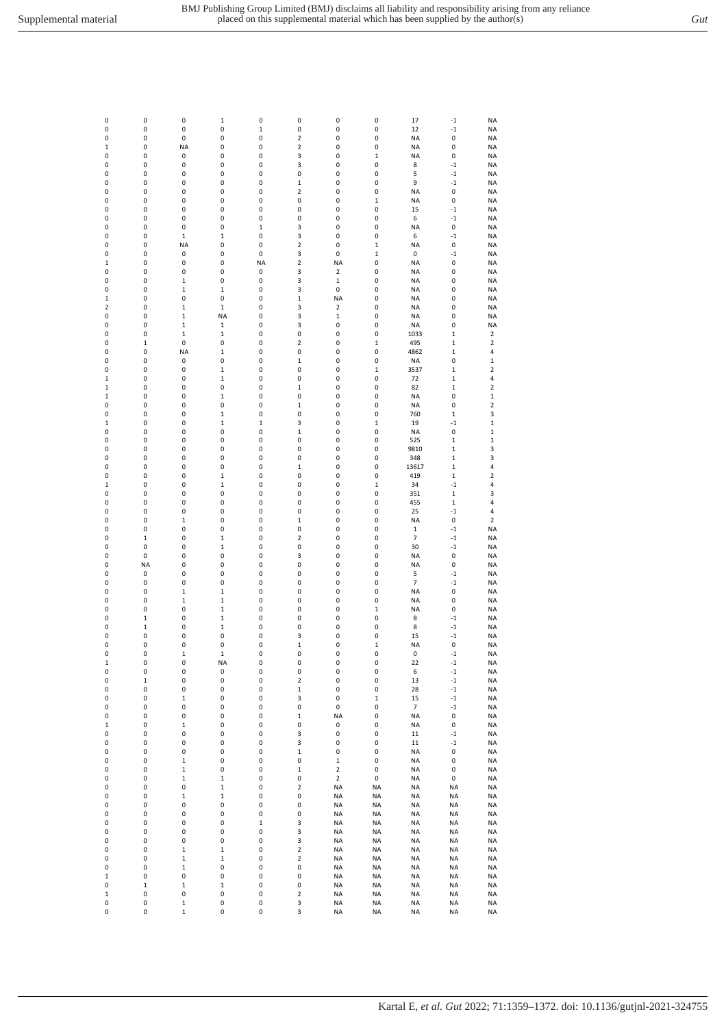| | | | | | | | | | | |
|---|---|---|---|---|---|---|---|---|---|---|
| 0 | 0 | 0 | 1 | 0 | 0 | 0 | 0 | 17 | -1 | NA |
| 0 | 0 | 0 | 0 | 1 | 0 | 0 | 0 | 12 | -1 | NA |
| 0 | 0 | 0 | 0 | 0 | 2 | 0 | 0 | NA | 0 | NA |
| 1 | 0 | NA | 0 | 0 | 2 | 0 | 0 | NA | 0 | NA |
| 0 | 0 | 0 | 0 | 0 | 3 | 0 | 1 | NA | 0 | NA |
| 0 | 0 | 0 | 0 | 0 | 3 | 0 | 0 | 8 | -1 | NA |
| 0 | 0 | 0 | 0 | 0 | 0 | 0 | 0 | 5 | -1 | NA |
| 0 | 0 | 0 | 0 | 0 | 1 | 0 | 0 | 9 | -1 | NA |
| 0 | 0 | 0 | 0 | 0 | 2 | 0 | 0 | NA | 0 | NA |
| 0 | 0 | 0 | 0 | 0 | 0 | 0 | 1 | NA | 0 | NA |
| 0 | 0 | 0 | 0 | 0 | 0 | 0 | 0 | 15 | -1 | NA |
| 0 | 0 | 0 | 0 | 0 | 0 | 0 | 0 | 6 | -1 | NA |
| 0 | 0 | 0 | 0 | 1 | 3 | 0 | 0 | NA | 0 | NA |
| 0 | 0 | 1 | 1 | 0 | 3 | 0 | 0 | 6 | -1 | NA |
| 0 | 0 | NA | 0 | 0 | 2 | 0 | 1 | NA | 0 | NA |
| 0 | 0 | 0 | 0 | 0 | 3 | 0 | 1 | 0 | -1 | NA |
| 1 | 0 | 0 | 0 | NA | 2 | NA | 0 | NA | 0 | NA |
| 0 | 0 | 0 | 0 | 0 | 3 | 2 | 0 | NA | 0 | NA |
| 0 | 0 | 1 | 0 | 0 | 3 | 1 | 0 | NA | 0 | NA |
| 0 | 0 | 1 | 1 | 0 | 3 | 0 | 0 | NA | 0 | NA |
| 1 | 0 | 0 | 0 | 0 | 1 | NA | 0 | NA | 0 | NA |
| 2 | 0 | 1 | 1 | 0 | 3 | 2 | 0 | NA | 0 | NA |
| 0 | 0 | 1 | NA | 0 | 3 | 1 | 0 | NA | 0 | NA |
| 0 | 0 | 1 | 1 | 0 | 3 | 0 | 0 | NA | 0 | NA |
| 0 | 0 | 1 | 1 | 0 | 0 | 0 | 0 | 1033 | 1 | 2 |
| 0 | 1 | 0 | 0 | 0 | 2 | 0 | 1 | 495 | 1 | 2 |
| 0 | 0 | NA | 1 | 0 | 0 | 0 | 0 | 4862 | 1 | 4 |
| 0 | 0 | 0 | 0 | 0 | 1 | 0 | 0 | NA | 0 | 1 |
| 0 | 0 | 0 | 1 | 0 | 0 | 0 | 1 | 3537 | 1 | 2 |
| 1 | 0 | 0 | 1 | 0 | 0 | 0 | 0 | 72 | 1 | 4 |
| 1 | 0 | 0 | 0 | 0 | 1 | 0 | 0 | 82 | 1 | 2 |
| 1 | 0 | 0 | 1 | 0 | 0 | 0 | 0 | NA | 0 | 1 |
| 0 | 0 | 0 | 0 | 0 | 1 | 0 | 0 | NA | 0 | 2 |
| 0 | 0 | 0 | 1 | 0 | 0 | 0 | 0 | 760 | 1 | 3 |
| 1 | 0 | 0 | 1 | 1 | 3 | 0 | 1 | 19 | -1 | 1 |
| 0 | 0 | 0 | 0 | 0 | 1 | 0 | 0 | NA | 0 | 1 |
| 0 | 0 | 0 | 0 | 0 | 0 | 0 | 0 | 525 | 1 | 1 |
| 0 | 0 | 0 | 0 | 0 | 0 | 0 | 0 | 9810 | 1 | 3 |
| 0 | 0 | 0 | 0 | 0 | 0 | 0 | 0 | 348 | 1 | 3 |
| 0 | 0 | 0 | 0 | 0 | 1 | 0 | 0 | 13617 | 1 | 4 |
| 0 | 0 | 0 | 1 | 0 | 0 | 0 | 0 | 419 | 1 | 2 |
| 1 | 0 | 0 | 1 | 0 | 0 | 0 | 1 | 34 | -1 | 4 |
| 0 | 0 | 0 | 0 | 0 | 0 | 0 | 0 | 351 | 1 | 3 |
| 0 | 0 | 0 | 0 | 0 | 0 | 0 | 0 | 455 | 1 | 4 |
| 0 | 0 | 0 | 0 | 0 | 0 | 0 | 0 | 25 | -1 | 4 |
| 0 | 0 | 1 | 0 | 0 | 1 | 0 | 0 | NA | 0 | 2 |
| 0 | 0 | 0 | 0 | 0 | 0 | 0 | 0 | 1 | -1 | NA |
| 0 | 1 | 0 | 1 | 0 | 2 | 0 | 0 | 7 | -1 | NA |
| 0 | 0 | 0 | 1 | 0 | 0 | 0 | 0 | 30 | -1 | NA |
| 0 | 0 | 0 | 0 | 0 | 3 | 0 | 0 | NA | 0 | NA |
| 0 | NA | 0 | 0 | 0 | 0 | 0 | 0 | NA | 0 | NA |
| 0 | 0 | 0 | 0 | 0 | 0 | 0 | 0 | 5 | -1 | NA |
| 0 | 0 | 0 | 0 | 0 | 0 | 0 | 0 | 7 | -1 | NA |
| 0 | 0 | 1 | 1 | 0 | 0 | 0 | 0 | NA | 0 | NA |
| 0 | 0 | 1 | 1 | 0 | 0 | 0 | 0 | NA | 0 | NA |
| 0 | 0 | 0 | 1 | 0 | 0 | 0 | 1 | NA | 0 | NA |
| 0 | 1 | 0 | 1 | 0 | 0 | 0 | 0 | 8 | -1 | NA |
| 0 | 1 | 0 | 1 | 0 | 0 | 0 | 0 | 8 | -1 | NA |
| 0 | 0 | 0 | 0 | 0 | 3 | 0 | 0 | 15 | -1 | NA |
| 0 | 0 | 0 | 0 | 0 | 1 | 0 | 1 | NA | 0 | NA |
| 0 | 0 | 1 | 1 | 0 | 0 | 0 | 0 | 0 | -1 | NA |
| 1 | 0 | 0 | NA | 0 | 0 | 0 | 0 | 22 | -1 | NA |
| 0 | 0 | 0 | 0 | 0 | 0 | 0 | 0 | 6 | -1 | NA |
| 0 | 1 | 0 | 0 | 0 | 2 | 0 | 0 | 13 | -1 | NA |
| 0 | 0 | 0 | 0 | 0 | 1 | 0 | 0 | 28 | -1 | NA |
| 0 | 0 | 1 | 0 | 0 | 3 | 0 | 1 | 15 | -1 | NA |
| 0 | 0 | 0 | 0 | 0 | 0 | 0 | 0 | 7 | -1 | NA |
| 0 | 0 | 0 | 0 | 0 | 1 | NA | 0 | NA | 0 | NA |
| 1 | 0 | 1 | 0 | 0 | 0 | 0 | 0 | NA | 0 | NA |
| 0 | 0 | 0 | 0 | 0 | 3 | 0 | 0 | 11 | -1 | NA |
| 0 | 0 | 0 | 0 | 0 | 3 | 0 | 0 | 11 | -1 | NA |
| 0 | 0 | 0 | 0 | 0 | 1 | 0 | 0 | NA | 0 | NA |
| 0 | 0 | 1 | 0 | 0 | 0 | 1 | 0 | NA | 0 | NA |
| 0 | 0 | 1 | 0 | 0 | 1 | 2 | 0 | NA | 0 | NA |
| 0 | 0 | 1 | 1 | 0 | 0 | 2 | 0 | NA | 0 | NA |
| 0 | 0 | 0 | 1 | 0 | 2 | NA | NA | NA | NA | NA |
| 0 | 0 | 1 | 1 | 0 | 0 | NA | NA | NA | NA | NA |
| 0 | 0 | 0 | 0 | 0 | 0 | NA | NA | NA | NA | NA |
| 0 | 0 | 0 | 0 | 0 | 0 | NA | NA | NA | NA | NA |
| 0 | 0 | 0 | 0 | 1 | 3 | NA | NA | NA | NA | NA |
| 0 | 0 | 0 | 0 | 0 | 3 | NA | NA | NA | NA | NA |
| 0 | 0 | 0 | 0 | 0 | 3 | NA | NA | NA | NA | NA |
| 0 | 0 | 1 | 1 | 0 | 2 | NA | NA | NA | NA | NA |
| 0 | 0 | 1 | 1 | 0 | 2 | NA | NA | NA | NA | NA |
| 0 | 0 | 1 | 0 | 0 | 0 | NA | NA | NA | NA | NA |
| 1 | 0 | 0 | 0 | 0 | 0 | NA | NA | NA | NA | NA |
| 0 | 1 | 1 | 1 | 0 | 0 | NA | NA | NA | NA | NA |
| 1 | 0 | 0 | 0 | 0 | 2 | NA | NA | NA | NA | NA |
| 0 | 0 | 1 | 0 | 0 | 3 | NA | NA | NA | NA | NA |
| 0 | 0 | 1 | 0 | 0 | 3 | NA | NA | NA | NA | NA |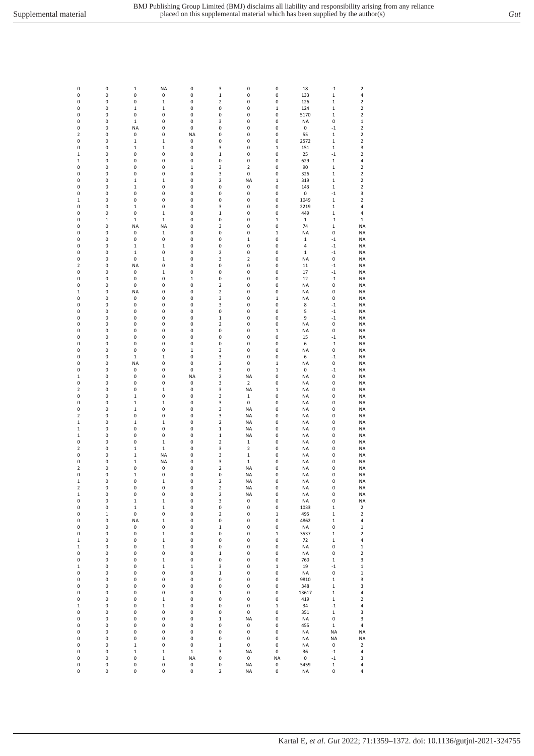| | | | | | | | | | | |
|---|---|---|---|---|---|---|---|---|---|---|
| 0 | 0 | 1 | NA | 0 | 3 | 0 | 0 | 18 | -1 | 2 |
| 0 | 0 | 0 | 0 | 0 | 1 | 0 | 0 | 133 | 1 | 4 |
| 0 | 0 | 0 | 1 | 0 | 2 | 0 | 0 | 126 | 1 | 2 |
| 0 | 0 | 1 | 1 | 0 | 0 | 0 | 1 | 124 | 1 | 2 |
| 0 | 0 | 0 | 0 | 0 | 0 | 0 | 0 | 5170 | 1 | 2 |
| 0 | 0 | 1 | 0 | 0 | 3 | 0 | 0 | NA | 0 | 1 |
| 0 | 0 | NA | 0 | 0 | 0 | 0 | 0 | 0 | -1 | 2 |
| 2 | 0 | 0 | 0 | NA | 0 | 0 | 0 | 55 | 1 | 2 |
| 0 | 0 | 1 | 1 | 0 | 0 | 0 | 0 | 2572 | 1 | 2 |
| 0 | 0 | 1 | 1 | 0 | 3 | 0 | 1 | 151 | 1 | 3 |
| 1 | 0 | 0 | 0 | 0 | 1 | 0 | 0 | 25 | -1 | 2 |
| 1 | 0 | 0 | 0 | 0 | 0 | 0 | 0 | 629 | 1 | 4 |
| 0 | 0 | 0 | 0 | 1 | 3 | 2 | 0 | 90 | 1 | 2 |
| 0 | 0 | 0 | 0 | 0 | 3 | 0 | 0 | 326 | 1 | 2 |
| 0 | 0 | 1 | 1 | 0 | 2 | NA | 1 | 319 | 1 | 2 |
| 0 | 0 | 1 | 0 | 0 | 0 | 0 | 0 | 143 | 1 | 2 |
| 0 | 0 | 0 | 0 | 0 | 0 | 0 | 0 | 0 | -1 | 3 |
| 1 | 0 | 0 | 0 | 0 | 0 | 0 | 0 | 1049 | 1 | 2 |
| 0 | 0 | 1 | 0 | 0 | 3 | 0 | 0 | 2219 | 1 | 4 |
| 0 | 0 | 0 | 1 | 0 | 1 | 0 | 0 | 449 | 1 | 4 |
| 0 | 1 | 1 | 1 | 0 | 0 | 0 | 1 | 1 | -1 | 1 |
| 0 | 0 | NA | NA | 0 | 3 | 0 | 0 | 74 | 1 | NA |
| 0 | 0 | 0 | 1 | 0 | 0 | 0 | 1 | NA | 0 | NA |
| 0 | 0 | 0 | 0 | 0 | 0 | 1 | 0 | 1 | -1 | NA |
| 0 | 0 | 1 | 1 | 0 | 0 | 0 | 0 | 4 | -1 | NA |
| 0 | 0 | 1 | 0 | 0 | 2 | 0 | 0 | 1 | -1 | NA |
| 0 | 0 | 0 | 1 | 0 | 3 | 2 | 0 | NA | 0 | NA |
| 2 | 0 | NA | 0 | 0 | 0 | 0 | 0 | 11 | -1 | NA |
| 0 | 0 | 0 | 1 | 0 | 0 | 0 | 0 | 17 | -1 | NA |
| 0 | 0 | 0 | 0 | 1 | 0 | 0 | 0 | 12 | -1 | NA |
| 0 | 0 | 0 | 0 | 0 | 2 | 0 | 0 | NA | 0 | NA |
| 1 | 0 | NA | 0 | 0 | 2 | 0 | 0 | NA | 0 | NA |
| 0 | 0 | 0 | 0 | 0 | 3 | 0 | 1 | NA | 0 | NA |
| 0 | 0 | 0 | 0 | 0 | 3 | 0 | 0 | 8 | -1 | NA |
| 0 | 0 | 0 | 0 | 0 | 0 | 0 | 0 | 5 | -1 | NA |
| 0 | 0 | 0 | 0 | 0 | 1 | 0 | 0 | 9 | -1 | NA |
| 0 | 0 | 0 | 0 | 0 | 2 | 0 | 0 | NA | 0 | NA |
| 0 | 0 | 0 | 0 | 0 | 0 | 0 | 1 | NA | 0 | NA |
| 0 | 0 | 0 | 0 | 0 | 0 | 0 | 0 | 15 | -1 | NA |
| 0 | 0 | 0 | 0 | 0 | 0 | 0 | 0 | 6 | -1 | NA |
| 0 | 0 | 0 | 0 | 1 | 3 | 0 | 0 | NA | 0 | NA |
| 0 | 0 | 1 | 1 | 0 | 3 | 0 | 0 | 6 | -1 | NA |
| 0 | 0 | NA | 0 | 0 | 2 | 0 | 1 | NA | 0 | NA |
| 0 | 0 | 0 | 0 | 0 | 3 | 0 | 1 | 0 | -1 | NA |
| 1 | 0 | 0 | 0 | NA | 2 | NA | 0 | NA | 0 | NA |
| 0 | 0 | 0 | 0 | 0 | 3 | 2 | 0 | NA | 0 | NA |
| 2 | 0 | 0 | 1 | 0 | 3 | NA | 1 | NA | 0 | NA |
| 0 | 0 | 1 | 0 | 0 | 3 | 1 | 0 | NA | 0 | NA |
| 0 | 0 | 1 | 1 | 0 | 3 | 0 | 0 | NA | 0 | NA |
| 0 | 0 | 1 | 0 | 0 | 3 | NA | 0 | NA | 0 | NA |
| 2 | 0 | 0 | 0 | 0 | 3 | NA | 0 | NA | 0 | NA |
| 1 | 0 | 1 | 1 | 0 | 2 | NA | 0 | NA | 0 | NA |
| 1 | 0 | 0 | 0 | 0 | 1 | NA | 0 | NA | 0 | NA |
| 1 | 0 | 0 | 0 | 0 | 1 | NA | 0 | NA | 0 | NA |
| 0 | 0 | 0 | 1 | 0 | 2 | 1 | 0 | NA | 0 | NA |
| 2 | 0 | 1 | 1 | 0 | 3 | 2 | 0 | NA | 0 | NA |
| 0 | 0 | 1 | NA | 0 | 3 | 1 | 0 | NA | 0 | NA |
| 0 | 0 | 1 | NA | 0 | 3 | 1 | 0 | NA | 0 | NA |
| 2 | 0 | 0 | 0 | 0 | 2 | NA | 0 | NA | 0 | NA |
| 0 | 0 | 1 | 0 | 0 | 0 | NA | 0 | NA | 0 | NA |
| 1 | 0 | 0 | 1 | 0 | 2 | NA | 0 | NA | 0 | NA |
| 2 | 0 | 0 | 0 | 0 | 2 | NA | 0 | NA | 0 | NA |
| 1 | 0 | 0 | 0 | 0 | 2 | NA | 0 | NA | 0 | NA |
| 0 | 0 | 1 | 1 | 0 | 3 | 0 | 0 | NA | 0 | NA |
| 0 | 0 | 1 | 1 | 0 | 0 | 0 | 0 | 1033 | 1 | 2 |
| 0 | 1 | 0 | 0 | 0 | 2 | 0 | 1 | 495 | 1 | 2 |
| 0 | 0 | NA | 1 | 0 | 0 | 0 | 0 | 4862 | 1 | 4 |
| 0 | 0 | 0 | 0 | 0 | 1 | 0 | 0 | NA | 0 | 1 |
| 0 | 0 | 0 | 1 | 0 | 0 | 0 | 1 | 3537 | 1 | 2 |
| 1 | 0 | 0 | 1 | 0 | 0 | 0 | 0 | 72 | 1 | 4 |
| 1 | 0 | 0 | 1 | 0 | 0 | 0 | 0 | NA | 0 | 1 |
| 0 | 0 | 0 | 0 | 0 | 1 | 0 | 0 | NA | 0 | 2 |
| 0 | 0 | 0 | 1 | 0 | 0 | 0 | 0 | 760 | 1 | 3 |
| 1 | 0 | 0 | 1 | 1 | 3 | 0 | 1 | 19 | -1 | 1 |
| 0 | 0 | 0 | 0 | 0 | 1 | 0 | 0 | NA | 0 | 1 |
| 0 | 0 | 0 | 0 | 0 | 0 | 0 | 0 | 9810 | 1 | 3 |
| 0 | 0 | 0 | 0 | 0 | 0 | 0 | 0 | 348 | 1 | 3 |
| 0 | 0 | 0 | 0 | 0 | 1 | 0 | 0 | 13617 | 1 | 4 |
| 0 | 0 | 0 | 1 | 0 | 0 | 0 | 0 | 419 | 1 | 2 |
| 1 | 0 | 0 | 1 | 0 | 0 | 0 | 1 | 34 | -1 | 4 |
| 0 | 0 | 0 | 0 | 0 | 0 | 0 | 0 | 351 | 1 | 3 |
| 0 | 0 | 0 | 0 | 0 | 1 | NA | 0 | NA | 0 | 3 |
| 0 | 0 | 0 | 0 | 0 | 0 | 0 | 0 | 455 | 1 | 4 |
| 0 | 0 | 0 | 0 | 0 | 0 | 0 | 0 | NA | NA | NA |
| 0 | 0 | 0 | 0 | 0 | 0 | 0 | 0 | NA | NA | NA |
| 0 | 0 | 1 | 0 | 0 | 1 | 0 | 0 | NA | 0 | 2 |
| 0 | 0 | 1 | 1 | 1 | 3 | NA | 0 | 36 | -1 | 4 |
| 0 | 0 | 0 | 1 | NA | 0 | 0 | NA | 0 | -1 | 3 |
| 0 | 0 | 0 | 0 | 0 | 0 | NA | 0 | 5459 | 1 | 4 |
| 0 | 0 | 0 | 0 | 0 | 2 | NA | 0 | NA | 0 | 4 |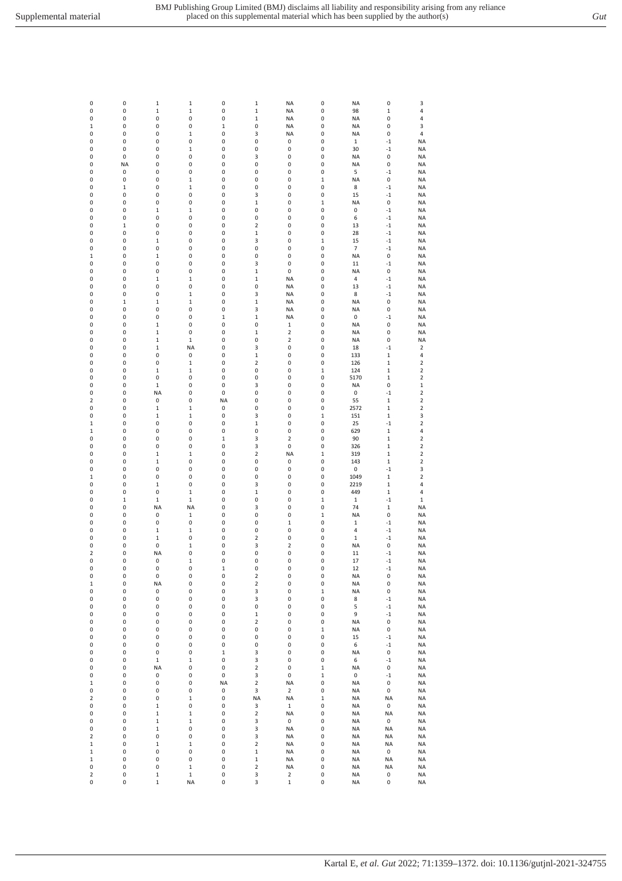| | | | | | | | | | | |
|---|---|---|---|---|---|---|---|---|---|---|
| 0 | 0 | 1 | 1 | 0 | 1 | NA | 0 | NA | 0 | 3 |
| 0 | 0 | 1 | 1 | 0 | 1 | NA | 0 | 98 | 1 | 4 |
| 0 | 0 | 0 | 0 | 0 | 1 | NA | 0 | NA | 0 | 4 |
| 1 | 0 | 0 | 0 | 1 | 0 | NA | 0 | NA | 0 | 3 |
| 0 | 0 | 0 | 1 | 0 | 3 | NA | 0 | NA | 0 | 4 |
| 0 | 0 | 0 | 0 | 0 | 0 | 0 | 0 | 1 | -1 | NA |
| 0 | 0 | 0 | 1 | 0 | 0 | 0 | 0 | 30 | -1 | NA |
| 0 | 0 | 0 | 0 | 0 | 3 | 0 | 0 | NA | 0 | NA |
| 0 | NA | 0 | 0 | 0 | 0 | 0 | 0 | NA | 0 | NA |
| 0 | 0 | 0 | 0 | 0 | 0 | 0 | 0 | 5 | -1 | NA |
| 0 | 0 | 0 | 1 | 0 | 0 | 0 | 1 | NA | 0 | NA |
| 0 | 1 | 0 | 1 | 0 | 0 | 0 | 0 | 8 | -1 | NA |
| 0 | 0 | 0 | 0 | 0 | 3 | 0 | 0 | 15 | -1 | NA |
| 0 | 0 | 0 | 0 | 0 | 1 | 0 | 1 | NA | 0 | NA |
| 0 | 0 | 1 | 1 | 0 | 0 | 0 | 0 | 0 | -1 | NA |
| 0 | 0 | 0 | 0 | 0 | 0 | 0 | 0 | 6 | -1 | NA |
| 0 | 1 | 0 | 0 | 0 | 2 | 0 | 0 | 13 | -1 | NA |
| 0 | 0 | 0 | 0 | 0 | 1 | 0 | 0 | 28 | -1 | NA |
| 0 | 0 | 1 | 0 | 0 | 3 | 0 | 1 | 15 | -1 | NA |
| 0 | 0 | 0 | 0 | 0 | 0 | 0 | 0 | 7 | -1 | NA |
| 1 | 0 | 1 | 0 | 0 | 0 | 0 | 0 | NA | 0 | NA |
| 0 | 0 | 0 | 0 | 0 | 3 | 0 | 0 | 11 | -1 | NA |
| 0 | 0 | 0 | 0 | 0 | 1 | 0 | 0 | NA | 0 | NA |
| 0 | 0 | 1 | 1 | 0 | 1 | NA | 0 | 4 | -1 | NA |
| 0 | 0 | 0 | 0 | 0 | 0 | NA | 0 | 13 | -1 | NA |
| 0 | 0 | 0 | 1 | 0 | 3 | NA | 0 | 8 | -1 | NA |
| 0 | 1 | 1 | 1 | 0 | 1 | NA | 0 | NA | 0 | NA |
| 0 | 0 | 0 | 0 | 0 | 3 | NA | 0 | NA | 0 | NA |
| 0 | 0 | 0 | 0 | 1 | 1 | NA | 0 | 0 | -1 | NA |
| 0 | 0 | 1 | 0 | 0 | 0 | 1 | 0 | NA | 0 | NA |
| 0 | 0 | 1 | 0 | 0 | 1 | 2 | 0 | NA | 0 | NA |
| 0 | 0 | 1 | 1 | 0 | 0 | 2 | 0 | NA | 0 | NA |
| 0 | 0 | 1 | NA | 0 | 3 | 0 | 0 | 18 | -1 | 2 |
| 0 | 0 | 0 | 0 | 0 | 1 | 0 | 0 | 133 | 1 | 4 |
| 0 | 0 | 0 | 1 | 0 | 2 | 0 | 0 | 126 | 1 | 2 |
| 0 | 0 | 1 | 1 | 0 | 0 | 0 | 1 | 124 | 1 | 2 |
| 0 | 0 | 0 | 0 | 0 | 0 | 0 | 0 | 5170 | 1 | 2 |
| 0 | 0 | 1 | 0 | 0 | 3 | 0 | 0 | NA | 0 | 1 |
| 0 | 0 | NA | 0 | 0 | 0 | 0 | 0 | 0 | -1 | 2 |
| 2 | 0 | 0 | 0 | NA | 0 | 0 | 0 | 55 | 1 | 2 |
| 0 | 0 | 1 | 1 | 0 | 0 | 0 | 0 | 2572 | 1 | 2 |
| 0 | 0 | 1 | 1 | 0 | 3 | 0 | 1 | 151 | 1 | 3 |
| 1 | 0 | 0 | 0 | 0 | 1 | 0 | 0 | 25 | -1 | 2 |
| 1 | 0 | 0 | 0 | 0 | 0 | 0 | 0 | 629 | 1 | 4 |
| 0 | 0 | 0 | 0 | 1 | 3 | 2 | 0 | 90 | 1 | 2 |
| 0 | 0 | 0 | 0 | 0 | 3 | 0 | 0 | 326 | 1 | 2 |
| 0 | 0 | 1 | 1 | 0 | 2 | NA | 1 | 319 | 1 | 2 |
| 0 | 0 | 1 | 0 | 0 | 0 | 0 | 0 | 143 | 1 | 2 |
| 0 | 0 | 0 | 0 | 0 | 0 | 0 | 0 | 0 | -1 | 3 |
| 1 | 0 | 0 | 0 | 0 | 0 | 0 | 0 | 1049 | 1 | 2 |
| 0 | 0 | 1 | 0 | 0 | 3 | 0 | 0 | 2219 | 1 | 4 |
| 0 | 0 | 0 | 1 | 0 | 1 | 0 | 0 | 449 | 1 | 4 |
| 0 | 1 | 1 | 1 | 0 | 0 | 0 | 1 | 1 | -1 | 1 |
| 0 | 0 | NA | NA | 0 | 3 | 0 | 0 | 74 | 1 | NA |
| 0 | 0 | 0 | 1 | 0 | 0 | 0 | 1 | NA | 0 | NA |
| 0 | 0 | 0 | 0 | 0 | 0 | 1 | 0 | 1 | -1 | NA |
| 0 | 0 | 1 | 1 | 0 | 0 | 0 | 0 | 4 | -1 | NA |
| 0 | 0 | 1 | 0 | 0 | 2 | 0 | 0 | 1 | -1 | NA |
| 0 | 0 | 0 | 1 | 0 | 3 | 2 | 0 | NA | 0 | NA |
| 2 | 0 | NA | 0 | 0 | 0 | 0 | 0 | 11 | -1 | NA |
| 0 | 0 | 0 | 1 | 0 | 0 | 0 | 0 | 17 | -1 | NA |
| 0 | 0 | 0 | 0 | 1 | 0 | 0 | 0 | 12 | -1 | NA |
| 0 | 0 | 0 | 0 | 0 | 2 | 0 | 0 | NA | 0 | NA |
| 1 | 0 | NA | 0 | 0 | 2 | 0 | 0 | NA | 0 | NA |
| 0 | 0 | 0 | 0 | 0 | 3 | 0 | 1 | NA | 0 | NA |
| 0 | 0 | 0 | 0 | 0 | 3 | 0 | 0 | 8 | -1 | NA |
| 0 | 0 | 0 | 0 | 0 | 0 | 0 | 0 | 5 | -1 | NA |
| 0 | 0 | 0 | 0 | 0 | 1 | 0 | 0 | 9 | -1 | NA |
| 0 | 0 | 0 | 0 | 0 | 2 | 0 | 0 | NA | 0 | NA |
| 0 | 0 | 0 | 0 | 0 | 0 | 0 | 1 | NA | 0 | NA |
| 0 | 0 | 0 | 0 | 0 | 0 | 0 | 0 | 15 | -1 | NA |
| 0 | 0 | 0 | 0 | 0 | 0 | 0 | 0 | 6 | -1 | NA |
| 0 | 0 | 0 | 0 | 1 | 3 | 0 | 0 | NA | 0 | NA |
| 0 | 0 | 1 | 1 | 0 | 3 | 0 | 0 | 6 | -1 | NA |
| 0 | 0 | NA | 0 | 0 | 2 | 0 | 1 | NA | 0 | NA |
| 0 | 0 | 0 | 0 | 0 | 3 | 0 | 1 | 0 | -1 | NA |
| 1 | 0 | 0 | 0 | NA | 2 | NA | 0 | NA | 0 | NA |
| 0 | 0 | 0 | 0 | 0 | 3 | 2 | 0 | NA | 0 | NA |
| 2 | 0 | 0 | 1 | 0 | NA | NA | 1 | NA | NA | NA |
| 0 | 0 | 1 | 0 | 0 | 3 | 1 | 0 | NA | 0 | NA |
| 0 | 0 | 1 | 1 | 0 | 2 | NA | 0 | NA | NA | NA |
| 0 | 0 | 1 | 1 | 0 | 3 | 0 | 0 | NA | 0 | NA |
| 0 | 0 | 1 | 0 | 0 | 3 | NA | 0 | NA | NA | NA |
| 2 | 0 | 0 | 0 | 0 | 3 | NA | 0 | NA | NA | NA |
| 1 | 0 | 1 | 1 | 0 | 2 | NA | 0 | NA | NA | NA |
| 1 | 0 | 0 | 0 | 0 | 1 | NA | 0 | NA | 0 | NA |
| 1 | 0 | 0 | 0 | 0 | 1 | NA | 0 | NA | NA | NA |
| 0 | 0 | 0 | 1 | 0 | 2 | NA | 0 | NA | NA | NA |
| 2 | 0 | 1 | 1 | 0 | 3 | 2 | 0 | NA | 0 | NA |
| 0 | 0 | 1 | NA | 0 | 3 | 1 | 0 | NA | 0 | NA |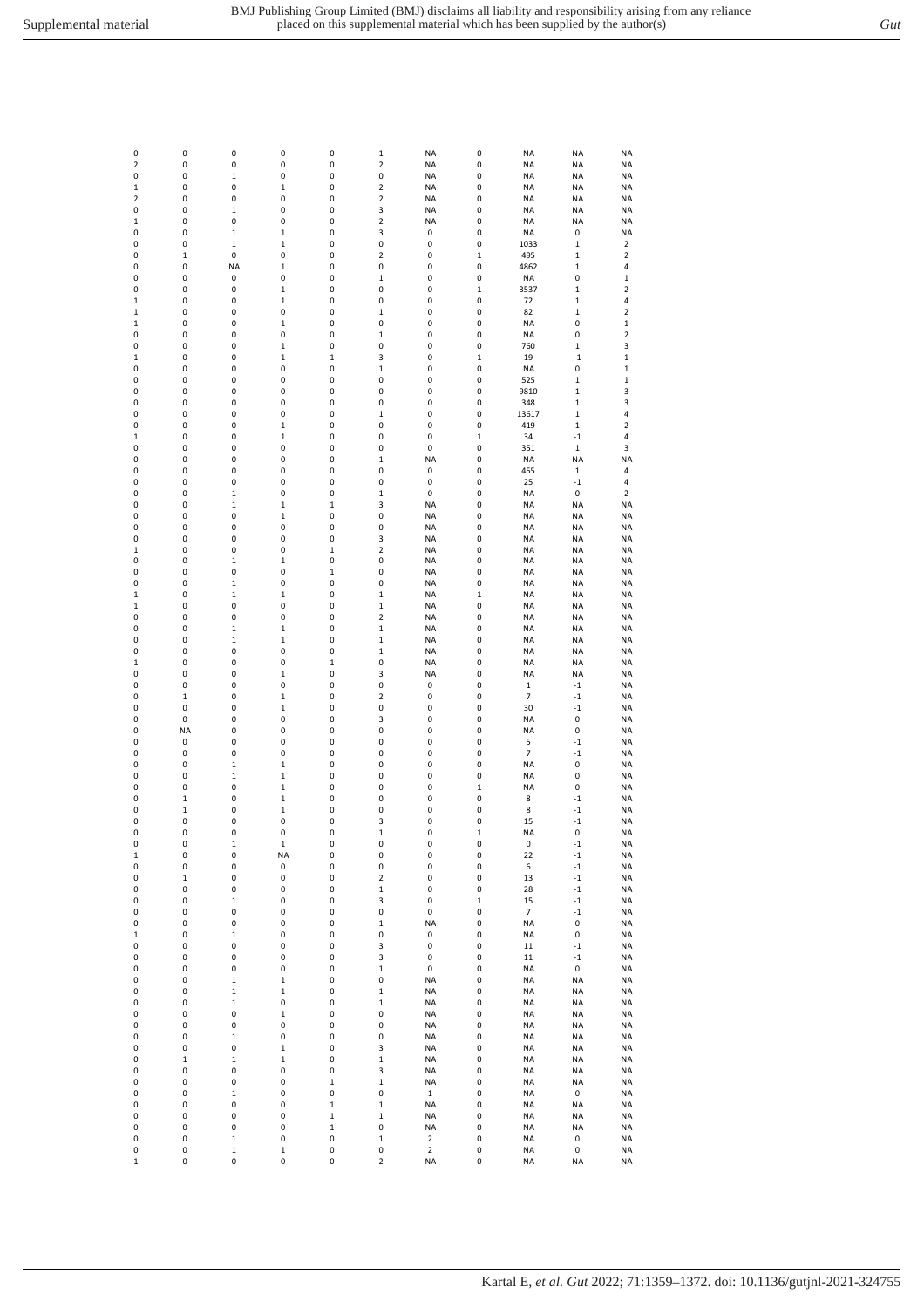| | | | | | | | | | | |
|---|---|---|---|---|---|---|---|---|---|---|
| 0 | 0 | 0 | 0 | 0 | 1 | NA | 0 | NA | NA | NA |
| 2 | 0 | 0 | 0 | 0 | 2 | NA | 0 | NA | NA | NA |
| 0 | 0 | 1 | 0 | 0 | 0 | NA | 0 | NA | NA | NA |
| 1 | 0 | 0 | 1 | 0 | 2 | NA | 0 | NA | NA | NA |
| 2 | 0 | 0 | 0 | 0 | 2 | NA | 0 | NA | NA | NA |
| 0 | 0 | 1 | 0 | 0 | 3 | NA | 0 | NA | NA | NA |
| 1 | 0 | 0 | 0 | 0 | 2 | NA | 0 | NA | NA | NA |
| 0 | 0 | 1 | 1 | 0 | 3 | 0 | 0 | NA | 0 | NA |
| 0 | 0 | 1 | 1 | 0 | 0 | 0 | 0 | 1033 | 1 | 2 |
| 0 | 1 | 0 | 0 | 0 | 2 | 0 | 1 | 495 | 1 | 2 |
| 0 | 0 | NA | 1 | 0 | 0 | 0 | 0 | 4862 | 1 | 4 |
| 0 | 0 | 0 | 0 | 0 | 1 | 0 | 0 | NA | 0 | 1 |
| 0 | 0 | 0 | 1 | 0 | 0 | 0 | 1 | 3537 | 1 | 2 |
| 1 | 0 | 0 | 1 | 0 | 0 | 0 | 0 | 72 | 1 | 4 |
| 1 | 0 | 0 | 0 | 0 | 1 | 0 | 0 | 82 | 1 | 2 |
| 1 | 0 | 0 | 1 | 0 | 0 | 0 | 0 | NA | 0 | 1 |
| 0 | 0 | 0 | 0 | 0 | 1 | 0 | 0 | NA | 0 | 2 |
| 0 | 0 | 0 | 1 | 0 | 0 | 0 | 0 | 760 | 1 | 3 |
| 1 | 0 | 0 | 1 | 1 | 3 | 0 | 1 | 19 | -1 | 1 |
| 0 | 0 | 0 | 0 | 0 | 1 | 0 | 0 | NA | 0 | 1 |
| 0 | 0 | 0 | 0 | 0 | 0 | 0 | 0 | 525 | 1 | 1 |
| 0 | 0 | 0 | 0 | 0 | 0 | 0 | 0 | 9810 | 1 | 3 |
| 0 | 0 | 0 | 0 | 0 | 0 | 0 | 0 | 348 | 1 | 3 |
| 0 | 0 | 0 | 0 | 0 | 1 | 0 | 0 | 13617 | 1 | 4 |
| 0 | 0 | 0 | 1 | 0 | 0 | 0 | 0 | 419 | 1 | 2 |
| 1 | 0 | 0 | 1 | 0 | 0 | 0 | 1 | 34 | -1 | 4 |
| 0 | 0 | 0 | 0 | 0 | 0 | 0 | 0 | 351 | 1 | 3 |
| 0 | 0 | 0 | 0 | 0 | 1 | NA | 0 | NA | NA | NA |
| 0 | 0 | 0 | 0 | 0 | 0 | 0 | 0 | 455 | 1 | 4 |
| 0 | 0 | 0 | 0 | 0 | 0 | 0 | 0 | 25 | -1 | 4 |
| 0 | 0 | 1 | 0 | 0 | 1 | 0 | 0 | NA | 0 | 2 |
| 0 | 0 | 1 | 1 | 1 | 3 | NA | 0 | NA | NA | NA |
| 0 | 0 | 0 | 1 | 0 | 0 | NA | 0 | NA | NA | NA |
| 0 | 0 | 0 | 0 | 0 | 0 | NA | 0 | NA | NA | NA |
| 0 | 0 | 0 | 0 | 0 | 3 | NA | 0 | NA | NA | NA |
| 1 | 0 | 0 | 0 | 1 | 2 | NA | 0 | NA | NA | NA |
| 0 | 0 | 1 | 1 | 0 | 0 | NA | 0 | NA | NA | NA |
| 0 | 0 | 0 | 0 | 1 | 0 | NA | 0 | NA | NA | NA |
| 0 | 0 | 1 | 0 | 0 | 0 | NA | 0 | NA | NA | NA |
| 1 | 0 | 1 | 1 | 0 | 1 | NA | 1 | NA | NA | NA |
| 1 | 0 | 0 | 0 | 0 | 1 | NA | 0 | NA | NA | NA |
| 0 | 0 | 0 | 0 | 0 | 2 | NA | 0 | NA | NA | NA |
| 0 | 0 | 1 | 1 | 0 | 1 | NA | 0 | NA | NA | NA |
| 0 | 0 | 1 | 1 | 0 | 1 | NA | 0 | NA | NA | NA |
| 0 | 0 | 0 | 0 | 0 | 1 | NA | 0 | NA | NA | NA |
| 1 | 0 | 0 | 0 | 1 | 0 | NA | 0 | NA | NA | NA |
| 0 | 0 | 0 | 1 | 0 | 3 | NA | 0 | NA | NA | NA |
| 0 | 0 | 0 | 0 | 0 | 0 | 0 | 0 | 1 | -1 | NA |
| 0 | 1 | 0 | 1 | 0 | 2 | 0 | 0 | 7 | -1 | NA |
| 0 | 0 | 0 | 1 | 0 | 0 | 0 | 0 | 30 | -1 | NA |
| 0 | 0 | 0 | 0 | 0 | 3 | 0 | 0 | NA | 0 | NA |
| 0 | NA | 0 | 0 | 0 | 0 | 0 | 0 | NA | 0 | NA |
| 0 | 0 | 0 | 0 | 0 | 0 | 0 | 0 | 5 | -1 | NA |
| 0 | 0 | 0 | 0 | 0 | 0 | 0 | 0 | 7 | -1 | NA |
| 0 | 0 | 1 | 1 | 0 | 0 | 0 | 0 | NA | 0 | NA |
| 0 | 0 | 1 | 1 | 0 | 0 | 0 | 0 | NA | 0 | NA |
| 0 | 0 | 0 | 1 | 0 | 0 | 0 | 1 | NA | 0 | NA |
| 0 | 1 | 0 | 1 | 0 | 0 | 0 | 0 | 8 | -1 | NA |
| 0 | 1 | 0 | 1 | 0 | 0 | 0 | 0 | 8 | -1 | NA |
| 0 | 0 | 0 | 0 | 0 | 3 | 0 | 0 | 15 | -1 | NA |
| 0 | 0 | 0 | 0 | 0 | 1 | 0 | 1 | NA | 0 | NA |
| 0 | 0 | 1 | 1 | 0 | 0 | 0 | 0 | 0 | -1 | NA |
| 1 | 0 | 0 | NA | 0 | 0 | 0 | 0 | 22 | -1 | NA |
| 0 | 0 | 0 | 0 | 0 | 0 | 0 | 0 | 6 | -1 | NA |
| 0 | 1 | 0 | 0 | 0 | 2 | 0 | 0 | 13 | -1 | NA |
| 0 | 0 | 0 | 0 | 0 | 1 | 0 | 0 | 28 | -1 | NA |
| 0 | 0 | 1 | 0 | 0 | 3 | 0 | 1 | 15 | -1 | NA |
| 0 | 0 | 0 | 0 | 0 | 0 | 0 | 0 | 7 | -1 | NA |
| 0 | 0 | 0 | 0 | 0 | 1 | NA | 0 | NA | 0 | NA |
| 1 | 0 | 1 | 0 | 0 | 0 | 0 | 0 | NA | 0 | NA |
| 0 | 0 | 0 | 0 | 0 | 3 | 0 | 0 | 11 | -1 | NA |
| 0 | 0 | 0 | 0 | 0 | 3 | 0 | 0 | 11 | -1 | NA |
| 0 | 0 | 0 | 0 | 0 | 1 | 0 | 0 | NA | 0 | NA |
| 0 | 0 | 1 | 1 | 0 | 0 | NA | 0 | NA | NA | NA |
| 0 | 0 | 1 | 1 | 0 | 1 | NA | 0 | NA | NA | NA |
| 0 | 0 | 1 | 0 | 0 | 1 | NA | 0 | NA | NA | NA |
| 0 | 0 | 0 | 1 | 0 | 0 | NA | 0 | NA | NA | NA |
| 0 | 0 | 0 | 0 | 0 | 0 | NA | 0 | NA | NA | NA |
| 0 | 0 | 1 | 0 | 0 | 0 | NA | 0 | NA | NA | NA |
| 0 | 0 | 0 | 1 | 0 | 3 | NA | 0 | NA | NA | NA |
| 0 | 1 | 1 | 1 | 0 | 1 | NA | 0 | NA | NA | NA |
| 0 | 0 | 0 | 0 | 0 | 3 | NA | 0 | NA | NA | NA |
| 0 | 0 | 0 | 0 | 1 | 1 | NA | 0 | NA | NA | NA |
| 0 | 0 | 1 | 0 | 0 | 0 | 1 | 0 | NA | 0 | NA |
| 0 | 0 | 0 | 0 | 1 | 1 | NA | 0 | NA | NA | NA |
| 0 | 0 | 0 | 0 | 1 | 1 | NA | 0 | NA | NA | NA |
| 0 | 0 | 0 | 0 | 1 | 0 | NA | 0 | NA | NA | NA |
| 0 | 0 | 1 | 0 | 0 | 1 | 2 | 0 | NA | 0 | NA |
| 0 | 0 | 1 | 1 | 0 | 0 | 2 | 0 | NA | 0 | NA |
| 1 | 0 | 0 | 0 | 0 | 2 | NA | 0 | NA | NA | NA |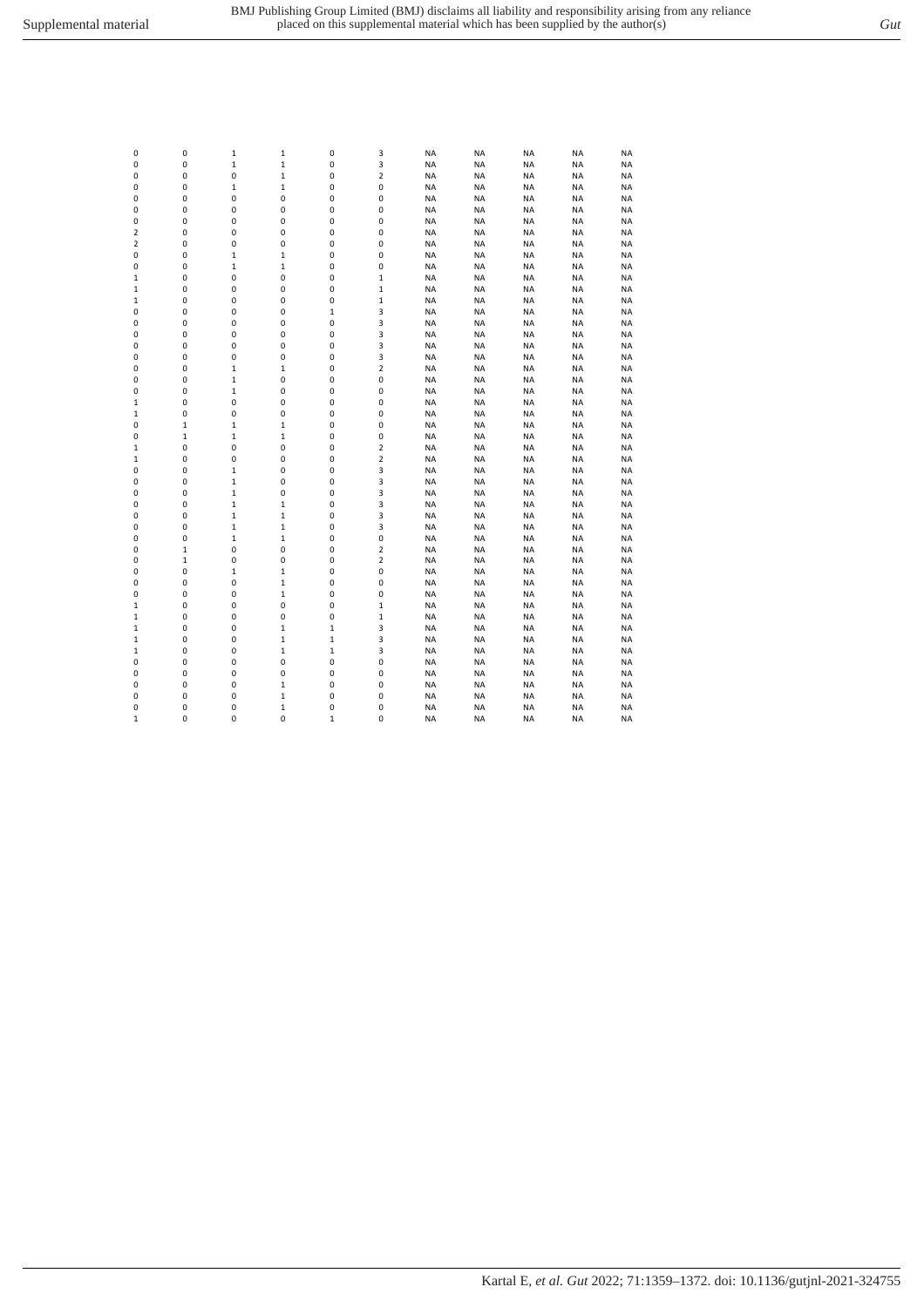| | | | | | | | | | | |
|---|---|---|---|---|---|---|---|---|---|---|
| 0 | 0 | 1 | 1 | 0 | 3 | NA | NA | NA | NA | NA |
| 0 | 0 | 1 | 1 | 0 | 3 | NA | NA | NA | NA | NA |
| 0 | 0 | 0 | 1 | 0 | 2 | NA | NA | NA | NA | NA |
| 0 | 0 | 1 | 1 | 0 | 0 | NA | NA | NA | NA | NA |
| 0 | 0 | 0 | 0 | 0 | 0 | NA | NA | NA | NA | NA |
| 0 | 0 | 0 | 0 | 0 | 0 | NA | NA | NA | NA | NA |
| 0 | 0 | 0 | 0 | 0 | 0 | NA | NA | NA | NA | NA |
| 2 | 0 | 0 | 0 | 0 | 0 | NA | NA | NA | NA | NA |
| 2 | 0 | 0 | 0 | 0 | 0 | NA | NA | NA | NA | NA |
| 0 | 0 | 1 | 1 | 0 | 0 | NA | NA | NA | NA | NA |
| 0 | 0 | 1 | 1 | 0 | 0 | NA | NA | NA | NA | NA |
| 1 | 0 | 0 | 0 | 0 | 1 | NA | NA | NA | NA | NA |
| 1 | 0 | 0 | 0 | 0 | 1 | NA | NA | NA | NA | NA |
| 1 | 0 | 0 | 0 | 0 | 1 | NA | NA | NA | NA | NA |
| 0 | 0 | 0 | 0 | 1 | 3 | NA | NA | NA | NA | NA |
| 0 | 0 | 0 | 0 | 0 | 3 | NA | NA | NA | NA | NA |
| 0 | 0 | 0 | 0 | 0 | 3 | NA | NA | NA | NA | NA |
| 0 | 0 | 0 | 0 | 0 | 3 | NA | NA | NA | NA | NA |
| 0 | 0 | 0 | 0 | 0 | 3 | NA | NA | NA | NA | NA |
| 0 | 0 | 1 | 1 | 0 | 2 | NA | NA | NA | NA | NA |
| 0 | 0 | 1 | 0 | 0 | 0 | NA | NA | NA | NA | NA |
| 0 | 0 | 1 | 0 | 0 | 0 | NA | NA | NA | NA | NA |
| 1 | 0 | 0 | 0 | 0 | 0 | NA | NA | NA | NA | NA |
| 1 | 0 | 0 | 0 | 0 | 0 | NA | NA | NA | NA | NA |
| 0 | 1 | 1 | 1 | 0 | 0 | NA | NA | NA | NA | NA |
| 0 | 1 | 1 | 1 | 0 | 0 | NA | NA | NA | NA | NA |
| 1 | 0 | 0 | 0 | 0 | 2 | NA | NA | NA | NA | NA |
| 1 | 0 | 0 | 0 | 0 | 2 | NA | NA | NA | NA | NA |
| 0 | 0 | 1 | 0 | 0 | 3 | NA | NA | NA | NA | NA |
| 0 | 0 | 1 | 0 | 0 | 3 | NA | NA | NA | NA | NA |
| 0 | 0 | 1 | 0 | 0 | 3 | NA | NA | NA | NA | NA |
| 0 | 0 | 1 | 1 | 0 | 3 | NA | NA | NA | NA | NA |
| 0 | 0 | 1 | 1 | 0 | 3 | NA | NA | NA | NA | NA |
| 0 | 0 | 1 | 1 | 0 | 3 | NA | NA | NA | NA | NA |
| 0 | 0 | 1 | 1 | 0 | 0 | NA | NA | NA | NA | NA |
| 0 | 1 | 0 | 0 | 0 | 2 | NA | NA | NA | NA | NA |
| 0 | 1 | 0 | 0 | 0 | 2 | NA | NA | NA | NA | NA |
| 0 | 0 | 1 | 1 | 0 | 0 | NA | NA | NA | NA | NA |
| 0 | 0 | 0 | 1 | 0 | 0 | NA | NA | NA | NA | NA |
| 0 | 0 | 0 | 1 | 0 | 0 | NA | NA | NA | NA | NA |
| 1 | 0 | 0 | 0 | 0 | 1 | NA | NA | NA | NA | NA |
| 1 | 0 | 0 | 0 | 0 | 1 | NA | NA | NA | NA | NA |
| 1 | 0 | 0 | 1 | 1 | 3 | NA | NA | NA | NA | NA |
| 1 | 0 | 0 | 1 | 1 | 3 | NA | NA | NA | NA | NA |
| 1 | 0 | 0 | 1 | 1 | 3 | NA | NA | NA | NA | NA |
| 0 | 0 | 0 | 0 | 0 | 0 | NA | NA | NA | NA | NA |
| 0 | 0 | 0 | 0 | 0 | 0 | NA | NA | NA | NA | NA |
| 0 | 0 | 0 | 1 | 0 | 0 | NA | NA | NA | NA | NA |
| 0 | 0 | 0 | 1 | 0 | 0 | NA | NA | NA | NA | NA |
| 0 | 0 | 0 | 1 | 0 | 0 | NA | NA | NA | NA | NA |
| 1 | 0 | 0 | 0 | 1 | 0 | NA | NA | NA | NA | NA |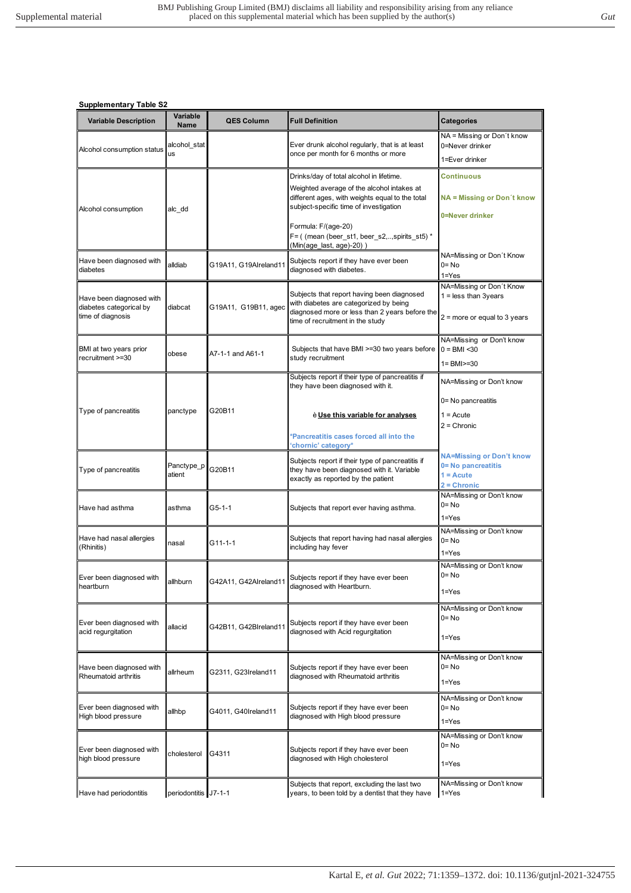**Supplementary Table S2**

| Variable Description | Variable Name | QES Column | Full Definition | Categories |
|---|---|---|---|---|
| Alcohol consumption status | alcohol_status | | Ever drunk alcohol regularly, that is at least once per month for 6 months or more | NA = Missing or Don´t know<br>0=Never drinker<br>1=Ever drinker |
| Alcohol consumption | alc_dd | | Drinks/day of total alcohol in lifetime.<br>Weighted average of the alcohol intakes at different ages, with weights equal to the total subject-specific time of investigation<br>Formula: F/(age-20)<br>F= ( (mean (beer_st1, beer_s2,..,spirits_st5) * (Min(age_last, age)-20) ) | Continuous<br>NA = Missing or Don´t know<br>0=Never drinker |
| Have been diagnosed with diabetes | alldiab | G19A11, G19AIreland11 | Subjects report if they have ever been diagnosed with diabetes. | NA=Missing or Don´t Know<br>0= No<br>1=Yes |
| Have been diagnosed with diabetes categorical by time of diagnosis | diabcat | G19A11, G19B11, agec | Subjects that report having been diagnosed with diabetes are categorized by being diagnosed more or less than 2 years before the time of recruitment in the study | NA=Missing or Don´t Know<br>1 = less than 3years<br>2 = more or equal to 3 years |
| BMI at two years prior recruitment >=30 | obese | A7-1-1 and A61-1 | Subjects that have BMI >=30 two years before study recruitment | NA=Missing or Don't know<br>0 = BMI <30<br>1= BMI>=30 |
| Type of pancreatitis | panctype | G20B11 | Subjects report if their type of pancreatitis if they have been diagnosed with it.<br>è **Use this variable for analyses**<br>*Pancreatitis cases forced all into the 'chornic' category* | NA=Missing or Don't know<br>0= No pancreatitis<br>1 = Acute<br>2 = Chronic |
| Type of pancreatitis | Panctype_patient | G20B11 | Subjects report if their type of pancreatitis if they have been diagnosed with it. Variable exactly as reported by the patient | NA=Missing or Don't know<br>0= No pancreatitis<br>1 = Acute<br>2 = Chronic |
| Have had asthma | asthma | G5-1-1 | Subjects that report ever having asthma. | NA=Missing or Don't know<br>0= No<br>1=Yes |
| Have had nasal allergies (Rhinitis) | nasal | G11-1-1 | Subjects that report having had nasal allergies including hay fever | NA=Missing or Don't know<br>0= No<br>1=Yes |
| Ever been diagnosed with heartburn | allhburn | G42A11, G42AIreland11 | Subjects report if they have ever been diagnosed with Heartburn. | NA=Missing or Don't know<br>0= No<br>1=Yes |
| Ever been diagnosed with acid regurgitation | allacid | G42B11, G42BIreland11 | Subjects report if they have ever been diagnosed with Acid regurgitation | NA=Missing or Don't know<br>0= No<br>1=Yes |
| Have been diagnosed with Rheumatoid arthritis | allrheum | G2311, G23Ireland11 | Subjects report if they have ever been diagnosed with Rheumatoid arthritis | NA=Missing or Don't know<br>0= No<br>1=Yes |
| Ever been diagnosed with High blood pressure | allhbp | G4011, G40Ireland11 | Subjects report if they have ever been diagnosed with High blood pressure | NA=Missing or Don't know<br>0= No<br>1=Yes |
| Ever been diagnosed with high blood pressure | cholesterol | G4311 | Subjects report if they have ever been diagnosed with High cholesterol | NA=Missing or Don't know<br>0= No<br>1=Yes |
| Have had periodontitis | periodontitis | J7-1-1 | Subjects that report, excluding the last two years, to been told by a dentist that they have | NA=Missing or Don't know<br>1=Yes |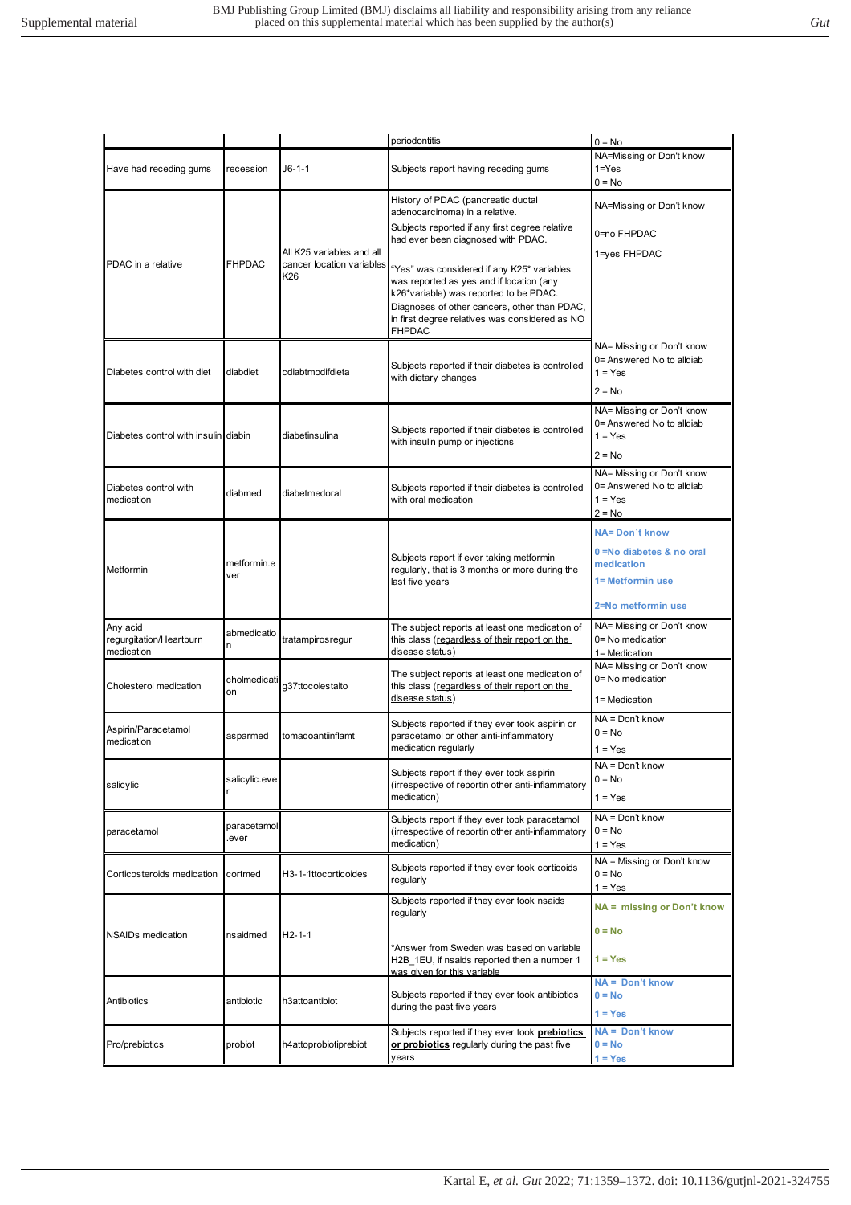| | | | periodontitis | 0 = No |
|---|---|---|---|---|
| Have had receding gums | recession | J6-1-1 | Subjects report having receding gums | NA=Missing or Don't know<br>1=Yes<br>0 = No |
| PDAC in a relative | FHPDAC | All K25 variables and all cancer location variables K26 | History of PDAC (pancreatic ductal adenocarcinoma) in a relative.<br>Subjects reported if any first degree relative had ever been diagnosed with PDAC.<br>"Yes" was considered if any K25* variables was reported as yes and if location (any k26*variable) was reported to be PDAC. Diagnoses of other cancers, other than PDAC, in first degree relatives was considered as NO FHPDAC | NA=Missing or Don't know<br>0=no FHPDAC<br>1=yes FHPDAC |
| Diabetes control with diet | diabdiet | cdiabtmodifdieta | Subjects reported if their diabetes is controlled with dietary changes | NA= Missing or Don't know<br>0= Answered No to alldiab<br>1 = Yes<br>2 = No |
| Diabetes control with insulin | diabin | diabetinsulina | Subjects reported if their diabetes is controlled with insulin pump or injections | NA= Missing or Don't know<br>0= Answered No to alldiab<br>1 = Yes<br>2 = No |
| Diabetes control with medication | diabmed | diabetmedoral | Subjects reported if their diabetes is controlled with oral medication | NA= Missing or Don't know<br>0= Answered No to alldiab<br>1 = Yes<br>2 = No |
| Metformin | metformin.ever | | Subjects report if ever taking metformin regularly, that is 3 months or more during the last five years | **NA= Don´t know**<br>**0 =No diabetes & no oral medication**<br>**1= Metformin use**<br>**2=No metformin use** |
| Any acid regurgitation/Heartburn medication | abmedication | tratampirosregur | The subject reports at least one medication of this class (<u>regardless of their report on the disease status</u>) | NA= Missing or Don't know<br>0= No medication<br>1= Medication |
| Cholesterol medication | cholmedication | g37ttocolestalto | The subject reports at least one medication of this class (<u>regardless of their report on the disease status</u>) | NA= Missing or Don't know<br>0= No medication<br>1= Medication |
| Aspirin/Paracetamol medication | asparmed | tomadoantiinflamt | Subjects reported if they ever took aspirin or paracetamol or other ainti-inflammatory medication regularly | NA = Don't know<br>0 = No<br>1 = Yes |
| salicylic | salicylic.ever | | Subjects report if they ever took aspirin (irrespective of reportin other anti-inflammatory medication) | NA = Don't know<br>0 = No<br>1 = Yes |
| paracetamol | paracetamol.ever | | Subjects report if they ever took paracetamol (irrespective of reportin other anti-inflammatory medication) | NA = Don't know<br>0 = No<br>1 = Yes |
| Corticosteroids medication | cortmed | H3-1-1ttocorticoides | Subjects reported if they ever took corticoids regularly | NA = Missing or Don't know<br>0 = No<br>1 = Yes |
| NSAIDs medication | nsaidmed | H2-1-1 | Subjects reported if they ever took nsaids regularly<br>*Answer from Sweden was based on variable H2B_1EU, if nsaids reported then a number 1 was given for this variable | **NA = missing or Don't know**<br>**0 = No**<br>**1 = Yes** |
| Antibiotics | antibiotic | h3attoantibiot | Subjects reported if they ever took antibiotics during the past five years | **NA = Don't know**<br>**0 = No**<br>**1 = Yes** |
| Pro/prebiotics | probiot | h4attoprobiotiprebiot | Subjects reported if they ever took <u>**prebiotics or probiotics**</u> regularly during the past five years | **NA = Don't know**<br>**0 = No**<br>**1 = Yes** |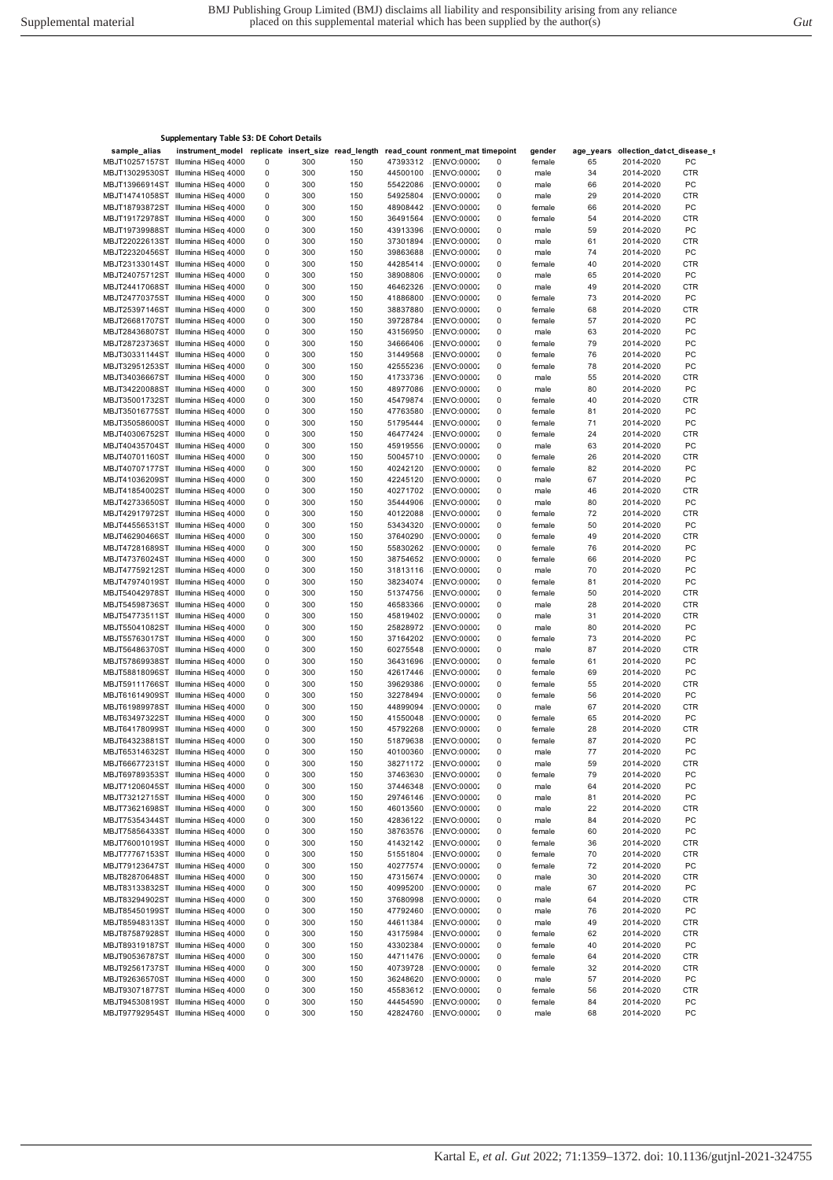**Supplementary Table S3: DE Cohort Details**

| sample_alias | instrument_model | replicate | insert_size | read_length | read_count | ronment_mat | timepoint | gender | age_years | ollection_dat | ct_disease_s |
|---|---|---|---|---|---|---|---|---|---|---|---|
| MBJT10257157ST | Illumina HiSeq 4000 | 0 | 300 | 150 | 47393312 | [ENVO:0000: | 0 | female | 65 | 2014-2020 | PC |
| MBJT13029530ST | Illumina HiSeq 4000 | 0 | 300 | 150 | 44500100 | [ENVO:0000: | 0 | male | 34 | 2014-2020 | CTR |
| MBJT13966914ST | Illumina HiSeq 4000 | 0 | 300 | 150 | 55422086 | [ENVO:0000: | 0 | male | 66 | 2014-2020 | PC |
| MBJT14741058ST | Illumina HiSeq 4000 | 0 | 300 | 150 | 54925804 | [ENVO:0000: | 0 | male | 29 | 2014-2020 | CTR |
| MBJT18793872ST | Illumina HiSeq 4000 | 0 | 300 | 150 | 48908442 | [ENVO:0000: | 0 | female | 66 | 2014-2020 | PC |
| MBJT19172978ST | Illumina HiSeq 4000 | 0 | 300 | 150 | 36491564 | [ENVO:0000: | 0 | female | 54 | 2014-2020 | CTR |
| MBJT19739988ST | Illumina HiSeq 4000 | 0 | 300 | 150 | 43913396 | [ENVO:0000: | 0 | male | 59 | 2014-2020 | PC |
| MBJT22022613ST | Illumina HiSeq 4000 | 0 | 300 | 150 | 37301894 | [ENVO:0000: | 0 | male | 61 | 2014-2020 | CTR |
| MBJT22320456ST | Illumina HiSeq 4000 | 0 | 300 | 150 | 39863688 | [ENVO:0000: | 0 | male | 74 | 2014-2020 | PC |
| MBJT23133014ST | Illumina HiSeq 4000 | 0 | 300 | 150 | 44285414 | [ENVO:0000: | 0 | female | 40 | 2014-2020 | CTR |
| MBJT24075712ST | Illumina HiSeq 4000 | 0 | 300 | 150 | 38908806 | [ENVO:0000: | 0 | male | 65 | 2014-2020 | PC |
| MBJT24417068ST | Illumina HiSeq 4000 | 0 | 300 | 150 | 46462326 | [ENVO:0000: | 0 | male | 49 | 2014-2020 | CTR |
| MBJT24770375ST | Illumina HiSeq 4000 | 0 | 300 | 150 | 41886800 | [ENVO:0000: | 0 | female | 73 | 2014-2020 | PC |
| MBJT25397146ST | Illumina HiSeq 4000 | 0 | 300 | 150 | 38837880 | [ENVO:0000: | 0 | female | 68 | 2014-2020 | CTR |
| MBJT26681707ST | Illumina HiSeq 4000 | 0 | 300 | 150 | 39728784 | [ENVO:0000: | 0 | female | 57 | 2014-2020 | PC |
| MBJT28436807ST | Illumina HiSeq 4000 | 0 | 300 | 150 | 43156950 | [ENVO:0000: | 0 | male | 63 | 2014-2020 | PC |
| MBJT28723736ST | Illumina HiSeq 4000 | 0 | 300 | 150 | 34666406 | [ENVO:0000: | 0 | female | 79 | 2014-2020 | PC |
| MBJT30331144ST | Illumina HiSeq 4000 | 0 | 300 | 150 | 31449568 | [ENVO:0000: | 0 | female | 76 | 2014-2020 | PC |
| MBJT32951253ST | Illumina HiSeq 4000 | 0 | 300 | 150 | 42555236 | [ENVO:0000: | 0 | female | 78 | 2014-2020 | PC |
| MBJT34036667ST | Illumina HiSeq 4000 | 0 | 300 | 150 | 41733736 | [ENVO:0000: | 0 | male | 55 | 2014-2020 | CTR |
| MBJT34220088ST | Illumina HiSeq 4000 | 0 | 300 | 150 | 48977086 | [ENVO:0000: | 0 | male | 80 | 2014-2020 | PC |
| MBJT35001732ST | Illumina HiSeq 4000 | 0 | 300 | 150 | 45479874 | [ENVO:0000: | 0 | female | 40 | 2014-2020 | CTR |
| MBJT35016775ST | Illumina HiSeq 4000 | 0 | 300 | 150 | 47763580 | [ENVO:0000: | 0 | female | 81 | 2014-2020 | PC |
| MBJT35058600ST | Illumina HiSeq 4000 | 0 | 300 | 150 | 51795444 | [ENVO:0000: | 0 | female | 71 | 2014-2020 | PC |
| MBJT40306752ST | Illumina HiSeq 4000 | 0 | 300 | 150 | 46477424 | [ENVO:0000: | 0 | female | 24 | 2014-2020 | CTR |
| MBJT40435704ST | Illumina HiSeq 4000 | 0 | 300 | 150 | 45919556 | [ENVO:0000: | 0 | male | 63 | 2014-2020 | PC |
| MBJT40701160ST | Illumina HiSeq 4000 | 0 | 300 | 150 | 50045710 | [ENVO:0000: | 0 | female | 26 | 2014-2020 | CTR |
| MBJT40707177ST | Illumina HiSeq 4000 | 0 | 300 | 150 | 40242120 | [ENVO:0000: | 0 | female | 82 | 2014-2020 | PC |
| MBJT41036209ST | Illumina HiSeq 4000 | 0 | 300 | 150 | 42245120 | [ENVO:0000: | 0 | male | 67 | 2014-2020 | PC |
| MBJT41854002ST | Illumina HiSeq 4000 | 0 | 300 | 150 | 40271702 | [ENVO:0000: | 0 | male | 46 | 2014-2020 | CTR |
| MBJT42733650ST | Illumina HiSeq 4000 | 0 | 300 | 150 | 35444906 | [ENVO:0000: | 0 | male | 80 | 2014-2020 | PC |
| MBJT42917972ST | Illumina HiSeq 4000 | 0 | 300 | 150 | 40122088 | [ENVO:0000: | 0 | female | 72 | 2014-2020 | CTR |
| MBJT44556531ST | Illumina HiSeq 4000 | 0 | 300 | 150 | 53434320 | [ENVO:0000: | 0 | female | 50 | 2014-2020 | PC |
| MBJT46290466ST | Illumina HiSeq 4000 | 0 | 300 | 150 | 37640290 | [ENVO:0000: | 0 | female | 49 | 2014-2020 | CTR |
| MBJT47281689ST | Illumina HiSeq 4000 | 0 | 300 | 150 | 55830262 | [ENVO:0000: | 0 | female | 76 | 2014-2020 | PC |
| MBJT47376024ST | Illumina HiSeq 4000 | 0 | 300 | 150 | 38754652 | [ENVO:0000: | 0 | female | 66 | 2014-2020 | PC |
| MBJT47759212ST | Illumina HiSeq 4000 | 0 | 300 | 150 | 31813116 | [ENVO:0000: | 0 | male | 70 | 2014-2020 | PC |
| MBJT47974019ST | Illumina HiSeq 4000 | 0 | 300 | 150 | 38234074 | [ENVO:0000: | 0 | female | 81 | 2014-2020 | PC |
| MBJT54042978ST | Illumina HiSeq 4000 | 0 | 300 | 150 | 51374756 | [ENVO:0000: | 0 | female | 50 | 2014-2020 | CTR |
| MBJT54598736ST | Illumina HiSeq 4000 | 0 | 300 | 150 | 46583366 | [ENVO:0000: | 0 | male | 28 | 2014-2020 | CTR |
| MBJT54773511ST | Illumina HiSeq 4000 | 0 | 300 | 150 | 45819402 | [ENVO:0000: | 0 | male | 31 | 2014-2020 | CTR |
| MBJT55041082ST | Illumina HiSeq 4000 | 0 | 300 | 150 | 25828972 | [ENVO:0000: | 0 | male | 80 | 2014-2020 | PC |
| MBJT55763017ST | Illumina HiSeq 4000 | 0 | 300 | 150 | 37164202 | [ENVO:0000: | 0 | female | 73 | 2014-2020 | PC |
| MBJT56486370ST | Illumina HiSeq 4000 | 0 | 300 | 150 | 60275548 | [ENVO:0000: | 0 | male | 87 | 2014-2020 | CTR |
| MBJT57869938ST | Illumina HiSeq 4000 | 0 | 300 | 150 | 36431696 | [ENVO:0000: | 0 | female | 61 | 2014-2020 | PC |
| MBJT58818096ST | Illumina HiSeq 4000 | 0 | 300 | 150 | 42617446 | [ENVO:0000: | 0 | female | 69 | 2014-2020 | PC |
| MBJT59111766ST | Illumina HiSeq 4000 | 0 | 300 | 150 | 39629386 | [ENVO:0000: | 0 | female | 55 | 2014-2020 | CTR |
| MBJT61614909ST | Illumina HiSeq 4000 | 0 | 300 | 150 | 32278494 | [ENVO:0000: | 0 | female | 56 | 2014-2020 | PC |
| MBJT61989978ST | Illumina HiSeq 4000 | 0 | 300 | 150 | 44899094 | [ENVO:0000: | 0 | male | 67 | 2014-2020 | CTR |
| MBJT63497322ST | Illumina HiSeq 4000 | 0 | 300 | 150 | 41550048 | [ENVO:0000: | 0 | female | 65 | 2014-2020 | PC |
| MBJT64178099ST | Illumina HiSeq 4000 | 0 | 300 | 150 | 45792268 | [ENVO:0000: | 0 | female | 28 | 2014-2020 | CTR |
| MBJT64323881ST | Illumina HiSeq 4000 | 0 | 300 | 150 | 51879638 | [ENVO:0000: | 0 | female | 87 | 2014-2020 | PC |
| MBJT65314632ST | Illumina HiSeq 4000 | 0 | 300 | 150 | 40100360 | [ENVO:0000: | 0 | male | 77 | 2014-2020 | PC |
| MBJT66677231ST | Illumina HiSeq 4000 | 0 | 300 | 150 | 38271172 | [ENVO:0000: | 0 | male | 59 | 2014-2020 | CTR |
| MBJT69789353ST | Illumina HiSeq 4000 | 0 | 300 | 150 | 37463630 | [ENVO:0000: | 0 | female | 79 | 2014-2020 | PC |
| MBJT71206045ST | Illumina HiSeq 4000 | 0 | 300 | 150 | 37446348 | [ENVO:0000: | 0 | male | 64 | 2014-2020 | PC |
| MBJT73212715ST | Illumina HiSeq 4000 | 0 | 300 | 150 | 29746146 | [ENVO:0000: | 0 | male | 81 | 2014-2020 | PC |
| MBJT73621698ST | Illumina HiSeq 4000 | 0 | 300 | 150 | 46013560 | [ENVO:0000: | 0 | male | 22 | 2014-2020 | CTR |
| MBJT75354344ST | Illumina HiSeq 4000 | 0 | 300 | 150 | 42836122 | [ENVO:0000: | 0 | male | 84 | 2014-2020 | PC |
| MBJT75856433ST | Illumina HiSeq 4000 | 0 | 300 | 150 | 38763576 | [ENVO:0000: | 0 | female | 60 | 2014-2020 | PC |
| MBJT76001019ST | Illumina HiSeq 4000 | 0 | 300 | 150 | 41432142 | [ENVO:0000: | 0 | female | 36 | 2014-2020 | CTR |
| MBJT77767153ST | Illumina HiSeq 4000 | 0 | 300 | 150 | 51551804 | [ENVO:0000: | 0 | female | 70 | 2014-2020 | CTR |
| MBJT79123647ST | Illumina HiSeq 4000 | 0 | 300 | 150 | 40277574 | [ENVO:0000: | 0 | female | 72 | 2014-2020 | PC |
| MBJT82870648ST | Illumina HiSeq 4000 | 0 | 300 | 150 | 47315674 | [ENVO:0000: | 0 | male | 30 | 2014-2020 | CTR |
| MBJT83133832ST | Illumina HiSeq 4000 | 0 | 300 | 150 | 40995200 | [ENVO:0000: | 0 | male | 67 | 2014-2020 | PC |
| MBJT83294902ST | Illumina HiSeq 4000 | 0 | 300 | 150 | 37680998 | [ENVO:0000: | 0 | male | 64 | 2014-2020 | CTR |
| MBJT85450199ST | Illumina HiSeq 4000 | 0 | 300 | 150 | 47792460 | [ENVO:0000: | 0 | male | 76 | 2014-2020 | PC |
| MBJT85948313ST | Illumina HiSeq 4000 | 0 | 300 | 150 | 44611384 | [ENVO:0000: | 0 | male | 49 | 2014-2020 | CTR |
| MBJT87587928ST | Illumina HiSeq 4000 | 0 | 300 | 150 | 43175984 | [ENVO:0000: | 0 | female | 62 | 2014-2020 | CTR |
| MBJT89319187ST | Illumina HiSeq 4000 | 0 | 300 | 150 | 43302384 | [ENVO:0000: | 0 | female | 40 | 2014-2020 | PC |
| MBJT90536787ST | Illumina HiSeq 4000 | 0 | 300 | 150 | 44711476 | [ENVO:0000: | 0 | female | 64 | 2014-2020 | CTR |
| MBJT92561737ST | Illumina HiSeq 4000 | 0 | 300 | 150 | 40739728 | [ENVO:0000: | 0 | female | 32 | 2014-2020 | CTR |
| MBJT92636570ST | Illumina HiSeq 4000 | 0 | 300 | 150 | 36248620 | [ENVO:0000: | 0 | male | 57 | 2014-2020 | PC |
| MBJT93071877ST | Illumina HiSeq 4000 | 0 | 300 | 150 | 45583612 | [ENVO:0000: | 0 | female | 56 | 2014-2020 | CTR |
| MBJT94530819ST | Illumina HiSeq 4000 | 0 | 300 | 150 | 44454590 | [ENVO:0000: | 0 | female | 84 | 2014-2020 | PC |
| MBJT97792954ST | Illumina HiSeq 4000 | 0 | 300 | 150 | 42824760 | [ENVO:0000: | 0 | male | 68 | 2014-2020 | PC |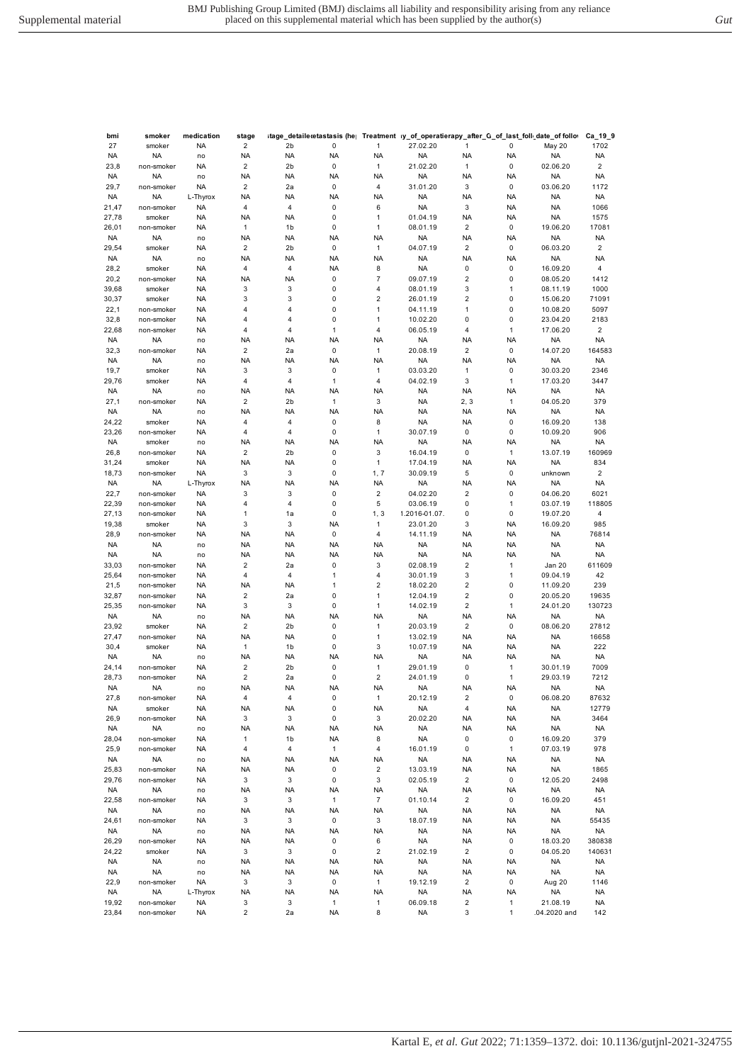| bmi | smoker | medication | stage | stage_detailed | metastasis (hep | Treatment | day_of_operation | therapy_after_G | of_last_foll | date_of_follow | Ca_19_9 |
|---|---|---|---|---|---|---|---|---|---|---|---|
| 27 | smoker | NA | 2 | 2b | 0 | 1 | 27.02.20 | 1 | 0 | May 20 | 1702 |
| NA | NA | no | NA | NA | NA | NA | NA | NA | NA | NA | NA |
| 23,8 | non-smoker | NA | 2 | 2b | 0 | 1 | 21.02.20 | 1 | 0 | 02.06.20 | 2 |
| NA | NA | no | NA | NA | NA | NA | NA | NA | NA | NA | NA |
| 29,7 | non-smoker | NA | 2 | 2a | 0 | 4 | 31.01.20 | 3 | 0 | 03.06.20 | 1172 |
| NA | NA | L-Thyrox | NA | NA | NA | NA | NA | NA | NA | NA | NA |
| 21,47 | non-smoker | NA | 4 | 4 | 0 | 6 | NA | 3 | NA | NA | 1066 |
| 27,78 | smoker | NA | NA | NA | 0 | 1 | 01.04.19 | NA | NA | NA | 1575 |
| 26,01 | non-smoker | NA | 1 | 1b | 0 | 1 | 08.01.19 | 2 | 0 | 19.06.20 | 17081 |
| NA | NA | no | NA | NA | NA | NA | NA | NA | NA | NA | NA |
| 29,54 | smoker | NA | 2 | 2b | 0 | 1 | 04.07.19 | 2 | 0 | 06.03.20 | 2 |
| NA | NA | no | NA | NA | NA | NA | NA | NA | NA | NA | NA |
| 28,2 | smoker | NA | 4 | 4 | NA | 8 | NA | 0 | 0 | 16.09.20 | 4 |
| 20,2 | non-smoker | NA | NA | NA | 0 | 7 | 09.07.19 | 2 | 0 | 08.05.20 | 1412 |
| 39,68 | smoker | NA | 3 | 3 | 0 | 4 | 08.01.19 | 3 | 1 | 08.11.19 | 1000 |
| 30,37 | smoker | NA | 3 | 3 | 0 | 2 | 26.01.19 | 2 | 0 | 15.06.20 | 71091 |
| 22,1 | non-smoker | NA | 4 | 4 | 0 | 1 | 04.11.19 | 1 | 0 | 10.08.20 | 5097 |
| 32,8 | non-smoker | NA | 4 | 4 | 0 | 1 | 10.02.20 | 0 | 0 | 23.04.20 | 2183 |
| 22,68 | non-smoker | NA | 4 | 4 | 1 | 4 | 06.05.19 | 4 | 1 | 17.06.20 | 2 |
| NA | NA | no | NA | NA | NA | NA | NA | NA | NA | NA | NA |
| 32,3 | non-smoker | NA | 2 | 2a | 0 | 1 | 20.08.19 | 2 | 0 | 14.07.20 | 164583 |
| NA | NA | no | NA | NA | NA | NA | NA | NA | NA | NA | NA |
| 19,7 | smoker | NA | 3 | 3 | 0 | 1 | 03.03.20 | 1 | 0 | 30.03.20 | 2346 |
| 29,76 | smoker | NA | 4 | 4 | 1 | 4 | 04.02.19 | 3 | 1 | 17.03.20 | 3447 |
| NA | NA | no | NA | NA | NA | NA | NA | NA | NA | NA | NA |
| 27,1 | non-smoker | NA | 2 | 2b | 1 | 3 | NA | 2, 3 | 1 | 04.05.20 | 379 |
| NA | NA | no | NA | NA | NA | NA | NA | NA | NA | NA | NA |
| 24,22 | smoker | NA | 4 | 4 | 0 | 8 | NA | NA | 0 | 16.09.20 | 138 |
| 23,26 | non-smoker | NA | 4 | 4 | 0 | 1 | 30.07.19 | 0 | 0 | 10.09.20 | 906 |
| NA | smoker | no | NA | NA | NA | NA | NA | NA | NA | NA | NA |
| 26,8 | non-smoker | NA | 2 | 2b | 0 | 3 | 16.04.19 | 0 | 1 | 13.07.19 | 160969 |
| 31,24 | smoker | NA | NA | NA | 0 | 1 | 17.04.19 | NA | NA | NA | 834 |
| 18,73 | non-smoker | NA | 3 | 3 | 0 | 1, 7 | 30.09.19 | 5 | 0 | unknown | 2 |
| NA | NA | L-Thyrox | NA | NA | NA | NA | NA | NA | NA | NA | NA |
| 22,7 | non-smoker | NA | 3 | 3 | 0 | 2 | 04.02.20 | 2 | 0 | 04.06.20 | 6021 |
| 22,39 | non-smoker | NA | 4 | 4 | 0 | 5 | 03.06.19 | 0 | 1 | 03.07.19 | 118805 |
| 27,13 | non-smoker | NA | 1 | 1a | 0 | 1, 3 | 1.2016-01.07. | 0 | 0 | 19.07.20 | 4 |
| 19,38 | smoker | NA | 3 | 3 | NA | 1 | 23.01.20 | 3 | NA | 16.09.20 | 985 |
| 28,9 | non-smoker | NA | NA | NA | 0 | 4 | 14.11.19 | NA | NA | NA | 76814 |
| NA | NA | no | NA | NA | NA | NA | NA | NA | NA | NA | NA |
| NA | NA | no | NA | NA | NA | NA | NA | NA | NA | NA | NA |
| 33,03 | non-smoker | NA | 2 | 2a | 0 | 3 | 02.08.19 | 2 | 1 | Jan 20 | 611609 |
| 25,64 | non-smoker | NA | 4 | 4 | 1 | 4 | 30.01.19 | 3 | 1 | 09.04.19 | 42 |
| 21,5 | non-smoker | NA | NA | NA | 1 | 2 | 18.02.20 | 2 | 0 | 11.09.20 | 239 |
| 32,87 | non-smoker | NA | 2 | 2a | 0 | 1 | 12.04.19 | 2 | 0 | 20.05.20 | 19635 |
| 25,35 | non-smoker | NA | 3 | 3 | 0 | 1 | 14.02.19 | 2 | 1 | 24.01.20 | 130723 |
| NA | NA | no | NA | NA | NA | NA | NA | NA | NA | NA | NA |
| 23,92 | smoker | NA | 2 | 2b | 0 | 1 | 20.03.19 | 2 | 0 | 08.06.20 | 27812 |
| 27,47 | non-smoker | NA | NA | NA | 0 | 1 | 13.02.19 | NA | NA | NA | 16658 |
| 30,4 | smoker | NA | 1 | 1b | 0 | 3 | 10.07.19 | NA | NA | NA | 222 |
| NA | NA | no | NA | NA | NA | NA | NA | NA | NA | NA | NA |
| 24,14 | non-smoker | NA | 2 | 2b | 0 | 1 | 29.01.19 | 0 | 1 | 30.01.19 | 7009 |
| 28,73 | non-smoker | NA | 2 | 2a | 0 | 2 | 24.01.19 | 0 | 1 | 29.03.19 | 7212 |
| NA | NA | no | NA | NA | NA | NA | NA | NA | NA | NA | NA |
| 27,8 | non-smoker | NA | 4 | 4 | 0 | 1 | 20.12.19 | 2 | 0 | 06.08.20 | 87632 |
| NA | smoker | NA | NA | NA | 0 | NA | NA | 4 | NA | NA | 12779 |
| 26,9 | non-smoker | NA | 3 | 3 | 0 | 3 | 20.02.20 | NA | NA | NA | 3464 |
| NA | NA | no | NA | NA | NA | NA | NA | NA | NA | NA | NA |
| 28,04 | non-smoker | NA | 1 | 1b | NA | 8 | NA | 0 | 0 | 16.09.20 | 379 |
| 25,9 | non-smoker | NA | 4 | 4 | 1 | 4 | 16.01.19 | 0 | 1 | 07.03.19 | 978 |
| NA | NA | no | NA | NA | NA | NA | NA | NA | NA | NA | NA |
| 25,83 | non-smoker | NA | NA | NA | 0 | 2 | 13.03.19 | NA | NA | NA | 1865 |
| 29,76 | non-smoker | NA | 3 | 3 | 0 | 3 | 02.05.19 | 2 | 0 | 12.05.20 | 2498 |
| NA | NA | no | NA | NA | NA | NA | NA | NA | NA | NA | NA |
| 22,58 | non-smoker | NA | 3 | 3 | 1 | 7 | 01.10.14 | 2 | 0 | 16.09.20 | 451 |
| NA | NA | no | NA | NA | NA | NA | NA | NA | NA | NA | NA |
| 24,61 | non-smoker | NA | 3 | 3 | 0 | 3 | 18.07.19 | NA | NA | NA | 55435 |
| NA | NA | no | NA | NA | NA | NA | NA | NA | NA | NA | NA |
| 26,29 | non-smoker | NA | NA | NA | 0 | 6 | NA | NA | 0 | 18.03.20 | 380838 |
| 24,22 | smoker | NA | 3 | 3 | 0 | 2 | 21.02.19 | 2 | 0 | 04.05.20 | 140631 |
| NA | NA | no | NA | NA | NA | NA | NA | NA | NA | NA | NA |
| NA | NA | no | NA | NA | NA | NA | NA | NA | NA | NA | NA |
| 22,9 | non-smoker | NA | 3 | 3 | 0 | 1 | 19.12.19 | 2 | 0 | Aug 20 | 1146 |
| NA | NA | L-Thyrox | NA | NA | NA | NA | NA | NA | NA | NA | NA |
| 19,92 | non-smoker | NA | 3 | 3 | 1 | 1 | 06.09.18 | 2 | 1 | 21.08.19 | NA |
| 23,84 | non-smoker | NA | 2 | 2a | NA | 8 | NA | 3 | 1 | .04.2020 and | 142 |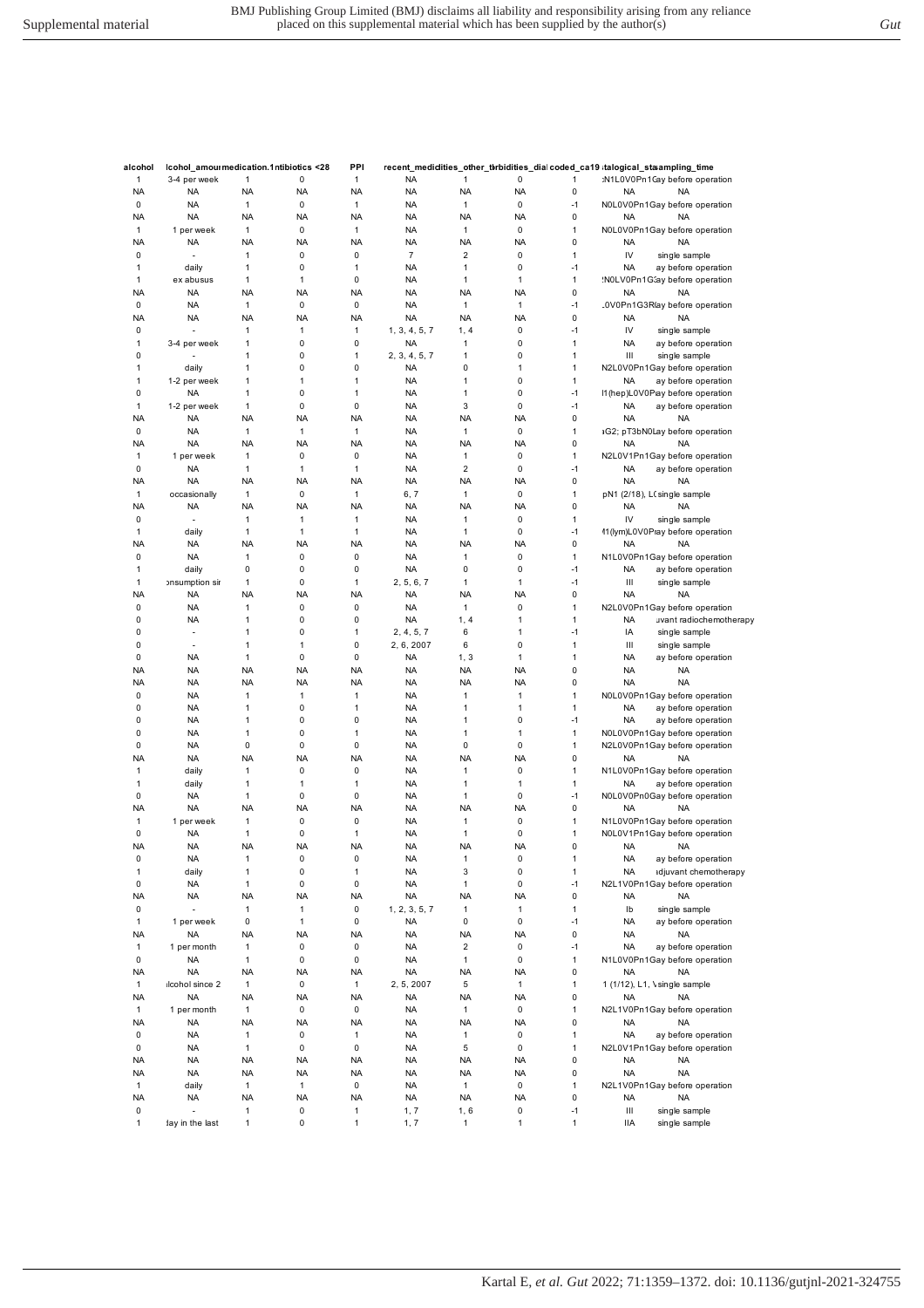| alcohol | lcohol_amoun | medication.1 | ntibiotics <28 | PPI | recent_medic | dities_other_t | orbidities_dia | l coded_ca19 | talogical_sta | sampling_time |
|---|---|---|---|---|---|---|---|---|---|---|
| 1 | 3-4 per week | 1 | 0 | 1 | NA | 1 | 0 | 1 | :N1L0V0Pn1G | ay before operation |
| NA | NA | NA | NA | NA | NA | NA | NA | 0 | NA | NA |
| 0 | NA | 1 | 0 | 1 | NA | 1 | 0 | -1 | N0L0V0Pn1G | ay before operation |
| NA | NA | NA | NA | NA | NA | NA | NA | 0 | NA | NA |
| 1 | 1 per week | 1 | 0 | 1 | NA | 1 | 0 | 1 | N0L0V0Pn1G | ay before operation |
| NA | NA | NA | NA | NA | NA | NA | NA | 0 | NA | NA |
| 0 | - | 1 | 0 | 0 | 7 | 2 | 0 | 1 | IV | single sample |
| 1 | daily | 1 | 0 | 1 | NA | 1 | 0 | -1 | NA | ay before operation |
| 1 | ex abusus | 1 | 1 | 0 | NA | 1 | 1 | 1 | !N0LV0Pn1G | ay before operation |
| NA | NA | NA | NA | NA | NA | NA | NA | 0 | NA | NA |
| 0 | NA | 1 | 0 | 0 | NA | 1 | 1 | -1 | .0V0Pn1G3R | ay before operation |
| NA | NA | NA | NA | NA | NA | NA | NA | 0 | NA | NA |
| 0 | - | 1 | 1 | 1 | 1, 3, 4, 5, 7 | 1, 4 | 0 | -1 | IV | single sample |
| 1 | 3-4 per week | 1 | 0 | 0 | NA | 1 | 0 | 1 | NA | ay before operation |
| 0 | - | 1 | 0 | 1 | 2, 3, 4, 5, 7 | 1 | 0 | 1 | III | single sample |
| 1 | daily | 1 | 0 | 0 | NA | 0 | 1 | 1 | N2L0V0Pn1G | ay before operation |
| 1 | 1-2 per week | 1 | 1 | 1 | NA | 1 | 0 | 1 | NA | ay before operation |
| 0 | NA | 1 | 0 | 1 | NA | 1 | 0 | -1 | l1(hep)L0V0P | ay before operation |
| 1 | 1-2 per week | 1 | 0 | 0 | NA | 3 | 0 | -1 | NA | ay before operation |
| NA | NA | NA | NA | NA | NA | NA | NA | 0 | NA | NA |
| 0 | NA | 1 | 1 | 1 | NA | 1 | 0 | 1 | ıG2; pT3bN0L | ay before operation |
| NA | NA | NA | NA | NA | NA | NA | NA | 0 | NA | NA |
| 1 | 1 per week | 1 | 0 | 0 | NA | 1 | 0 | 1 | N2L0V1Pn1G | ay before operation |
| 0 | NA | 1 | 1 | 1 | NA | 2 | 0 | -1 | NA | ay before operation |
| NA | NA | NA | NA | NA | NA | NA | NA | 0 | NA | NA |
| 1 | occasionally | 1 | 0 | 1 | 6, 7 | 1 | 0 | 1 | pN1 (2/18), L( | single sample |
| NA | NA | NA | NA | NA | NA | NA | NA | 0 | NA | NA |
| 0 | - | 1 | 1 | 1 | NA | 1 | 0 | 1 | IV | single sample |
| 1 | daily | 1 | 1 | 1 | NA | 1 | 0 | -1 | /1(lym)L0V0P | ay before operation |
| NA | NA | NA | NA | NA | NA | NA | NA | 0 | NA | NA |
| 0 | NA | 1 | 0 | 0 | NA | 1 | 0 | 1 | N1L0V0Pn1G | ay before operation |
| 1 | daily | 0 | 0 | 0 | NA | 0 | 0 | -1 | NA | ay before operation |
| 1 | onsumption sir | 1 | 0 | 1 | 2, 5, 6, 7 | 1 | 1 | -1 | III | single sample |
| NA | NA | NA | NA | NA | NA | NA | NA | 0 | NA | NA |
| 0 | NA | 1 | 0 | 0 | NA | 1 | 0 | 1 | N2L0V0Pn1G | ay before operation |
| 0 | NA | 1 | 0 | 0 | NA | 1, 4 | 1 | 1 | NA | ıvant radiochemotherapy |
| 0 | - | 1 | 0 | 1 | 2, 4, 5, 7 | 6 | 1 | -1 | IA | single sample |
| 0 | - | 1 | 1 | 0 | 2, 6, 2007 | 6 | 0 | 1 | III | single sample |
| 0 | NA | 1 | 0 | 0 | NA | 1, 3 | 1 | 1 | NA | ay before operation |
| NA | NA | NA | NA | NA | NA | NA | NA | 0 | NA | NA |
| NA | NA | NA | NA | NA | NA | NA | NA | 0 | NA | NA |
| 0 | NA | 1 | 1 | 1 | NA | 1 | 1 | 1 | N0L0V0Pn1G | ay before operation |
| 0 | NA | 1 | 0 | 1 | NA | 1 | 1 | 1 | NA | ay before operation |
| 0 | NA | 1 | 0 | 0 | NA | 1 | 0 | -1 | NA | ay before operation |
| 0 | NA | 1 | 0 | 1 | NA | 1 | 1 | 1 | N0L0V0Pn1G | ay before operation |
| 0 | NA | 0 | 0 | 0 | NA | 0 | 0 | 1 | N2L0V0Pn1G | ay before operation |
| NA | NA | NA | NA | NA | NA | NA | NA | 0 | NA | NA |
| 1 | daily | 1 | 0 | 0 | NA | 1 | 0 | 1 | N1L0V0Pn1G | ay before operation |
| 1 | daily | 1 | 1 | 1 | NA | 1 | 1 | 1 | NA | ay before operation |
| 0 | NA | 1 | 0 | 0 | NA | 1 | 0 | -1 | N0L0V0Pn0G | ay before operation |
| NA | NA | NA | NA | NA | NA | NA | NA | 0 | NA | NA |
| 1 | 1 per week | 1 | 0 | 0 | NA | 1 | 0 | 1 | N1L0V0Pn1G | ay before operation |
| 0 | NA | 1 | 0 | 1 | NA | 1 | 0 | 1 | N0L0V1Pn1G | ay before operation |
| NA | NA | NA | NA | NA | NA | NA | NA | 0 | NA | NA |
| 0 | NA | 1 | 0 | 0 | NA | 1 | 0 | 1 | NA | ay before operation |
| 1 | daily | 1 | 0 | 1 | NA | 3 | 0 | 1 | NA | ıdjuvant chemotherapy |
| 0 | NA | 1 | 0 | 0 | NA | 1 | 0 | -1 | N2L1V0Pn1G | ay before operation |
| NA | NA | NA | NA | NA | NA | NA | NA | 0 | NA | NA |
| 0 | - | 1 | 1 | 0 | 1, 2, 3, 5, 7 | 1 | 1 | 1 | Ib | single sample |
| 1 | 1 per week | 0 | 1 | 0 | NA | 0 | 0 | -1 | NA | ay before operation |
| NA | NA | NA | NA | NA | NA | NA | NA | 0 | NA | NA |
| 1 | 1 per month | 1 | 0 | 0 | NA | 2 | 0 | -1 | NA | ay before operation |
| 0 | NA | 1 | 0 | 0 | NA | 1 | 0 | 1 | N1L0V0Pn1G | ay before operation |
| NA | NA | NA | NA | NA | NA | NA | NA | 0 | NA | NA |
| 1 | ılcohol since 2 | 1 | 0 | 1 | 2, 5, 2007 | 5 | 1 | 1 | 1 (1/12), L1, \ | single sample |
| NA | NA | NA | NA | NA | NA | NA | NA | 0 | NA | NA |
| 1 | 1 per month | 1 | 0 | 0 | NA | 1 | 0 | 1 | N2L1V0Pn1G | ay before operation |
| NA | NA | NA | NA | NA | NA | NA | NA | 0 | NA | NA |
| 0 | NA | 1 | 0 | 1 | NA | 1 | 0 | 1 | NA | ay before operation |
| 0 | NA | 1 | 0 | 0 | NA | 5 | 0 | 1 | N2L0V1Pn1G | ay before operation |
| NA | NA | NA | NA | NA | NA | NA | NA | 0 | NA | NA |
| NA | NA | NA | NA | NA | NA | NA | NA | 0 | NA | NA |
| 1 | daily | 1 | 1 | 0 | NA | 1 | 0 | 1 | N2L1V0Pn1G | ay before operation |
| NA | NA | NA | NA | NA | NA | NA | NA | 0 | NA | NA |
| 0 | - | 1 | 0 | 1 | 1, 7 | 1, 6 | 0 | -1 | III | single sample |
| 1 | lay in the last | 1 | 0 | 1 | 1, 7 | 1 | 1 | 1 | IIA | single sample |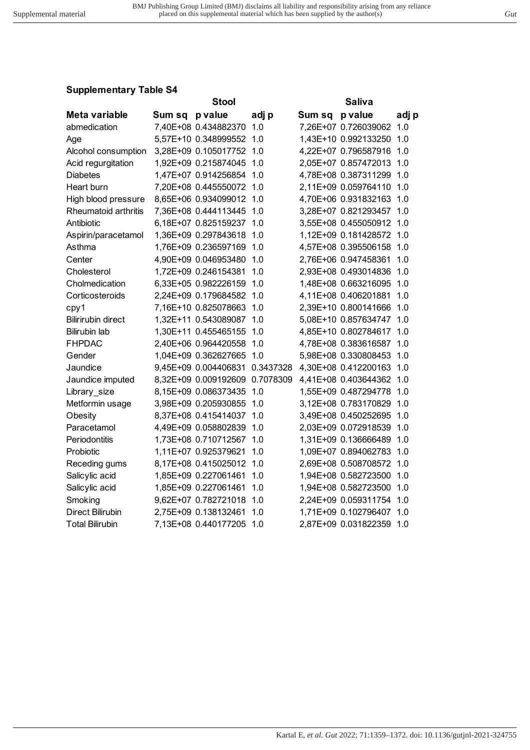**Supplementary Table S4**

| Meta variable | Stool | | | Saliva | | |
|---|---|---|---|---|---|---|
| | Sum sq | p value | adj p | Sum sq | p value | adj p |
| abmedication | 7,40E+08 | 0.434882370 | 1.0 | 7,26E+07 | 0.726039062 | 1.0 |
| Age | 5,57E+10 | 0.348999552 | 1.0 | 1,43E+10 | 0.992133250 | 1.0 |
| Alcohol consumption | 3,28E+09 | 0.105017752 | 1.0 | 4,22E+07 | 0.796587916 | 1.0 |
| Acid regurgitation | 1,92E+09 | 0.215874045 | 1.0 | 2,05E+07 | 0.857472013 | 1.0 |
| Diabetes | 1,47E+07 | 0.914256854 | 1.0 | 4,78E+08 | 0.387311299 | 1.0 |
| Heart burn | 7,20E+08 | 0.445550072 | 1.0 | 2,11E+09 | 0.059764110 | 1.0 |
| High blood pressure | 8,65E+06 | 0.934099012 | 1.0 | 4,70E+06 | 0.931832163 | 1.0 |
| Rheumatoid arthritis | 7,36E+08 | 0.444113445 | 1.0 | 3,28E+07 | 0.821293457 | 1.0 |
| Antibiotic | 6,18E+07 | 0.825159237 | 1.0 | 3,55E+08 | 0.455050912 | 1.0 |
| Aspirin/paracetamol | 1,36E+09 | 0.297843618 | 1.0 | 1,12E+09 | 0.181428572 | 1.0 |
| Asthma | 1,76E+09 | 0.236597169 | 1.0 | 4,57E+08 | 0.395506158 | 1.0 |
| Center | 4,90E+09 | 0.046953480 | 1.0 | 2,76E+06 | 0.947458361 | 1.0 |
| Cholesterol | 1,72E+09 | 0.246154381 | 1.0 | 2,93E+08 | 0.493014836 | 1.0 |
| Cholmedication | 6,33E+05 | 0.982226159 | 1.0 | 1,48E+08 | 0.663216095 | 1.0 |
| Corticosteroids | 2,24E+09 | 0.179684582 | 1.0 | 4,11E+08 | 0.406201881 | 1.0 |
| cpy1 | 7,16E+10 | 0.825078663 | 1.0 | 2,39E+10 | 0.800141666 | 1.0 |
| Birirubin direct | 1,32E+11 | 0.543089087 | 1.0 | 5,08E+10 | 0.857634747 | 1.0 |
| Bilirubin lab | 1,30E+11 | 0.455465155 | 1.0 | 4,85E+10 | 0.802784617 | 1.0 |
| FHPDAC | 2,40E+06 | 0.964420558 | 1.0 | 4,78E+08 | 0.383616587 | 1.0 |
| Gender | 1,04E+09 | 0.362627665 | 1.0 | 5,98E+08 | 0.330808453 | 1.0 |
| Jaundice | 9,45E+09 | 0.004406831 | 0.3437328 | 4,30E+08 | 0.412200163 | 1.0 |
| Jaundice imputed | 8,32E+09 | 0.009192609 | 0.7078309 | 4,41E+08 | 0.403644362 | 1.0 |
| Library_size | 8,15E+09 | 0.086373435 | 1.0 | 1,55E+09 | 0.487294778 | 1.0 |
| Metformin usage | 3,98E+09 | 0.205930855 | 1.0 | 3,12E+08 | 0.783170829 | 1.0 |
| Obesity | 8,37E+08 | 0.415414037 | 1.0 | 3,49E+08 | 0.450252695 | 1.0 |
| Paracetamol | 4,49E+09 | 0.058802839 | 1.0 | 2,03E+09 | 0.072918539 | 1.0 |
| Periodontitis | 1,73E+08 | 0.710712567 | 1.0 | 1,31E+09 | 0.136666489 | 1.0 |
| Probiotic | 1,11E+07 | 0.925379621 | 1.0 | 1,09E+07 | 0.894062783 | 1.0 |
| Receding gums | 8,17E+08 | 0.415025012 | 1.0 | 2,69E+08 | 0.508708572 | 1.0 |
| Salicylic acid | 1,85E+09 | 0.227061461 | 1.0 | 1,94E+08 | 0.582723500 | 1.0 |
| Salicylic acid | 1,85E+09 | 0.227061461 | 1.0 | 1,94E+08 | 0.582723500 | 1.0 |
| Smoking | 9,62E+07 | 0.782721018 | 1.0 | 2,24E+09 | 0.059311754 | 1.0 |
| Direct Bilirubin | 2,75E+09 | 0.138132461 | 1.0 | 1,71E+09 | 0.102796407 | 1.0 |
| Total Bilirubin | 7,13E+08 | 0.440177205 | 1.0 | 2,87E+09 | 0.031822359 | 1.0 |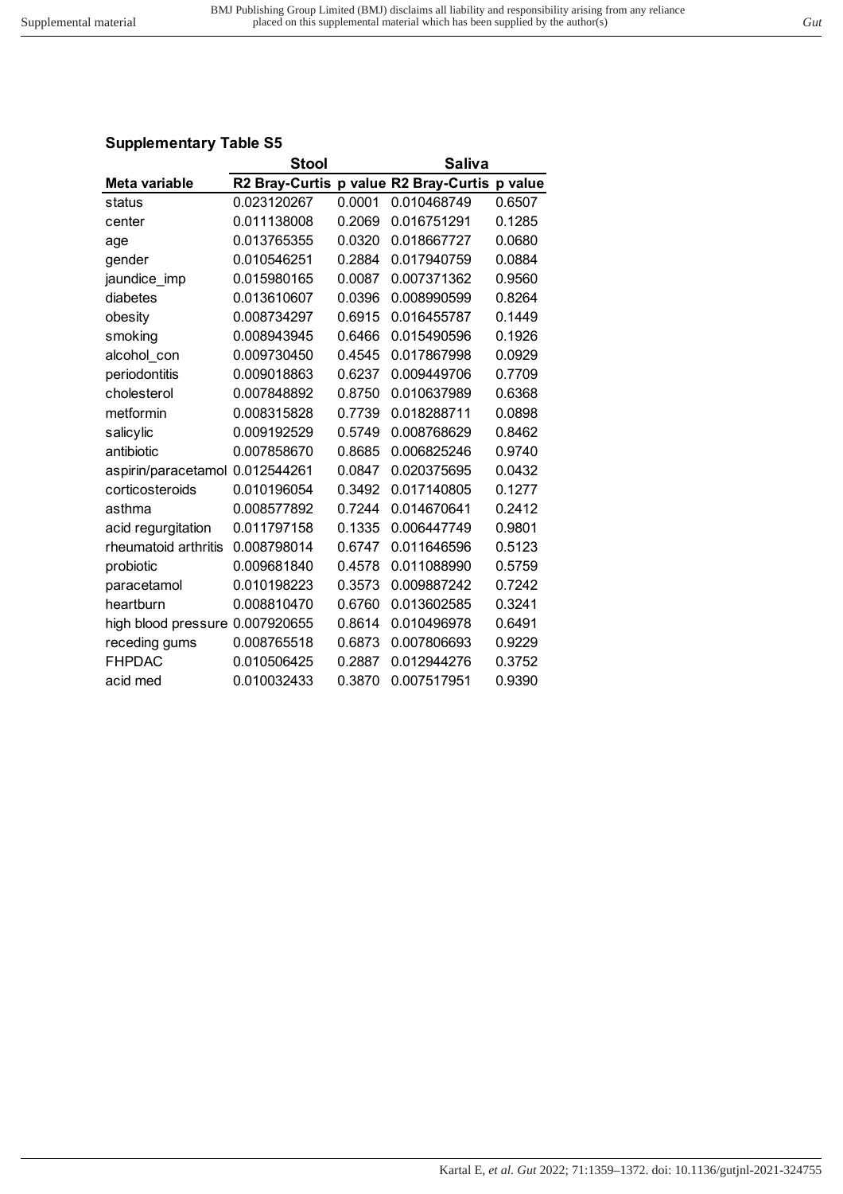## Supplementary Table S5

| | Stool | | Saliva | |
|---|---|---|---|---|
| **Meta variable** | **R2 Bray-Curtis** | **p value** | **R2 Bray-Curtis** | **p value** |
| status | 0.023120267 | 0.0001 | 0.010468749 | 0.6507 |
| center | 0.011138008 | 0.2069 | 0.016751291 | 0.1285 |
| age | 0.013765355 | 0.0320 | 0.018667727 | 0.0680 |
| gender | 0.010546251 | 0.2884 | 0.017940759 | 0.0884 |
| jaundice_imp | 0.015980165 | 0.0087 | 0.007371362 | 0.9560 |
| diabetes | 0.013610607 | 0.0396 | 0.008990599 | 0.8264 |
| obesity | 0.008734297 | 0.6915 | 0.016455787 | 0.1449 |
| smoking | 0.008943945 | 0.6466 | 0.015490596 | 0.1926 |
| alcohol_con | 0.009730450 | 0.4545 | 0.017867998 | 0.0929 |
| periodontitis | 0.009018863 | 0.6237 | 0.009449706 | 0.7709 |
| cholesterol | 0.007848892 | 0.8750 | 0.010637989 | 0.6368 |
| metformin | 0.008315828 | 0.7739 | 0.018288711 | 0.0898 |
| salicylic | 0.009192529 | 0.5749 | 0.008768629 | 0.8462 |
| antibiotic | 0.007858670 | 0.8685 | 0.006825246 | 0.9740 |
| aspirin/paracetamol | 0.012544261 | 0.0847 | 0.020375695 | 0.0432 |
| corticosteroids | 0.010196054 | 0.3492 | 0.017140805 | 0.1277 |
| asthma | 0.008577892 | 0.7244 | 0.014670641 | 0.2412 |
| acid regurgitation | 0.011797158 | 0.1335 | 0.006447749 | 0.9801 |
| rheumatoid arthritis | 0.008798014 | 0.6747 | 0.011646596 | 0.5123 |
| probiotic | 0.009681840 | 0.4578 | 0.011088990 | 0.5759 |
| paracetamol | 0.010198223 | 0.3573 | 0.009887242 | 0.7242 |
| heartburn | 0.008810470 | 0.6760 | 0.013602585 | 0.3241 |
| high blood pressure | 0.007920655 | 0.8614 | 0.010496978 | 0.6491 |
| receding gums | 0.008765518 | 0.6873 | 0.007806693 | 0.9229 |
| FHPDAC | 0.010506425 | 0.2887 | 0.012944276 | 0.3752 |
| acid med | 0.010032433 | 0.3870 | 0.007517951 | 0.9390 |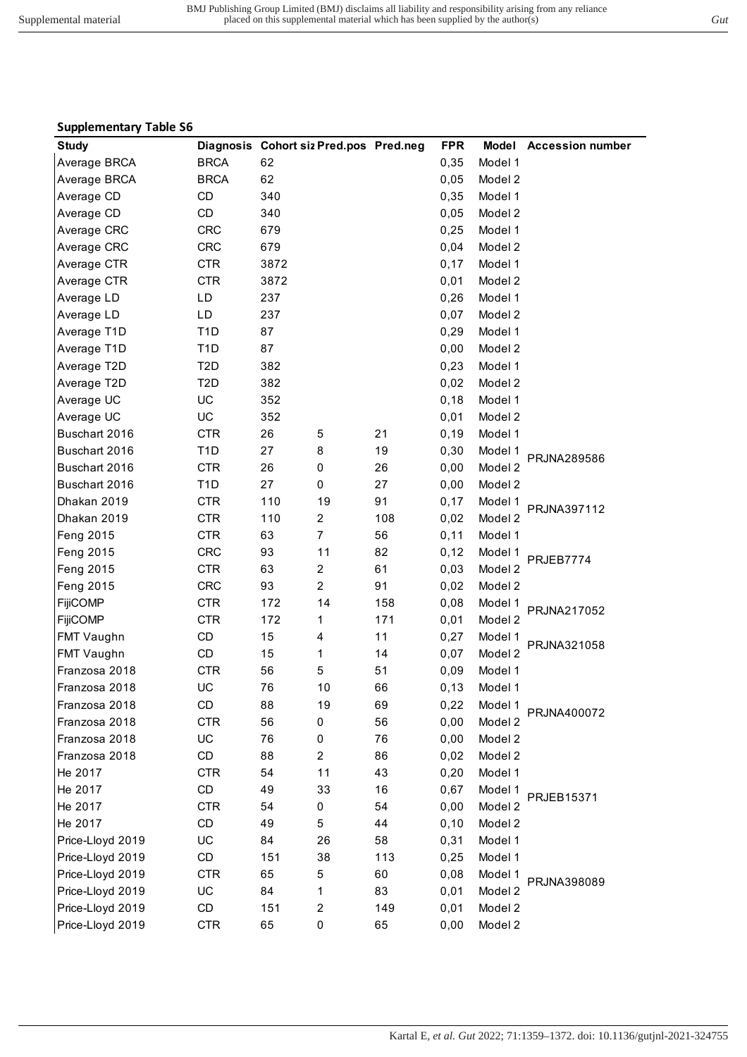**Supplementary Table S6**

| Study | Diagnosis | Cohort siz | Pred.pos | Pred.neg | FPR | Model | Accession number |
|---|---|---|---|---|---|---|---|
| Average BRCA | BRCA | 62 | | | 0,35 | Model 1 | |
| Average BRCA | BRCA | 62 | | | 0,05 | Model 2 | |
| Average CD | CD | 340 | | | 0,35 | Model 1 | |
| Average CD | CD | 340 | | | 0,05 | Model 2 | |
| Average CRC | CRC | 679 | | | 0,25 | Model 1 | |
| Average CRC | CRC | 679 | | | 0,04 | Model 2 | |
| Average CTR | CTR | 3872 | | | 0,17 | Model 1 | |
| Average CTR | CTR | 3872 | | | 0,01 | Model 2 | |
| Average LD | LD | 237 | | | 0,26 | Model 1 | |
| Average LD | LD | 237 | | | 0,07 | Model 2 | |
| Average T1D | T1D | 87 | | | 0,29 | Model 1 | |
| Average T1D | T1D | 87 | | | 0,00 | Model 2 | |
| Average T2D | T2D | 382 | | | 0,23 | Model 1 | |
| Average T2D | T2D | 382 | | | 0,02 | Model 2 | |
| Average UC | UC | 352 | | | 0,18 | Model 1 | |
| Average UC | UC | 352 | | | 0,01 | Model 2 | |
| Buschart 2016 | CTR | 26 | 5 | 21 | 0,19 | Model 1 | PRJNA289586 |
| Buschart 2016 | T1D | 27 | 8 | 19 | 0,30 | Model 1 | PRJNA289586 |
| Buschart 2016 | CTR | 26 | 0 | 26 | 0,00 | Model 2 | PRJNA289586 |
| Buschart 2016 | T1D | 27 | 0 | 27 | 0,00 | Model 2 | PRJNA289586 |
| Dhakan 2019 | CTR | 110 | 19 | 91 | 0,17 | Model 1 | PRJNA397112 |
| Dhakan 2019 | CTR | 110 | 2 | 108 | 0,02 | Model 2 | PRJNA397112 |
| Feng 2015 | CTR | 63 | 7 | 56 | 0,11 | Model 1 | PRJEB7774 |
| Feng 2015 | CRC | 93 | 11 | 82 | 0,12 | Model 1 | PRJEB7774 |
| Feng 2015 | CTR | 63 | 2 | 61 | 0,03 | Model 2 | PRJEB7774 |
| Feng 2015 | CRC | 93 | 2 | 91 | 0,02 | Model 2 | PRJEB7774 |
| FijiCOMP | CTR | 172 | 14 | 158 | 0,08 | Model 1 | PRJNA217052 |
| FijiCOMP | CTR | 172 | 1 | 171 | 0,01 | Model 2 | PRJNA217052 |
| FMT Vaughn | CD | 15 | 4 | 11 | 0,27 | Model 1 | PRJNA321058 |
| FMT Vaughn | CD | 15 | 1 | 14 | 0,07 | Model 2 | PRJNA321058 |
| Franzosa 2018 | CTR | 56 | 5 | 51 | 0,09 | Model 1 | PRJNA400072 |
| Franzosa 2018 | UC | 76 | 10 | 66 | 0,13 | Model 1 | PRJNA400072 |
| Franzosa 2018 | CD | 88 | 19 | 69 | 0,22 | Model 1 | PRJNA400072 |
| Franzosa 2018 | CTR | 56 | 0 | 56 | 0,00 | Model 2 | PRJNA400072 |
| Franzosa 2018 | UC | 76 | 0 | 76 | 0,00 | Model 2 | PRJNA400072 |
| Franzosa 2018 | CD | 88 | 2 | 86 | 0,02 | Model 2 | PRJNA400072 |
| He 2017 | CTR | 54 | 11 | 43 | 0,20 | Model 1 | PRJEB15371 |
| He 2017 | CD | 49 | 33 | 16 | 0,67 | Model 1 | PRJEB15371 |
| He 2017 | CTR | 54 | 0 | 54 | 0,00 | Model 2 | PRJEB15371 |
| He 2017 | CD | 49 | 5 | 44 | 0,10 | Model 2 | PRJEB15371 |
| Price-Lloyd 2019 | UC | 84 | 26 | 58 | 0,31 | Model 1 | PRJNA398089 |
| Price-Lloyd 2019 | CD | 151 | 38 | 113 | 0,25 | Model 1 | PRJNA398089 |
| Price-Lloyd 2019 | CTR | 65 | 5 | 60 | 0,08 | Model 1 | PRJNA398089 |
| Price-Lloyd 2019 | UC | 84 | 1 | 83 | 0,01 | Model 2 | PRJNA398089 |
| Price-Lloyd 2019 | CD | 151 | 2 | 149 | 0,01 | Model 2 | PRJNA398089 |
| Price-Lloyd 2019 | CTR | 65 | 0 | 65 | 0,00 | Model 2 | PRJNA398089 |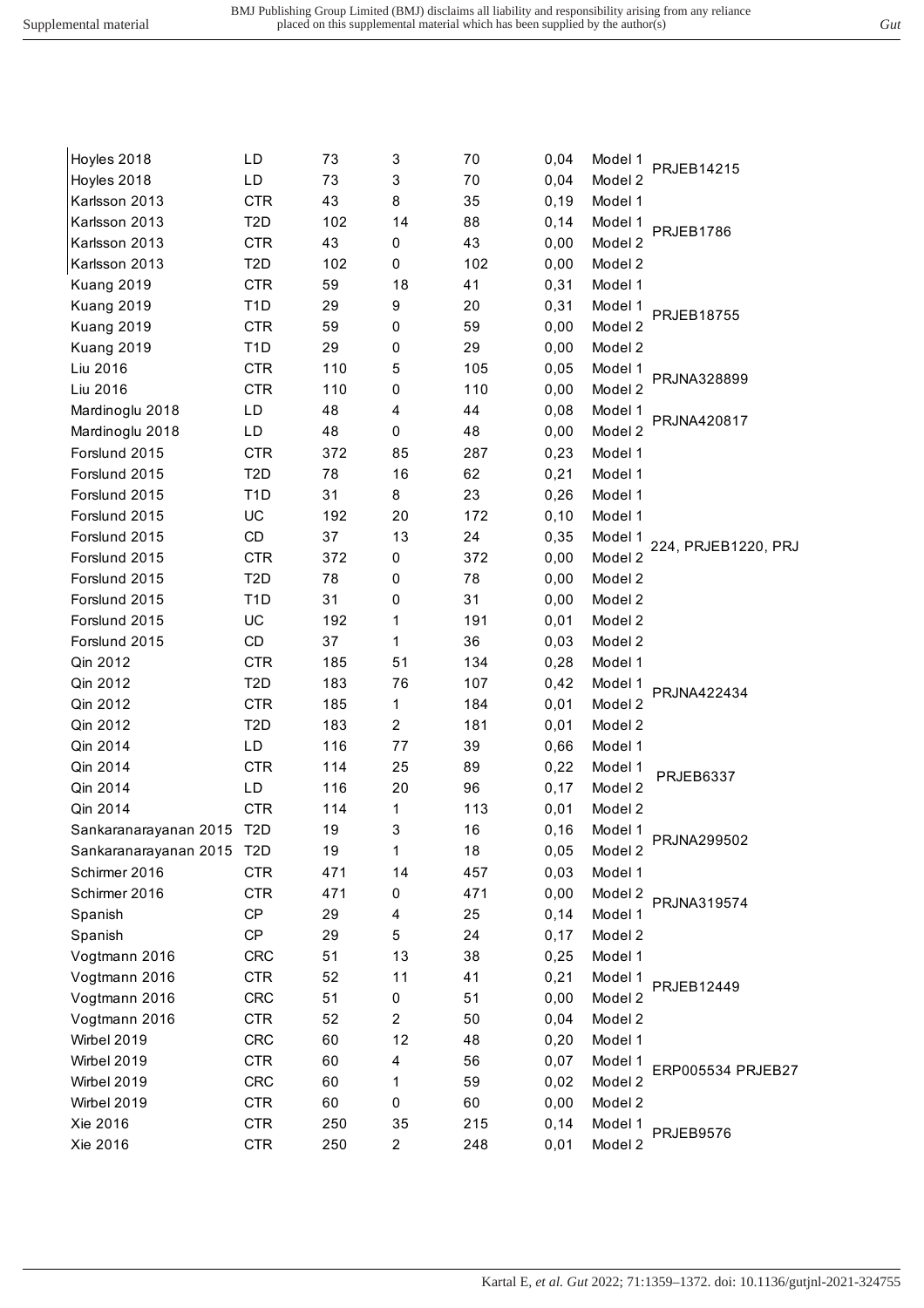| | | | | | | | |
|---|---|---|---|---|---|---|---|
| Hoyles 2018 | LD | 73 | 3 | 70 | 0,04 | Model 1 | PRJEB14215 |
| Hoyles 2018 | LD | 73 | 3 | 70 | 0,04 | Model 2 | |
| Karlsson 2013 | CTR | 43 | 8 | 35 | 0,19 | Model 1 | PRJEB1786 |
| Karlsson 2013 | T2D | 102 | 14 | 88 | 0,14 | Model 1 | |
| Karlsson 2013 | CTR | 43 | 0 | 43 | 0,00 | Model 2 | |
| Karlsson 2013 | T2D | 102 | 0 | 102 | 0,00 | Model 2 | |
| Kuang 2019 | CTR | 59 | 18 | 41 | 0,31 | Model 1 | PRJEB18755 |
| Kuang 2019 | T1D | 29 | 9 | 20 | 0,31 | Model 1 | |
| Kuang 2019 | CTR | 59 | 0 | 59 | 0,00 | Model 2 | |
| Kuang 2019 | T1D | 29 | 0 | 29 | 0,00 | Model 2 | |
| Liu 2016 | CTR | 110 | 5 | 105 | 0,05 | Model 1 | PRJNA328899 |
| Liu 2016 | CTR | 110 | 0 | 110 | 0,00 | Model 2 | |
| Mardinoglu 2018 | LD | 48 | 4 | 44 | 0,08 | Model 1 | PRJNA420817 |
| Mardinoglu 2018 | LD | 48 | 0 | 48 | 0,00 | Model 2 | |
| Forslund 2015 | CTR | 372 | 85 | 287 | 0,23 | Model 1 | 224, PRJEB1220, PRJ |
| Forslund 2015 | T2D | 78 | 16 | 62 | 0,21 | Model 1 | |
| Forslund 2015 | T1D | 31 | 8 | 23 | 0,26 | Model 1 | |
| Forslund 2015 | UC | 192 | 20 | 172 | 0,10 | Model 1 | |
| Forslund 2015 | CD | 37 | 13 | 24 | 0,35 | Model 1 | |
| Forslund 2015 | CTR | 372 | 0 | 372 | 0,00 | Model 2 | |
| Forslund 2015 | T2D | 78 | 0 | 78 | 0,00 | Model 2 | |
| Forslund 2015 | T1D | 31 | 0 | 31 | 0,00 | Model 2 | |
| Forslund 2015 | UC | 192 | 1 | 191 | 0,01 | Model 2 | |
| Forslund 2015 | CD | 37 | 1 | 36 | 0,03 | Model 2 | |
| Qin 2012 | CTR | 185 | 51 | 134 | 0,28 | Model 1 | PRJNA422434 |
| Qin 2012 | T2D | 183 | 76 | 107 | 0,42 | Model 1 | |
| Qin 2012 | CTR | 185 | 1 | 184 | 0,01 | Model 2 | |
| Qin 2012 | T2D | 183 | 2 | 181 | 0,01 | Model 2 | |
| Qin 2014 | LD | 116 | 77 | 39 | 0,66 | Model 1 | PRJEB6337 |
| Qin 2014 | CTR | 114 | 25 | 89 | 0,22 | Model 1 | |
| Qin 2014 | LD | 116 | 20 | 96 | 0,17 | Model 2 | |
| Qin 2014 | CTR | 114 | 1 | 113 | 0,01 | Model 2 | |
| Sankaranarayanan 2015 | T2D | 19 | 3 | 16 | 0,16 | Model 1 | PRJNA299502 |
| Sankaranarayanan 2015 | T2D | 19 | 1 | 18 | 0,05 | Model 2 | |
| Schirmer 2016 | CTR | 471 | 14 | 457 | 0,03 | Model 1 | PRJNA319574 |
| Schirmer 2016 | CTR | 471 | 0 | 471 | 0,00 | Model 2 | |
| Spanish | CP | 29 | 4 | 25 | 0,14 | Model 1 | |
| Spanish | CP | 29 | 5 | 24 | 0,17 | Model 2 | |
| Vogtmann 2016 | CRC | 51 | 13 | 38 | 0,25 | Model 1 | PRJEB12449 |
| Vogtmann 2016 | CTR | 52 | 11 | 41 | 0,21 | Model 1 | |
| Vogtmann 2016 | CRC | 51 | 0 | 51 | 0,00 | Model 2 | |
| Vogtmann 2016 | CTR | 52 | 2 | 50 | 0,04 | Model 2 | |
| Wirbel 2019 | CRC | 60 | 12 | 48 | 0,20 | Model 1 | ERP005534 PRJEB27 |
| Wirbel 2019 | CTR | 60 | 4 | 56 | 0,07 | Model 1 | |
| Wirbel 2019 | CRC | 60 | 1 | 59 | 0,02 | Model 2 | |
| Wirbel 2019 | CTR | 60 | 0 | 60 | 0,00 | Model 2 | |
| Xie 2016 | CTR | 250 | 35 | 215 | 0,14 | Model 1 | PRJEB9576 |
| Xie 2016 | CTR | 250 | 2 | 248 | 0,01 | Model 2 | |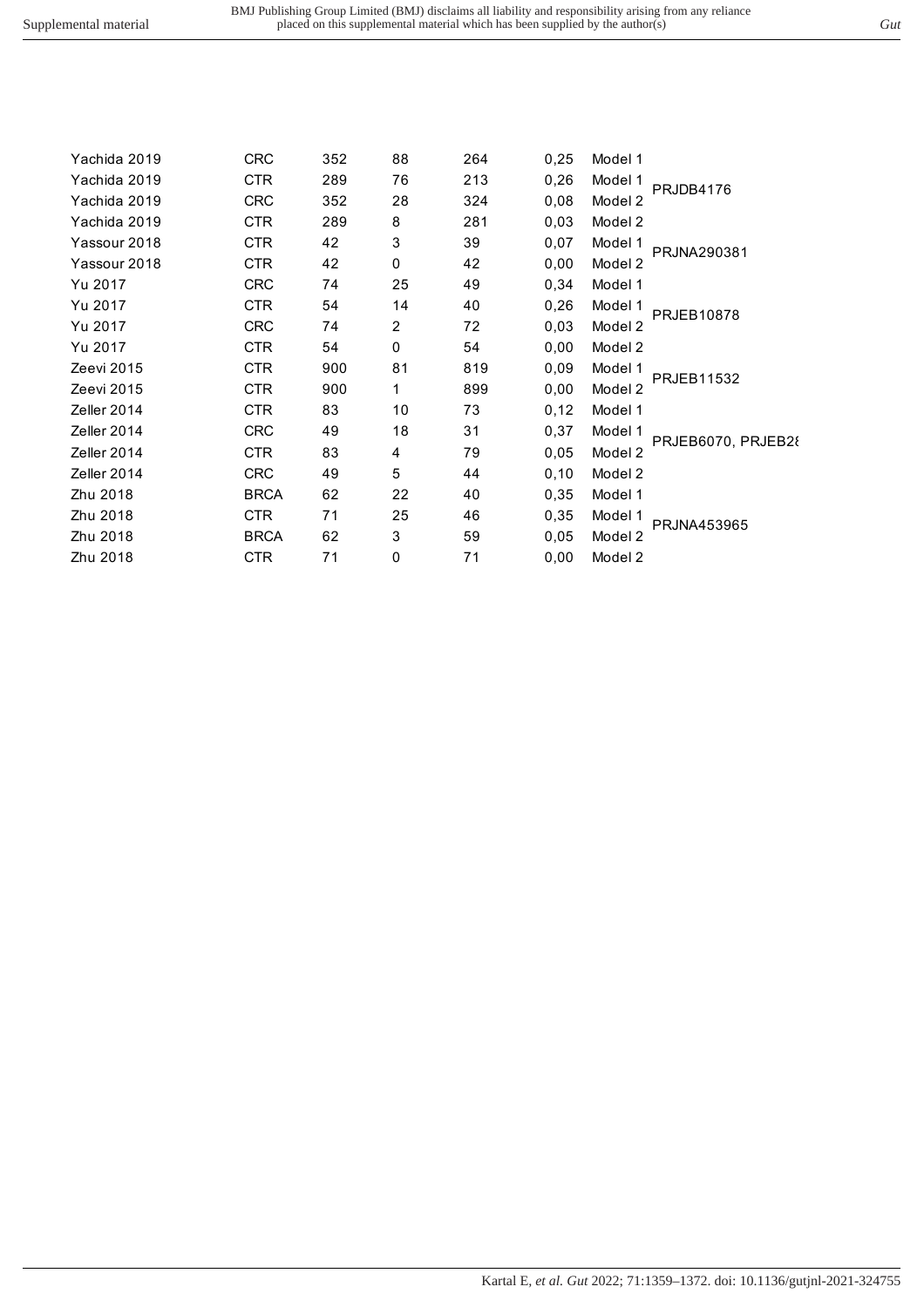| | | | | | | | |
|---|---|---|---|---|---|---|---|
| Yachida 2019 | CRC | 352 | 88 | 264 | 0,25 | Model 1 | PRJDB4176 |
| Yachida 2019 | CTR | 289 | 76 | 213 | 0,26 | Model 1 | |
| Yachida 2019 | CRC | 352 | 28 | 324 | 0,08 | Model 2 | |
| Yachida 2019 | CTR | 289 | 8 | 281 | 0,03 | Model 2 | |
| Yassour 2018 | CTR | 42 | 3 | 39 | 0,07 | Model 1 | PRJNA290381 |
| Yassour 2018 | CTR | 42 | 0 | 42 | 0,00 | Model 2 | |
| Yu 2017 | CRC | 74 | 25 | 49 | 0,34 | Model 1 | PRJEB10878 |
| Yu 2017 | CTR | 54 | 14 | 40 | 0,26 | Model 1 | |
| Yu 2017 | CRC | 74 | 2 | 72 | 0,03 | Model 2 | |
| Yu 2017 | CTR | 54 | 0 | 54 | 0,00 | Model 2 | |
| Zeevi 2015 | CTR | 900 | 81 | 819 | 0,09 | Model 1 | PRJEB11532 |
| Zeevi 2015 | CTR | 900 | 1 | 899 | 0,00 | Model 2 | |
| Zeller 2014 | CTR | 83 | 10 | 73 | 0,12 | Model 1 | PRJEB6070, PRJEB28 |
| Zeller 2014 | CRC | 49 | 18 | 31 | 0,37 | Model 1 | |
| Zeller 2014 | CTR | 83 | 4 | 79 | 0,05 | Model 2 | |
| Zeller 2014 | CRC | 49 | 5 | 44 | 0,10 | Model 2 | |
| Zhu 2018 | BRCA | 62 | 22 | 40 | 0,35 | Model 1 | PRJNA453965 |
| Zhu 2018 | CTR | 71 | 25 | 46 | 0,35 | Model 1 | |
| Zhu 2018 | BRCA | 62 | 3 | 59 | 0,05 | Model 2 | |
| Zhu 2018 | CTR | 71 | 0 | 71 | 0,00 | Model 2 | |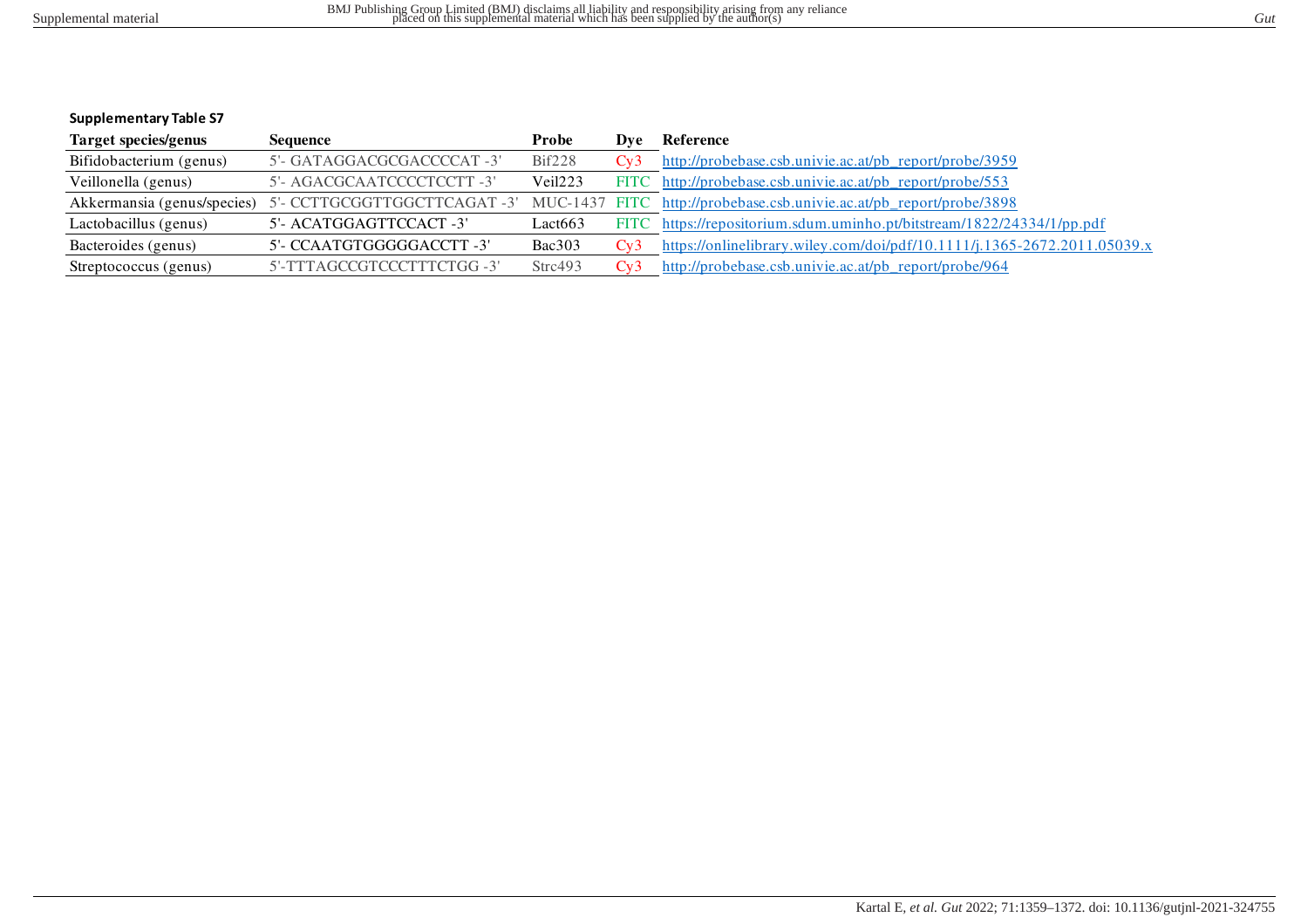**Supplementary Table S7**

| Target species/genus | Sequence | Probe | Dye | Reference |
| --- | --- | --- | --- | --- |
| Bifidobacterium (genus) | 5'- GATAGGACGCGACCCCAT -3' | Bif228 | Cy3 | http://probebase.csb.univie.ac.at/pb_report/probe/3959 |
| Veillonella (genus) | 5'- AGACGCAATCCCCTCCTT -3' | Veil223 | FITC | http://probebase.csb.univie.ac.at/pb_report/probe/553 |
| Akkermansia (genus/species) | 5'- CCTTGCGGTTGGCTTCAGAT -3' | MUC-1437 | FITC | http://probebase.csb.univie.ac.at/pb_report/probe/3898 |
| Lactobacillus (genus) | 5'- ACATGGAGTTCCACT -3' | Lact663 | FITC | https://repositorium.sdum.uminho.pt/bitstream/1822/24334/1/pp.pdf |
| Bacteroides (genus) | 5'- CCAATGTGGGGGACCTT -3' | Bac303 | Cy3 | https://onlinelibrary.wiley.com/doi/pdf/10.1111/j.1365-2672.2011.05039.x |
| Streptococcus (genus) | 5'-TTTAGCCGTCCCTTTCTGG -3' | Strc493 | Cy3 | http://probebase.csb.univie.ac.at/pb_report/probe/964 |